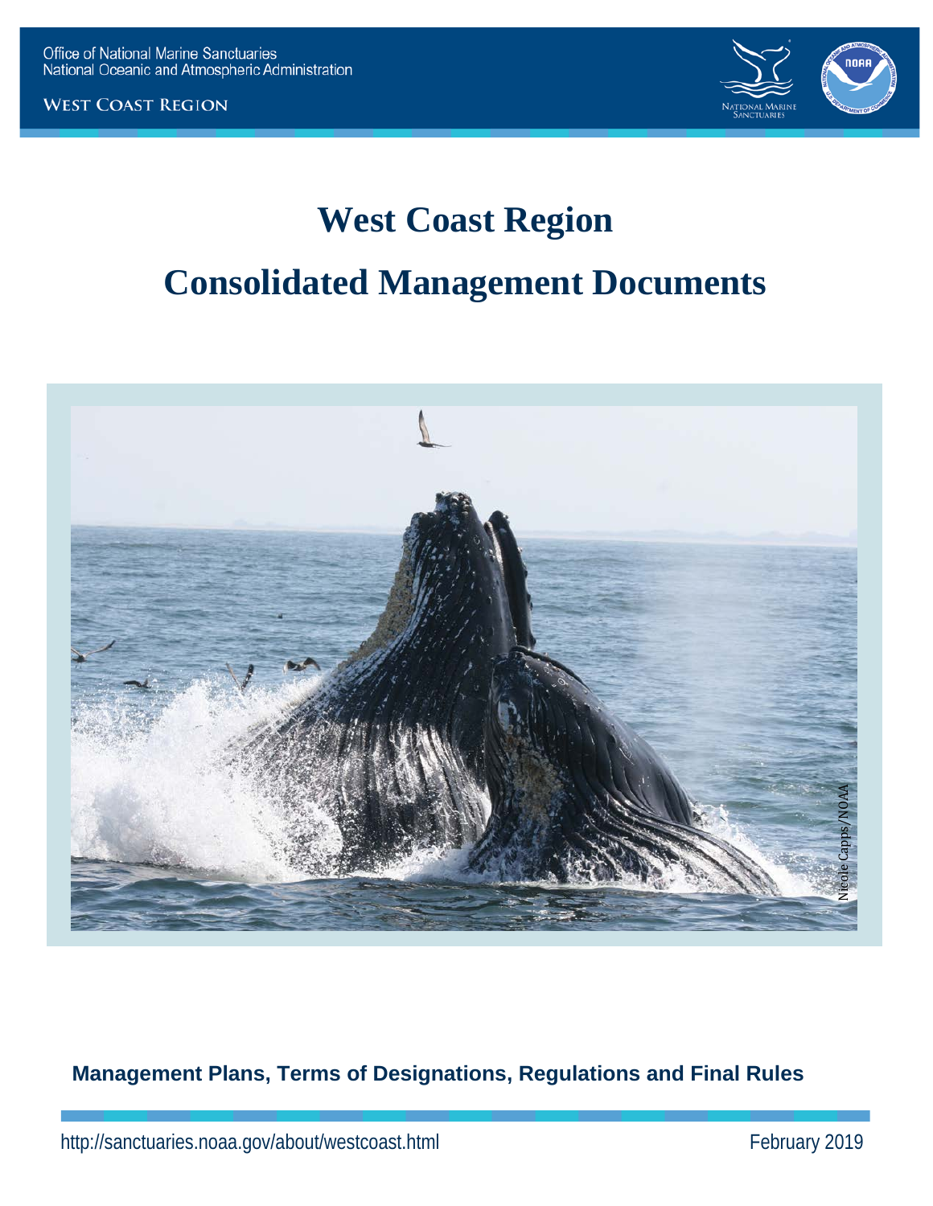Office of National Marine Sanctuaries
National Oceanic and Atmospheric Administration

WEST COAST REGION

# West Coast Region

# Consolidated Management Documents

Nicole Capps/NOAA

**Management Plans, Terms of Designations, Regulations and Final Rules**

http://sanctuaries.noaa.gov/about/westcoast.html

February 2019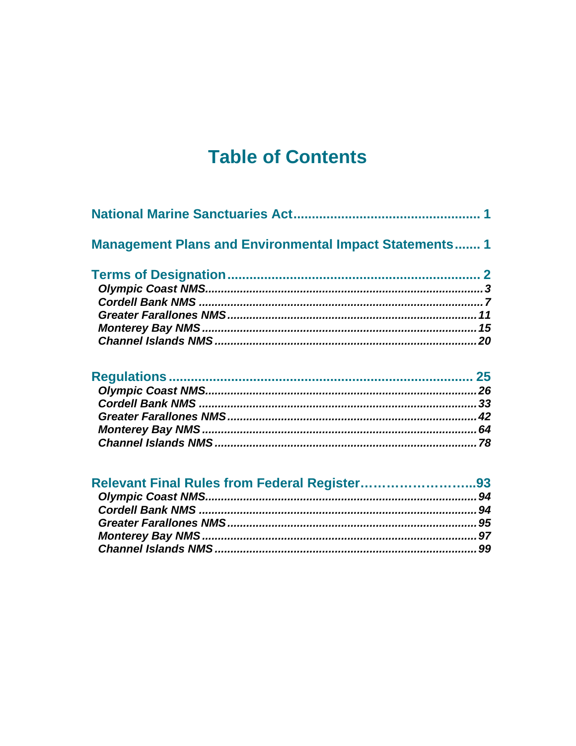# Table of Contents

**National Marine Sanctuaries Act** .................................................. **1**

**Management Plans and Environmental Impact Statements** ....... **1**

**Terms of Designation** .................................................................... **2**

- ***Olympic Coast NMS*** ........................................................................ ***3***
- ***Cordell Bank NMS*** .......................................................................... ***7***
- ***Greater Farallones NMS*** ................................................................ ***11***
- ***Monterey Bay NMS*** ........................................................................ ***15***
- ***Channel Islands NMS*** .................................................................... ***20***

**Regulations** .................................................................................... **25**

- ***Olympic Coast NMS*** ...................................................................... ***26***
- ***Cordell Bank NMS*** ........................................................................ ***33***
- ***Greater Farallones NMS*** ............................................................... ***42***
- ***Monterey Bay NMS*** ...................................................................... ***64***
- ***Channel Islands NMS*** ................................................................... ***78***

**Relevant Final Rules from Federal Register**……………………..**93**

- ***Olympic Coast NMS*** ...................................................................... ***94***
- ***Cordell Bank NMS*** ........................................................................ ***94***
- ***Greater Farallones NMS*** ............................................................... ***95***
- ***Monterey Bay NMS*** ...................................................................... ***97***
- ***Channel Islands NMS*** ................................................................... ***99***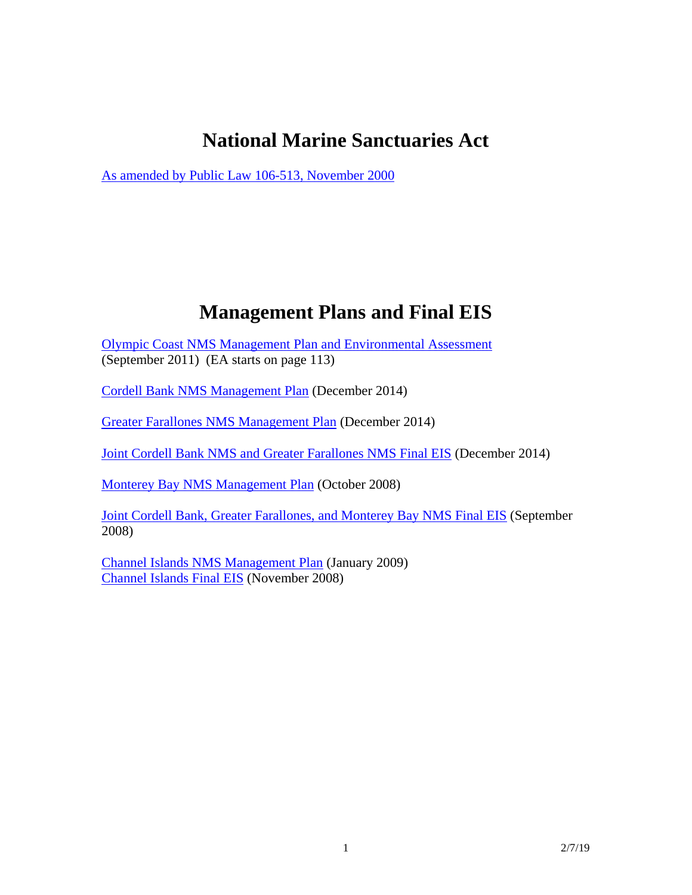# National Marine Sanctuaries Act

As amended by Public Law 106-513, November 2000

# Management Plans and Final EIS

Olympic Coast NMS Management Plan and Environmental Assessment (September 2011) (EA starts on page 113)

Cordell Bank NMS Management Plan (December 2014)

Greater Farallones NMS Management Plan (December 2014)

Joint Cordell Bank NMS and Greater Farallones NMS Final EIS (December 2014)

Monterey Bay NMS Management Plan (October 2008)

Joint Cordell Bank, Greater Farallones, and Monterey Bay NMS Final EIS (September 2008)

Channel Islands NMS Management Plan (January 2009)
Channel Islands Final EIS (November 2008)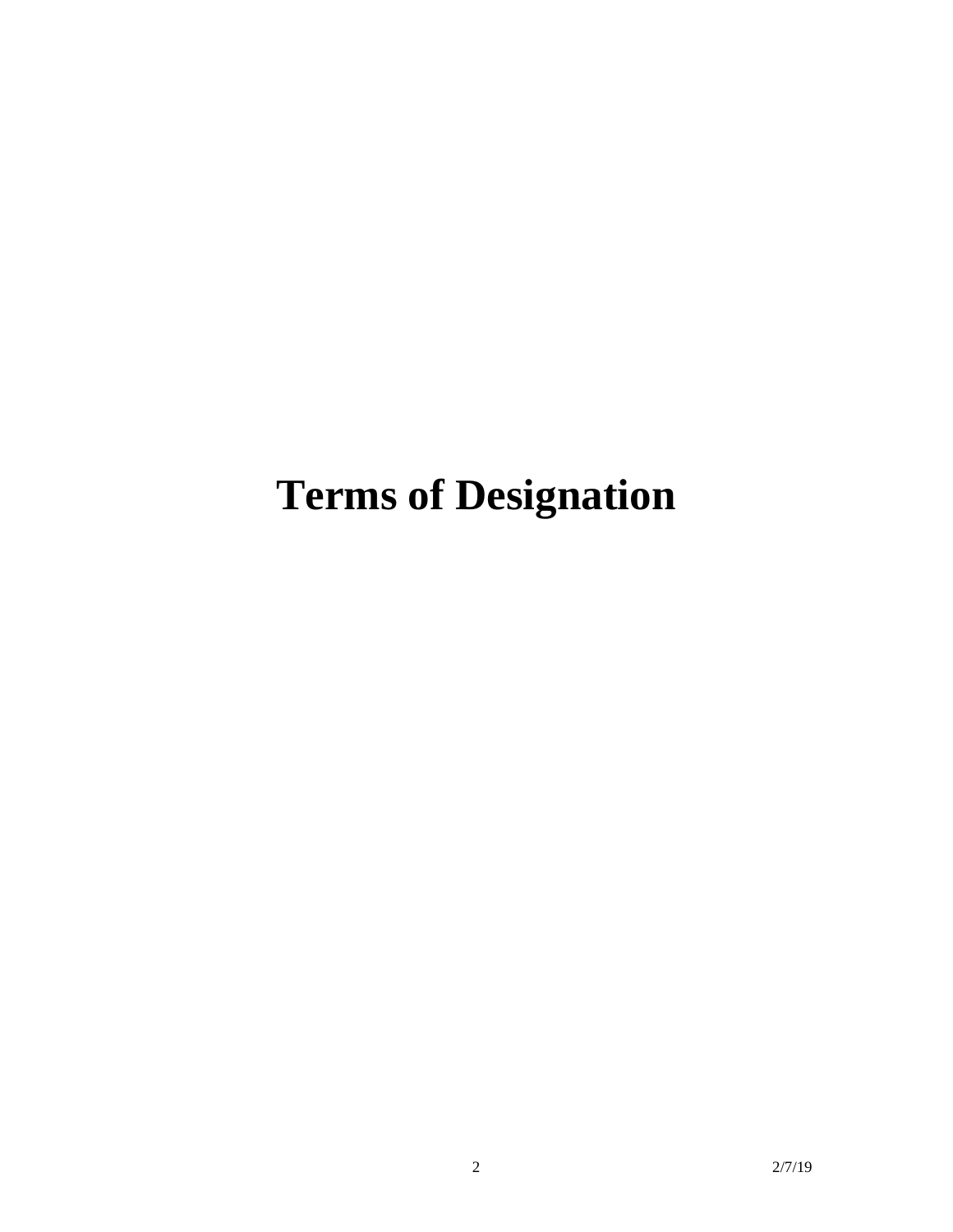# Terms of Designation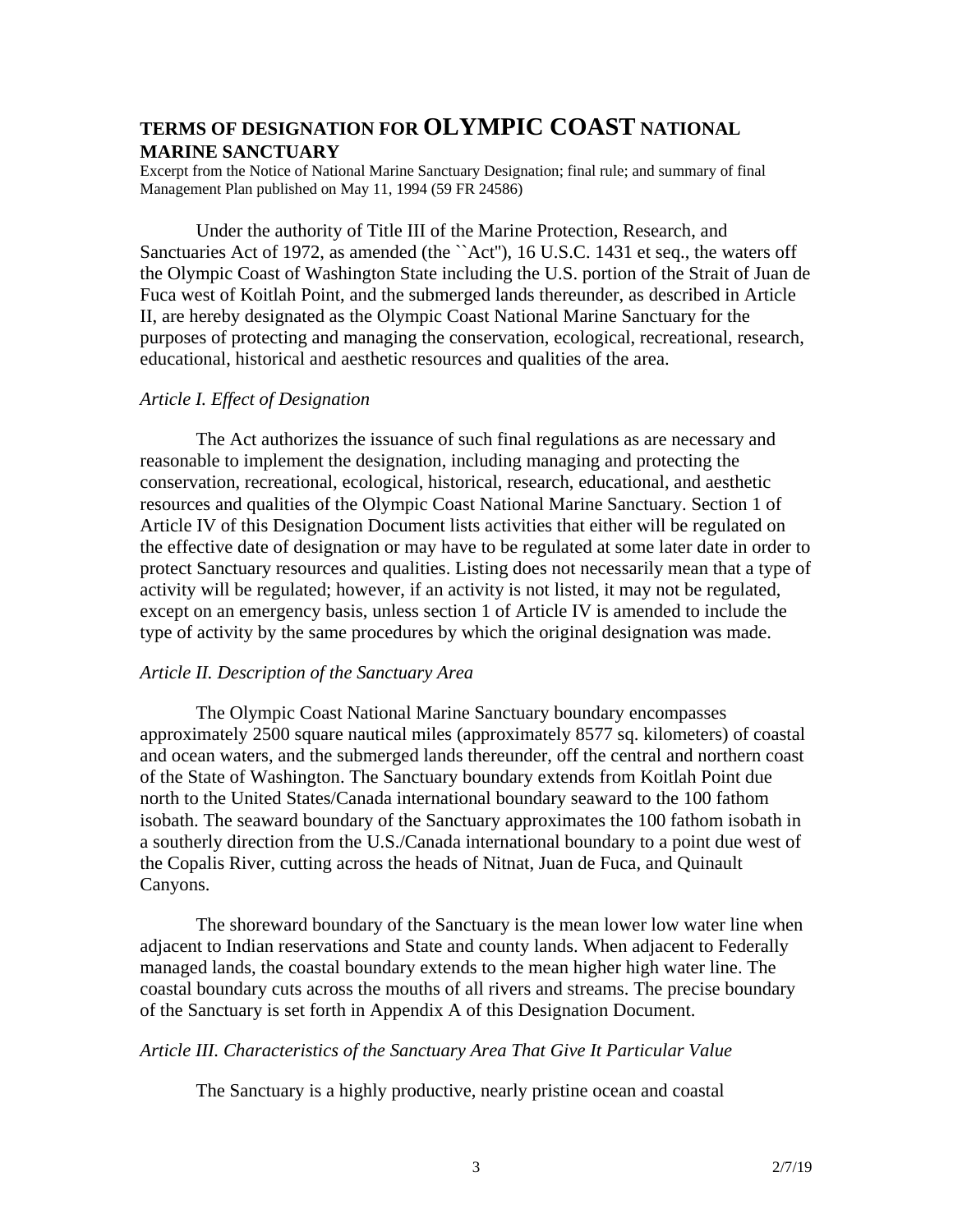## TERMS OF DESIGNATION FOR OLYMPIC COAST NATIONAL MARINE SANCTUARY

Excerpt from the Notice of National Marine Sanctuary Designation; final rule; and summary of final Management Plan published on May 11, 1994 (59 FR 24586)

Under the authority of Title III of the Marine Protection, Research, and Sanctuaries Act of 1972, as amended (the ``Act''), 16 U.S.C. 1431 et seq., the waters off the Olympic Coast of Washington State including the U.S. portion of the Strait of Juan de Fuca west of Koitlah Point, and the submerged lands thereunder, as described in Article II, are hereby designated as the Olympic Coast National Marine Sanctuary for the purposes of protecting and managing the conservation, ecological, recreational, research, educational, historical and aesthetic resources and qualities of the area.

### *Article I. Effect of Designation*

The Act authorizes the issuance of such final regulations as are necessary and reasonable to implement the designation, including managing and protecting the conservation, recreational, ecological, historical, research, educational, and aesthetic resources and qualities of the Olympic Coast National Marine Sanctuary. Section 1 of Article IV of this Designation Document lists activities that either will be regulated on the effective date of designation or may have to be regulated at some later date in order to protect Sanctuary resources and qualities. Listing does not necessarily mean that a type of activity will be regulated; however, if an activity is not listed, it may not be regulated, except on an emergency basis, unless section 1 of Article IV is amended to include the type of activity by the same procedures by which the original designation was made.

### *Article II. Description of the Sanctuary Area*

The Olympic Coast National Marine Sanctuary boundary encompasses approximately 2500 square nautical miles (approximately 8577 sq. kilometers) of coastal and ocean waters, and the submerged lands thereunder, off the central and northern coast of the State of Washington. The Sanctuary boundary extends from Koitlah Point due north to the United States/Canada international boundary seaward to the 100 fathom isobath. The seaward boundary of the Sanctuary approximates the 100 fathom isobath in a southerly direction from the U.S./Canada international boundary to a point due west of the Copalis River, cutting across the heads of Nitnat, Juan de Fuca, and Quinault Canyons.

The shoreward boundary of the Sanctuary is the mean lower low water line when adjacent to Indian reservations and State and county lands. When adjacent to Federally managed lands, the coastal boundary extends to the mean higher high water line. The coastal boundary cuts across the mouths of all rivers and streams. The precise boundary of the Sanctuary is set forth in Appendix A of this Designation Document.

### *Article III. Characteristics of the Sanctuary Area That Give It Particular Value*

The Sanctuary is a highly productive, nearly pristine ocean and coastal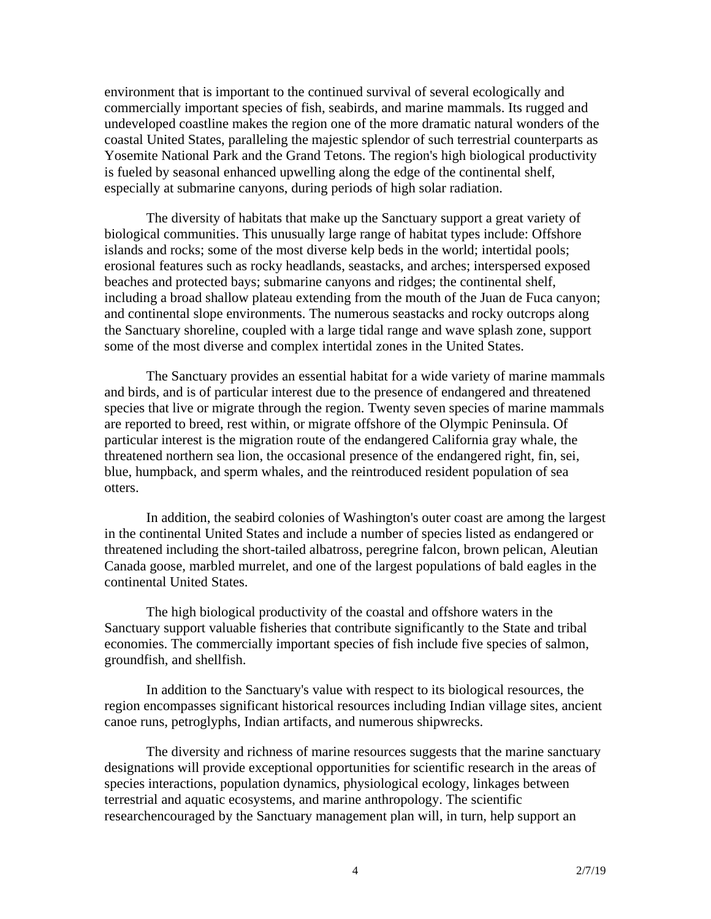environment that is important to the continued survival of several ecologically and commercially important species of fish, seabirds, and marine mammals. Its rugged and undeveloped coastline makes the region one of the more dramatic natural wonders of the coastal United States, paralleling the majestic splendor of such terrestrial counterparts as Yosemite National Park and the Grand Tetons. The region's high biological productivity is fueled by seasonal enhanced upwelling along the edge of the continental shelf, especially at submarine canyons, during periods of high solar radiation.

The diversity of habitats that make up the Sanctuary support a great variety of biological communities. This unusually large range of habitat types include: Offshore islands and rocks; some of the most diverse kelp beds in the world; intertidal pools; erosional features such as rocky headlands, seastacks, and arches; interspersed exposed beaches and protected bays; submarine canyons and ridges; the continental shelf, including a broad shallow plateau extending from the mouth of the Juan de Fuca canyon; and continental slope environments. The numerous seastacks and rocky outcrops along the Sanctuary shoreline, coupled with a large tidal range and wave splash zone, support some of the most diverse and complex intertidal zones in the United States.

The Sanctuary provides an essential habitat for a wide variety of marine mammals and birds, and is of particular interest due to the presence of endangered and threatened species that live or migrate through the region. Twenty seven species of marine mammals are reported to breed, rest within, or migrate offshore of the Olympic Peninsula. Of particular interest is the migration route of the endangered California gray whale, the threatened northern sea lion, the occasional presence of the endangered right, fin, sei, blue, humpback, and sperm whales, and the reintroduced resident population of sea otters.

In addition, the seabird colonies of Washington's outer coast are among the largest in the continental United States and include a number of species listed as endangered or threatened including the short-tailed albatross, peregrine falcon, brown pelican, Aleutian Canada goose, marbled murrelet, and one of the largest populations of bald eagles in the continental United States.

The high biological productivity of the coastal and offshore waters in the Sanctuary support valuable fisheries that contribute significantly to the State and tribal economies. The commercially important species of fish include five species of salmon, groundfish, and shellfish.

In addition to the Sanctuary's value with respect to its biological resources, the region encompasses significant historical resources including Indian village sites, ancient canoe runs, petroglyphs, Indian artifacts, and numerous shipwrecks.

The diversity and richness of marine resources suggests that the marine sanctuary designations will provide exceptional opportunities for scientific research in the areas of species interactions, population dynamics, physiological ecology, linkages between terrestrial and aquatic ecosystems, and marine anthropology. The scientific researchencouraged by the Sanctuary management plan will, in turn, help support an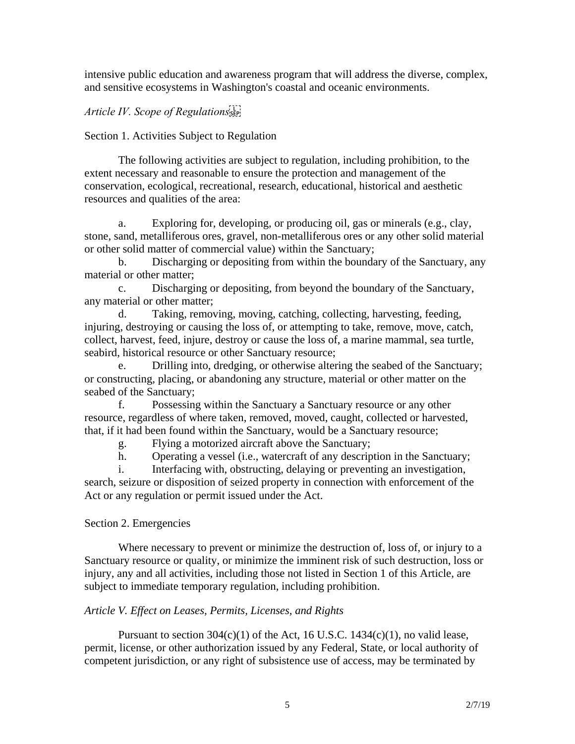intensive public education and awareness program that will address the diverse, complex, and sensitive ecosystems in Washington's coastal and oceanic environments.

*Article IV. Scope of Regulations*

Section 1. Activities Subject to Regulation

The following activities are subject to regulation, including prohibition, to the extent necessary and reasonable to ensure the protection and management of the conservation, ecological, recreational, research, educational, historical and aesthetic resources and qualities of the area:

a. Exploring for, developing, or producing oil, gas or minerals (e.g., clay, stone, sand, metalliferous ores, gravel, non-metalliferous ores or any other solid material or other solid matter of commercial value) within the Sanctuary;

b. Discharging or depositing from within the boundary of the Sanctuary, any material or other matter;

c. Discharging or depositing, from beyond the boundary of the Sanctuary, any material or other matter;

d. Taking, removing, moving, catching, collecting, harvesting, feeding, injuring, destroying or causing the loss of, or attempting to take, remove, move, catch, collect, harvest, feed, injure, destroy or cause the loss of, a marine mammal, sea turtle, seabird, historical resource or other Sanctuary resource;

e. Drilling into, dredging, or otherwise altering the seabed of the Sanctuary; or constructing, placing, or abandoning any structure, material or other matter on the seabed of the Sanctuary;

f. Possessing within the Sanctuary a Sanctuary resource or any other resource, regardless of where taken, removed, moved, caught, collected or harvested, that, if it had been found within the Sanctuary, would be a Sanctuary resource;

g. Flying a motorized aircraft above the Sanctuary;

h. Operating a vessel (i.e., watercraft of any description in the Sanctuary;

i. Interfacing with, obstructing, delaying or preventing an investigation, search, seizure or disposition of seized property in connection with enforcement of the Act or any regulation or permit issued under the Act.

Section 2. Emergencies

Where necessary to prevent or minimize the destruction of, loss of, or injury to a Sanctuary resource or quality, or minimize the imminent risk of such destruction, loss or injury, any and all activities, including those not listed in Section 1 of this Article, are subject to immediate temporary regulation, including prohibition.

*Article V. Effect on Leases, Permits, Licenses, and Rights*

Pursuant to section 304(c)(1) of the Act, 16 U.S.C. 1434(c)(1), no valid lease, permit, license, or other authorization issued by any Federal, State, or local authority of competent jurisdiction, or any right of subsistence use of access, may be terminated by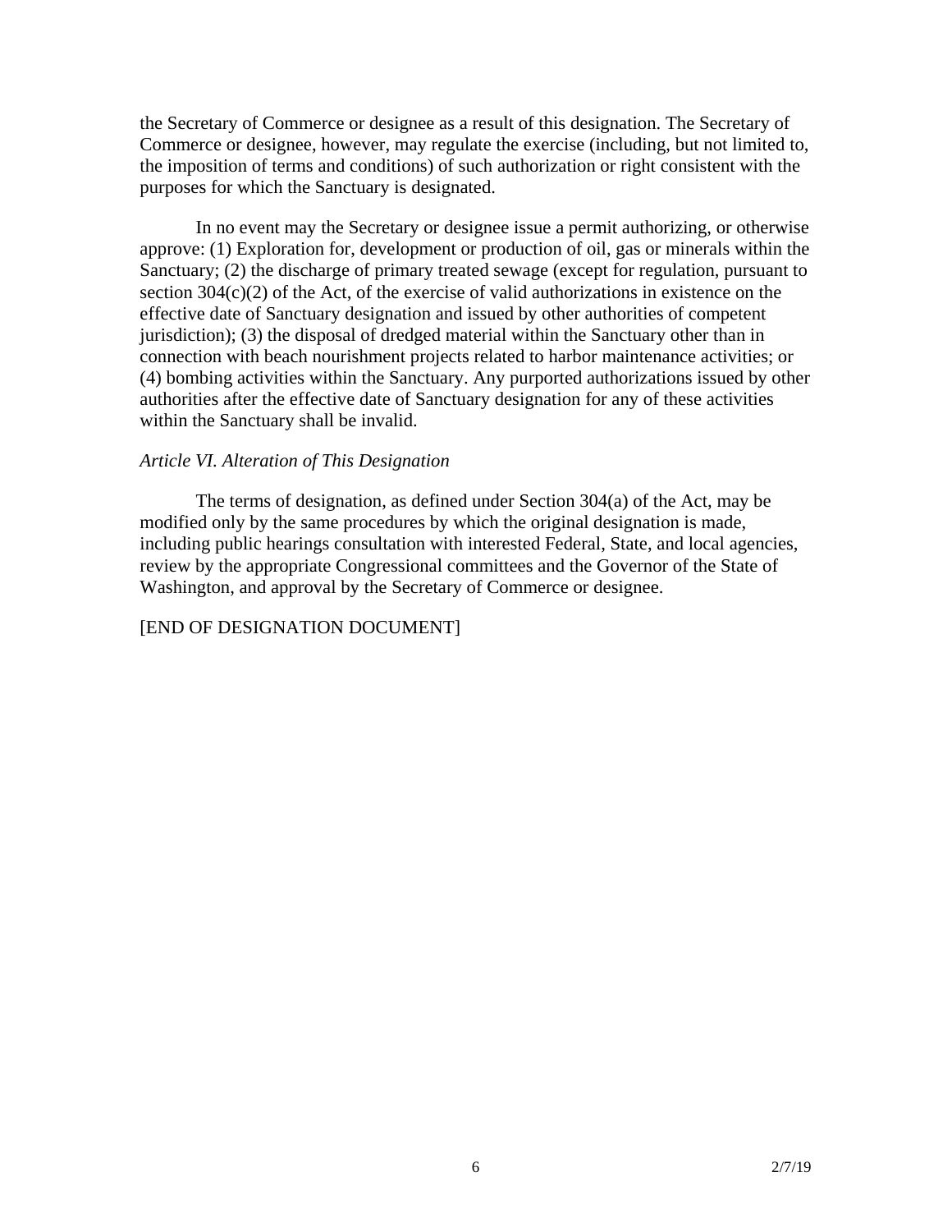the Secretary of Commerce or designee as a result of this designation. The Secretary of Commerce or designee, however, may regulate the exercise (including, but not limited to, the imposition of terms and conditions) of such authorization or right consistent with the purposes for which the Sanctuary is designated.

In no event may the Secretary or designee issue a permit authorizing, or otherwise approve: (1) Exploration for, development or production of oil, gas or minerals within the Sanctuary; (2) the discharge of primary treated sewage (except for regulation, pursuant to section 304(c)(2) of the Act, of the exercise of valid authorizations in existence on the effective date of Sanctuary designation and issued by other authorities of competent jurisdiction); (3) the disposal of dredged material within the Sanctuary other than in connection with beach nourishment projects related to harbor maintenance activities; or (4) bombing activities within the Sanctuary. Any purported authorizations issued by other authorities after the effective date of Sanctuary designation for any of these activities within the Sanctuary shall be invalid.

*Article VI. Alteration of This Designation*

The terms of designation, as defined under Section 304(a) of the Act, may be modified only by the same procedures by which the original designation is made, including public hearings consultation with interested Federal, State, and local agencies, review by the appropriate Congressional committees and the Governor of the State of Washington, and approval by the Secretary of Commerce or designee.

[END OF DESIGNATION DOCUMENT]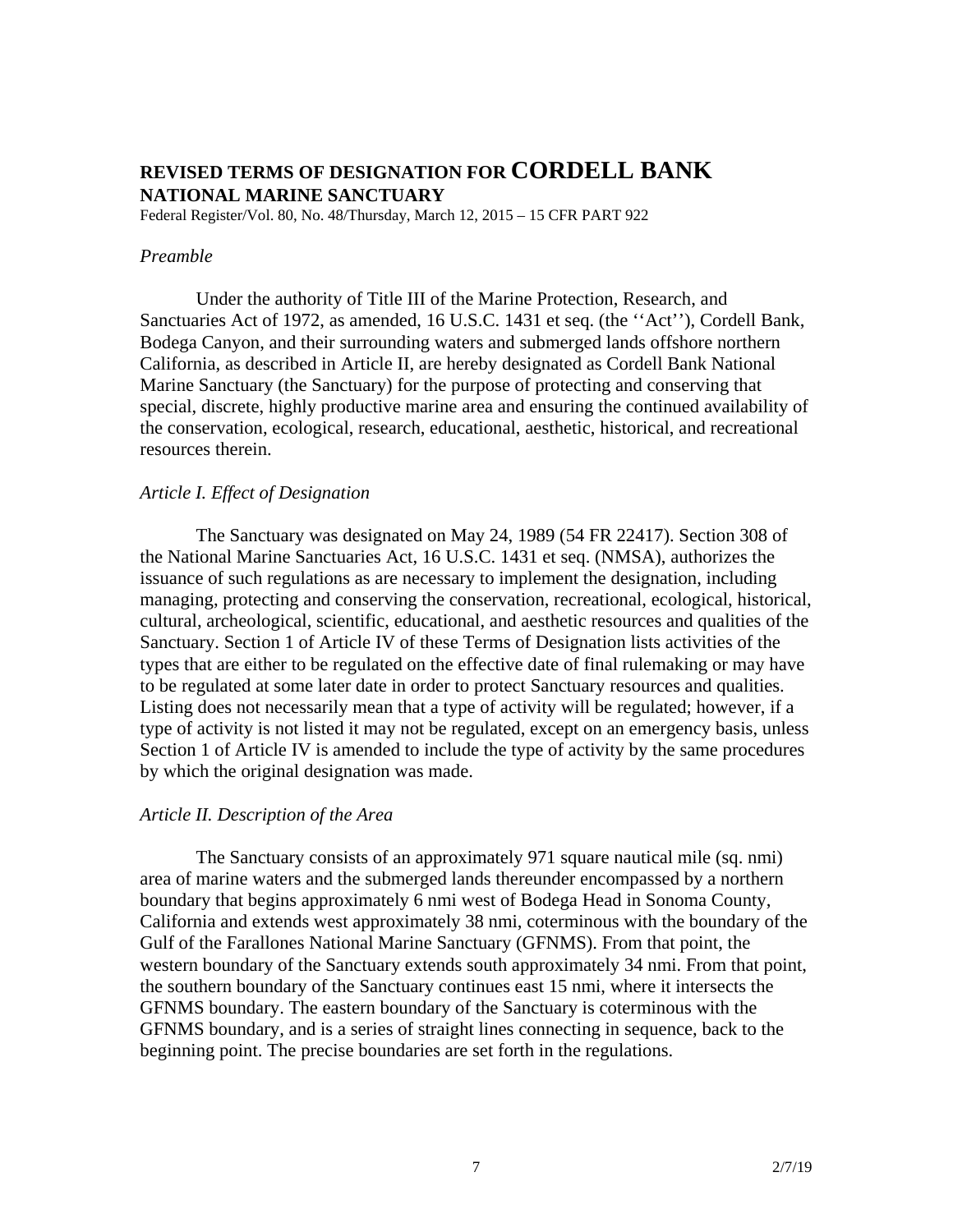# REVISED TERMS OF DESIGNATION FOR CORDELL BANK NATIONAL MARINE SANCTUARY

Federal Register/Vol. 80, No. 48/Thursday, March 12, 2015 – 15 CFR PART 922

*Preamble*

Under the authority of Title III of the Marine Protection, Research, and Sanctuaries Act of 1972, as amended, 16 U.S.C. 1431 et seq. (the ''Act''), Cordell Bank, Bodega Canyon, and their surrounding waters and submerged lands offshore northern California, as described in Article II, are hereby designated as Cordell Bank National Marine Sanctuary (the Sanctuary) for the purpose of protecting and conserving that special, discrete, highly productive marine area and ensuring the continued availability of the conservation, ecological, research, educational, aesthetic, historical, and recreational resources therein.

*Article I. Effect of Designation*

The Sanctuary was designated on May 24, 1989 (54 FR 22417). Section 308 of the National Marine Sanctuaries Act, 16 U.S.C. 1431 et seq. (NMSA), authorizes the issuance of such regulations as are necessary to implement the designation, including managing, protecting and conserving the conservation, recreational, ecological, historical, cultural, archeological, scientific, educational, and aesthetic resources and qualities of the Sanctuary. Section 1 of Article IV of these Terms of Designation lists activities of the types that are either to be regulated on the effective date of final rulemaking or may have to be regulated at some later date in order to protect Sanctuary resources and qualities. Listing does not necessarily mean that a type of activity will be regulated; however, if a type of activity is not listed it may not be regulated, except on an emergency basis, unless Section 1 of Article IV is amended to include the type of activity by the same procedures by which the original designation was made.

*Article II. Description of the Area*

The Sanctuary consists of an approximately 971 square nautical mile (sq. nmi) area of marine waters and the submerged lands thereunder encompassed by a northern boundary that begins approximately 6 nmi west of Bodega Head in Sonoma County, California and extends west approximately 38 nmi, coterminous with the boundary of the Gulf of the Farallones National Marine Sanctuary (GFNMS). From that point, the western boundary of the Sanctuary extends south approximately 34 nmi. From that point, the southern boundary of the Sanctuary continues east 15 nmi, where it intersects the GFNMS boundary. The eastern boundary of the Sanctuary is coterminous with the GFNMS boundary, and is a series of straight lines connecting in sequence, back to the beginning point. The precise boundaries are set forth in the regulations.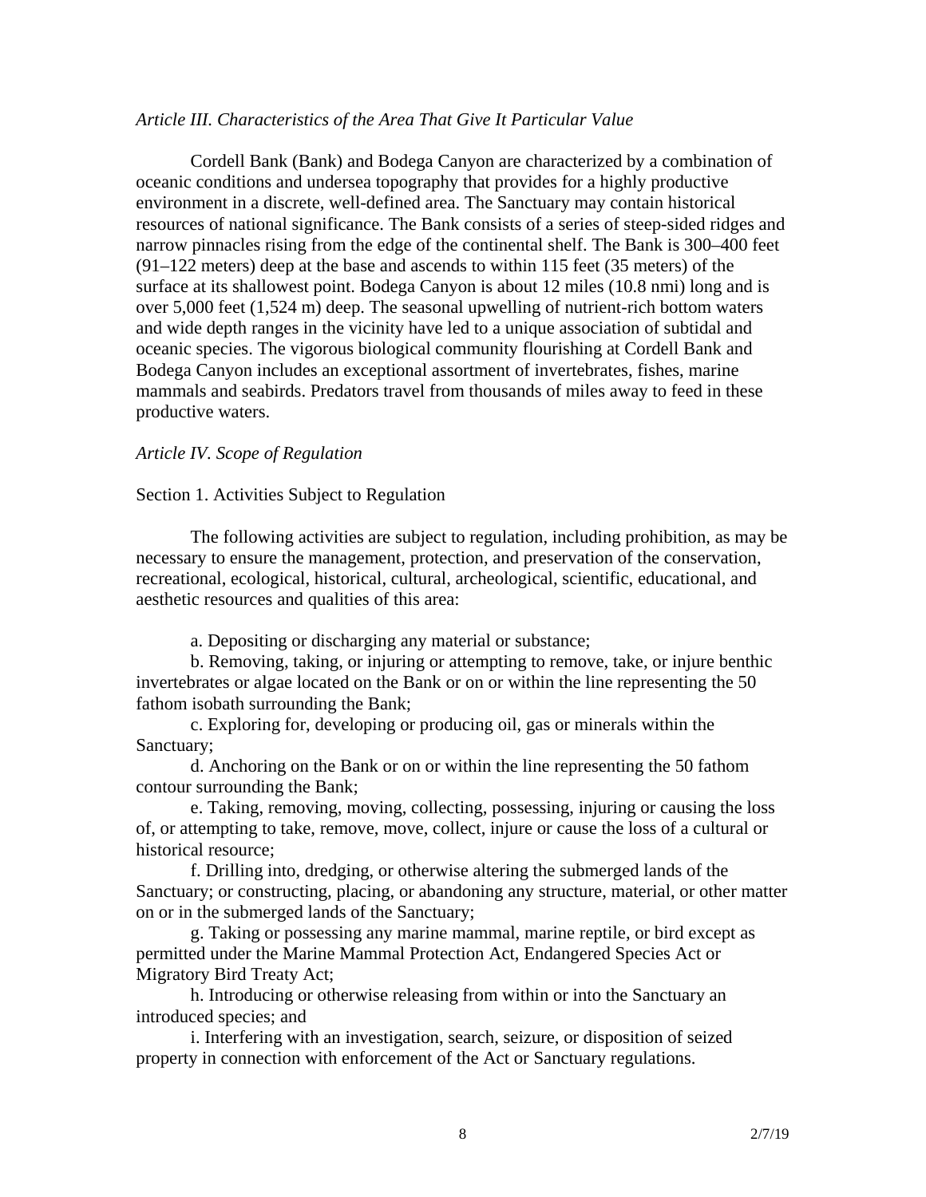*Article III. Characteristics of the Area That Give It Particular Value*

Cordell Bank (Bank) and Bodega Canyon are characterized by a combination of oceanic conditions and undersea topography that provides for a highly productive environment in a discrete, well-defined area. The Sanctuary may contain historical resources of national significance. The Bank consists of a series of steep-sided ridges and narrow pinnacles rising from the edge of the continental shelf. The Bank is 300–400 feet (91–122 meters) deep at the base and ascends to within 115 feet (35 meters) of the surface at its shallowest point. Bodega Canyon is about 12 miles (10.8 nmi) long and is over 5,000 feet (1,524 m) deep. The seasonal upwelling of nutrient-rich bottom waters and wide depth ranges in the vicinity have led to a unique association of subtidal and oceanic species. The vigorous biological community flourishing at Cordell Bank and Bodega Canyon includes an exceptional assortment of invertebrates, fishes, marine mammals and seabirds. Predators travel from thousands of miles away to feed in these productive waters.

*Article IV. Scope of Regulation*

Section 1. Activities Subject to Regulation

The following activities are subject to regulation, including prohibition, as may be necessary to ensure the management, protection, and preservation of the conservation, recreational, ecological, historical, cultural, archeological, scientific, educational, and aesthetic resources and qualities of this area:

a. Depositing or discharging any material or substance;

b. Removing, taking, or injuring or attempting to remove, take, or injure benthic invertebrates or algae located on the Bank or on or within the line representing the 50 fathom isobath surrounding the Bank;

c. Exploring for, developing or producing oil, gas or minerals within the Sanctuary;

d. Anchoring on the Bank or on or within the line representing the 50 fathom contour surrounding the Bank;

e. Taking, removing, moving, collecting, possessing, injuring or causing the loss of, or attempting to take, remove, move, collect, injure or cause the loss of a cultural or historical resource;

f. Drilling into, dredging, or otherwise altering the submerged lands of the Sanctuary; or constructing, placing, or abandoning any structure, material, or other matter on or in the submerged lands of the Sanctuary;

g. Taking or possessing any marine mammal, marine reptile, or bird except as permitted under the Marine Mammal Protection Act, Endangered Species Act or Migratory Bird Treaty Act;

h. Introducing or otherwise releasing from within or into the Sanctuary an introduced species; and

i. Interfering with an investigation, search, seizure, or disposition of seized property in connection with enforcement of the Act or Sanctuary regulations.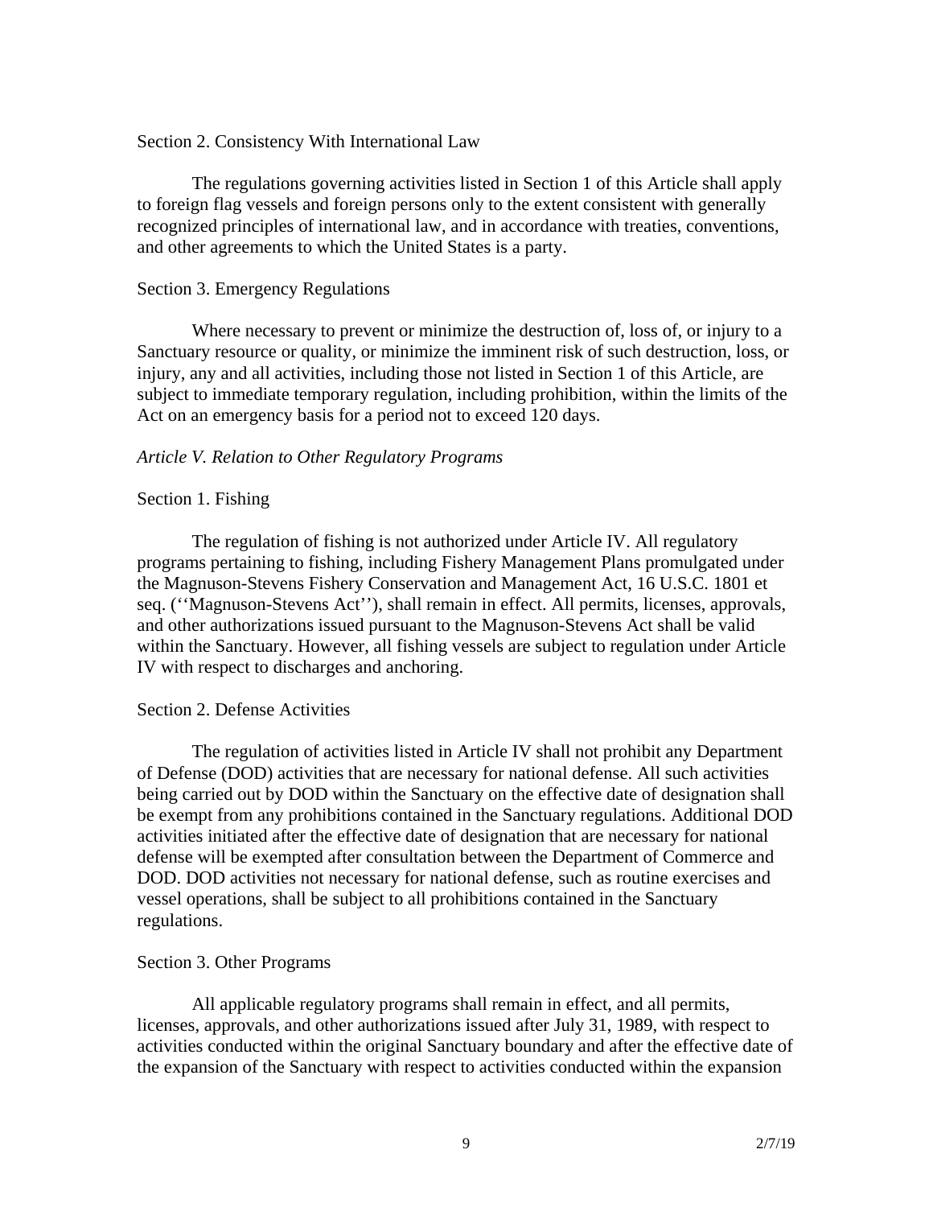Section 2. Consistency With International Law

The regulations governing activities listed in Section 1 of this Article shall apply to foreign flag vessels and foreign persons only to the extent consistent with generally recognized principles of international law, and in accordance with treaties, conventions, and other agreements to which the United States is a party.

Section 3. Emergency Regulations

Where necessary to prevent or minimize the destruction of, loss of, or injury to a Sanctuary resource or quality, or minimize the imminent risk of such destruction, loss, or injury, any and all activities, including those not listed in Section 1 of this Article, are subject to immediate temporary regulation, including prohibition, within the limits of the Act on an emergency basis for a period not to exceed 120 days.

*Article V. Relation to Other Regulatory Programs*

Section 1. Fishing

The regulation of fishing is not authorized under Article IV. All regulatory programs pertaining to fishing, including Fishery Management Plans promulgated under the Magnuson-Stevens Fishery Conservation and Management Act, 16 U.S.C. 1801 et seq. (''Magnuson-Stevens Act''), shall remain in effect. All permits, licenses, approvals, and other authorizations issued pursuant to the Magnuson-Stevens Act shall be valid within the Sanctuary. However, all fishing vessels are subject to regulation under Article IV with respect to discharges and anchoring.

Section 2. Defense Activities

The regulation of activities listed in Article IV shall not prohibit any Department of Defense (DOD) activities that are necessary for national defense. All such activities being carried out by DOD within the Sanctuary on the effective date of designation shall be exempt from any prohibitions contained in the Sanctuary regulations. Additional DOD activities initiated after the effective date of designation that are necessary for national defense will be exempted after consultation between the Department of Commerce and DOD. DOD activities not necessary for national defense, such as routine exercises and vessel operations, shall be subject to all prohibitions contained in the Sanctuary regulations.

Section 3. Other Programs

All applicable regulatory programs shall remain in effect, and all permits, licenses, approvals, and other authorizations issued after July 31, 1989, with respect to activities conducted within the original Sanctuary boundary and after the effective date of the expansion of the Sanctuary with respect to activities conducted within the expansion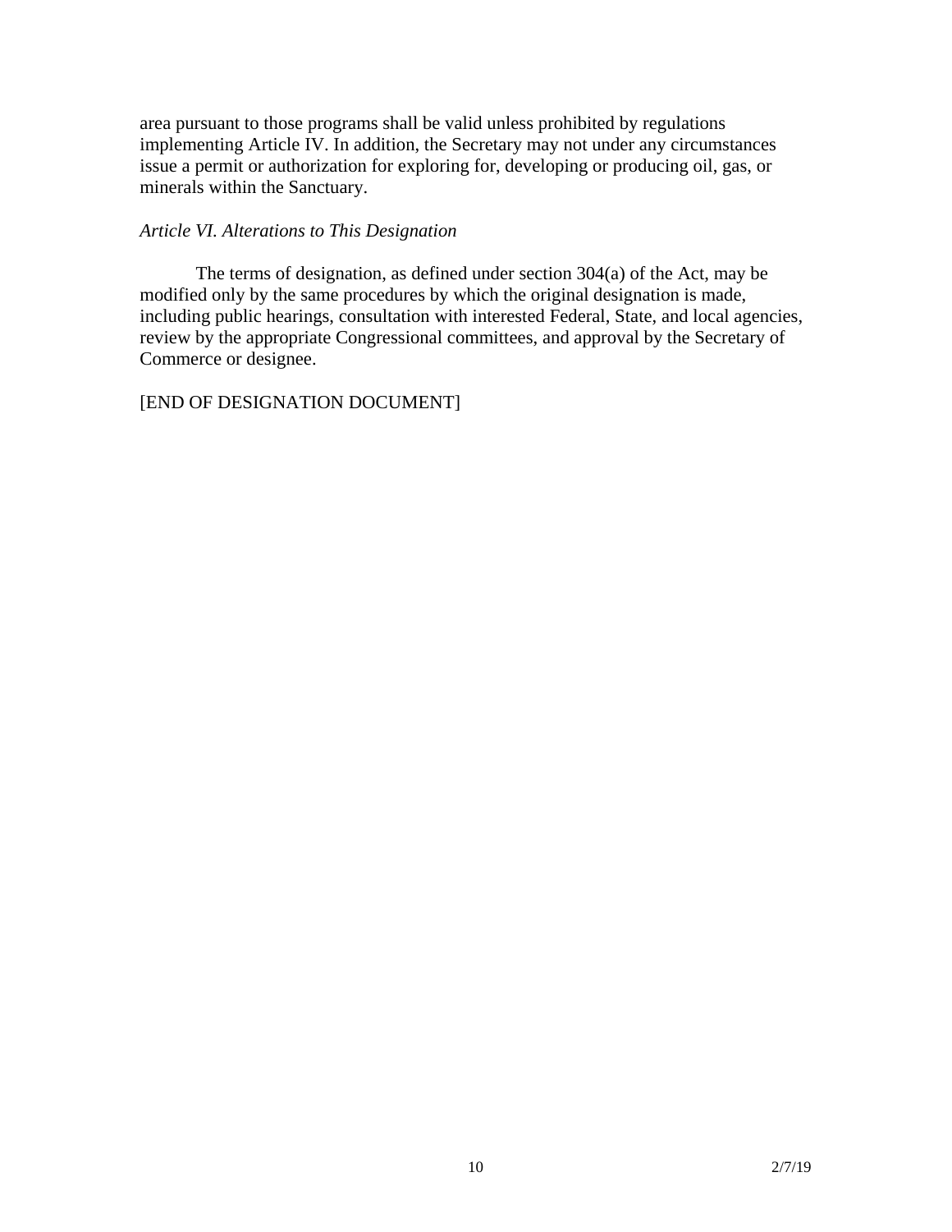area pursuant to those programs shall be valid unless prohibited by regulations implementing Article IV. In addition, the Secretary may not under any circumstances issue a permit or authorization for exploring for, developing or producing oil, gas, or minerals within the Sanctuary.

*Article VI. Alterations to This Designation*

The terms of designation, as defined under section 304(a) of the Act, may be modified only by the same procedures by which the original designation is made, including public hearings, consultation with interested Federal, State, and local agencies, review by the appropriate Congressional committees, and approval by the Secretary of Commerce or designee.

[END OF DESIGNATION DOCUMENT]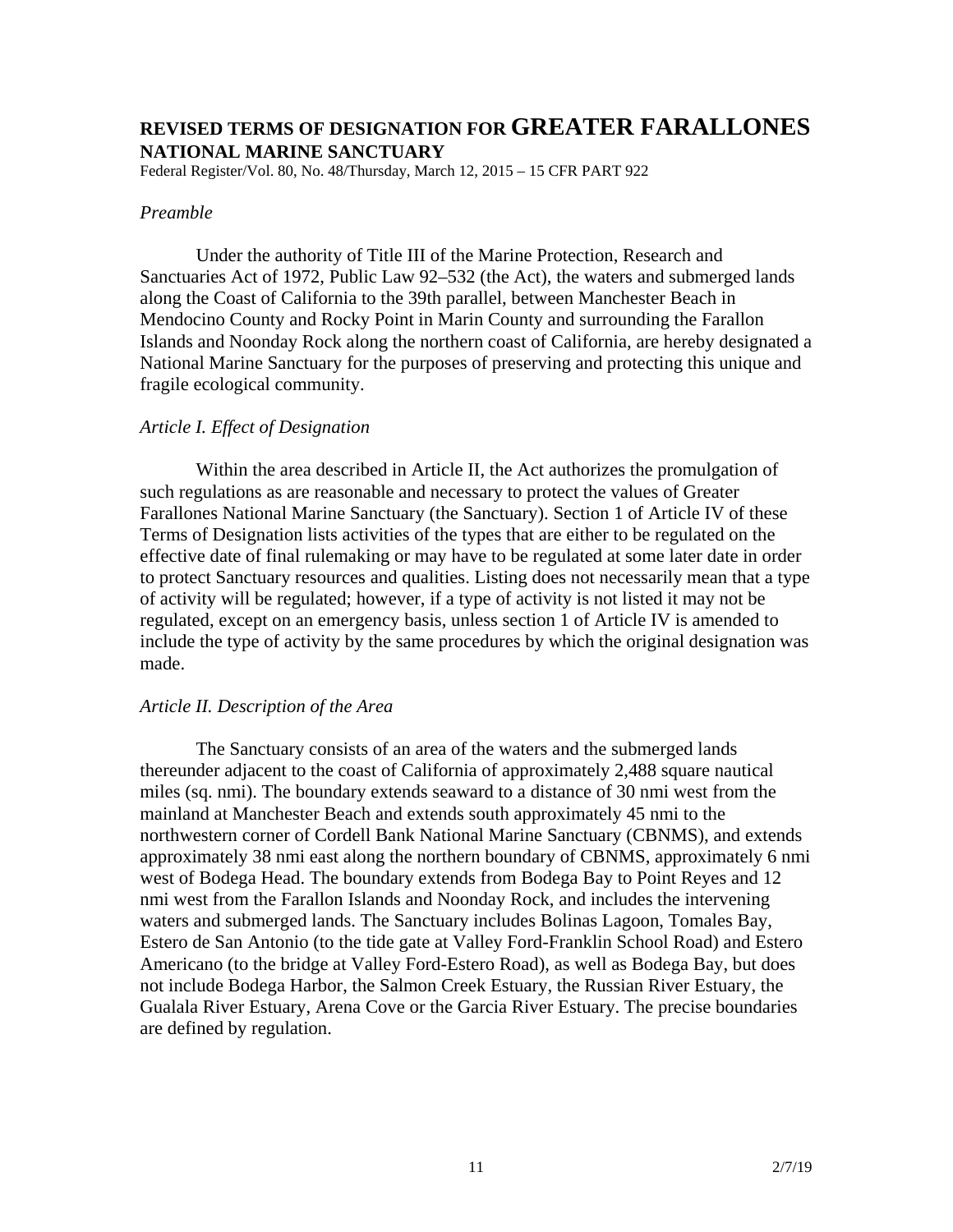# REVISED TERMS OF DESIGNATION FOR GREATER FARALLONES NATIONAL MARINE SANCTUARY

Federal Register/Vol. 80, No. 48/Thursday, March 12, 2015 – 15 CFR PART 922

*Preamble*

Under the authority of Title III of the Marine Protection, Research and Sanctuaries Act of 1972, Public Law 92–532 (the Act), the waters and submerged lands along the Coast of California to the 39th parallel, between Manchester Beach in Mendocino County and Rocky Point in Marin County and surrounding the Farallon Islands and Noonday Rock along the northern coast of California, are hereby designated a National Marine Sanctuary for the purposes of preserving and protecting this unique and fragile ecological community.

*Article I. Effect of Designation*

Within the area described in Article II, the Act authorizes the promulgation of such regulations as are reasonable and necessary to protect the values of Greater Farallones National Marine Sanctuary (the Sanctuary). Section 1 of Article IV of these Terms of Designation lists activities of the types that are either to be regulated on the effective date of final rulemaking or may have to be regulated at some later date in order to protect Sanctuary resources and qualities. Listing does not necessarily mean that a type of activity will be regulated; however, if a type of activity is not listed it may not be regulated, except on an emergency basis, unless section 1 of Article IV is amended to include the type of activity by the same procedures by which the original designation was made.

*Article II. Description of the Area*

The Sanctuary consists of an area of the waters and the submerged lands thereunder adjacent to the coast of California of approximately 2,488 square nautical miles (sq. nmi). The boundary extends seaward to a distance of 30 nmi west from the mainland at Manchester Beach and extends south approximately 45 nmi to the northwestern corner of Cordell Bank National Marine Sanctuary (CBNMS), and extends approximately 38 nmi east along the northern boundary of CBNMS, approximately 6 nmi west of Bodega Head. The boundary extends from Bodega Bay to Point Reyes and 12 nmi west from the Farallon Islands and Noonday Rock, and includes the intervening waters and submerged lands. The Sanctuary includes Bolinas Lagoon, Tomales Bay, Estero de San Antonio (to the tide gate at Valley Ford-Franklin School Road) and Estero Americano (to the bridge at Valley Ford-Estero Road), as well as Bodega Bay, but does not include Bodega Harbor, the Salmon Creek Estuary, the Russian River Estuary, the Gualala River Estuary, Arena Cove or the Garcia River Estuary. The precise boundaries are defined by regulation.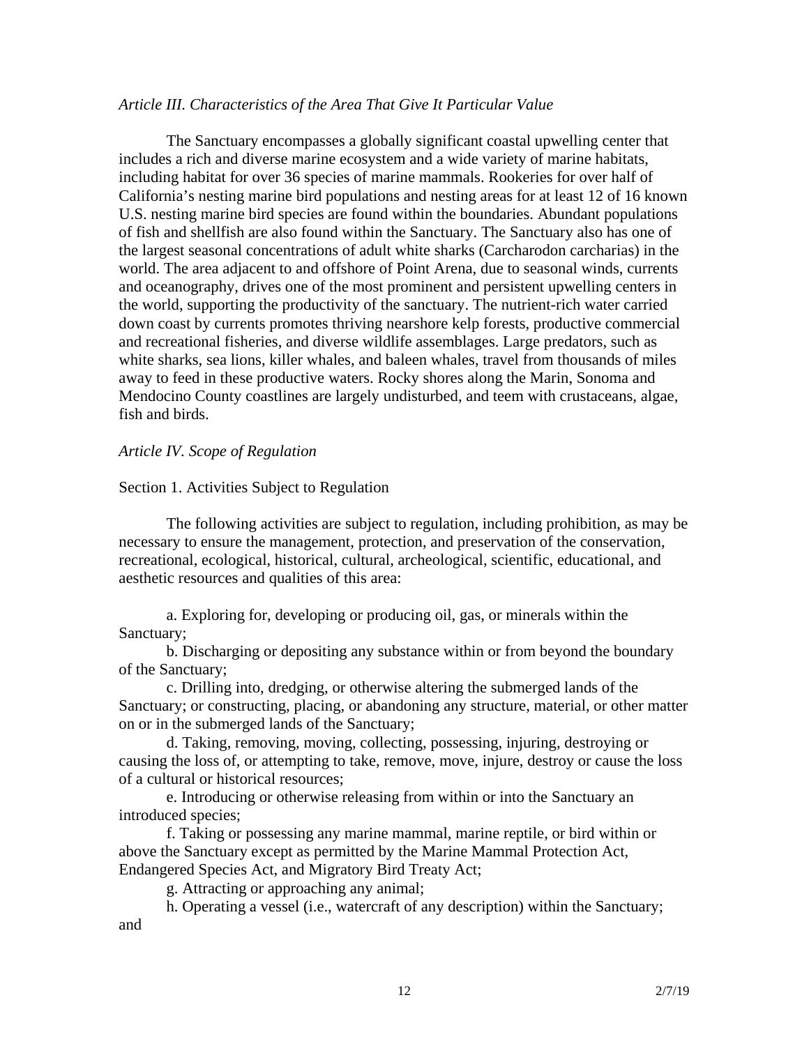*Article III. Characteristics of the Area That Give It Particular Value*

The Sanctuary encompasses a globally significant coastal upwelling center that includes a rich and diverse marine ecosystem and a wide variety of marine habitats, including habitat for over 36 species of marine mammals. Rookeries for over half of California's nesting marine bird populations and nesting areas for at least 12 of 16 known U.S. nesting marine bird species are found within the boundaries. Abundant populations of fish and shellfish are also found within the Sanctuary. The Sanctuary also has one of the largest seasonal concentrations of adult white sharks (Carcharodon carcharias) in the world. The area adjacent to and offshore of Point Arena, due to seasonal winds, currents and oceanography, drives one of the most prominent and persistent upwelling centers in the world, supporting the productivity of the sanctuary. The nutrient-rich water carried down coast by currents promotes thriving nearshore kelp forests, productive commercial and recreational fisheries, and diverse wildlife assemblages. Large predators, such as white sharks, sea lions, killer whales, and baleen whales, travel from thousands of miles away to feed in these productive waters. Rocky shores along the Marin, Sonoma and Mendocino County coastlines are largely undisturbed, and teem with crustaceans, algae, fish and birds.

*Article IV. Scope of Regulation*

Section 1. Activities Subject to Regulation

The following activities are subject to regulation, including prohibition, as may be necessary to ensure the management, protection, and preservation of the conservation, recreational, ecological, historical, cultural, archeological, scientific, educational, and aesthetic resources and qualities of this area:

a. Exploring for, developing or producing oil, gas, or minerals within the Sanctuary;

b. Discharging or depositing any substance within or from beyond the boundary of the Sanctuary;

c. Drilling into, dredging, or otherwise altering the submerged lands of the Sanctuary; or constructing, placing, or abandoning any structure, material, or other matter on or in the submerged lands of the Sanctuary;

d. Taking, removing, moving, collecting, possessing, injuring, destroying or causing the loss of, or attempting to take, remove, move, injure, destroy or cause the loss of a cultural or historical resources;

e. Introducing or otherwise releasing from within or into the Sanctuary an introduced species;

f. Taking or possessing any marine mammal, marine reptile, or bird within or above the Sanctuary except as permitted by the Marine Mammal Protection Act, Endangered Species Act, and Migratory Bird Treaty Act;

g. Attracting or approaching any animal;

h. Operating a vessel (i.e., watercraft of any description) within the Sanctuary; and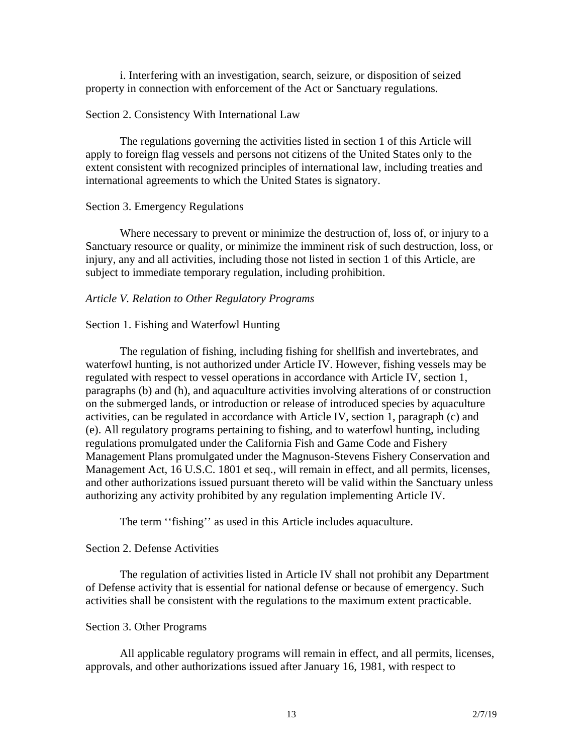i. Interfering with an investigation, search, seizure, or disposition of seized property in connection with enforcement of the Act or Sanctuary regulations.

Section 2. Consistency With International Law

The regulations governing the activities listed in section 1 of this Article will apply to foreign flag vessels and persons not citizens of the United States only to the extent consistent with recognized principles of international law, including treaties and international agreements to which the United States is signatory.

Section 3. Emergency Regulations

Where necessary to prevent or minimize the destruction of, loss of, or injury to a Sanctuary resource or quality, or minimize the imminent risk of such destruction, loss, or injury, any and all activities, including those not listed in section 1 of this Article, are subject to immediate temporary regulation, including prohibition.

*Article V. Relation to Other Regulatory Programs*

Section 1. Fishing and Waterfowl Hunting

The regulation of fishing, including fishing for shellfish and invertebrates, and waterfowl hunting, is not authorized under Article IV. However, fishing vessels may be regulated with respect to vessel operations in accordance with Article IV, section 1, paragraphs (b) and (h), and aquaculture activities involving alterations of or construction on the submerged lands, or introduction or release of introduced species by aquaculture activities, can be regulated in accordance with Article IV, section 1, paragraph (c) and (e). All regulatory programs pertaining to fishing, and to waterfowl hunting, including regulations promulgated under the California Fish and Game Code and Fishery Management Plans promulgated under the Magnuson-Stevens Fishery Conservation and Management Act, 16 U.S.C. 1801 et seq., will remain in effect, and all permits, licenses, and other authorizations issued pursuant thereto will be valid within the Sanctuary unless authorizing any activity prohibited by any regulation implementing Article IV.

The term ''fishing'' as used in this Article includes aquaculture.

Section 2. Defense Activities

The regulation of activities listed in Article IV shall not prohibit any Department of Defense activity that is essential for national defense or because of emergency. Such activities shall be consistent with the regulations to the maximum extent practicable.

Section 3. Other Programs

All applicable regulatory programs will remain in effect, and all permits, licenses, approvals, and other authorizations issued after January 16, 1981, with respect to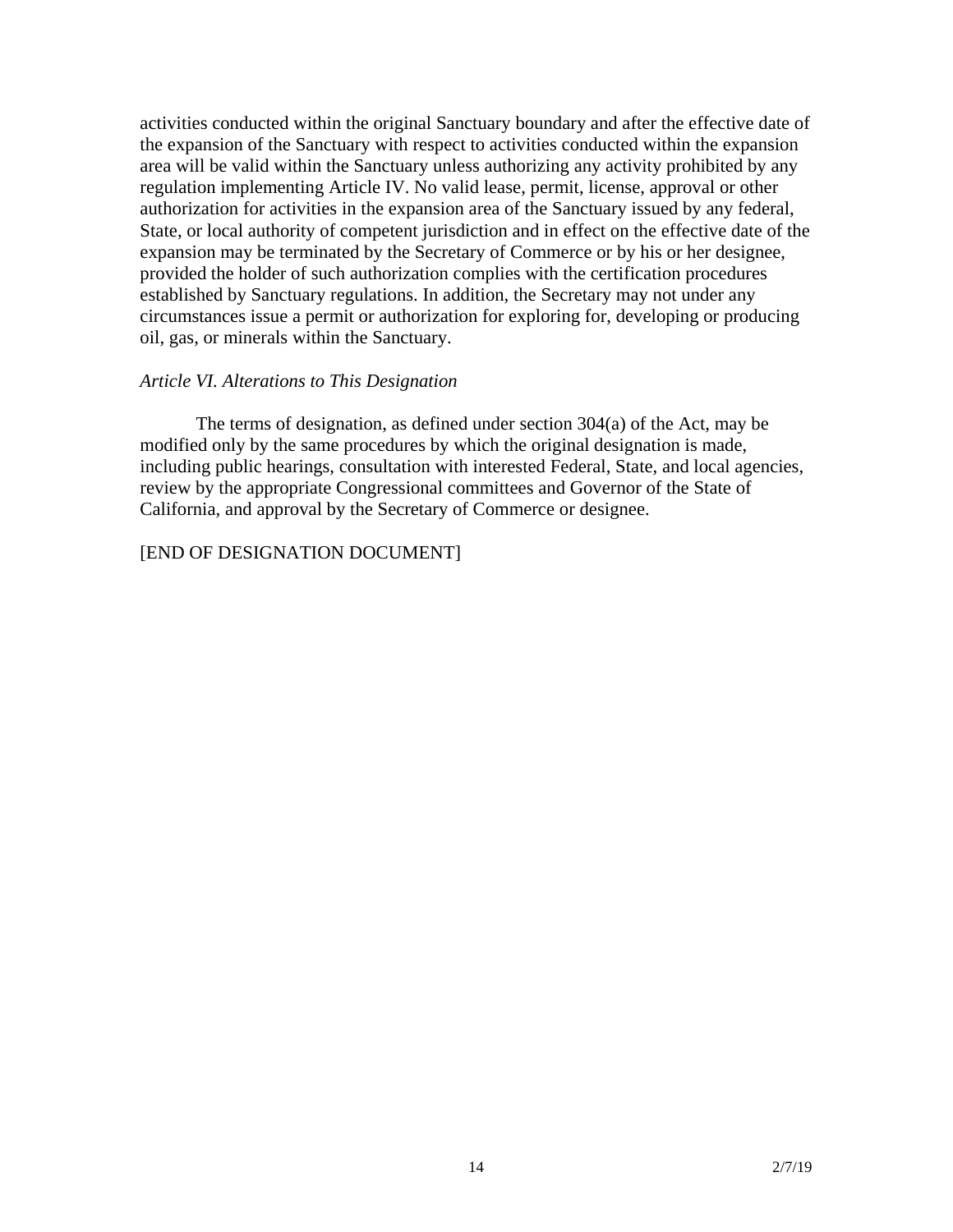activities conducted within the original Sanctuary boundary and after the effective date of the expansion of the Sanctuary with respect to activities conducted within the expansion area will be valid within the Sanctuary unless authorizing any activity prohibited by any regulation implementing Article IV. No valid lease, permit, license, approval or other authorization for activities in the expansion area of the Sanctuary issued by any federal, State, or local authority of competent jurisdiction and in effect on the effective date of the expansion may be terminated by the Secretary of Commerce or by his or her designee, provided the holder of such authorization complies with the certification procedures established by Sanctuary regulations. In addition, the Secretary may not under any circumstances issue a permit or authorization for exploring for, developing or producing oil, gas, or minerals within the Sanctuary.

*Article VI. Alterations to This Designation*

The terms of designation, as defined under section 304(a) of the Act, may be modified only by the same procedures by which the original designation is made, including public hearings, consultation with interested Federal, State, and local agencies, review by the appropriate Congressional committees and Governor of the State of California, and approval by the Secretary of Commerce or designee.

[END OF DESIGNATION DOCUMENT]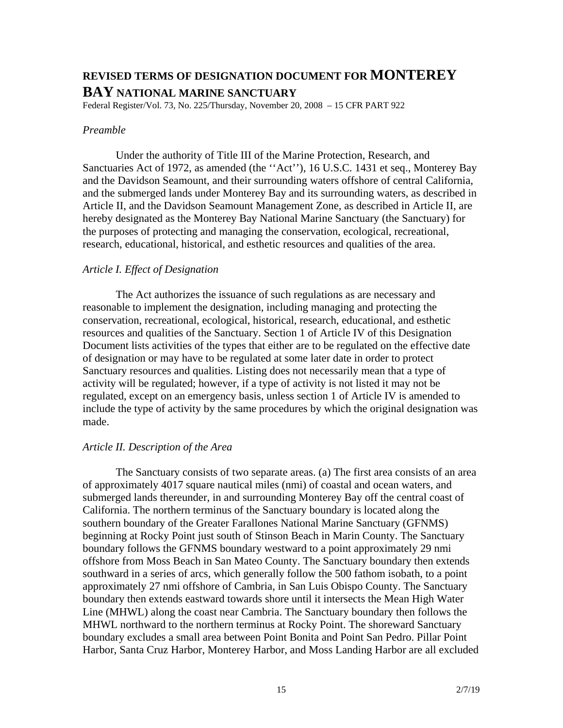# REVISED TERMS OF DESIGNATION DOCUMENT FOR MONTEREY BAY NATIONAL MARINE SANCTUARY

Federal Register/Vol. 73, No. 225/Thursday, November 20, 2008 – 15 CFR PART 922

*Preamble*

Under the authority of Title III of the Marine Protection, Research, and Sanctuaries Act of 1972, as amended (the ''Act''), 16 U.S.C. 1431 et seq., Monterey Bay and the Davidson Seamount, and their surrounding waters offshore of central California, and the submerged lands under Monterey Bay and its surrounding waters, as described in Article II, and the Davidson Seamount Management Zone, as described in Article II, are hereby designated as the Monterey Bay National Marine Sanctuary (the Sanctuary) for the purposes of protecting and managing the conservation, ecological, recreational, research, educational, historical, and esthetic resources and qualities of the area.

*Article I. Effect of Designation*

The Act authorizes the issuance of such regulations as are necessary and reasonable to implement the designation, including managing and protecting the conservation, recreational, ecological, historical, research, educational, and esthetic resources and qualities of the Sanctuary. Section 1 of Article IV of this Designation Document lists activities of the types that either are to be regulated on the effective date of designation or may have to be regulated at some later date in order to protect Sanctuary resources and qualities. Listing does not necessarily mean that a type of activity will be regulated; however, if a type of activity is not listed it may not be regulated, except on an emergency basis, unless section 1 of Article IV is amended to include the type of activity by the same procedures by which the original designation was made.

*Article II. Description of the Area*

The Sanctuary consists of two separate areas. (a) The first area consists of an area of approximately 4017 square nautical miles (nmi) of coastal and ocean waters, and submerged lands thereunder, in and surrounding Monterey Bay off the central coast of California. The northern terminus of the Sanctuary boundary is located along the southern boundary of the Greater Farallones National Marine Sanctuary (GFNMS) beginning at Rocky Point just south of Stinson Beach in Marin County. The Sanctuary boundary follows the GFNMS boundary westward to a point approximately 29 nmi offshore from Moss Beach in San Mateo County. The Sanctuary boundary then extends southward in a series of arcs, which generally follow the 500 fathom isobath, to a point approximately 27 nmi offshore of Cambria, in San Luis Obispo County. The Sanctuary boundary then extends eastward towards shore until it intersects the Mean High Water Line (MHWL) along the coast near Cambria. The Sanctuary boundary then follows the MHWL northward to the northern terminus at Rocky Point. The shoreward Sanctuary boundary excludes a small area between Point Bonita and Point San Pedro. Pillar Point Harbor, Santa Cruz Harbor, Monterey Harbor, and Moss Landing Harbor are all excluded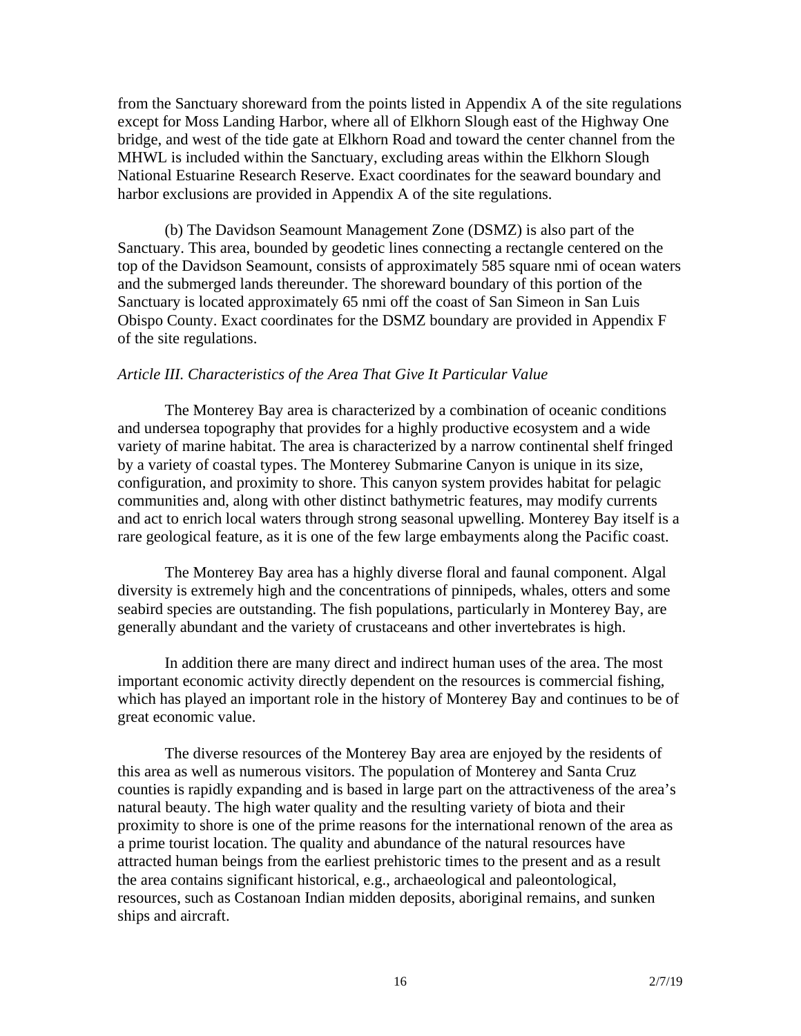from the Sanctuary shoreward from the points listed in Appendix A of the site regulations except for Moss Landing Harbor, where all of Elkhorn Slough east of the Highway One bridge, and west of the tide gate at Elkhorn Road and toward the center channel from the MHWL is included within the Sanctuary, excluding areas within the Elkhorn Slough National Estuarine Research Reserve. Exact coordinates for the seaward boundary and harbor exclusions are provided in Appendix A of the site regulations.

(b) The Davidson Seamount Management Zone (DSMZ) is also part of the Sanctuary. This area, bounded by geodetic lines connecting a rectangle centered on the top of the Davidson Seamount, consists of approximately 585 square nmi of ocean waters and the submerged lands thereunder. The shoreward boundary of this portion of the Sanctuary is located approximately 65 nmi off the coast of San Simeon in San Luis Obispo County. Exact coordinates for the DSMZ boundary are provided in Appendix F of the site regulations.

*Article III. Characteristics of the Area That Give It Particular Value*

The Monterey Bay area is characterized by a combination of oceanic conditions and undersea topography that provides for a highly productive ecosystem and a wide variety of marine habitat. The area is characterized by a narrow continental shelf fringed by a variety of coastal types. The Monterey Submarine Canyon is unique in its size, configuration, and proximity to shore. This canyon system provides habitat for pelagic communities and, along with other distinct bathymetric features, may modify currents and act to enrich local waters through strong seasonal upwelling. Monterey Bay itself is a rare geological feature, as it is one of the few large embayments along the Pacific coast.

The Monterey Bay area has a highly diverse floral and faunal component. Algal diversity is extremely high and the concentrations of pinnipeds, whales, otters and some seabird species are outstanding. The fish populations, particularly in Monterey Bay, are generally abundant and the variety of crustaceans and other invertebrates is high.

In addition there are many direct and indirect human uses of the area. The most important economic activity directly dependent on the resources is commercial fishing, which has played an important role in the history of Monterey Bay and continues to be of great economic value.

The diverse resources of the Monterey Bay area are enjoyed by the residents of this area as well as numerous visitors. The population of Monterey and Santa Cruz counties is rapidly expanding and is based in large part on the attractiveness of the area's natural beauty. The high water quality and the resulting variety of biota and their proximity to shore is one of the prime reasons for the international renown of the area as a prime tourist location. The quality and abundance of the natural resources have attracted human beings from the earliest prehistoric times to the present and as a result the area contains significant historical, e.g., archaeological and paleontological, resources, such as Costanoan Indian midden deposits, aboriginal remains, and sunken ships and aircraft.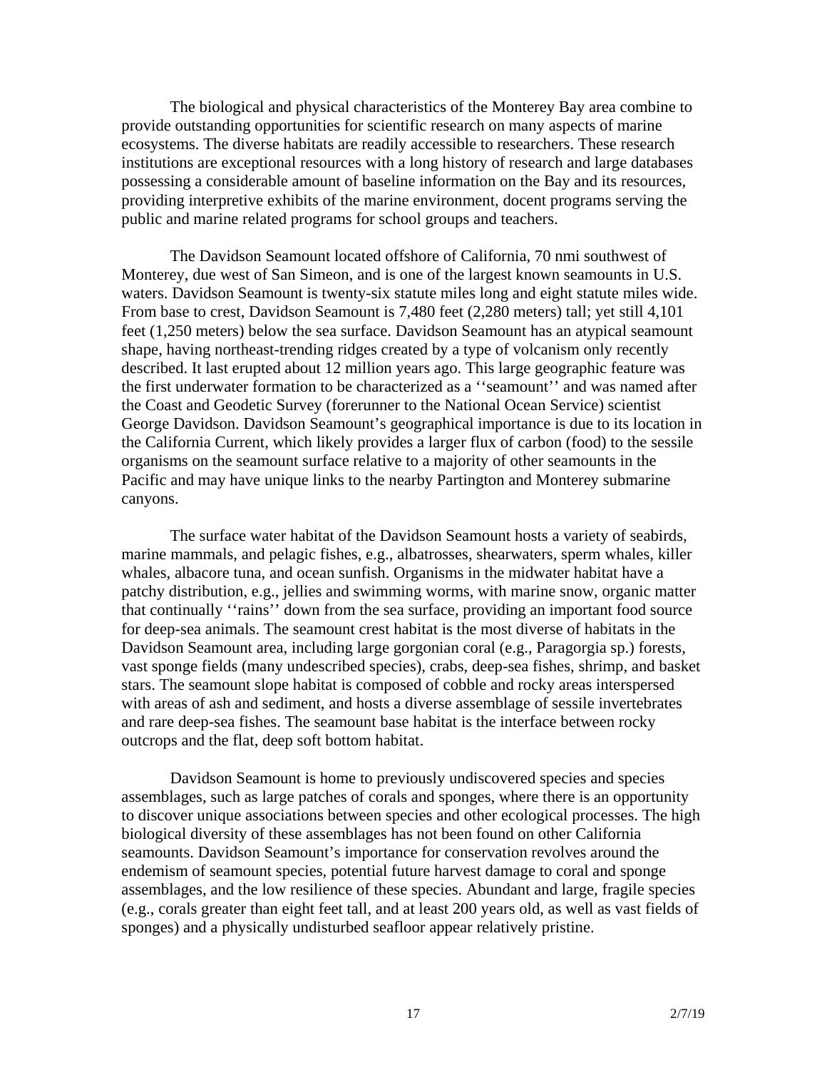The biological and physical characteristics of the Monterey Bay area combine to provide outstanding opportunities for scientific research on many aspects of marine ecosystems. The diverse habitats are readily accessible to researchers. These research institutions are exceptional resources with a long history of research and large databases possessing a considerable amount of baseline information on the Bay and its resources, providing interpretive exhibits of the marine environment, docent programs serving the public and marine related programs for school groups and teachers.

The Davidson Seamount located offshore of California, 70 nmi southwest of Monterey, due west of San Simeon, and is one of the largest known seamounts in U.S. waters. Davidson Seamount is twenty-six statute miles long and eight statute miles wide. From base to crest, Davidson Seamount is 7,480 feet (2,280 meters) tall; yet still 4,101 feet (1,250 meters) below the sea surface. Davidson Seamount has an atypical seamount shape, having northeast-trending ridges created by a type of volcanism only recently described. It last erupted about 12 million years ago. This large geographic feature was the first underwater formation to be characterized as a ''seamount'' and was named after the Coast and Geodetic Survey (forerunner to the National Ocean Service) scientist George Davidson. Davidson Seamount's geographical importance is due to its location in the California Current, which likely provides a larger flux of carbon (food) to the sessile organisms on the seamount surface relative to a majority of other seamounts in the Pacific and may have unique links to the nearby Partington and Monterey submarine canyons.

The surface water habitat of the Davidson Seamount hosts a variety of seabirds, marine mammals, and pelagic fishes, e.g., albatrosses, shearwaters, sperm whales, killer whales, albacore tuna, and ocean sunfish. Organisms in the midwater habitat have a patchy distribution, e.g., jellies and swimming worms, with marine snow, organic matter that continually ''rains'' down from the sea surface, providing an important food source for deep-sea animals. The seamount crest habitat is the most diverse of habitats in the Davidson Seamount area, including large gorgonian coral (e.g., Paragorgia sp.) forests, vast sponge fields (many undescribed species), crabs, deep-sea fishes, shrimp, and basket stars. The seamount slope habitat is composed of cobble and rocky areas interspersed with areas of ash and sediment, and hosts a diverse assemblage of sessile invertebrates and rare deep-sea fishes. The seamount base habitat is the interface between rocky outcrops and the flat, deep soft bottom habitat.

Davidson Seamount is home to previously undiscovered species and species assemblages, such as large patches of corals and sponges, where there is an opportunity to discover unique associations between species and other ecological processes. The high biological diversity of these assemblages has not been found on other California seamounts. Davidson Seamount's importance for conservation revolves around the endemism of seamount species, potential future harvest damage to coral and sponge assemblages, and the low resilience of these species. Abundant and large, fragile species (e.g., corals greater than eight feet tall, and at least 200 years old, as well as vast fields of sponges) and a physically undisturbed seafloor appear relatively pristine.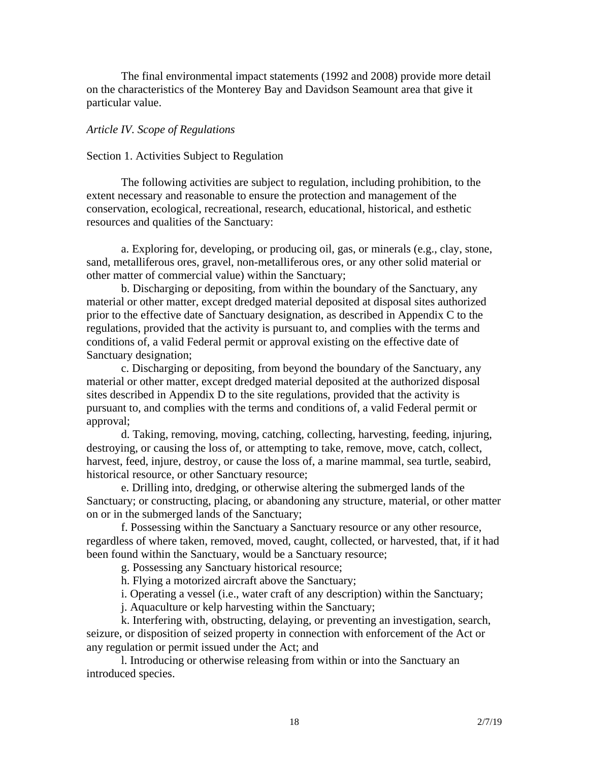The final environmental impact statements (1992 and 2008) provide more detail on the characteristics of the Monterey Bay and Davidson Seamount area that give it particular value.

*Article IV. Scope of Regulations*

Section 1. Activities Subject to Regulation

The following activities are subject to regulation, including prohibition, to the extent necessary and reasonable to ensure the protection and management of the conservation, ecological, recreational, research, educational, historical, and esthetic resources and qualities of the Sanctuary:

a. Exploring for, developing, or producing oil, gas, or minerals (e.g., clay, stone, sand, metalliferous ores, gravel, non-metalliferous ores, or any other solid material or other matter of commercial value) within the Sanctuary;

b. Discharging or depositing, from within the boundary of the Sanctuary, any material or other matter, except dredged material deposited at disposal sites authorized prior to the effective date of Sanctuary designation, as described in Appendix C to the regulations, provided that the activity is pursuant to, and complies with the terms and conditions of, a valid Federal permit or approval existing on the effective date of Sanctuary designation;

c. Discharging or depositing, from beyond the boundary of the Sanctuary, any material or other matter, except dredged material deposited at the authorized disposal sites described in Appendix D to the site regulations, provided that the activity is pursuant to, and complies with the terms and conditions of, a valid Federal permit or approval;

d. Taking, removing, moving, catching, collecting, harvesting, feeding, injuring, destroying, or causing the loss of, or attempting to take, remove, move, catch, collect, harvest, feed, injure, destroy, or cause the loss of, a marine mammal, sea turtle, seabird, historical resource, or other Sanctuary resource;

e. Drilling into, dredging, or otherwise altering the submerged lands of the Sanctuary; or constructing, placing, or abandoning any structure, material, or other matter on or in the submerged lands of the Sanctuary;

f. Possessing within the Sanctuary a Sanctuary resource or any other resource, regardless of where taken, removed, moved, caught, collected, or harvested, that, if it had been found within the Sanctuary, would be a Sanctuary resource;

g. Possessing any Sanctuary historical resource;

h. Flying a motorized aircraft above the Sanctuary;

i. Operating a vessel (i.e., water craft of any description) within the Sanctuary;

j. Aquaculture or kelp harvesting within the Sanctuary;

k. Interfering with, obstructing, delaying, or preventing an investigation, search, seizure, or disposition of seized property in connection with enforcement of the Act or any regulation or permit issued under the Act; and

l. Introducing or otherwise releasing from within or into the Sanctuary an introduced species.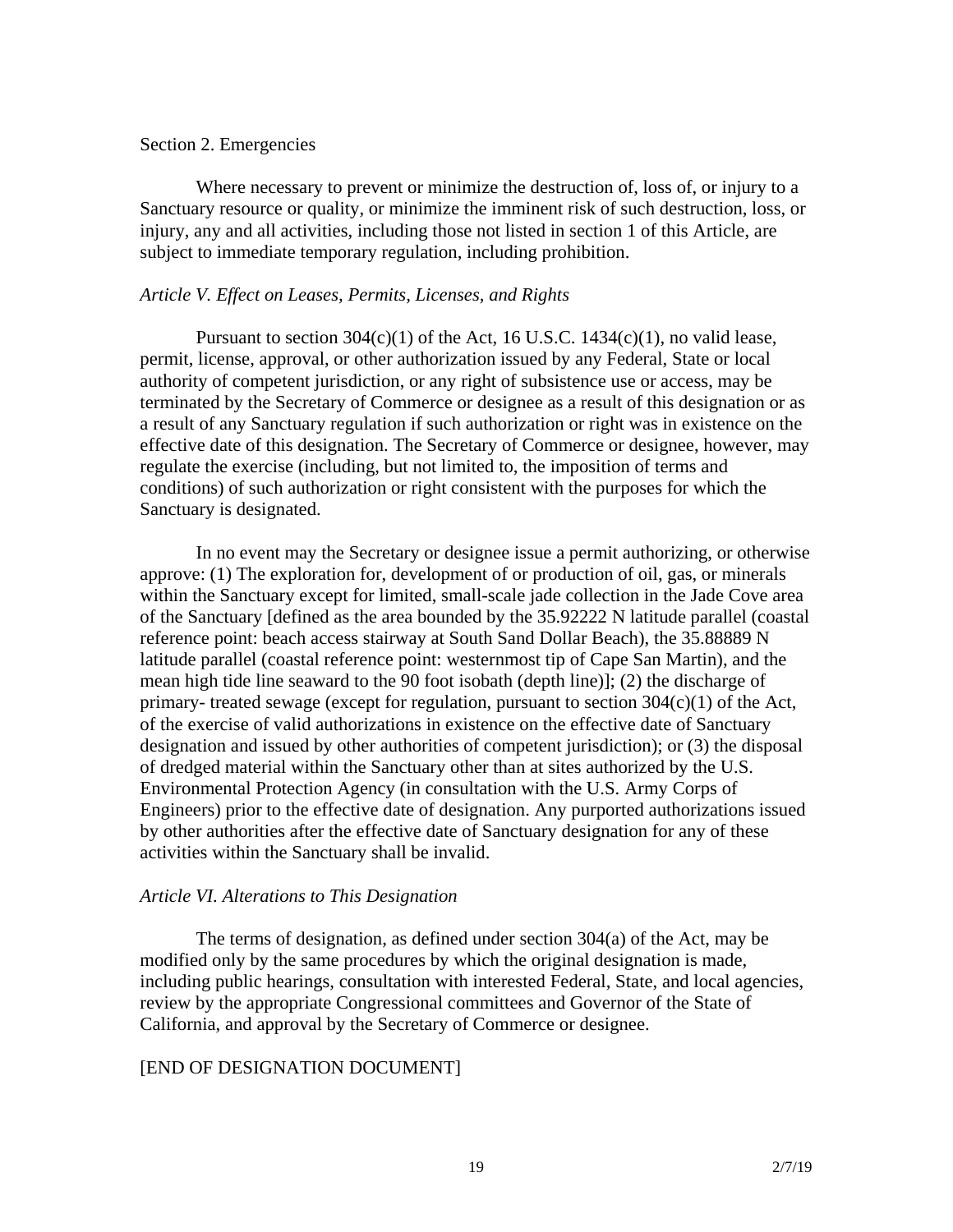Section 2. Emergencies

Where necessary to prevent or minimize the destruction of, loss of, or injury to a Sanctuary resource or quality, or minimize the imminent risk of such destruction, loss, or injury, any and all activities, including those not listed in section 1 of this Article, are subject to immediate temporary regulation, including prohibition.

*Article V. Effect on Leases, Permits, Licenses, and Rights*

Pursuant to section 304(c)(1) of the Act, 16 U.S.C. 1434(c)(1), no valid lease, permit, license, approval, or other authorization issued by any Federal, State or local authority of competent jurisdiction, or any right of subsistence use or access, may be terminated by the Secretary of Commerce or designee as a result of this designation or as a result of any Sanctuary regulation if such authorization or right was in existence on the effective date of this designation. The Secretary of Commerce or designee, however, may regulate the exercise (including, but not limited to, the imposition of terms and conditions) of such authorization or right consistent with the purposes for which the Sanctuary is designated.

In no event may the Secretary or designee issue a permit authorizing, or otherwise approve: (1) The exploration for, development of or production of oil, gas, or minerals within the Sanctuary except for limited, small-scale jade collection in the Jade Cove area of the Sanctuary [defined as the area bounded by the 35.92222 N latitude parallel (coastal reference point: beach access stairway at South Sand Dollar Beach), the 35.88889 N latitude parallel (coastal reference point: westernmost tip of Cape San Martin), and the mean high tide line seaward to the 90 foot isobath (depth line)]; (2) the discharge of primary- treated sewage (except for regulation, pursuant to section 304(c)(1) of the Act, of the exercise of valid authorizations in existence on the effective date of Sanctuary designation and issued by other authorities of competent jurisdiction); or (3) the disposal of dredged material within the Sanctuary other than at sites authorized by the U.S. Environmental Protection Agency (in consultation with the U.S. Army Corps of Engineers) prior to the effective date of designation. Any purported authorizations issued by other authorities after the effective date of Sanctuary designation for any of these activities within the Sanctuary shall be invalid.

*Article VI. Alterations to This Designation*

The terms of designation, as defined under section 304(a) of the Act, may be modified only by the same procedures by which the original designation is made, including public hearings, consultation with interested Federal, State, and local agencies, review by the appropriate Congressional committees and Governor of the State of California, and approval by the Secretary of Commerce or designee.

[END OF DESIGNATION DOCUMENT]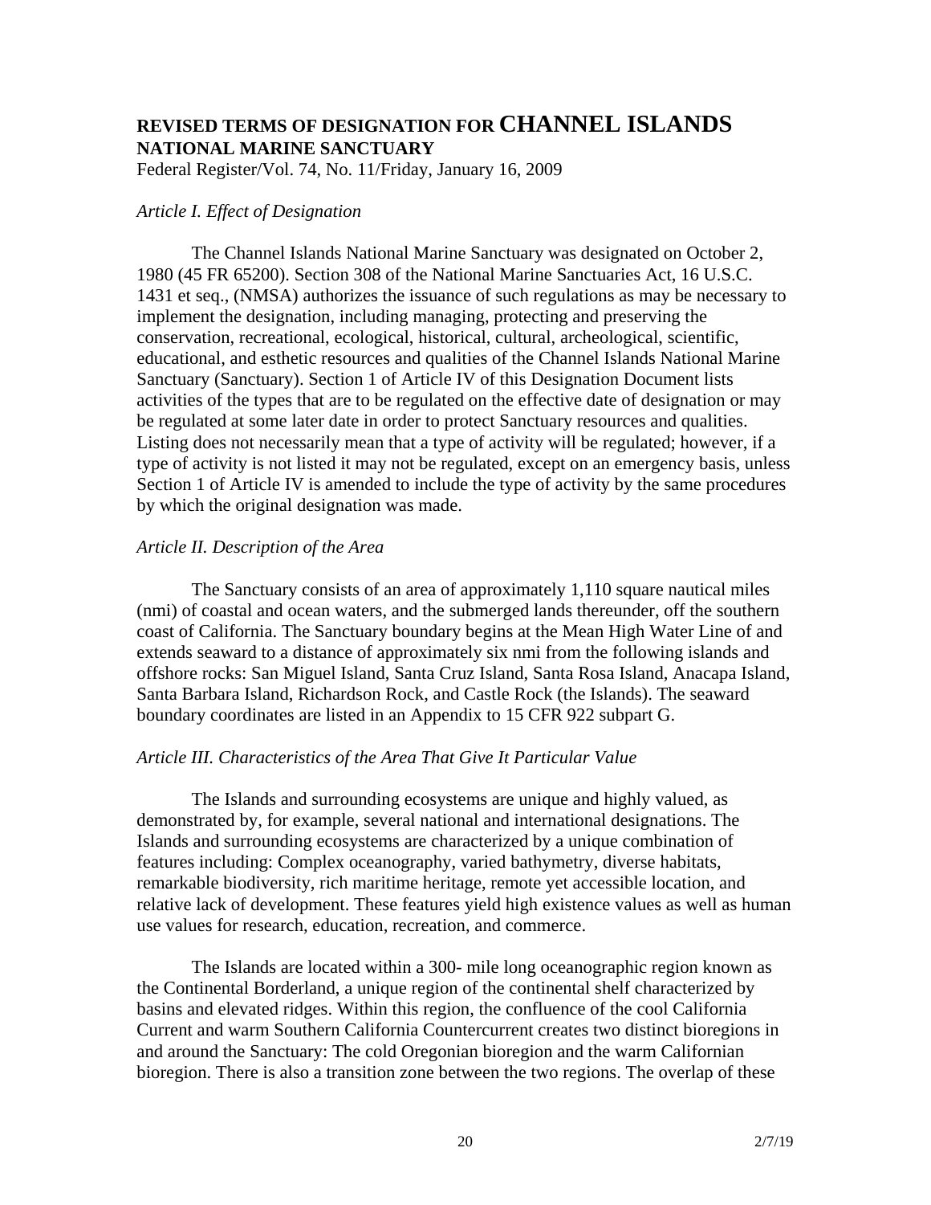## REVISED TERMS OF DESIGNATION FOR CHANNEL ISLANDS NATIONAL MARINE SANCTUARY

Federal Register/Vol. 74, No. 11/Friday, January 16, 2009

### *Article I. Effect of Designation*

The Channel Islands National Marine Sanctuary was designated on October 2, 1980 (45 FR 65200). Section 308 of the National Marine Sanctuaries Act, 16 U.S.C. 1431 et seq., (NMSA) authorizes the issuance of such regulations as may be necessary to implement the designation, including managing, protecting and preserving the conservation, recreational, ecological, historical, cultural, archeological, scientific, educational, and esthetic resources and qualities of the Channel Islands National Marine Sanctuary (Sanctuary). Section 1 of Article IV of this Designation Document lists activities of the types that are to be regulated on the effective date of designation or may be regulated at some later date in order to protect Sanctuary resources and qualities. Listing does not necessarily mean that a type of activity will be regulated; however, if a type of activity is not listed it may not be regulated, except on an emergency basis, unless Section 1 of Article IV is amended to include the type of activity by the same procedures by which the original designation was made.

### *Article II. Description of the Area*

The Sanctuary consists of an area of approximately 1,110 square nautical miles (nmi) of coastal and ocean waters, and the submerged lands thereunder, off the southern coast of California. The Sanctuary boundary begins at the Mean High Water Line of and extends seaward to a distance of approximately six nmi from the following islands and offshore rocks: San Miguel Island, Santa Cruz Island, Santa Rosa Island, Anacapa Island, Santa Barbara Island, Richardson Rock, and Castle Rock (the Islands). The seaward boundary coordinates are listed in an Appendix to 15 CFR 922 subpart G.

### *Article III. Characteristics of the Area That Give It Particular Value*

The Islands and surrounding ecosystems are unique and highly valued, as demonstrated by, for example, several national and international designations. The Islands and surrounding ecosystems are characterized by a unique combination of features including: Complex oceanography, varied bathymetry, diverse habitats, remarkable biodiversity, rich maritime heritage, remote yet accessible location, and relative lack of development. These features yield high existence values as well as human use values for research, education, recreation, and commerce.

The Islands are located within a 300- mile long oceanographic region known as the Continental Borderland, a unique region of the continental shelf characterized by basins and elevated ridges. Within this region, the confluence of the cool California Current and warm Southern California Countercurrent creates two distinct bioregions in and around the Sanctuary: The cold Oregonian bioregion and the warm Californian bioregion. There is also a transition zone between the two regions. The overlap of these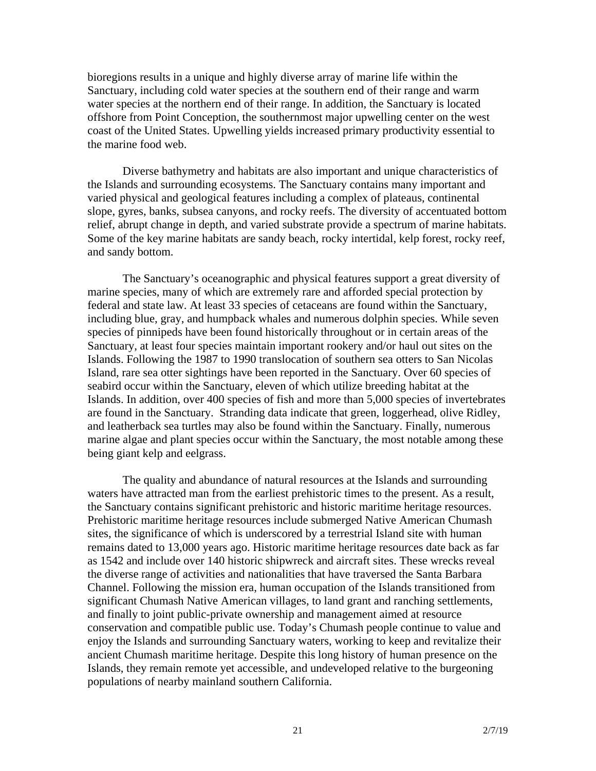bioregions results in a unique and highly diverse array of marine life within the Sanctuary, including cold water species at the southern end of their range and warm water species at the northern end of their range. In addition, the Sanctuary is located offshore from Point Conception, the southernmost major upwelling center on the west coast of the United States. Upwelling yields increased primary productivity essential to the marine food web.

Diverse bathymetry and habitats are also important and unique characteristics of the Islands and surrounding ecosystems. The Sanctuary contains many important and varied physical and geological features including a complex of plateaus, continental slope, gyres, banks, subsea canyons, and rocky reefs. The diversity of accentuated bottom relief, abrupt change in depth, and varied substrate provide a spectrum of marine habitats. Some of the key marine habitats are sandy beach, rocky intertidal, kelp forest, rocky reef, and sandy bottom.

The Sanctuary's oceanographic and physical features support a great diversity of marine species, many of which are extremely rare and afforded special protection by federal and state law. At least 33 species of cetaceans are found within the Sanctuary, including blue, gray, and humpback whales and numerous dolphin species. While seven species of pinnipeds have been found historically throughout or in certain areas of the Sanctuary, at least four species maintain important rookery and/or haul out sites on the Islands. Following the 1987 to 1990 translocation of southern sea otters to San Nicolas Island, rare sea otter sightings have been reported in the Sanctuary. Over 60 species of seabird occur within the Sanctuary, eleven of which utilize breeding habitat at the Islands. In addition, over 400 species of fish and more than 5,000 species of invertebrates are found in the Sanctuary. Stranding data indicate that green, loggerhead, olive Ridley, and leatherback sea turtles may also be found within the Sanctuary. Finally, numerous marine algae and plant species occur within the Sanctuary, the most notable among these being giant kelp and eelgrass.

The quality and abundance of natural resources at the Islands and surrounding waters have attracted man from the earliest prehistoric times to the present. As a result, the Sanctuary contains significant prehistoric and historic maritime heritage resources. Prehistoric maritime heritage resources include submerged Native American Chumash sites, the significance of which is underscored by a terrestrial Island site with human remains dated to 13,000 years ago. Historic maritime heritage resources date back as far as 1542 and include over 140 historic shipwreck and aircraft sites. These wrecks reveal the diverse range of activities and nationalities that have traversed the Santa Barbara Channel. Following the mission era, human occupation of the Islands transitioned from significant Chumash Native American villages, to land grant and ranching settlements, and finally to joint public-private ownership and management aimed at resource conservation and compatible public use. Today's Chumash people continue to value and enjoy the Islands and surrounding Sanctuary waters, working to keep and revitalize their ancient Chumash maritime heritage. Despite this long history of human presence on the Islands, they remain remote yet accessible, and undeveloped relative to the burgeoning populations of nearby mainland southern California.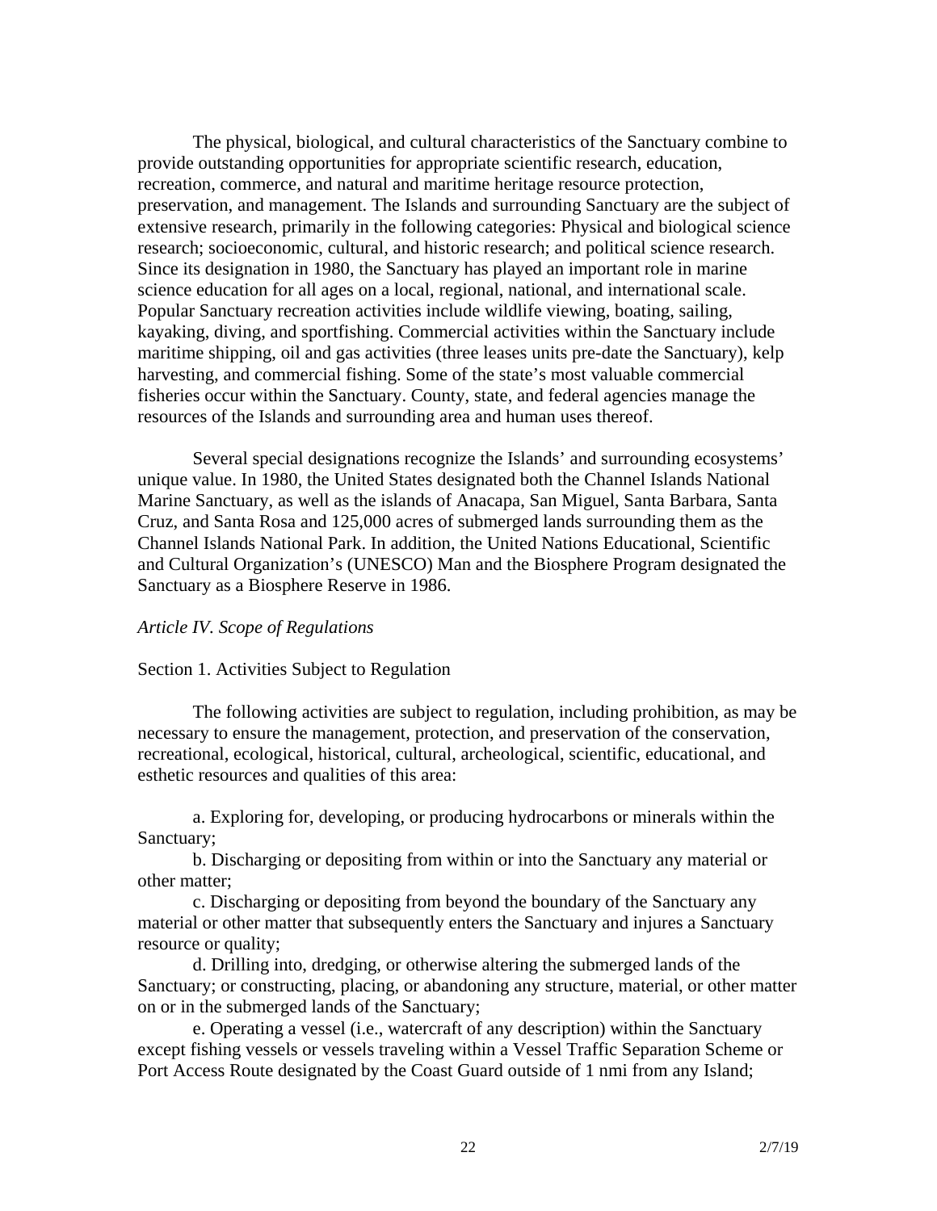The physical, biological, and cultural characteristics of the Sanctuary combine to provide outstanding opportunities for appropriate scientific research, education, recreation, commerce, and natural and maritime heritage resource protection, preservation, and management. The Islands and surrounding Sanctuary are the subject of extensive research, primarily in the following categories: Physical and biological science research; socioeconomic, cultural, and historic research; and political science research. Since its designation in 1980, the Sanctuary has played an important role in marine science education for all ages on a local, regional, national, and international scale. Popular Sanctuary recreation activities include wildlife viewing, boating, sailing, kayaking, diving, and sportfishing. Commercial activities within the Sanctuary include maritime shipping, oil and gas activities (three leases units pre-date the Sanctuary), kelp harvesting, and commercial fishing. Some of the state's most valuable commercial fisheries occur within the Sanctuary. County, state, and federal agencies manage the resources of the Islands and surrounding area and human uses thereof.

Several special designations recognize the Islands' and surrounding ecosystems' unique value. In 1980, the United States designated both the Channel Islands National Marine Sanctuary, as well as the islands of Anacapa, San Miguel, Santa Barbara, Santa Cruz, and Santa Rosa and 125,000 acres of submerged lands surrounding them as the Channel Islands National Park. In addition, the United Nations Educational, Scientific and Cultural Organization's (UNESCO) Man and the Biosphere Program designated the Sanctuary as a Biosphere Reserve in 1986.

*Article IV. Scope of Regulations*

Section 1. Activities Subject to Regulation

The following activities are subject to regulation, including prohibition, as may be necessary to ensure the management, protection, and preservation of the conservation, recreational, ecological, historical, cultural, archeological, scientific, educational, and esthetic resources and qualities of this area:

a. Exploring for, developing, or producing hydrocarbons or minerals within the Sanctuary;

b. Discharging or depositing from within or into the Sanctuary any material or other matter;

c. Discharging or depositing from beyond the boundary of the Sanctuary any material or other matter that subsequently enters the Sanctuary and injures a Sanctuary resource or quality;

d. Drilling into, dredging, or otherwise altering the submerged lands of the Sanctuary; or constructing, placing, or abandoning any structure, material, or other matter on or in the submerged lands of the Sanctuary;

e. Operating a vessel (i.e., watercraft of any description) within the Sanctuary except fishing vessels or vessels traveling within a Vessel Traffic Separation Scheme or Port Access Route designated by the Coast Guard outside of 1 nmi from any Island;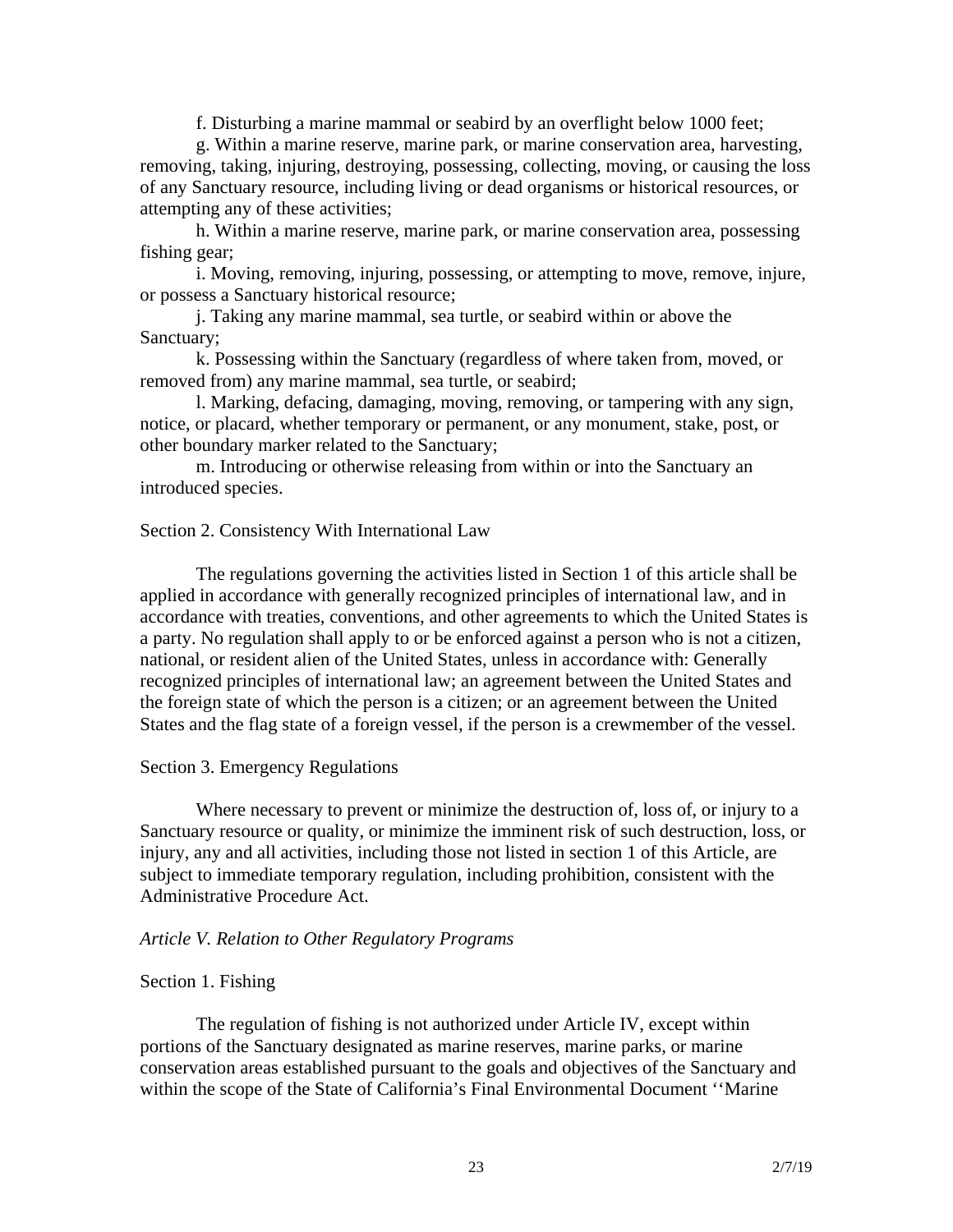f. Disturbing a marine mammal or seabird by an overflight below 1000 feet;

g. Within a marine reserve, marine park, or marine conservation area, harvesting, removing, taking, injuring, destroying, possessing, collecting, moving, or causing the loss of any Sanctuary resource, including living or dead organisms or historical resources, or attempting any of these activities;

h. Within a marine reserve, marine park, or marine conservation area, possessing fishing gear;

i. Moving, removing, injuring, possessing, or attempting to move, remove, injure, or possess a Sanctuary historical resource;

j. Taking any marine mammal, sea turtle, or seabird within or above the Sanctuary;

k. Possessing within the Sanctuary (regardless of where taken from, moved, or removed from) any marine mammal, sea turtle, or seabird;

l. Marking, defacing, damaging, moving, removing, or tampering with any sign, notice, or placard, whether temporary or permanent, or any monument, stake, post, or other boundary marker related to the Sanctuary;

m. Introducing or otherwise releasing from within or into the Sanctuary an introduced species.

Section 2. Consistency With International Law

The regulations governing the activities listed in Section 1 of this article shall be applied in accordance with generally recognized principles of international law, and in accordance with treaties, conventions, and other agreements to which the United States is a party. No regulation shall apply to or be enforced against a person who is not a citizen, national, or resident alien of the United States, unless in accordance with: Generally recognized principles of international law; an agreement between the United States and the foreign state of which the person is a citizen; or an agreement between the United States and the flag state of a foreign vessel, if the person is a crewmember of the vessel.

Section 3. Emergency Regulations

Where necessary to prevent or minimize the destruction of, loss of, or injury to a Sanctuary resource or quality, or minimize the imminent risk of such destruction, loss, or injury, any and all activities, including those not listed in section 1 of this Article, are subject to immediate temporary regulation, including prohibition, consistent with the Administrative Procedure Act.

*Article V. Relation to Other Regulatory Programs*

Section 1. Fishing

The regulation of fishing is not authorized under Article IV, except within portions of the Sanctuary designated as marine reserves, marine parks, or marine conservation areas established pursuant to the goals and objectives of the Sanctuary and within the scope of the State of California's Final Environmental Document ''Marine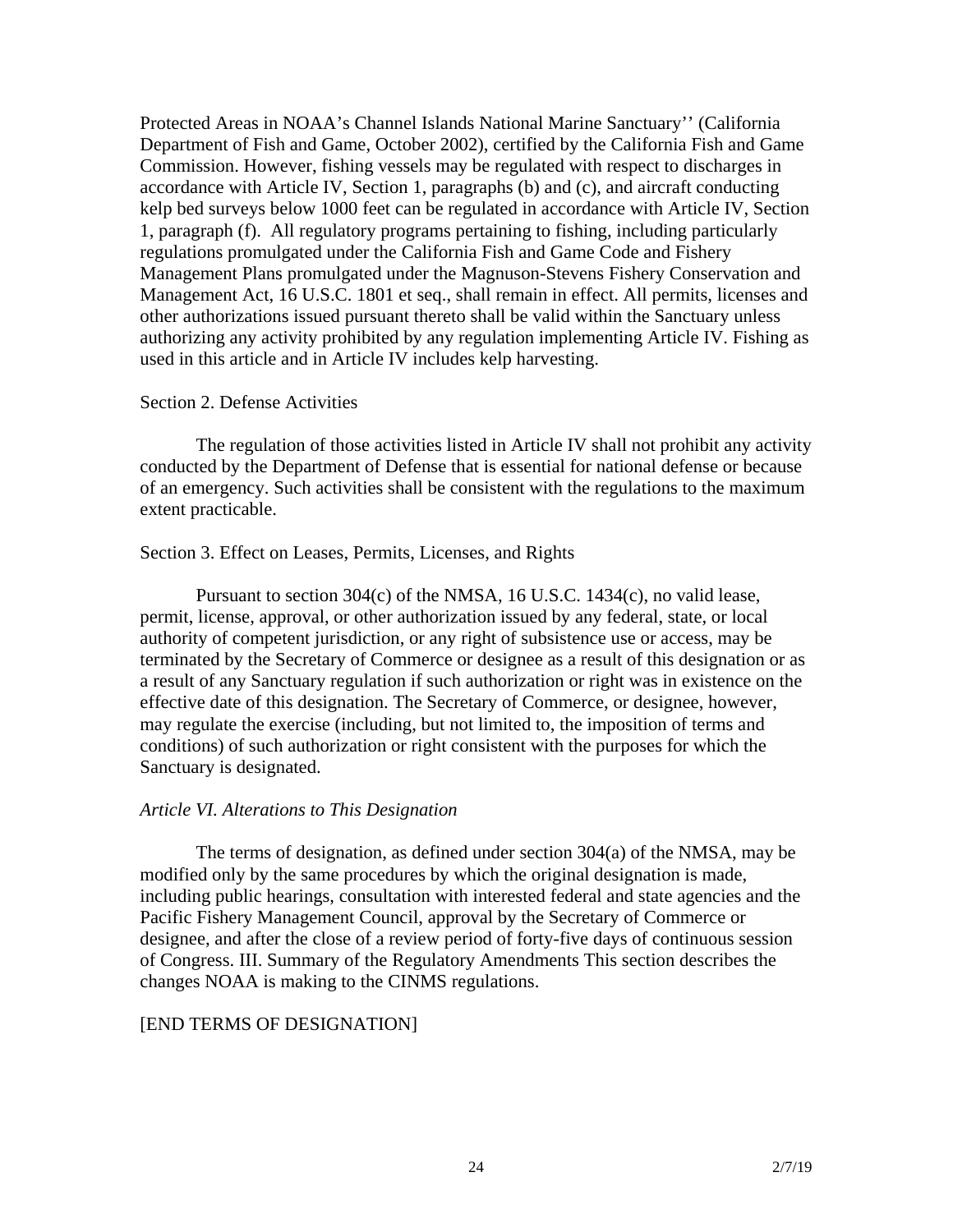Protected Areas in NOAA's Channel Islands National Marine Sanctuary'' (California Department of Fish and Game, October 2002), certified by the California Fish and Game Commission. However, fishing vessels may be regulated with respect to discharges in accordance with Article IV, Section 1, paragraphs (b) and (c), and aircraft conducting kelp bed surveys below 1000 feet can be regulated in accordance with Article IV, Section 1, paragraph (f). All regulatory programs pertaining to fishing, including particularly regulations promulgated under the California Fish and Game Code and Fishery Management Plans promulgated under the Magnuson-Stevens Fishery Conservation and Management Act, 16 U.S.C. 1801 et seq., shall remain in effect. All permits, licenses and other authorizations issued pursuant thereto shall be valid within the Sanctuary unless authorizing any activity prohibited by any regulation implementing Article IV. Fishing as used in this article and in Article IV includes kelp harvesting.

Section 2. Defense Activities

The regulation of those activities listed in Article IV shall not prohibit any activity conducted by the Department of Defense that is essential for national defense or because of an emergency. Such activities shall be consistent with the regulations to the maximum extent practicable.

Section 3. Effect on Leases, Permits, Licenses, and Rights

Pursuant to section 304(c) of the NMSA, 16 U.S.C. 1434(c), no valid lease, permit, license, approval, or other authorization issued by any federal, state, or local authority of competent jurisdiction, or any right of subsistence use or access, may be terminated by the Secretary of Commerce or designee as a result of this designation or as a result of any Sanctuary regulation if such authorization or right was in existence on the effective date of this designation. The Secretary of Commerce, or designee, however, may regulate the exercise (including, but not limited to, the imposition of terms and conditions) of such authorization or right consistent with the purposes for which the Sanctuary is designated.

*Article VI. Alterations to This Designation*

The terms of designation, as defined under section 304(a) of the NMSA, may be modified only by the same procedures by which the original designation is made, including public hearings, consultation with interested federal and state agencies and the Pacific Fishery Management Council, approval by the Secretary of Commerce or designee, and after the close of a review period of forty-five days of continuous session of Congress. III. Summary of the Regulatory Amendments This section describes the changes NOAA is making to the CINMS regulations.

[END TERMS OF DESIGNATION]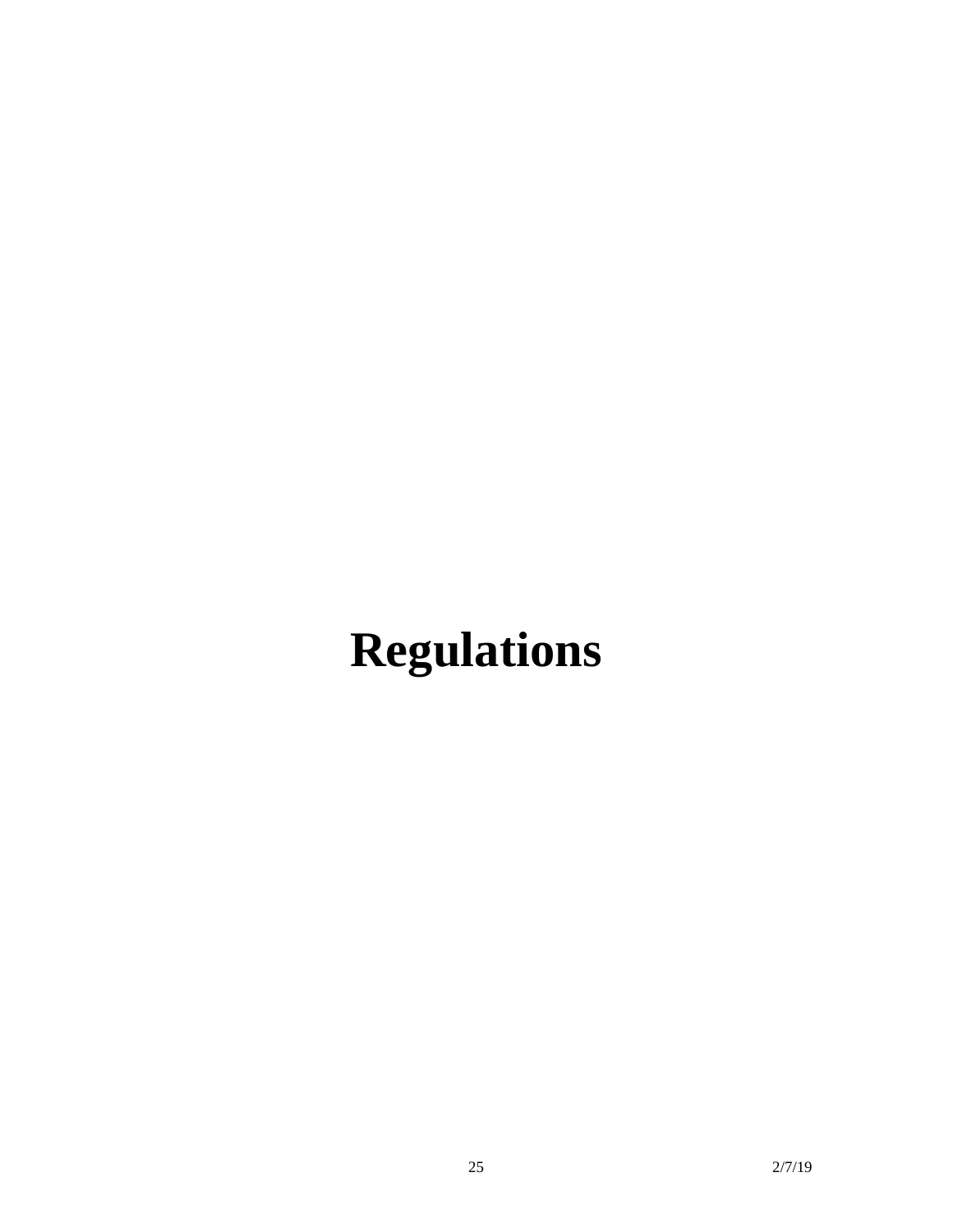# Regulations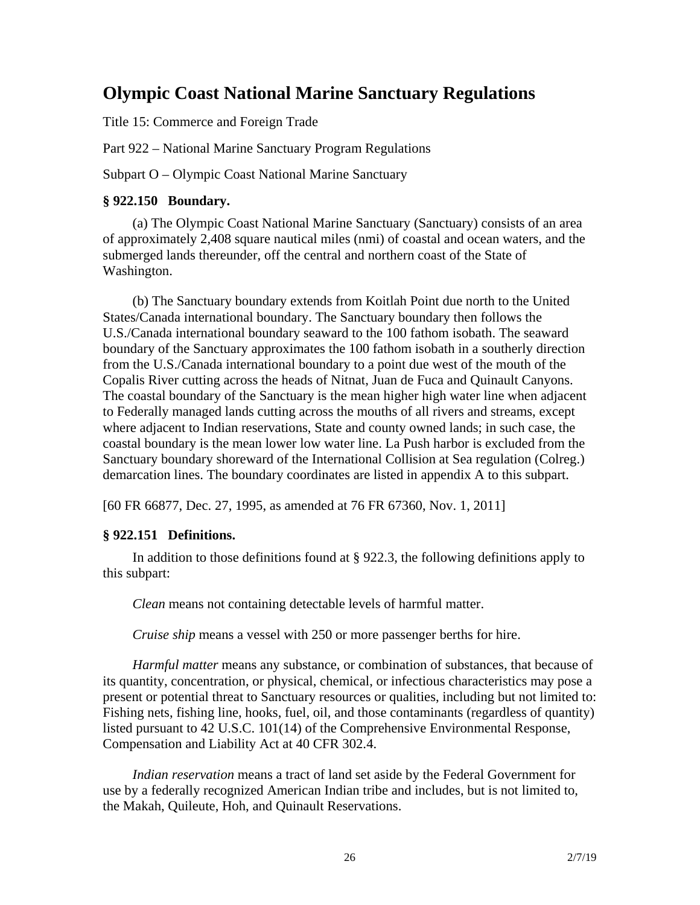# Olympic Coast National Marine Sanctuary Regulations

Title 15: Commerce and Foreign Trade

Part 922 – National Marine Sanctuary Program Regulations

Subpart O – Olympic Coast National Marine Sanctuary

### § 922.150 Boundary.

(a) The Olympic Coast National Marine Sanctuary (Sanctuary) consists of an area of approximately 2,408 square nautical miles (nmi) of coastal and ocean waters, and the submerged lands thereunder, off the central and northern coast of the State of Washington.

(b) The Sanctuary boundary extends from Koitlah Point due north to the United States/Canada international boundary. The Sanctuary boundary then follows the U.S./Canada international boundary seaward to the 100 fathom isobath. The seaward boundary of the Sanctuary approximates the 100 fathom isobath in a southerly direction from the U.S./Canada international boundary to a point due west of the mouth of the Copalis River cutting across the heads of Nitnat, Juan de Fuca and Quinault Canyons. The coastal boundary of the Sanctuary is the mean higher high water line when adjacent to Federally managed lands cutting across the mouths of all rivers and streams, except where adjacent to Indian reservations, State and county owned lands; in such case, the coastal boundary is the mean lower low water line. La Push harbor is excluded from the Sanctuary boundary shoreward of the International Collision at Sea regulation (Colreg.) demarcation lines. The boundary coordinates are listed in appendix A to this subpart.

[60 FR 66877, Dec. 27, 1995, as amended at 76 FR 67360, Nov. 1, 2011]

### § 922.151 Definitions.

In addition to those definitions found at § 922.3, the following definitions apply to this subpart:

*Clean* means not containing detectable levels of harmful matter.

*Cruise ship* means a vessel with 250 or more passenger berths for hire.

*Harmful matter* means any substance, or combination of substances, that because of its quantity, concentration, or physical, chemical, or infectious characteristics may pose a present or potential threat to Sanctuary resources or qualities, including but not limited to: Fishing nets, fishing line, hooks, fuel, oil, and those contaminants (regardless of quantity) listed pursuant to 42 U.S.C. 101(14) of the Comprehensive Environmental Response, Compensation and Liability Act at 40 CFR 302.4.

*Indian reservation* means a tract of land set aside by the Federal Government for use by a federally recognized American Indian tribe and includes, but is not limited to, the Makah, Quileute, Hoh, and Quinault Reservations.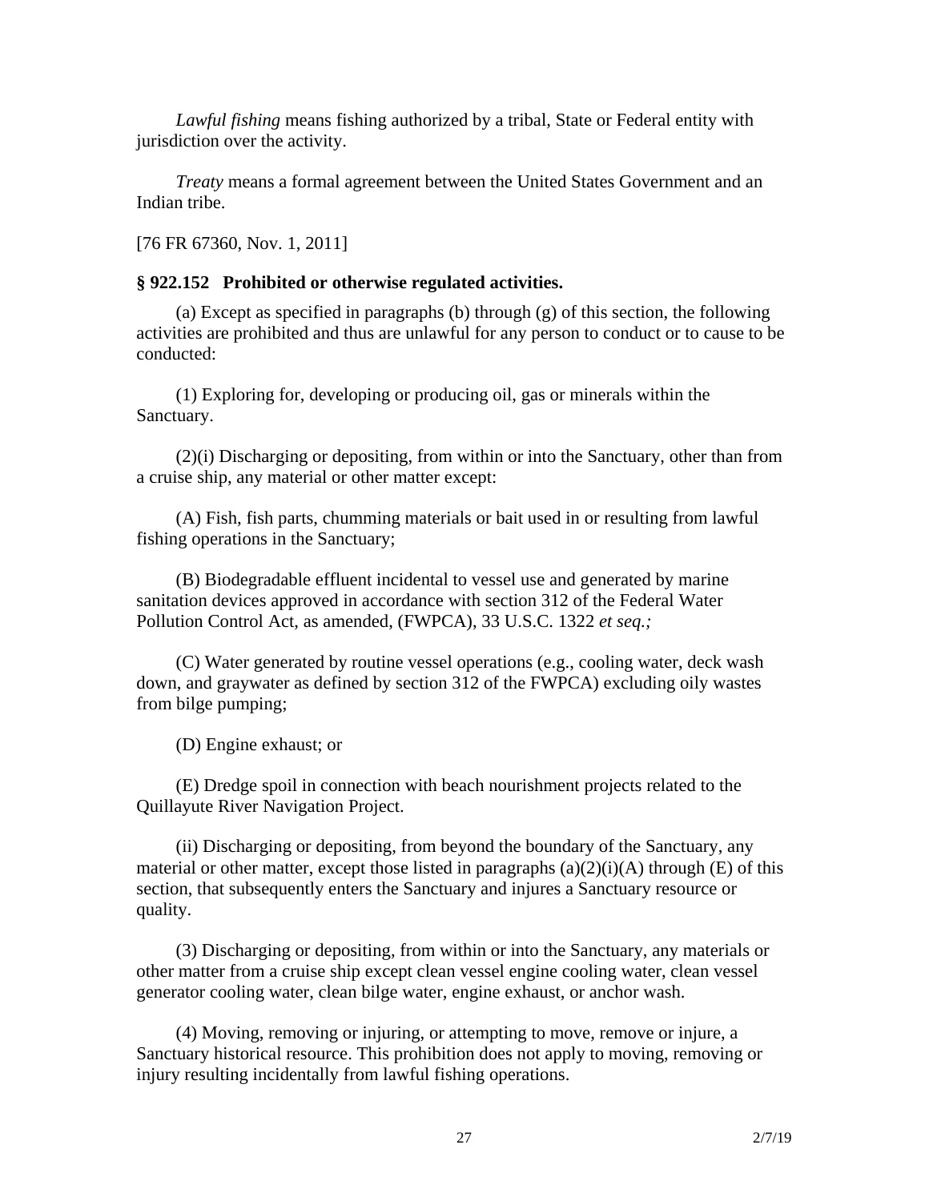*Lawful fishing* means fishing authorized by a tribal, State or Federal entity with jurisdiction over the activity.

*Treaty* means a formal agreement between the United States Government and an Indian tribe.

[76 FR 67360, Nov. 1, 2011]

### § 922.152 Prohibited or otherwise regulated activities.

(a) Except as specified in paragraphs (b) through (g) of this section, the following activities are prohibited and thus are unlawful for any person to conduct or to cause to be conducted:

(1) Exploring for, developing or producing oil, gas or minerals within the Sanctuary.

(2)(i) Discharging or depositing, from within or into the Sanctuary, other than from a cruise ship, any material or other matter except:

(A) Fish, fish parts, chumming materials or bait used in or resulting from lawful fishing operations in the Sanctuary;

(B) Biodegradable effluent incidental to vessel use and generated by marine sanitation devices approved in accordance with section 312 of the Federal Water Pollution Control Act, as amended, (FWPCA), 33 U.S.C. 1322 *et seq.;*

(C) Water generated by routine vessel operations (e.g., cooling water, deck wash down, and graywater as defined by section 312 of the FWPCA) excluding oily wastes from bilge pumping;

(D) Engine exhaust; or

(E) Dredge spoil in connection with beach nourishment projects related to the Quillayute River Navigation Project.

(ii) Discharging or depositing, from beyond the boundary of the Sanctuary, any material or other matter, except those listed in paragraphs (a)(2)(i)(A) through (E) of this section, that subsequently enters the Sanctuary and injures a Sanctuary resource or quality.

(3) Discharging or depositing, from within or into the Sanctuary, any materials or other matter from a cruise ship except clean vessel engine cooling water, clean vessel generator cooling water, clean bilge water, engine exhaust, or anchor wash.

(4) Moving, removing or injuring, or attempting to move, remove or injure, a Sanctuary historical resource. This prohibition does not apply to moving, removing or injury resulting incidentally from lawful fishing operations.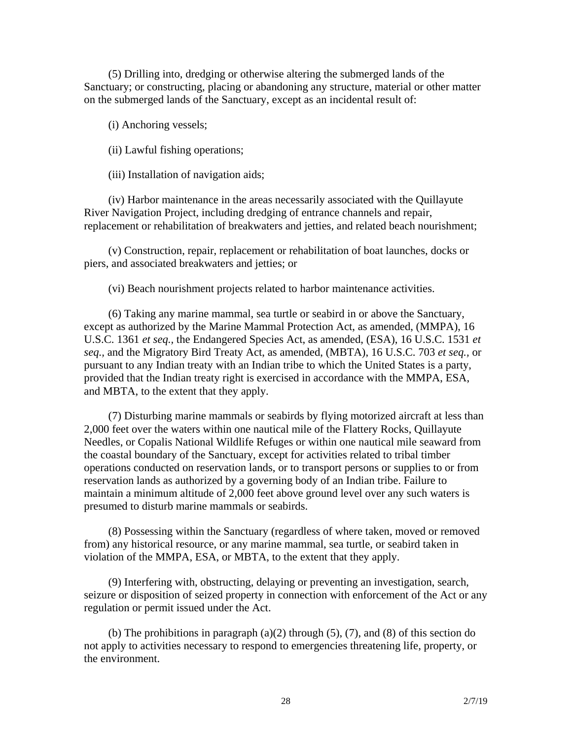(5) Drilling into, dredging or otherwise altering the submerged lands of the Sanctuary; or constructing, placing or abandoning any structure, material or other matter on the submerged lands of the Sanctuary, except as an incidental result of:

(i) Anchoring vessels;

(ii) Lawful fishing operations;

(iii) Installation of navigation aids;

(iv) Harbor maintenance in the areas necessarily associated with the Quillayute River Navigation Project, including dredging of entrance channels and repair, replacement or rehabilitation of breakwaters and jetties, and related beach nourishment;

(v) Construction, repair, replacement or rehabilitation of boat launches, docks or piers, and associated breakwaters and jetties; or

(vi) Beach nourishment projects related to harbor maintenance activities.

(6) Taking any marine mammal, sea turtle or seabird in or above the Sanctuary, except as authorized by the Marine Mammal Protection Act, as amended, (MMPA), 16 U.S.C. 1361 *et seq.*, the Endangered Species Act, as amended, (ESA), 16 U.S.C. 1531 *et seq.*, and the Migratory Bird Treaty Act, as amended, (MBTA), 16 U.S.C. 703 *et seq.*, or pursuant to any Indian treaty with an Indian tribe to which the United States is a party, provided that the Indian treaty right is exercised in accordance with the MMPA, ESA, and MBTA, to the extent that they apply.

(7) Disturbing marine mammals or seabirds by flying motorized aircraft at less than 2,000 feet over the waters within one nautical mile of the Flattery Rocks, Quillayute Needles, or Copalis National Wildlife Refuges or within one nautical mile seaward from the coastal boundary of the Sanctuary, except for activities related to tribal timber operations conducted on reservation lands, or to transport persons or supplies to or from reservation lands as authorized by a governing body of an Indian tribe. Failure to maintain a minimum altitude of 2,000 feet above ground level over any such waters is presumed to disturb marine mammals or seabirds.

(8) Possessing within the Sanctuary (regardless of where taken, moved or removed from) any historical resource, or any marine mammal, sea turtle, or seabird taken in violation of the MMPA, ESA, or MBTA, to the extent that they apply.

(9) Interfering with, obstructing, delaying or preventing an investigation, search, seizure or disposition of seized property in connection with enforcement of the Act or any regulation or permit issued under the Act.

(b) The prohibitions in paragraph (a)(2) through (5), (7), and (8) of this section do not apply to activities necessary to respond to emergencies threatening life, property, or the environment.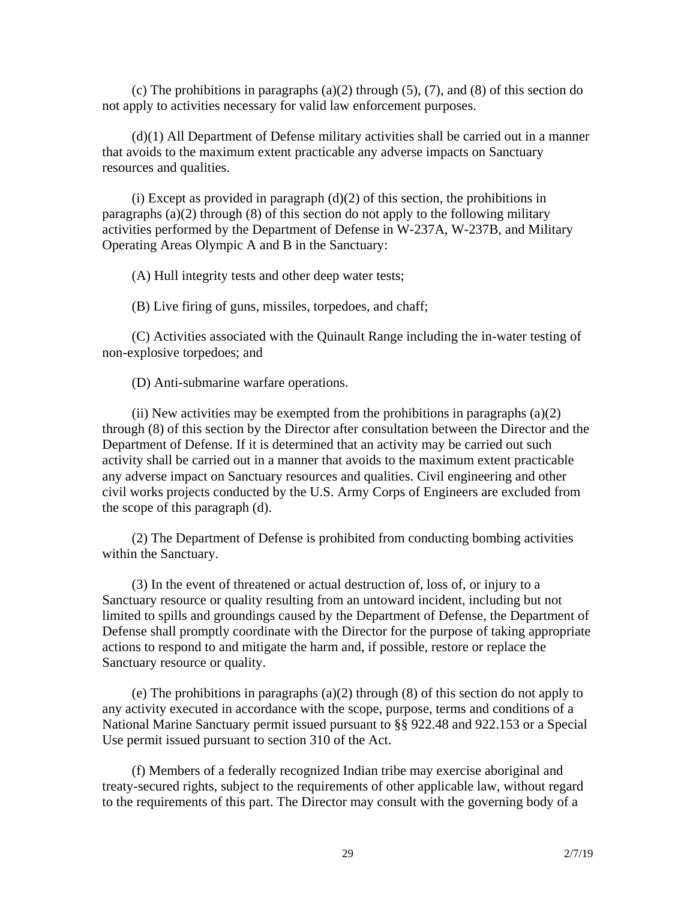(c) The prohibitions in paragraphs (a)(2) through (5), (7), and (8) of this section do not apply to activities necessary for valid law enforcement purposes.

(d)(1) All Department of Defense military activities shall be carried out in a manner that avoids to the maximum extent practicable any adverse impacts on Sanctuary resources and qualities.

(i) Except as provided in paragraph (d)(2) of this section, the prohibitions in paragraphs (a)(2) through (8) of this section do not apply to the following military activities performed by the Department of Defense in W-237A, W-237B, and Military Operating Areas Olympic A and B in the Sanctuary:

(A) Hull integrity tests and other deep water tests;

(B) Live firing of guns, missiles, torpedoes, and chaff;

(C) Activities associated with the Quinault Range including the in-water testing of non-explosive torpedoes; and

(D) Anti-submarine warfare operations.

(ii) New activities may be exempted from the prohibitions in paragraphs (a)(2) through (8) of this section by the Director after consultation between the Director and the Department of Defense. If it is determined that an activity may be carried out such activity shall be carried out in a manner that avoids to the maximum extent practicable any adverse impact on Sanctuary resources and qualities. Civil engineering and other civil works projects conducted by the U.S. Army Corps of Engineers are excluded from the scope of this paragraph (d).

(2) The Department of Defense is prohibited from conducting bombing activities within the Sanctuary.

(3) In the event of threatened or actual destruction of, loss of, or injury to a Sanctuary resource or quality resulting from an untoward incident, including but not limited to spills and groundings caused by the Department of Defense, the Department of Defense shall promptly coordinate with the Director for the purpose of taking appropriate actions to respond to and mitigate the harm and, if possible, restore or replace the Sanctuary resource or quality.

(e) The prohibitions in paragraphs (a)(2) through (8) of this section do not apply to any activity executed in accordance with the scope, purpose, terms and conditions of a National Marine Sanctuary permit issued pursuant to §§ 922.48 and 922.153 or a Special Use permit issued pursuant to section 310 of the Act.

(f) Members of a federally recognized Indian tribe may exercise aboriginal and treaty-secured rights, subject to the requirements of other applicable law, without regard to the requirements of this part. The Director may consult with the governing body of a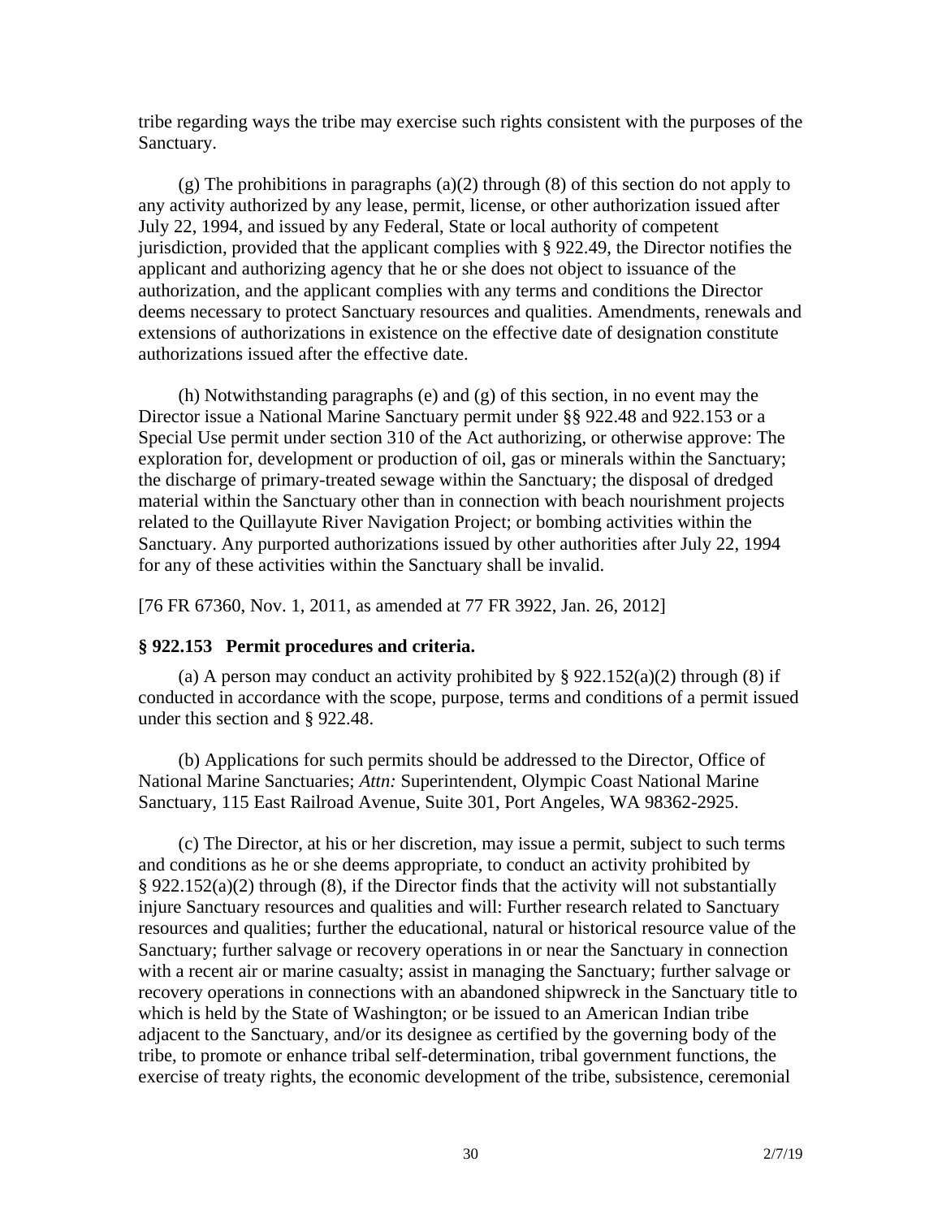tribe regarding ways the tribe may exercise such rights consistent with the purposes of the Sanctuary.

(g) The prohibitions in paragraphs (a)(2) through (8) of this section do not apply to any activity authorized by any lease, permit, license, or other authorization issued after July 22, 1994, and issued by any Federal, State or local authority of competent jurisdiction, provided that the applicant complies with § 922.49, the Director notifies the applicant and authorizing agency that he or she does not object to issuance of the authorization, and the applicant complies with any terms and conditions the Director deems necessary to protect Sanctuary resources and qualities. Amendments, renewals and extensions of authorizations in existence on the effective date of designation constitute authorizations issued after the effective date.

(h) Notwithstanding paragraphs (e) and (g) of this section, in no event may the Director issue a National Marine Sanctuary permit under §§ 922.48 and 922.153 or a Special Use permit under section 310 of the Act authorizing, or otherwise approve: The exploration for, development or production of oil, gas or minerals within the Sanctuary; the discharge of primary-treated sewage within the Sanctuary; the disposal of dredged material within the Sanctuary other than in connection with beach nourishment projects related to the Quillayute River Navigation Project; or bombing activities within the Sanctuary. Any purported authorizations issued by other authorities after July 22, 1994 for any of these activities within the Sanctuary shall be invalid.

[76 FR 67360, Nov. 1, 2011, as amended at 77 FR 3922, Jan. 26, 2012]

### § 922.153 Permit procedures and criteria.

(a) A person may conduct an activity prohibited by § 922.152(a)(2) through (8) if conducted in accordance with the scope, purpose, terms and conditions of a permit issued under this section and § 922.48.

(b) Applications for such permits should be addressed to the Director, Office of National Marine Sanctuaries; *Attn:* Superintendent, Olympic Coast National Marine Sanctuary, 115 East Railroad Avenue, Suite 301, Port Angeles, WA 98362-2925.

(c) The Director, at his or her discretion, may issue a permit, subject to such terms and conditions as he or she deems appropriate, to conduct an activity prohibited by § 922.152(a)(2) through (8), if the Director finds that the activity will not substantially injure Sanctuary resources and qualities and will: Further research related to Sanctuary resources and qualities; further the educational, natural or historical resource value of the Sanctuary; further salvage or recovery operations in or near the Sanctuary in connection with a recent air or marine casualty; assist in managing the Sanctuary; further salvage or recovery operations in connections with an abandoned shipwreck in the Sanctuary title to which is held by the State of Washington; or be issued to an American Indian tribe adjacent to the Sanctuary, and/or its designee as certified by the governing body of the tribe, to promote or enhance tribal self-determination, tribal government functions, the exercise of treaty rights, the economic development of the tribe, subsistence, ceremonial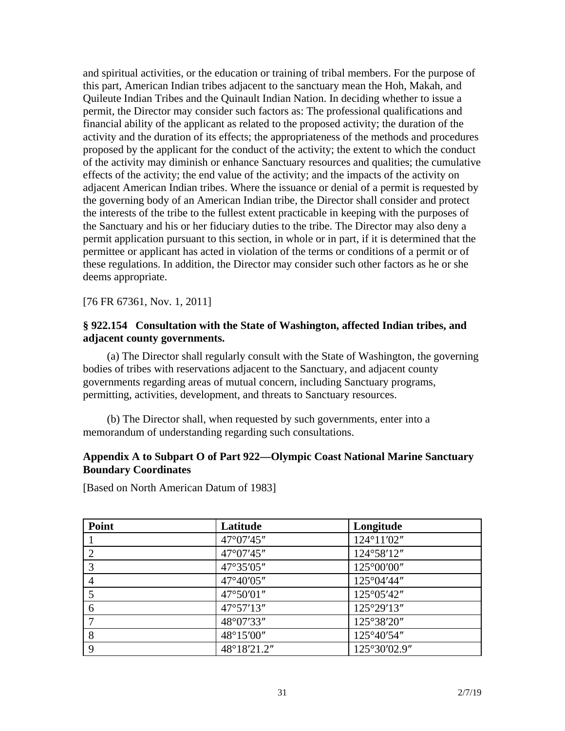and spiritual activities, or the education or training of tribal members. For the purpose of this part, American Indian tribes adjacent to the sanctuary mean the Hoh, Makah, and Quileute Indian Tribes and the Quinault Indian Nation. In deciding whether to issue a permit, the Director may consider such factors as: The professional qualifications and financial ability of the applicant as related to the proposed activity; the duration of the activity and the duration of its effects; the appropriateness of the methods and procedures proposed by the applicant for the conduct of the activity; the extent to which the conduct of the activity may diminish or enhance Sanctuary resources and qualities; the cumulative effects of the activity; the end value of the activity; and the impacts of the activity on adjacent American Indian tribes. Where the issuance or denial of a permit is requested by the governing body of an American Indian tribe, the Director shall consider and protect the interests of the tribe to the fullest extent practicable in keeping with the purposes of the Sanctuary and his or her fiduciary duties to the tribe. The Director may also deny a permit application pursuant to this section, in whole or in part, if it is determined that the permittee or applicant has acted in violation of the terms or conditions of a permit or of these regulations. In addition, the Director may consider such other factors as he or she deems appropriate.

[76 FR 67361, Nov. 1, 2011]

### § 922.154 Consultation with the State of Washington, affected Indian tribes, and adjacent county governments.

(a) The Director shall regularly consult with the State of Washington, the governing bodies of tribes with reservations adjacent to the Sanctuary, and adjacent county governments regarding areas of mutual concern, including Sanctuary programs, permitting, activities, development, and threats to Sanctuary resources.

(b) The Director shall, when requested by such governments, enter into a memorandum of understanding regarding such consultations.

### Appendix A to Subpart O of Part 922—Olympic Coast National Marine Sanctuary Boundary Coordinates

[Based on North American Datum of 1983]

| Point | Latitude | Longitude |
|---|---|---|
| 1 | 47°07′45″ | 124°11′02″ |
| 2 | 47°07′45″ | 124°58′12″ |
| 3 | 47°35′05″ | 125°00′00″ |
| 4 | 47°40′05″ | 125°04′44″ |
| 5 | 47°50′01″ | 125°05′42″ |
| 6 | 47°57′13″ | 125°29′13″ |
| 7 | 48°07′33″ | 125°38′20″ |
| 8 | 48°15′00″ | 125°40′54″ |
| 9 | 48°18′21.2″ | 125°30′02.9″ |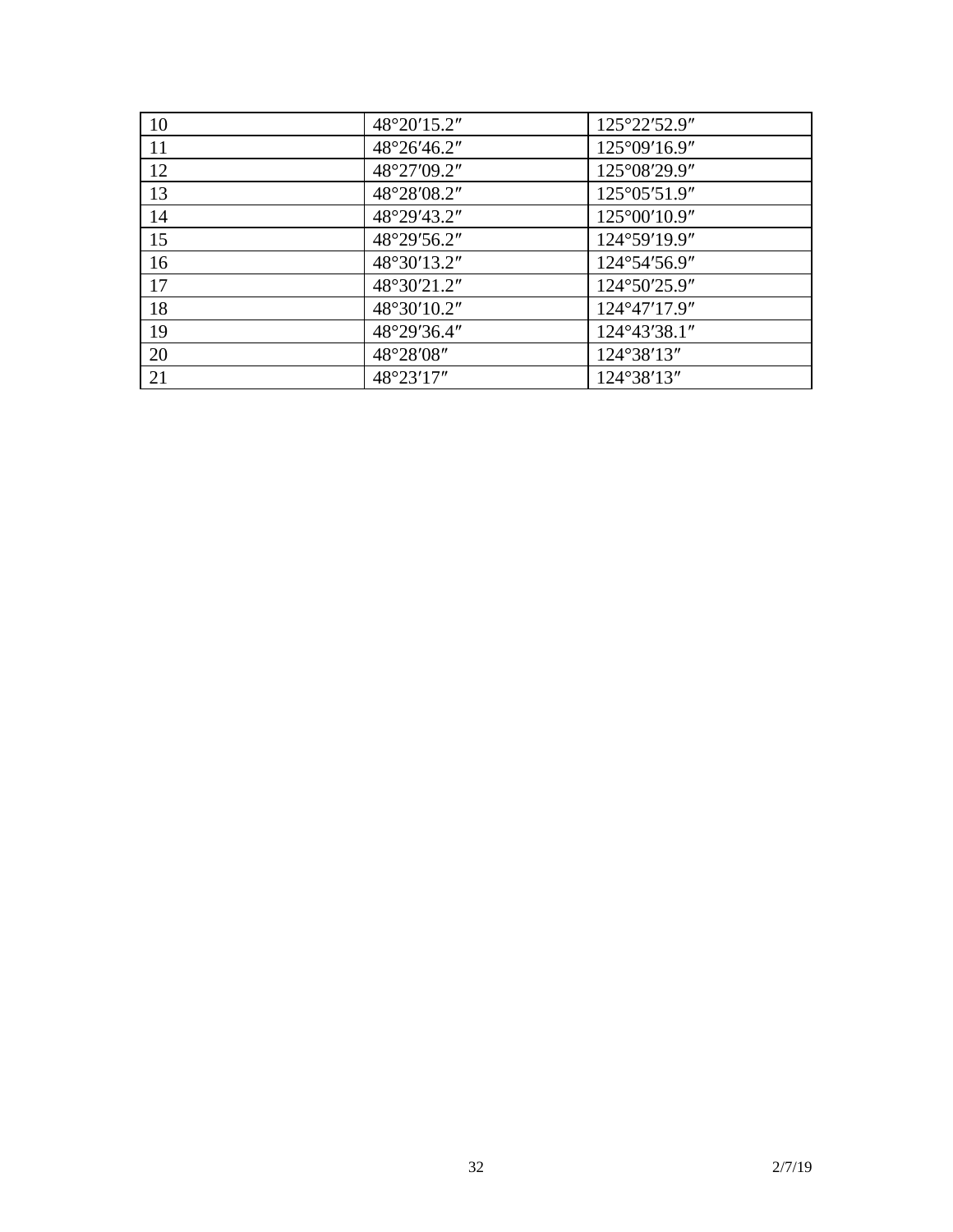| 10 | 48°20′15.2″ | 125°22′52.9″ |
|---|---|---|
| 11 | 48°26′46.2″ | 125°09′16.9″ |
| 12 | 48°27′09.2″ | 125°08′29.9″ |
| 13 | 48°28′08.2″ | 125°05′51.9″ |
| 14 | 48°29′43.2″ | 125°00′10.9″ |
| 15 | 48°29′56.2″ | 124°59′19.9″ |
| 16 | 48°30′13.2″ | 124°54′56.9″ |
| 17 | 48°30′21.2″ | 124°50′25.9″ |
| 18 | 48°30′10.2″ | 124°47′17.9″ |
| 19 | 48°29′36.4″ | 124°43′38.1″ |
| 20 | 48°28′08″ | 124°38′13″ |
| 21 | 48°23′17″ | 124°38′13″ |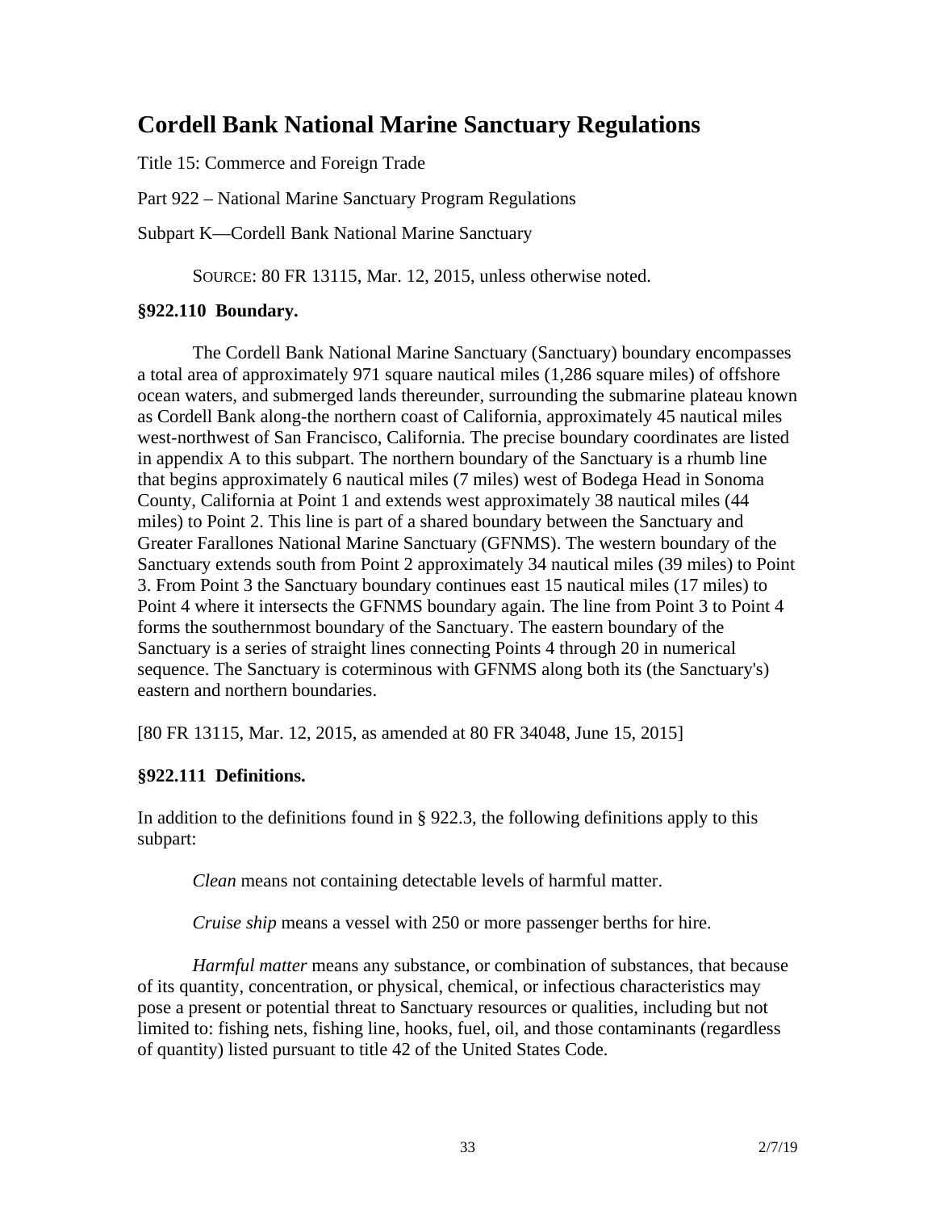# Cordell Bank National Marine Sanctuary Regulations

Title 15: Commerce and Foreign Trade

Part 922 – National Marine Sanctuary Program Regulations

Subpart K—Cordell Bank National Marine Sanctuary

SOURCE: 80 FR 13115, Mar. 12, 2015, unless otherwise noted.

### §922.110 Boundary.

The Cordell Bank National Marine Sanctuary (Sanctuary) boundary encompasses a total area of approximately 971 square nautical miles (1,286 square miles) of offshore ocean waters, and submerged lands thereunder, surrounding the submarine plateau known as Cordell Bank along-the northern coast of California, approximately 45 nautical miles west-northwest of San Francisco, California. The precise boundary coordinates are listed in appendix A to this subpart. The northern boundary of the Sanctuary is a rhumb line that begins approximately 6 nautical miles (7 miles) west of Bodega Head in Sonoma County, California at Point 1 and extends west approximately 38 nautical miles (44 miles) to Point 2. This line is part of a shared boundary between the Sanctuary and Greater Farallones National Marine Sanctuary (GFNMS). The western boundary of the Sanctuary extends south from Point 2 approximately 34 nautical miles (39 miles) to Point 3. From Point 3 the Sanctuary boundary continues east 15 nautical miles (17 miles) to Point 4 where it intersects the GFNMS boundary again. The line from Point 3 to Point 4 forms the southernmost boundary of the Sanctuary. The eastern boundary of the Sanctuary is a series of straight lines connecting Points 4 through 20 in numerical sequence. The Sanctuary is coterminous with GFNMS along both its (the Sanctuary's) eastern and northern boundaries.

[80 FR 13115, Mar. 12, 2015, as amended at 80 FR 34048, June 15, 2015]

### §922.111 Definitions.

In addition to the definitions found in § 922.3, the following definitions apply to this subpart:

*Clean* means not containing detectable levels of harmful matter.

*Cruise ship* means a vessel with 250 or more passenger berths for hire.

*Harmful matter* means any substance, or combination of substances, that because of its quantity, concentration, or physical, chemical, or infectious characteristics may pose a present or potential threat to Sanctuary resources or qualities, including but not limited to: fishing nets, fishing line, hooks, fuel, oil, and those contaminants (regardless of quantity) listed pursuant to title 42 of the United States Code.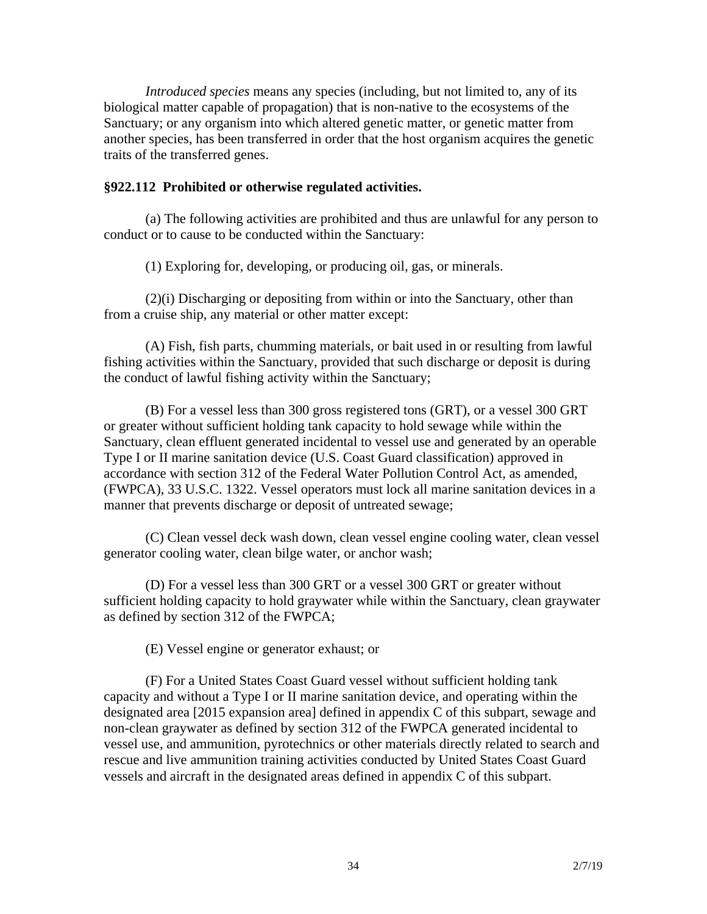*Introduced species* means any species (including, but not limited to, any of its biological matter capable of propagation) that is non-native to the ecosystems of the Sanctuary; or any organism into which altered genetic matter, or genetic matter from another species, has been transferred in order that the host organism acquires the genetic traits of the transferred genes.

**§922.112 Prohibited or otherwise regulated activities.**

(a) The following activities are prohibited and thus are unlawful for any person to conduct or to cause to be conducted within the Sanctuary:

(1) Exploring for, developing, or producing oil, gas, or minerals.

(2)(i) Discharging or depositing from within or into the Sanctuary, other than from a cruise ship, any material or other matter except:

(A) Fish, fish parts, chumming materials, or bait used in or resulting from lawful fishing activities within the Sanctuary, provided that such discharge or deposit is during the conduct of lawful fishing activity within the Sanctuary;

(B) For a vessel less than 300 gross registered tons (GRT), or a vessel 300 GRT or greater without sufficient holding tank capacity to hold sewage while within the Sanctuary, clean effluent generated incidental to vessel use and generated by an operable Type I or II marine sanitation device (U.S. Coast Guard classification) approved in accordance with section 312 of the Federal Water Pollution Control Act, as amended, (FWPCA), 33 U.S.C. 1322. Vessel operators must lock all marine sanitation devices in a manner that prevents discharge or deposit of untreated sewage;

(C) Clean vessel deck wash down, clean vessel engine cooling water, clean vessel generator cooling water, clean bilge water, or anchor wash;

(D) For a vessel less than 300 GRT or a vessel 300 GRT or greater without sufficient holding capacity to hold graywater while within the Sanctuary, clean graywater as defined by section 312 of the FWPCA;

(E) Vessel engine or generator exhaust; or

(F) For a United States Coast Guard vessel without sufficient holding tank capacity and without a Type I or II marine sanitation device, and operating within the designated area [2015 expansion area] defined in appendix C of this subpart, sewage and non-clean graywater as defined by section 312 of the FWPCA generated incidental to vessel use, and ammunition, pyrotechnics or other materials directly related to search and rescue and live ammunition training activities conducted by United States Coast Guard vessels and aircraft in the designated areas defined in appendix C of this subpart.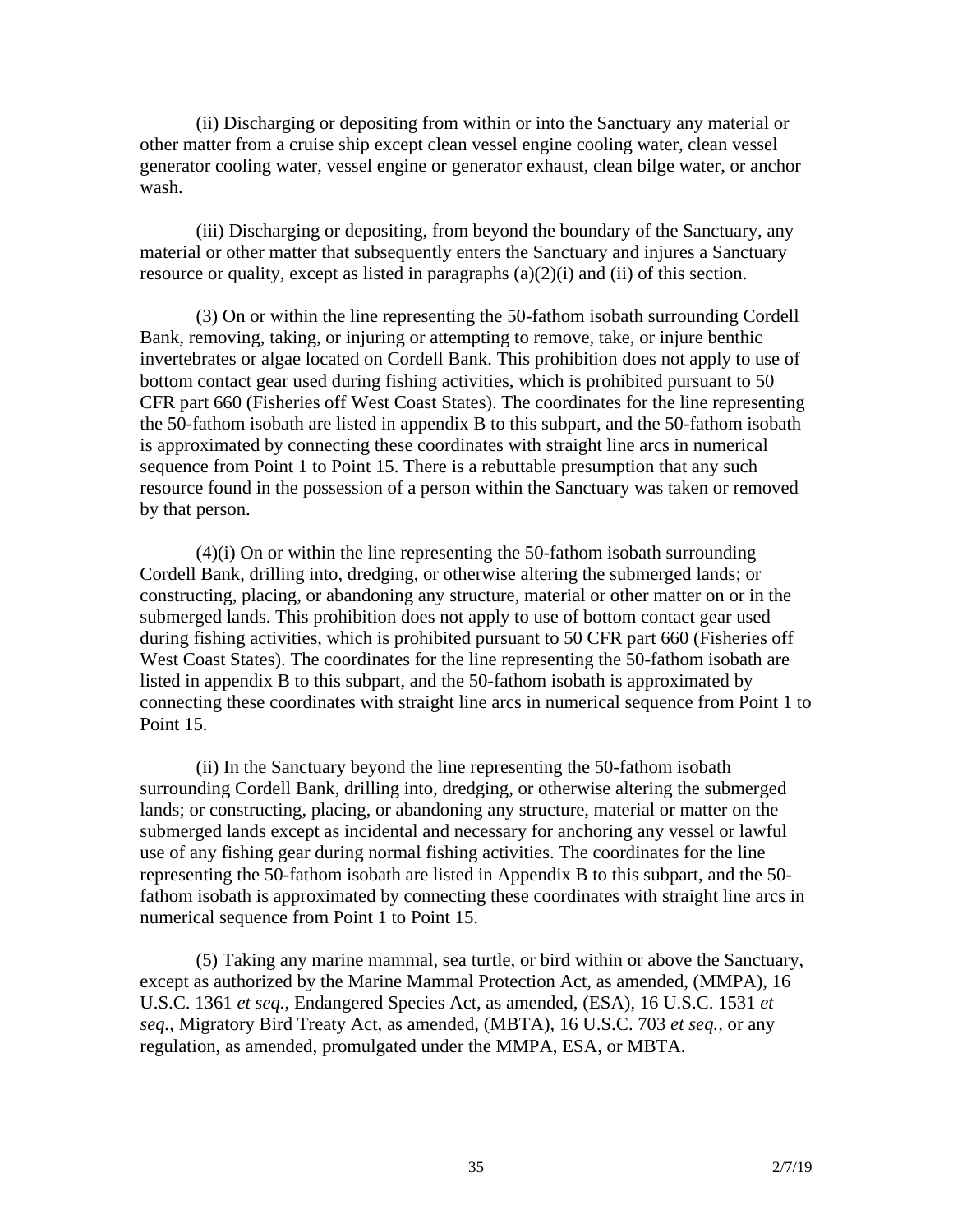(ii) Discharging or depositing from within or into the Sanctuary any material or other matter from a cruise ship except clean vessel engine cooling water, clean vessel generator cooling water, vessel engine or generator exhaust, clean bilge water, or anchor wash.

(iii) Discharging or depositing, from beyond the boundary of the Sanctuary, any material or other matter that subsequently enters the Sanctuary and injures a Sanctuary resource or quality, except as listed in paragraphs (a)(2)(i) and (ii) of this section.

(3) On or within the line representing the 50-fathom isobath surrounding Cordell Bank, removing, taking, or injuring or attempting to remove, take, or injure benthic invertebrates or algae located on Cordell Bank. This prohibition does not apply to use of bottom contact gear used during fishing activities, which is prohibited pursuant to 50 CFR part 660 (Fisheries off West Coast States). The coordinates for the line representing the 50-fathom isobath are listed in appendix B to this subpart, and the 50-fathom isobath is approximated by connecting these coordinates with straight line arcs in numerical sequence from Point 1 to Point 15. There is a rebuttable presumption that any such resource found in the possession of a person within the Sanctuary was taken or removed by that person.

(4)(i) On or within the line representing the 50-fathom isobath surrounding Cordell Bank, drilling into, dredging, or otherwise altering the submerged lands; or constructing, placing, or abandoning any structure, material or other matter on or in the submerged lands. This prohibition does not apply to use of bottom contact gear used during fishing activities, which is prohibited pursuant to 50 CFR part 660 (Fisheries off West Coast States). The coordinates for the line representing the 50-fathom isobath are listed in appendix B to this subpart, and the 50-fathom isobath is approximated by connecting these coordinates with straight line arcs in numerical sequence from Point 1 to Point 15.

(ii) In the Sanctuary beyond the line representing the 50-fathom isobath surrounding Cordell Bank, drilling into, dredging, or otherwise altering the submerged lands; or constructing, placing, or abandoning any structure, material or matter on the submerged lands except as incidental and necessary for anchoring any vessel or lawful use of any fishing gear during normal fishing activities. The coordinates for the line representing the 50-fathom isobath are listed in Appendix B to this subpart, and the 50-fathom isobath is approximated by connecting these coordinates with straight line arcs in numerical sequence from Point 1 to Point 15.

(5) Taking any marine mammal, sea turtle, or bird within or above the Sanctuary, except as authorized by the Marine Mammal Protection Act, as amended, (MMPA), 16 U.S.C. 1361 *et seq.,* Endangered Species Act, as amended, (ESA), 16 U.S.C. 1531 *et seq.,* Migratory Bird Treaty Act, as amended, (MBTA), 16 U.S.C. 703 *et seq.,* or any regulation, as amended, promulgated under the MMPA, ESA, or MBTA.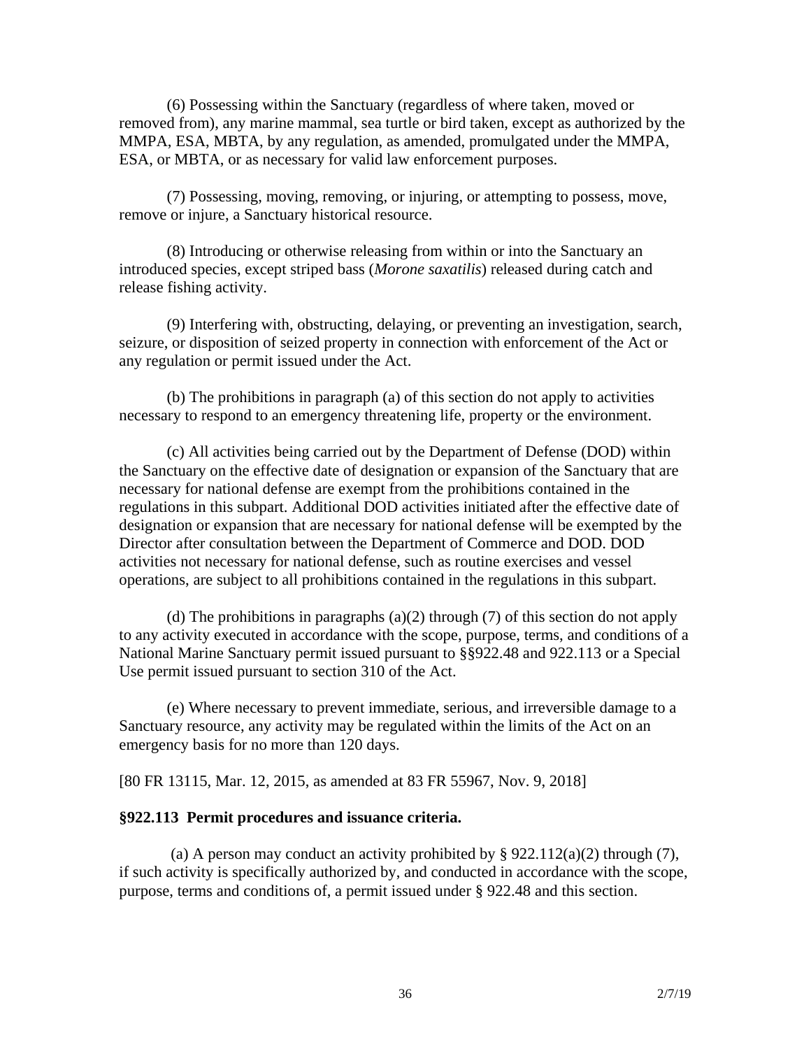(6) Possessing within the Sanctuary (regardless of where taken, moved or removed from), any marine mammal, sea turtle or bird taken, except as authorized by the MMPA, ESA, MBTA, by any regulation, as amended, promulgated under the MMPA, ESA, or MBTA, or as necessary for valid law enforcement purposes.

(7) Possessing, moving, removing, or injuring, or attempting to possess, move, remove or injure, a Sanctuary historical resource.

(8) Introducing or otherwise releasing from within or into the Sanctuary an introduced species, except striped bass (*Morone saxatilis*) released during catch and release fishing activity.

(9) Interfering with, obstructing, delaying, or preventing an investigation, search, seizure, or disposition of seized property in connection with enforcement of the Act or any regulation or permit issued under the Act.

(b) The prohibitions in paragraph (a) of this section do not apply to activities necessary to respond to an emergency threatening life, property or the environment.

(c) All activities being carried out by the Department of Defense (DOD) within the Sanctuary on the effective date of designation or expansion of the Sanctuary that are necessary for national defense are exempt from the prohibitions contained in the regulations in this subpart. Additional DOD activities initiated after the effective date of designation or expansion that are necessary for national defense will be exempted by the Director after consultation between the Department of Commerce and DOD. DOD activities not necessary for national defense, such as routine exercises and vessel operations, are subject to all prohibitions contained in the regulations in this subpart.

(d) The prohibitions in paragraphs (a)(2) through (7) of this section do not apply to any activity executed in accordance with the scope, purpose, terms, and conditions of a National Marine Sanctuary permit issued pursuant to §§922.48 and 922.113 or a Special Use permit issued pursuant to section 310 of the Act.

(e) Where necessary to prevent immediate, serious, and irreversible damage to a Sanctuary resource, any activity may be regulated within the limits of the Act on an emergency basis for no more than 120 days.

[80 FR 13115, Mar. 12, 2015, as amended at 83 FR 55967, Nov. 9, 2018]

**§922.113 Permit procedures and issuance criteria.**

(a) A person may conduct an activity prohibited by § 922.112(a)(2) through (7), if such activity is specifically authorized by, and conducted in accordance with the scope, purpose, terms and conditions of, a permit issued under § 922.48 and this section.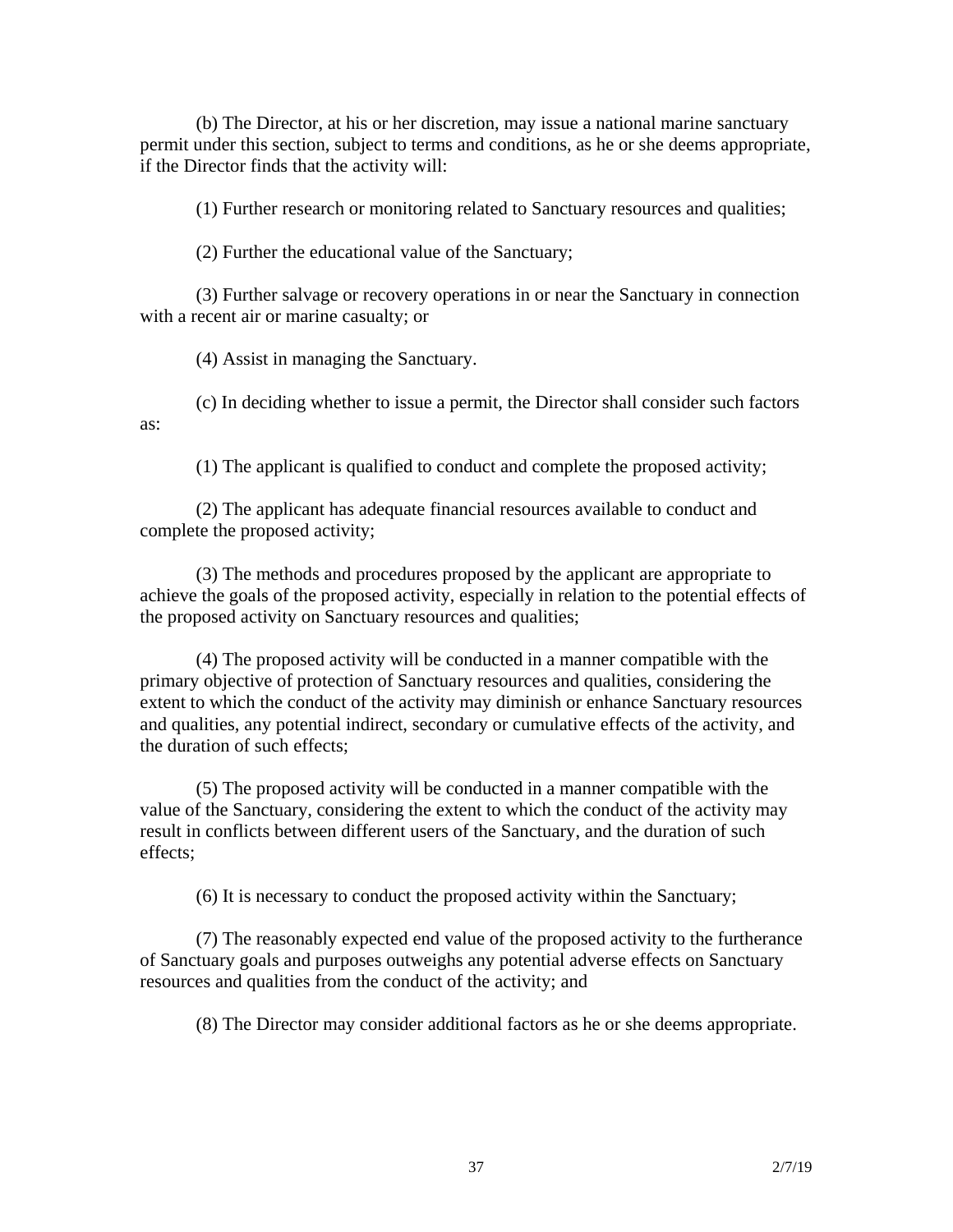(b) The Director, at his or her discretion, may issue a national marine sanctuary permit under this section, subject to terms and conditions, as he or she deems appropriate, if the Director finds that the activity will:

(1) Further research or monitoring related to Sanctuary resources and qualities;

(2) Further the educational value of the Sanctuary;

(3) Further salvage or recovery operations in or near the Sanctuary in connection with a recent air or marine casualty; or

(4) Assist in managing the Sanctuary.

(c) In deciding whether to issue a permit, the Director shall consider such factors as:

(1) The applicant is qualified to conduct and complete the proposed activity;

(2) The applicant has adequate financial resources available to conduct and complete the proposed activity;

(3) The methods and procedures proposed by the applicant are appropriate to achieve the goals of the proposed activity, especially in relation to the potential effects of the proposed activity on Sanctuary resources and qualities;

(4) The proposed activity will be conducted in a manner compatible with the primary objective of protection of Sanctuary resources and qualities, considering the extent to which the conduct of the activity may diminish or enhance Sanctuary resources and qualities, any potential indirect, secondary or cumulative effects of the activity, and the duration of such effects;

(5) The proposed activity will be conducted in a manner compatible with the value of the Sanctuary, considering the extent to which the conduct of the activity may result in conflicts between different users of the Sanctuary, and the duration of such effects;

(6) It is necessary to conduct the proposed activity within the Sanctuary;

(7) The reasonably expected end value of the proposed activity to the furtherance of Sanctuary goals and purposes outweighs any potential adverse effects on Sanctuary resources and qualities from the conduct of the activity; and

(8) The Director may consider additional factors as he or she deems appropriate.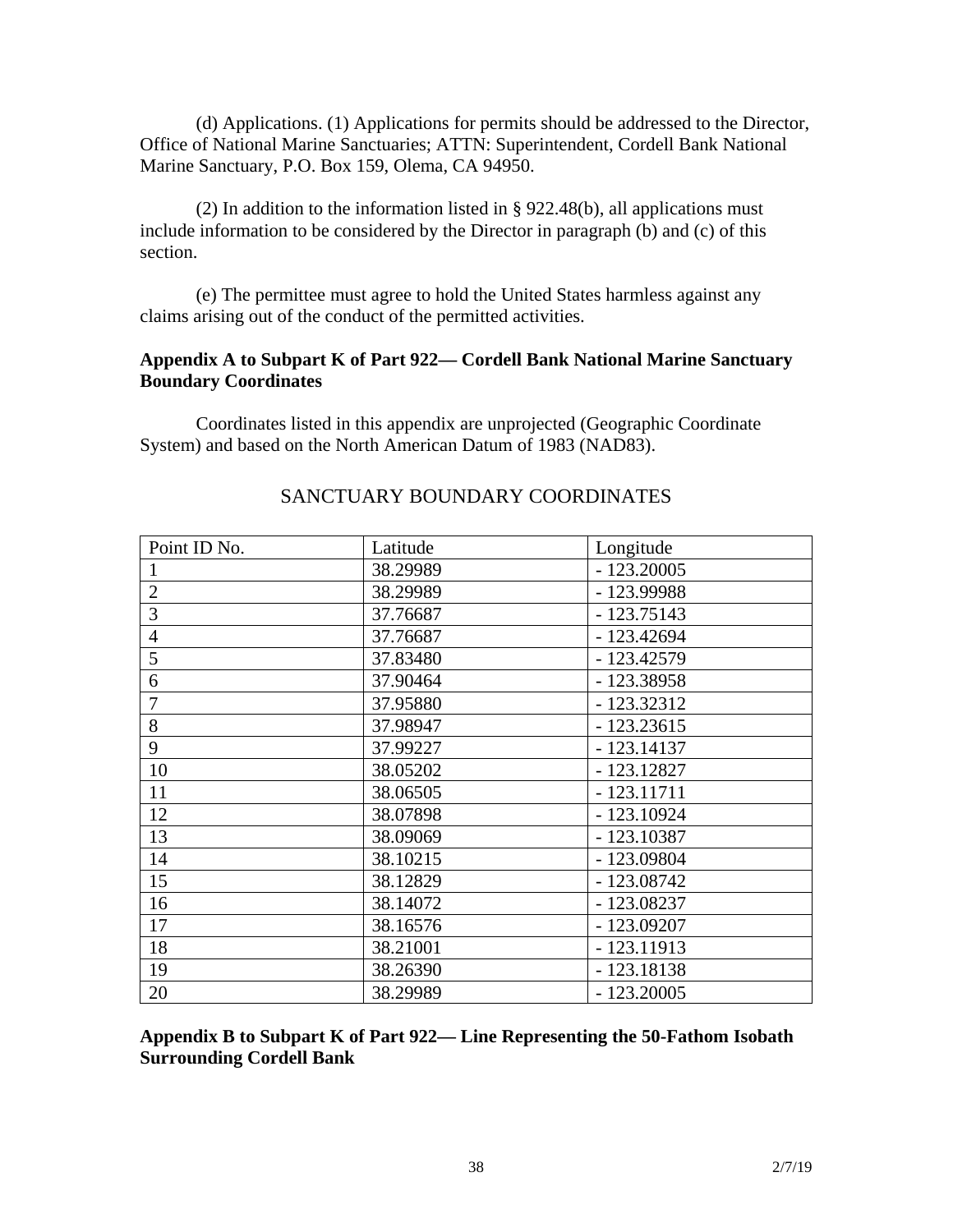(d) Applications. (1) Applications for permits should be addressed to the Director, Office of National Marine Sanctuaries; ATTN: Superintendent, Cordell Bank National Marine Sanctuary, P.O. Box 159, Olema, CA 94950.

(2) In addition to the information listed in § 922.48(b), all applications must include information to be considered by the Director in paragraph (b) and (c) of this section.

(e) The permittee must agree to hold the United States harmless against any claims arising out of the conduct of the permitted activities.

**Appendix A to Subpart K of Part 922— Cordell Bank National Marine Sanctuary Boundary Coordinates**

Coordinates listed in this appendix are unprojected (Geographic Coordinate System) and based on the North American Datum of 1983 (NAD83).

SANCTUARY BOUNDARY COORDINATES

| Point ID No. | Latitude | Longitude |
|---|---|---|
| 1 | 38.29989 | - 123.20005 |
| 2 | 38.29989 | - 123.99988 |
| 3 | 37.76687 | - 123.75143 |
| 4 | 37.76687 | - 123.42694 |
| 5 | 37.83480 | - 123.42579 |
| 6 | 37.90464 | - 123.38958 |
| 7 | 37.95880 | - 123.32312 |
| 8 | 37.98947 | - 123.23615 |
| 9 | 37.99227 | - 123.14137 |
| 10 | 38.05202 | - 123.12827 |
| 11 | 38.06505 | - 123.11711 |
| 12 | 38.07898 | - 123.10924 |
| 13 | 38.09069 | - 123.10387 |
| 14 | 38.10215 | - 123.09804 |
| 15 | 38.12829 | - 123.08742 |
| 16 | 38.14072 | - 123.08237 |
| 17 | 38.16576 | - 123.09207 |
| 18 | 38.21001 | - 123.11913 |
| 19 | 38.26390 | - 123.18138 |
| 20 | 38.29989 | - 123.20005 |

**Appendix B to Subpart K of Part 922— Line Representing the 50-Fathom Isobath Surrounding Cordell Bank**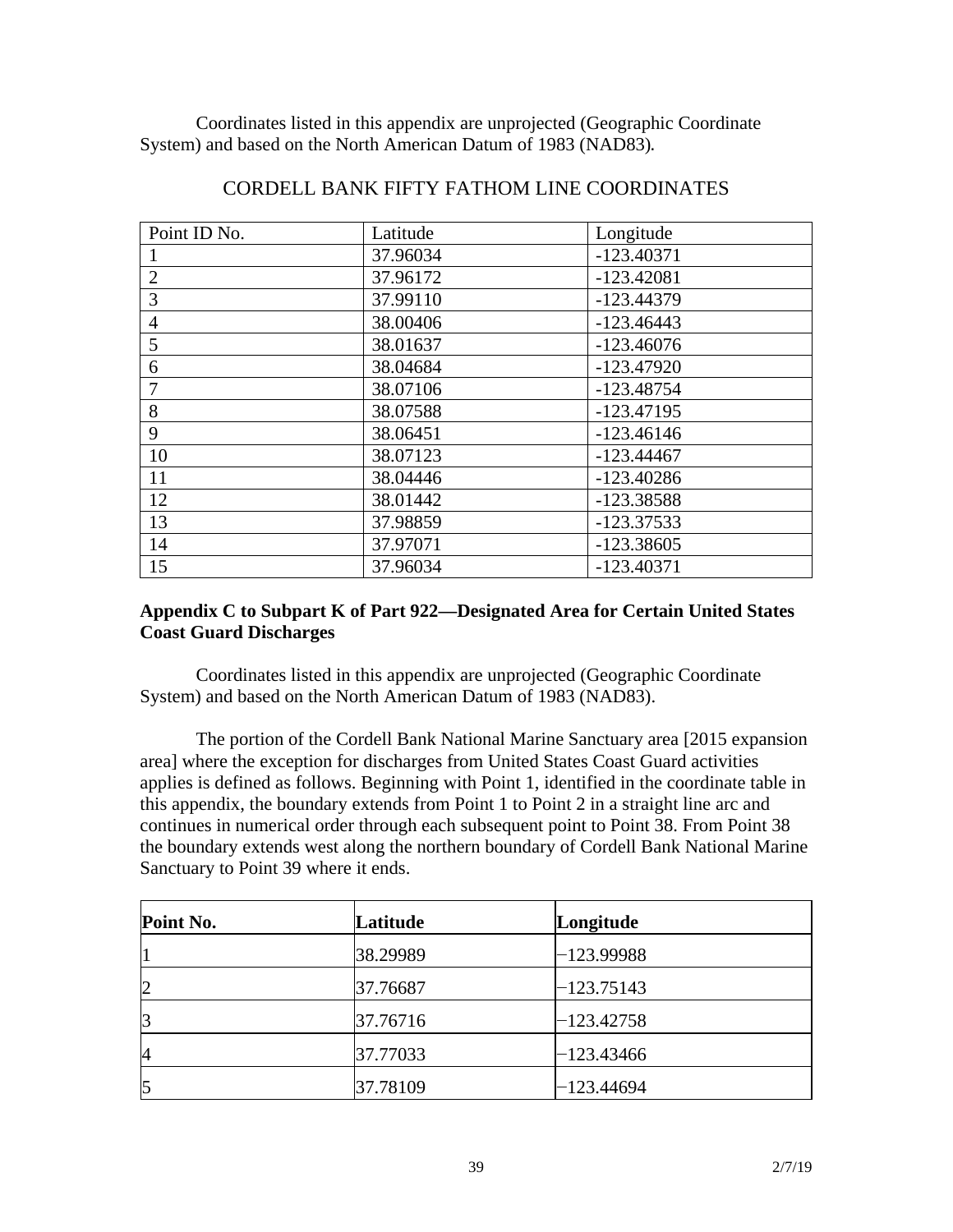Coordinates listed in this appendix are unprojected (Geographic Coordinate System) and based on the North American Datum of 1983 (NAD83).

CORDELL BANK FIFTY FATHOM LINE COORDINATES

| Point ID No. | Latitude | Longitude |
|---|---|---|
| 1 | 37.96034 | -123.40371 |
| 2 | 37.96172 | -123.42081 |
| 3 | 37.99110 | -123.44379 |
| 4 | 38.00406 | -123.46443 |
| 5 | 38.01637 | -123.46076 |
| 6 | 38.04684 | -123.47920 |
| 7 | 38.07106 | -123.48754 |
| 8 | 38.07588 | -123.47195 |
| 9 | 38.06451 | -123.46146 |
| 10 | 38.07123 | -123.44467 |
| 11 | 38.04446 | -123.40286 |
| 12 | 38.01442 | -123.38588 |
| 13 | 37.98859 | -123.37533 |
| 14 | 37.97071 | -123.38605 |
| 15 | 37.96034 | -123.40371 |

**Appendix C to Subpart K of Part 922—Designated Area for Certain United States Coast Guard Discharges**

Coordinates listed in this appendix are unprojected (Geographic Coordinate System) and based on the North American Datum of 1983 (NAD83).

The portion of the Cordell Bank National Marine Sanctuary area [2015 expansion area] where the exception for discharges from United States Coast Guard activities applies is defined as follows. Beginning with Point 1, identified in the coordinate table in this appendix, the boundary extends from Point 1 to Point 2 in a straight line arc and continues in numerical order through each subsequent point to Point 38. From Point 38 the boundary extends west along the northern boundary of Cordell Bank National Marine Sanctuary to Point 39 where it ends.

| **Point No.** | **Latitude** | **Longitude** |
|---|---|---|
| 1 | 38.29989 | −123.99988 |
| 2 | 37.76687 | −123.75143 |
| 3 | 37.76716 | −123.42758 |
| 4 | 37.77033 | −123.43466 |
| 5 | 37.78109 | −123.44694 |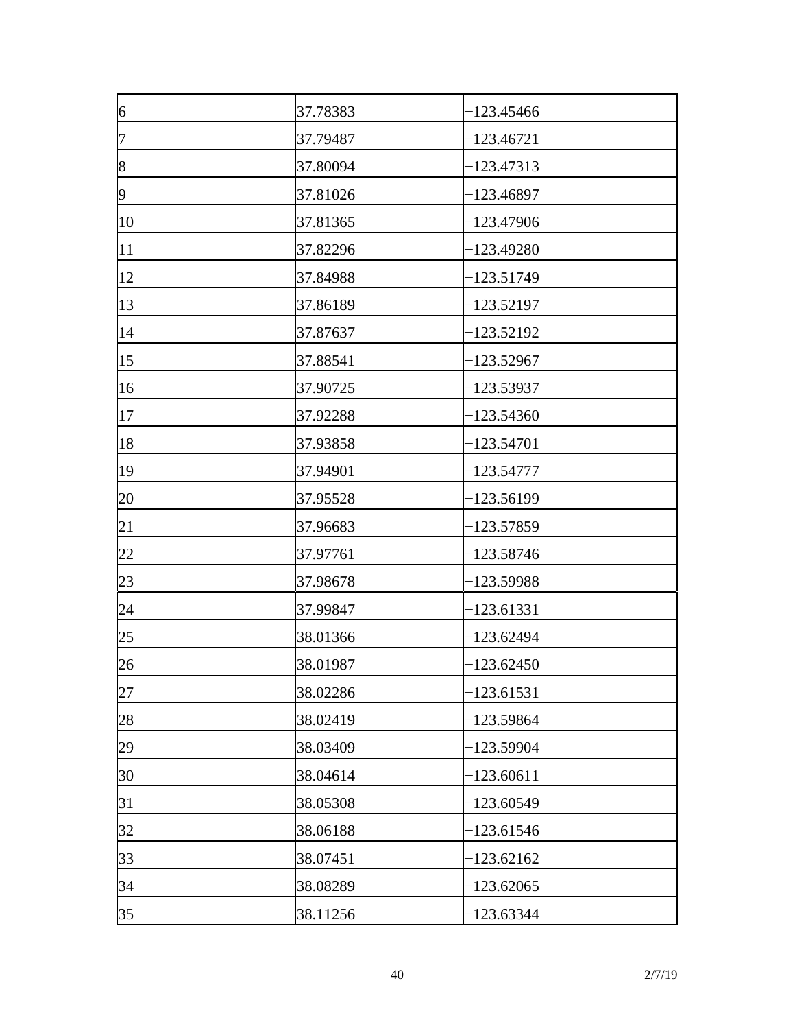| 6 | 37.78383 | −123.45466 |
|---|---|---|
| 7 | 37.79487 | −123.46721 |
| 8 | 37.80094 | −123.47313 |
| 9 | 37.81026 | −123.46897 |
| 10 | 37.81365 | −123.47906 |
| 11 | 37.82296 | −123.49280 |
| 12 | 37.84988 | −123.51749 |
| 13 | 37.86189 | −123.52197 |
| 14 | 37.87637 | −123.52192 |
| 15 | 37.88541 | −123.52967 |
| 16 | 37.90725 | −123.53937 |
| 17 | 37.92288 | −123.54360 |
| 18 | 37.93858 | −123.54701 |
| 19 | 37.94901 | −123.54777 |
| 20 | 37.95528 | −123.56199 |
| 21 | 37.96683 | −123.57859 |
| 22 | 37.97761 | −123.58746 |
| 23 | 37.98678 | −123.59988 |
| 24 | 37.99847 | −123.61331 |
| 25 | 38.01366 | −123.62494 |
| 26 | 38.01987 | −123.62450 |
| 27 | 38.02286 | −123.61531 |
| 28 | 38.02419 | −123.59864 |
| 29 | 38.03409 | −123.59904 |
| 30 | 38.04614 | −123.60611 |
| 31 | 38.05308 | −123.60549 |
| 32 | 38.06188 | −123.61546 |
| 33 | 38.07451 | −123.62162 |
| 34 | 38.08289 | −123.62065 |
| 35 | 38.11256 | −123.63344 |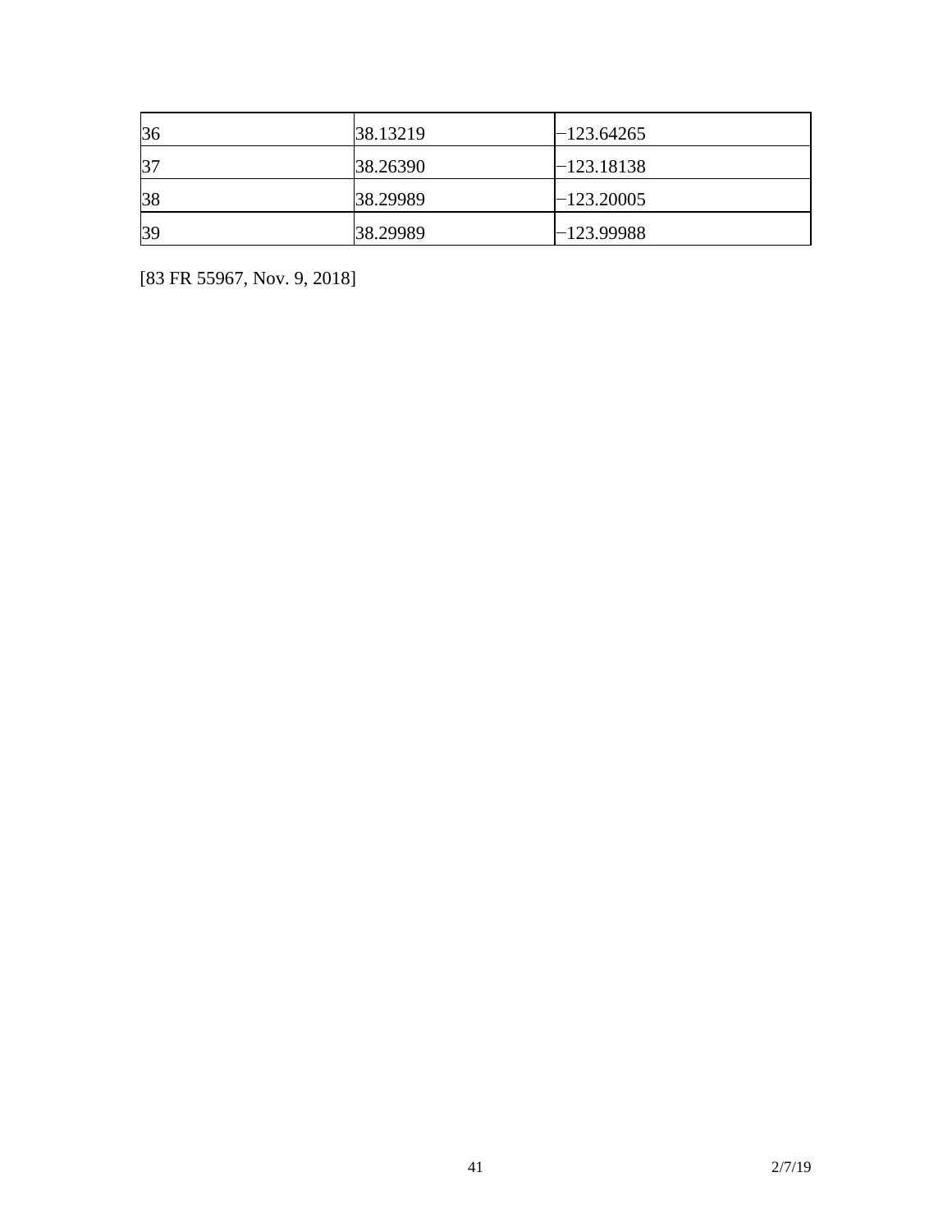| | | |
|---|---|---|
| 36 | 38.13219 | −123.64265 |
| 37 | 38.26390 | −123.18138 |
| 38 | 38.29989 | −123.20005 |
| 39 | 38.29989 | −123.99988 |

[83 FR 55967, Nov. 9, 2018]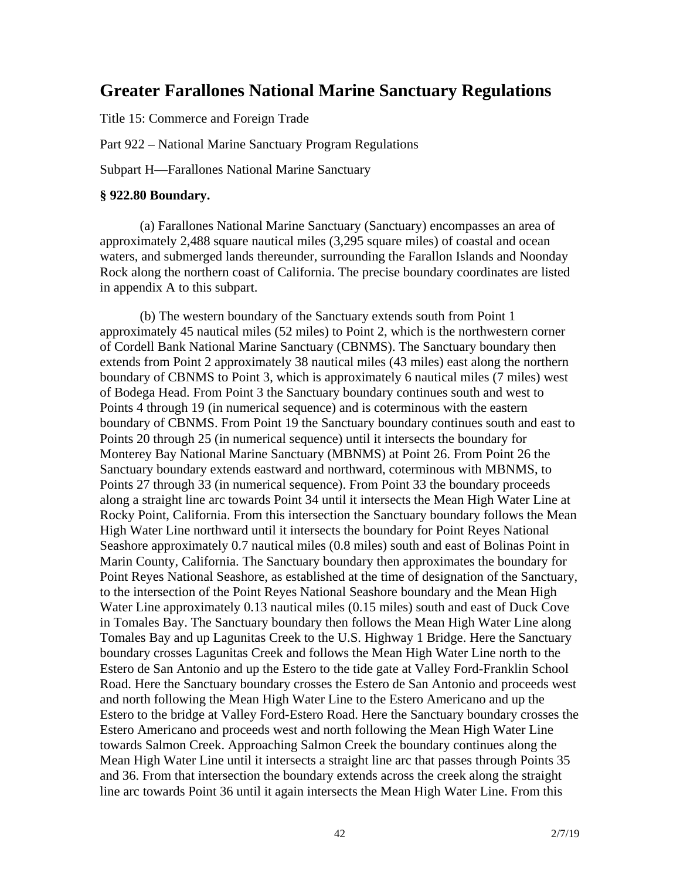# Greater Farallones National Marine Sanctuary Regulations

Title 15: Commerce and Foreign Trade

Part 922 – National Marine Sanctuary Program Regulations

Subpart H—Farallones National Marine Sanctuary

**§ 922.80 Boundary.**

(a) Farallones National Marine Sanctuary (Sanctuary) encompasses an area of approximately 2,488 square nautical miles (3,295 square miles) of coastal and ocean waters, and submerged lands thereunder, surrounding the Farallon Islands and Noonday Rock along the northern coast of California. The precise boundary coordinates are listed in appendix A to this subpart.

(b) The western boundary of the Sanctuary extends south from Point 1 approximately 45 nautical miles (52 miles) to Point 2, which is the northwestern corner of Cordell Bank National Marine Sanctuary (CBNMS). The Sanctuary boundary then extends from Point 2 approximately 38 nautical miles (43 miles) east along the northern boundary of CBNMS to Point 3, which is approximately 6 nautical miles (7 miles) west of Bodega Head. From Point 3 the Sanctuary boundary continues south and west to Points 4 through 19 (in numerical sequence) and is coterminous with the eastern boundary of CBNMS. From Point 19 the Sanctuary boundary continues south and east to Points 20 through 25 (in numerical sequence) until it intersects the boundary for Monterey Bay National Marine Sanctuary (MBNMS) at Point 26. From Point 26 the Sanctuary boundary extends eastward and northward, coterminous with MBNMS, to Points 27 through 33 (in numerical sequence). From Point 33 the boundary proceeds along a straight line arc towards Point 34 until it intersects the Mean High Water Line at Rocky Point, California. From this intersection the Sanctuary boundary follows the Mean High Water Line northward until it intersects the boundary for Point Reyes National Seashore approximately 0.7 nautical miles (0.8 miles) south and east of Bolinas Point in Marin County, California. The Sanctuary boundary then approximates the boundary for Point Reyes National Seashore, as established at the time of designation of the Sanctuary, to the intersection of the Point Reyes National Seashore boundary and the Mean High Water Line approximately 0.13 nautical miles (0.15 miles) south and east of Duck Cove in Tomales Bay. The Sanctuary boundary then follows the Mean High Water Line along Tomales Bay and up Lagunitas Creek to the U.S. Highway 1 Bridge. Here the Sanctuary boundary crosses Lagunitas Creek and follows the Mean High Water Line north to the Estero de San Antonio and up the Estero to the tide gate at Valley Ford-Franklin School Road. Here the Sanctuary boundary crosses the Estero de San Antonio and proceeds west and north following the Mean High Water Line to the Estero Americano and up the Estero to the bridge at Valley Ford-Estero Road. Here the Sanctuary boundary crosses the Estero Americano and proceeds west and north following the Mean High Water Line towards Salmon Creek. Approaching Salmon Creek the boundary continues along the Mean High Water Line until it intersects a straight line arc that passes through Points 35 and 36. From that intersection the boundary extends across the creek along the straight line arc towards Point 36 until it again intersects the Mean High Water Line. From this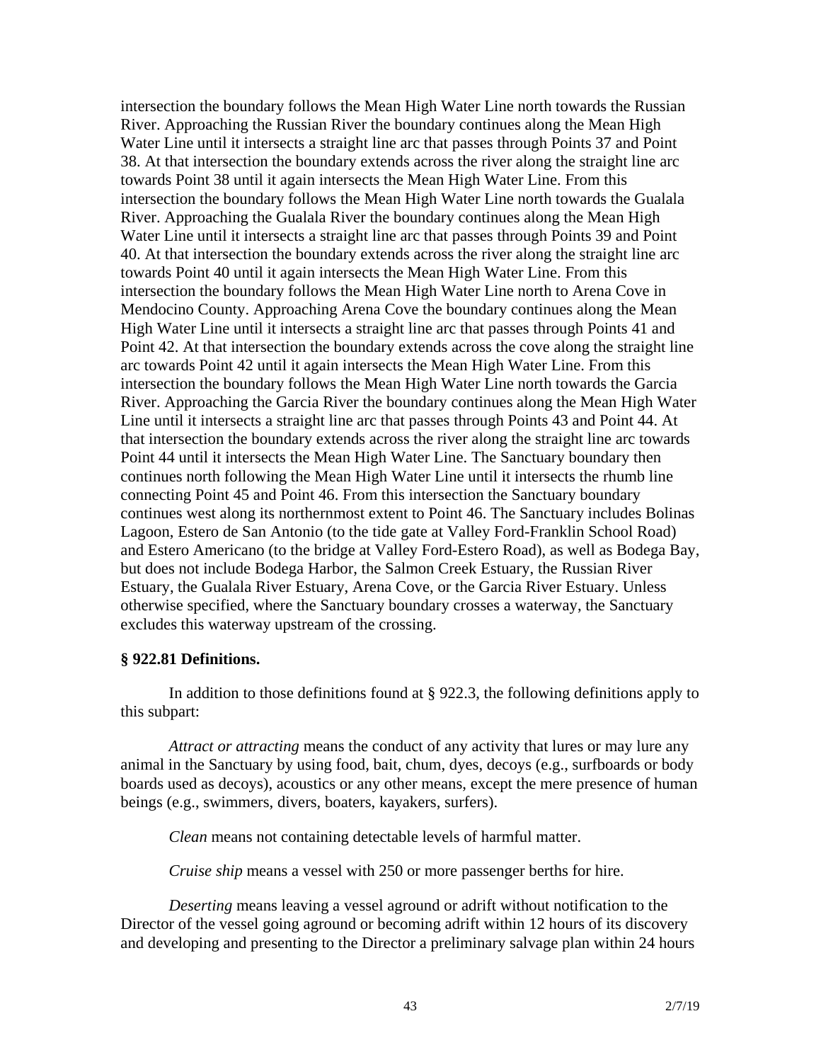intersection the boundary follows the Mean High Water Line north towards the Russian River. Approaching the Russian River the boundary continues along the Mean High Water Line until it intersects a straight line arc that passes through Points 37 and Point 38. At that intersection the boundary extends across the river along the straight line arc towards Point 38 until it again intersects the Mean High Water Line. From this intersection the boundary follows the Mean High Water Line north towards the Gualala River. Approaching the Gualala River the boundary continues along the Mean High Water Line until it intersects a straight line arc that passes through Points 39 and Point 40. At that intersection the boundary extends across the river along the straight line arc towards Point 40 until it again intersects the Mean High Water Line. From this intersection the boundary follows the Mean High Water Line north to Arena Cove in Mendocino County. Approaching Arena Cove the boundary continues along the Mean High Water Line until it intersects a straight line arc that passes through Points 41 and Point 42. At that intersection the boundary extends across the cove along the straight line arc towards Point 42 until it again intersects the Mean High Water Line. From this intersection the boundary follows the Mean High Water Line north towards the Garcia River. Approaching the Garcia River the boundary continues along the Mean High Water Line until it intersects a straight line arc that passes through Points 43 and Point 44. At that intersection the boundary extends across the river along the straight line arc towards Point 44 until it intersects the Mean High Water Line. The Sanctuary boundary then continues north following the Mean High Water Line until it intersects the rhumb line connecting Point 45 and Point 46. From this intersection the Sanctuary boundary continues west along its northernmost extent to Point 46. The Sanctuary includes Bolinas Lagoon, Estero de San Antonio (to the tide gate at Valley Ford-Franklin School Road) and Estero Americano (to the bridge at Valley Ford-Estero Road), as well as Bodega Bay, but does not include Bodega Harbor, the Salmon Creek Estuary, the Russian River Estuary, the Gualala River Estuary, Arena Cove, or the Garcia River Estuary. Unless otherwise specified, where the Sanctuary boundary crosses a waterway, the Sanctuary excludes this waterway upstream of the crossing.

**§ 922.81 Definitions.**

In addition to those definitions found at § 922.3, the following definitions apply to this subpart:

*Attract or attracting* means the conduct of any activity that lures or may lure any animal in the Sanctuary by using food, bait, chum, dyes, decoys (e.g., surfboards or body boards used as decoys), acoustics or any other means, except the mere presence of human beings (e.g., swimmers, divers, boaters, kayakers, surfers).

*Clean* means not containing detectable levels of harmful matter.

*Cruise ship* means a vessel with 250 or more passenger berths for hire.

*Deserting* means leaving a vessel aground or adrift without notification to the Director of the vessel going aground or becoming adrift within 12 hours of its discovery and developing and presenting to the Director a preliminary salvage plan within 24 hours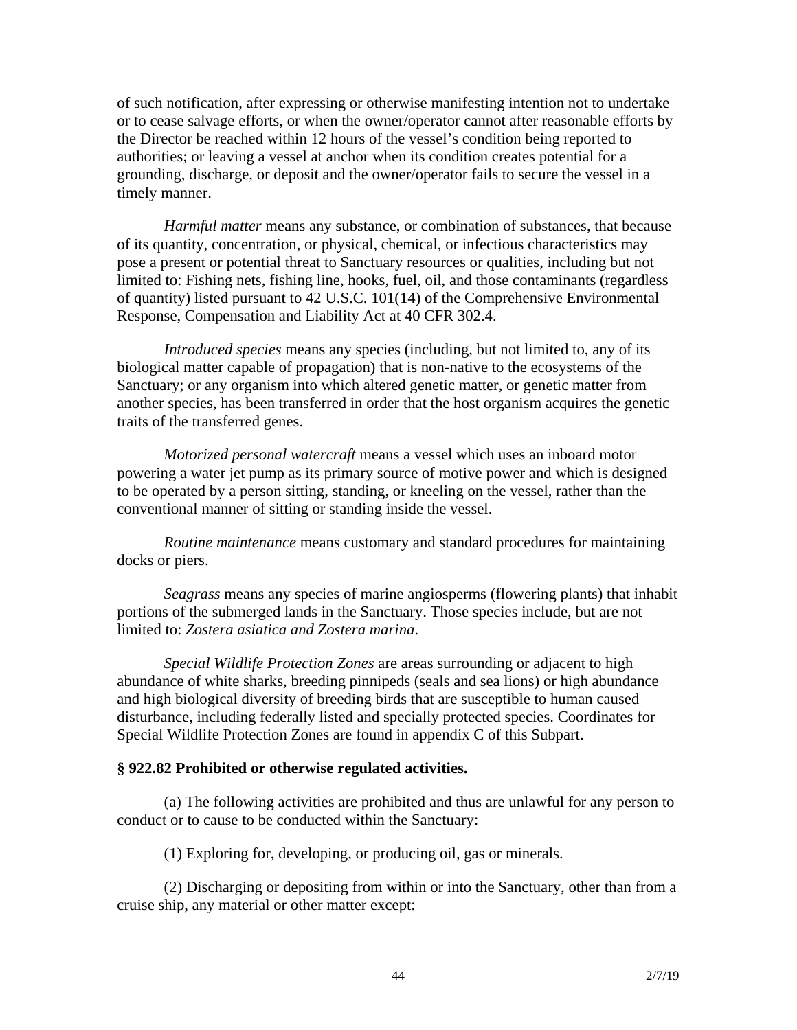of such notification, after expressing or otherwise manifesting intention not to undertake or to cease salvage efforts, or when the owner/operator cannot after reasonable efforts by the Director be reached within 12 hours of the vessel's condition being reported to authorities; or leaving a vessel at anchor when its condition creates potential for a grounding, discharge, or deposit and the owner/operator fails to secure the vessel in a timely manner.

*Harmful matter* means any substance, or combination of substances, that because of its quantity, concentration, or physical, chemical, or infectious characteristics may pose a present or potential threat to Sanctuary resources or qualities, including but not limited to: Fishing nets, fishing line, hooks, fuel, oil, and those contaminants (regardless of quantity) listed pursuant to 42 U.S.C. 101(14) of the Comprehensive Environmental Response, Compensation and Liability Act at 40 CFR 302.4.

*Introduced species* means any species (including, but not limited to, any of its biological matter capable of propagation) that is non-native to the ecosystems of the Sanctuary; or any organism into which altered genetic matter, or genetic matter from another species, has been transferred in order that the host organism acquires the genetic traits of the transferred genes.

*Motorized personal watercraft* means a vessel which uses an inboard motor powering a water jet pump as its primary source of motive power and which is designed to be operated by a person sitting, standing, or kneeling on the vessel, rather than the conventional manner of sitting or standing inside the vessel.

*Routine maintenance* means customary and standard procedures for maintaining docks or piers.

*Seagrass* means any species of marine angiosperms (flowering plants) that inhabit portions of the submerged lands in the Sanctuary. Those species include, but are not limited to: *Zostera asiatica and Zostera marina*.

*Special Wildlife Protection Zones* are areas surrounding or adjacent to high abundance of white sharks, breeding pinnipeds (seals and sea lions) or high abundance and high biological diversity of breeding birds that are susceptible to human caused disturbance, including federally listed and specially protected species. Coordinates for Special Wildlife Protection Zones are found in appendix C of this Subpart.

**§ 922.82 Prohibited or otherwise regulated activities.**

(a) The following activities are prohibited and thus are unlawful for any person to conduct or to cause to be conducted within the Sanctuary:

(1) Exploring for, developing, or producing oil, gas or minerals.

(2) Discharging or depositing from within or into the Sanctuary, other than from a cruise ship, any material or other matter except: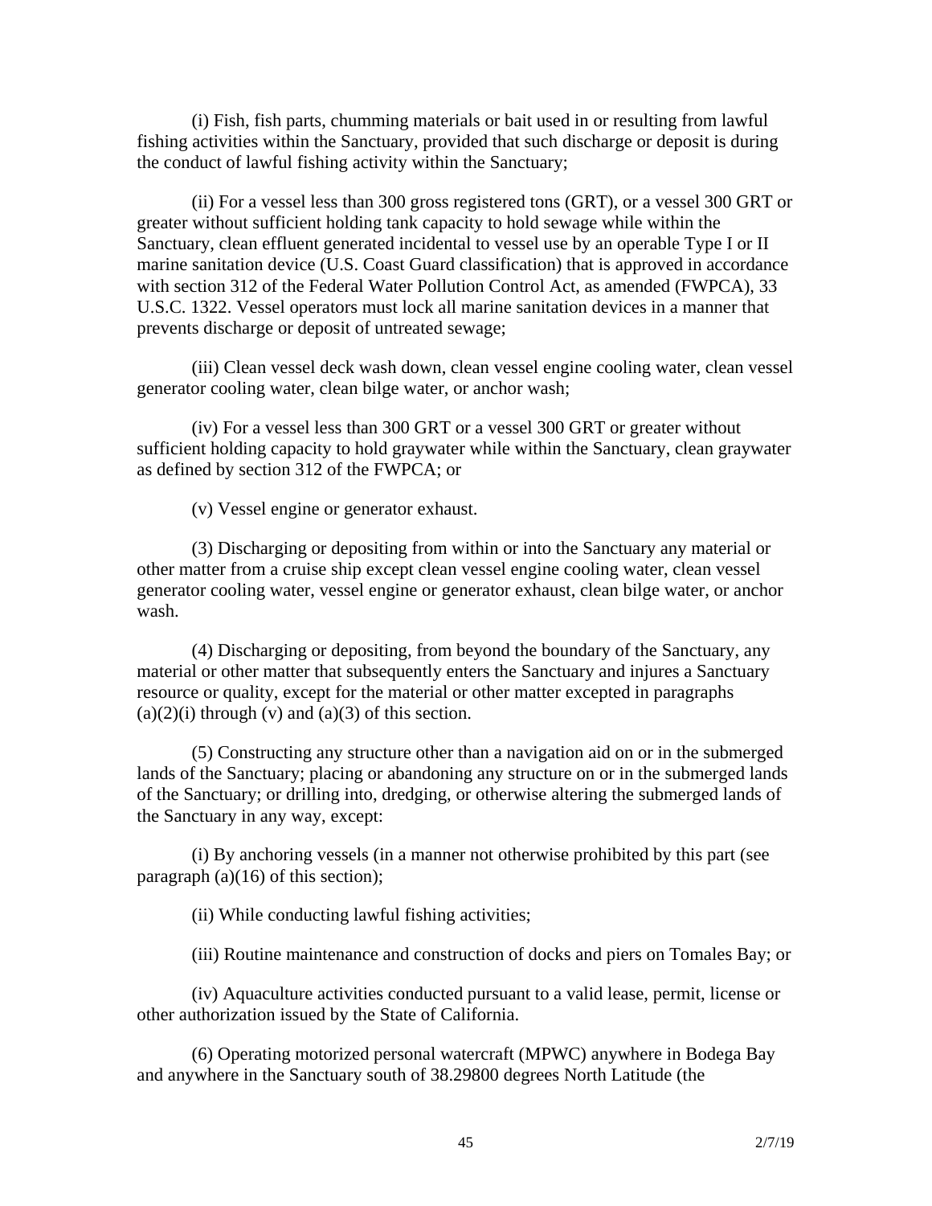(i) Fish, fish parts, chumming materials or bait used in or resulting from lawful fishing activities within the Sanctuary, provided that such discharge or deposit is during the conduct of lawful fishing activity within the Sanctuary;

(ii) For a vessel less than 300 gross registered tons (GRT), or a vessel 300 GRT or greater without sufficient holding tank capacity to hold sewage while within the Sanctuary, clean effluent generated incidental to vessel use by an operable Type I or II marine sanitation device (U.S. Coast Guard classification) that is approved in accordance with section 312 of the Federal Water Pollution Control Act, as amended (FWPCA), 33 U.S.C. 1322. Vessel operators must lock all marine sanitation devices in a manner that prevents discharge or deposit of untreated sewage;

(iii) Clean vessel deck wash down, clean vessel engine cooling water, clean vessel generator cooling water, clean bilge water, or anchor wash;

(iv) For a vessel less than 300 GRT or a vessel 300 GRT or greater without sufficient holding capacity to hold graywater while within the Sanctuary, clean graywater as defined by section 312 of the FWPCA; or

(v) Vessel engine or generator exhaust.

(3) Discharging or depositing from within or into the Sanctuary any material or other matter from a cruise ship except clean vessel engine cooling water, clean vessel generator cooling water, vessel engine or generator exhaust, clean bilge water, or anchor wash.

(4) Discharging or depositing, from beyond the boundary of the Sanctuary, any material or other matter that subsequently enters the Sanctuary and injures a Sanctuary resource or quality, except for the material or other matter excepted in paragraphs (a)(2)(i) through (v) and (a)(3) of this section.

(5) Constructing any structure other than a navigation aid on or in the submerged lands of the Sanctuary; placing or abandoning any structure on or in the submerged lands of the Sanctuary; or drilling into, dredging, or otherwise altering the submerged lands of the Sanctuary in any way, except:

(i) By anchoring vessels (in a manner not otherwise prohibited by this part (see paragraph (a)(16) of this section);

(ii) While conducting lawful fishing activities;

(iii) Routine maintenance and construction of docks and piers on Tomales Bay; or

(iv) Aquaculture activities conducted pursuant to a valid lease, permit, license or other authorization issued by the State of California.

(6) Operating motorized personal watercraft (MPWC) anywhere in Bodega Bay and anywhere in the Sanctuary south of 38.29800 degrees North Latitude (the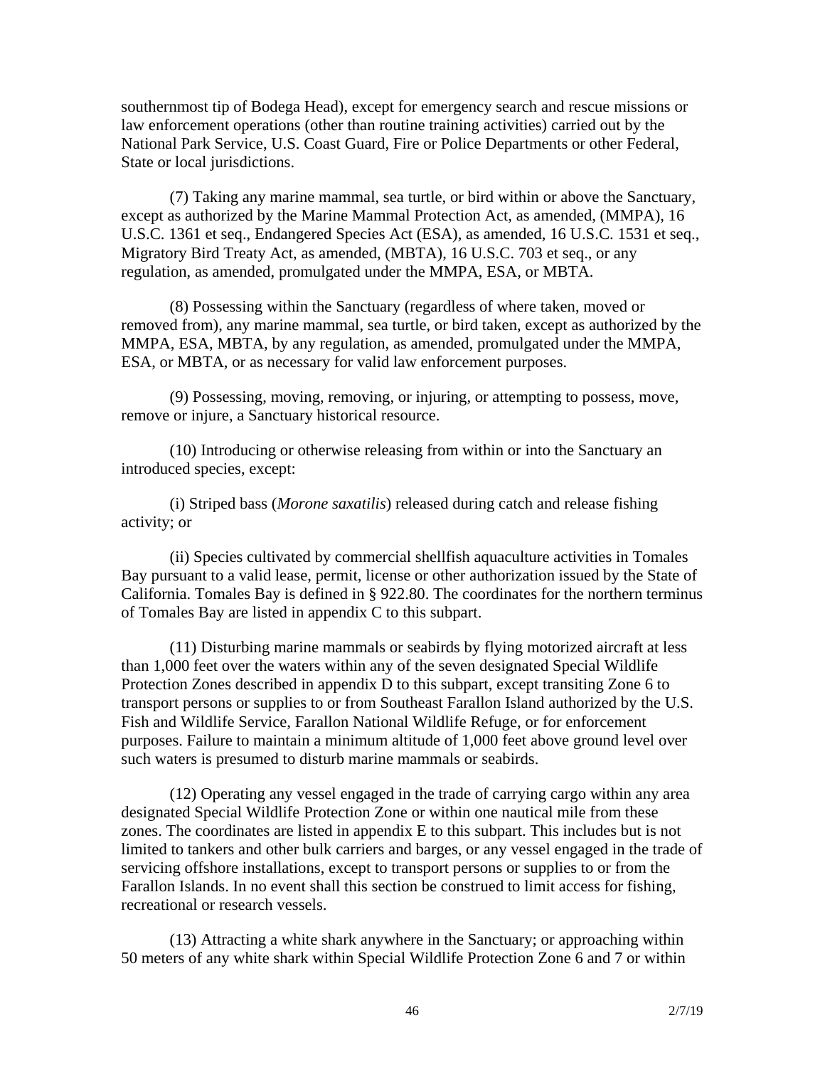southernmost tip of Bodega Head), except for emergency search and rescue missions or law enforcement operations (other than routine training activities) carried out by the National Park Service, U.S. Coast Guard, Fire or Police Departments or other Federal, State or local jurisdictions.

(7) Taking any marine mammal, sea turtle, or bird within or above the Sanctuary, except as authorized by the Marine Mammal Protection Act, as amended, (MMPA), 16 U.S.C. 1361 et seq., Endangered Species Act (ESA), as amended, 16 U.S.C. 1531 et seq., Migratory Bird Treaty Act, as amended, (MBTA), 16 U.S.C. 703 et seq., or any regulation, as amended, promulgated under the MMPA, ESA, or MBTA.

(8) Possessing within the Sanctuary (regardless of where taken, moved or removed from), any marine mammal, sea turtle, or bird taken, except as authorized by the MMPA, ESA, MBTA, by any regulation, as amended, promulgated under the MMPA, ESA, or MBTA, or as necessary for valid law enforcement purposes.

(9) Possessing, moving, removing, or injuring, or attempting to possess, move, remove or injure, a Sanctuary historical resource.

(10) Introducing or otherwise releasing from within or into the Sanctuary an introduced species, except:

(i) Striped bass (*Morone saxatilis*) released during catch and release fishing activity; or

(ii) Species cultivated by commercial shellfish aquaculture activities in Tomales Bay pursuant to a valid lease, permit, license or other authorization issued by the State of California. Tomales Bay is defined in § 922.80. The coordinates for the northern terminus of Tomales Bay are listed in appendix C to this subpart.

(11) Disturbing marine mammals or seabirds by flying motorized aircraft at less than 1,000 feet over the waters within any of the seven designated Special Wildlife Protection Zones described in appendix D to this subpart, except transiting Zone 6 to transport persons or supplies to or from Southeast Farallon Island authorized by the U.S. Fish and Wildlife Service, Farallon National Wildlife Refuge, or for enforcement purposes. Failure to maintain a minimum altitude of 1,000 feet above ground level over such waters is presumed to disturb marine mammals or seabirds.

(12) Operating any vessel engaged in the trade of carrying cargo within any area designated Special Wildlife Protection Zone or within one nautical mile from these zones. The coordinates are listed in appendix E to this subpart. This includes but is not limited to tankers and other bulk carriers and barges, or any vessel engaged in the trade of servicing offshore installations, except to transport persons or supplies to or from the Farallon Islands. In no event shall this section be construed to limit access for fishing, recreational or research vessels.

(13) Attracting a white shark anywhere in the Sanctuary; or approaching within 50 meters of any white shark within Special Wildlife Protection Zone 6 and 7 or within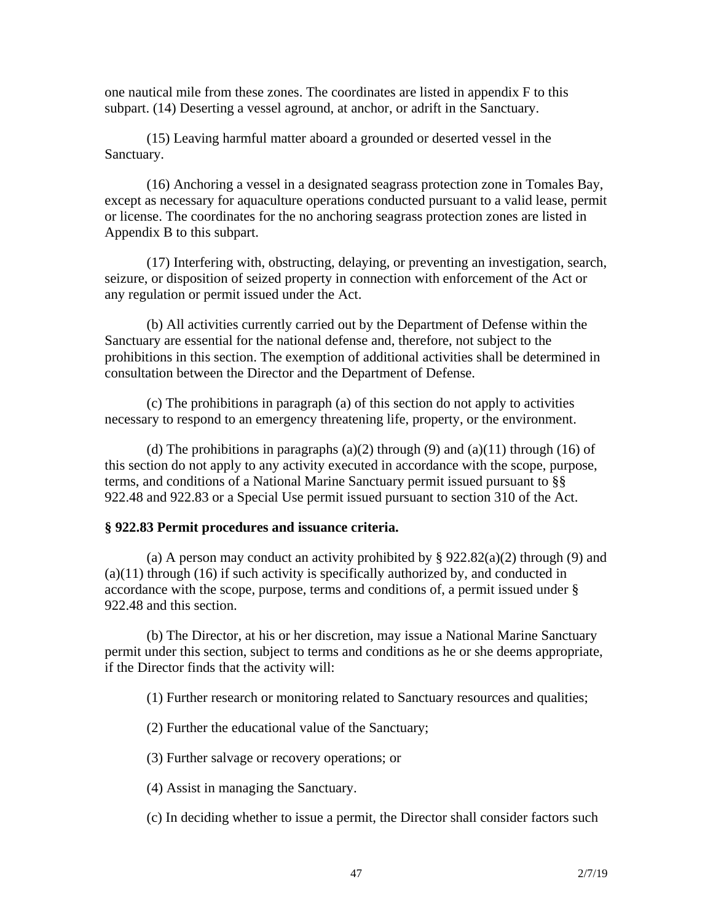one nautical mile from these zones. The coordinates are listed in appendix F to this subpart. (14) Deserting a vessel aground, at anchor, or adrift in the Sanctuary.

(15) Leaving harmful matter aboard a grounded or deserted vessel in the Sanctuary.

(16) Anchoring a vessel in a designated seagrass protection zone in Tomales Bay, except as necessary for aquaculture operations conducted pursuant to a valid lease, permit or license. The coordinates for the no anchoring seagrass protection zones are listed in Appendix B to this subpart.

(17) Interfering with, obstructing, delaying, or preventing an investigation, search, seizure, or disposition of seized property in connection with enforcement of the Act or any regulation or permit issued under the Act.

(b) All activities currently carried out by the Department of Defense within the Sanctuary are essential for the national defense and, therefore, not subject to the prohibitions in this section. The exemption of additional activities shall be determined in consultation between the Director and the Department of Defense.

(c) The prohibitions in paragraph (a) of this section do not apply to activities necessary to respond to an emergency threatening life, property, or the environment.

(d) The prohibitions in paragraphs (a)(2) through (9) and (a)(11) through (16) of this section do not apply to any activity executed in accordance with the scope, purpose, terms, and conditions of a National Marine Sanctuary permit issued pursuant to §§ 922.48 and 922.83 or a Special Use permit issued pursuant to section 310 of the Act.

**§ 922.83 Permit procedures and issuance criteria.**

(a) A person may conduct an activity prohibited by § 922.82(a)(2) through (9) and (a)(11) through (16) if such activity is specifically authorized by, and conducted in accordance with the scope, purpose, terms and conditions of, a permit issued under § 922.48 and this section.

(b) The Director, at his or her discretion, may issue a National Marine Sanctuary permit under this section, subject to terms and conditions as he or she deems appropriate, if the Director finds that the activity will:

(1) Further research or monitoring related to Sanctuary resources and qualities;

(2) Further the educational value of the Sanctuary;

(3) Further salvage or recovery operations; or

(4) Assist in managing the Sanctuary.

(c) In deciding whether to issue a permit, the Director shall consider factors such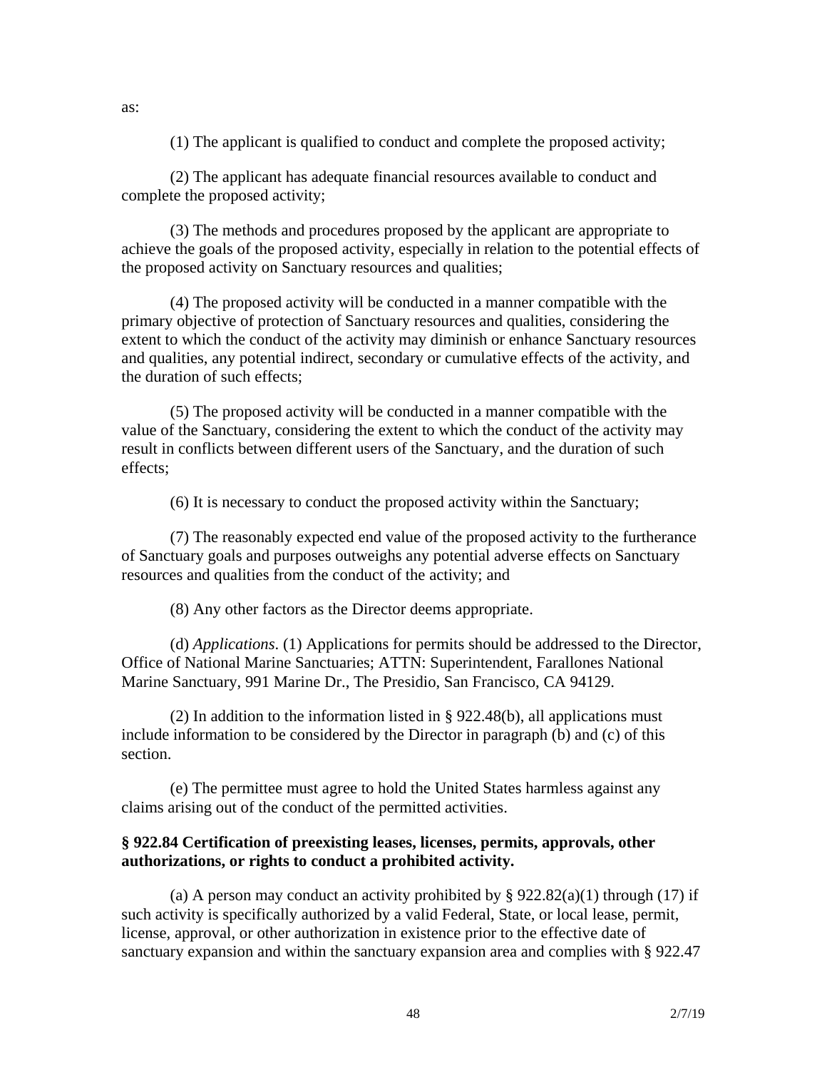as:

(1) The applicant is qualified to conduct and complete the proposed activity;

(2) The applicant has adequate financial resources available to conduct and complete the proposed activity;

(3) The methods and procedures proposed by the applicant are appropriate to achieve the goals of the proposed activity, especially in relation to the potential effects of the proposed activity on Sanctuary resources and qualities;

(4) The proposed activity will be conducted in a manner compatible with the primary objective of protection of Sanctuary resources and qualities, considering the extent to which the conduct of the activity may diminish or enhance Sanctuary resources and qualities, any potential indirect, secondary or cumulative effects of the activity, and the duration of such effects;

(5) The proposed activity will be conducted in a manner compatible with the value of the Sanctuary, considering the extent to which the conduct of the activity may result in conflicts between different users of the Sanctuary, and the duration of such effects;

(6) It is necessary to conduct the proposed activity within the Sanctuary;

(7) The reasonably expected end value of the proposed activity to the furtherance of Sanctuary goals and purposes outweighs any potential adverse effects on Sanctuary resources and qualities from the conduct of the activity; and

(8) Any other factors as the Director deems appropriate.

(d) *Applications*. (1) Applications for permits should be addressed to the Director, Office of National Marine Sanctuaries; ATTN: Superintendent, Farallones National Marine Sanctuary, 991 Marine Dr., The Presidio, San Francisco, CA 94129.

(2) In addition to the information listed in § 922.48(b), all applications must include information to be considered by the Director in paragraph (b) and (c) of this section.

(e) The permittee must agree to hold the United States harmless against any claims arising out of the conduct of the permitted activities.

**§ 922.84 Certification of preexisting leases, licenses, permits, approvals, other authorizations, or rights to conduct a prohibited activity.**

(a) A person may conduct an activity prohibited by § 922.82(a)(1) through (17) if such activity is specifically authorized by a valid Federal, State, or local lease, permit, license, approval, or other authorization in existence prior to the effective date of sanctuary expansion and within the sanctuary expansion area and complies with § 922.47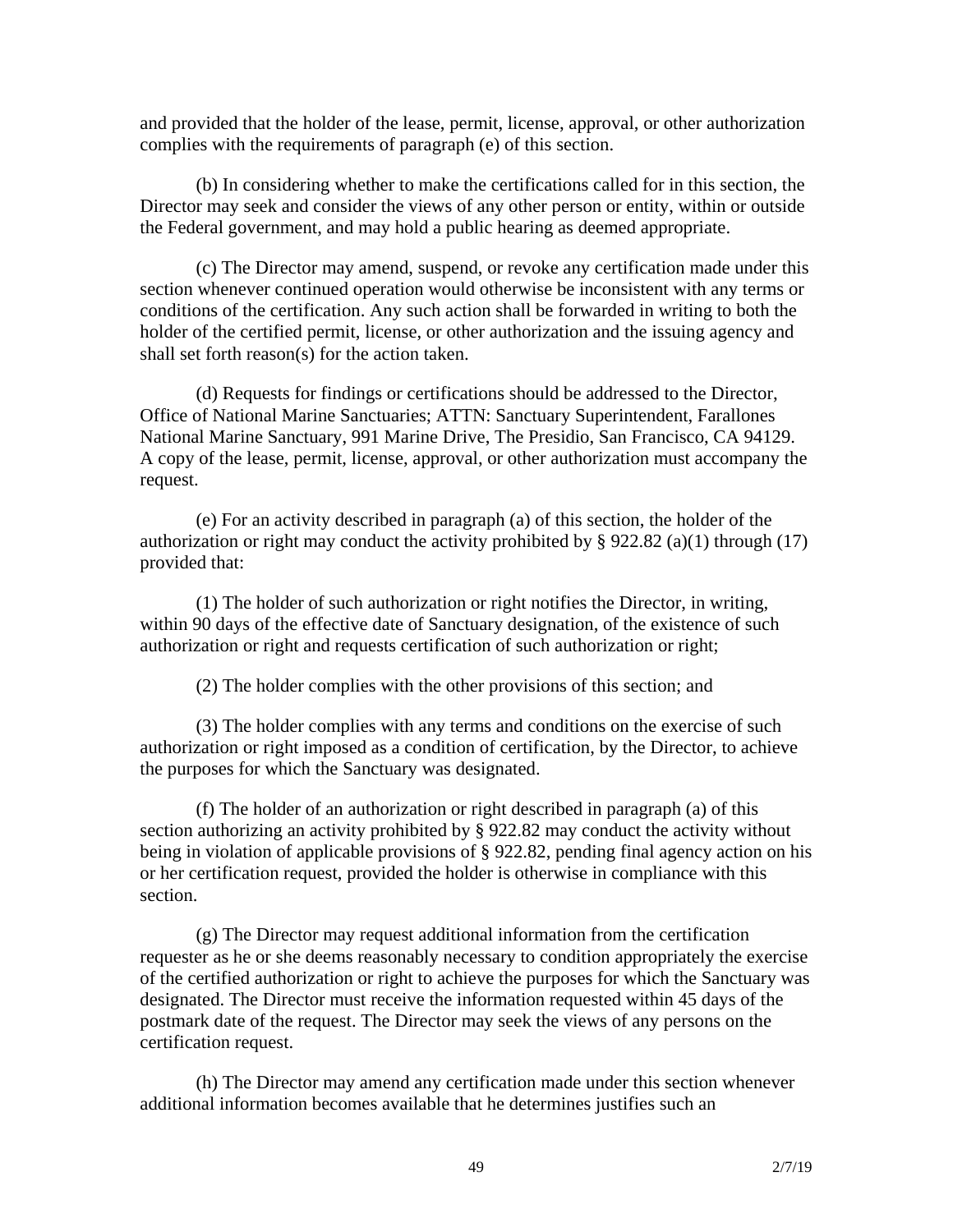and provided that the holder of the lease, permit, license, approval, or other authorization complies with the requirements of paragraph (e) of this section.

(b) In considering whether to make the certifications called for in this section, the Director may seek and consider the views of any other person or entity, within or outside the Federal government, and may hold a public hearing as deemed appropriate.

(c) The Director may amend, suspend, or revoke any certification made under this section whenever continued operation would otherwise be inconsistent with any terms or conditions of the certification. Any such action shall be forwarded in writing to both the holder of the certified permit, license, or other authorization and the issuing agency and shall set forth reason(s) for the action taken.

(d) Requests for findings or certifications should be addressed to the Director, Office of National Marine Sanctuaries; ATTN: Sanctuary Superintendent, Farallones National Marine Sanctuary, 991 Marine Drive, The Presidio, San Francisco, CA 94129. A copy of the lease, permit, license, approval, or other authorization must accompany the request.

(e) For an activity described in paragraph (a) of this section, the holder of the authorization or right may conduct the activity prohibited by § 922.82 (a)(1) through (17) provided that:

(1) The holder of such authorization or right notifies the Director, in writing, within 90 days of the effective date of Sanctuary designation, of the existence of such authorization or right and requests certification of such authorization or right;

(2) The holder complies with the other provisions of this section; and

(3) The holder complies with any terms and conditions on the exercise of such authorization or right imposed as a condition of certification, by the Director, to achieve the purposes for which the Sanctuary was designated.

(f) The holder of an authorization or right described in paragraph (a) of this section authorizing an activity prohibited by § 922.82 may conduct the activity without being in violation of applicable provisions of § 922.82, pending final agency action on his or her certification request, provided the holder is otherwise in compliance with this section.

(g) The Director may request additional information from the certification requester as he or she deems reasonably necessary to condition appropriately the exercise of the certified authorization or right to achieve the purposes for which the Sanctuary was designated. The Director must receive the information requested within 45 days of the postmark date of the request. The Director may seek the views of any persons on the certification request.

(h) The Director may amend any certification made under this section whenever additional information becomes available that he determines justifies such an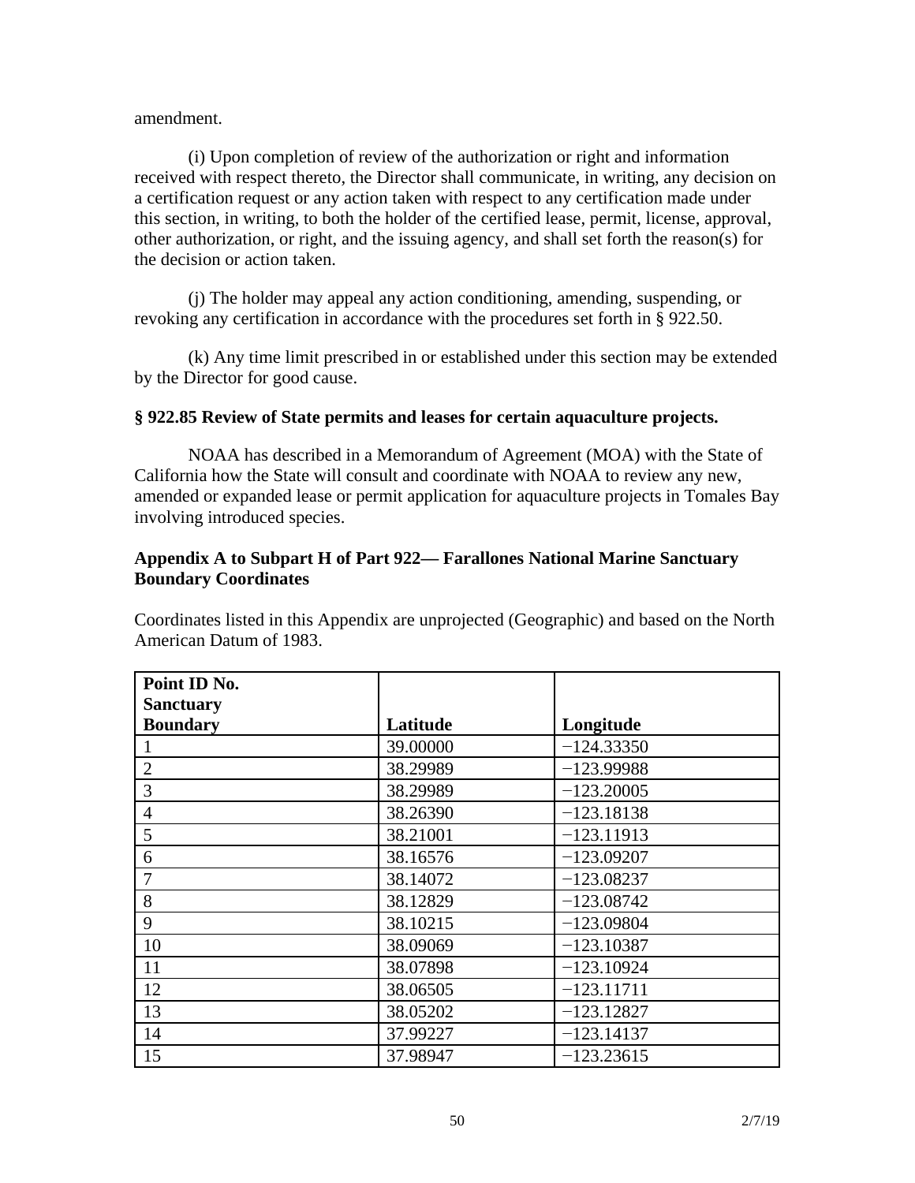amendment.

(i) Upon completion of review of the authorization or right and information received with respect thereto, the Director shall communicate, in writing, any decision on a certification request or any action taken with respect to any certification made under this section, in writing, to both the holder of the certified lease, permit, license, approval, other authorization, or right, and the issuing agency, and shall set forth the reason(s) for the decision or action taken.

(j) The holder may appeal any action conditioning, amending, suspending, or revoking any certification in accordance with the procedures set forth in § 922.50.

(k) Any time limit prescribed in or established under this section may be extended by the Director for good cause.

### § 922.85 Review of State permits and leases for certain aquaculture projects.

NOAA has described in a Memorandum of Agreement (MOA) with the State of California how the State will consult and coordinate with NOAA to review any new, amended or expanded lease or permit application for aquaculture projects in Tomales Bay involving introduced species.

### Appendix A to Subpart H of Part 922— Farallones National Marine Sanctuary Boundary Coordinates

Coordinates listed in this Appendix are unprojected (Geographic) and based on the North American Datum of 1983.

| Point ID No. Sanctuary Boundary | Latitude | Longitude |
|---|---|---|
| 1 | 39.00000 | −124.33350 |
| 2 | 38.29989 | −123.99988 |
| 3 | 38.29989 | −123.20005 |
| 4 | 38.26390 | −123.18138 |
| 5 | 38.21001 | −123.11913 |
| 6 | 38.16576 | −123.09207 |
| 7 | 38.14072 | −123.08237 |
| 8 | 38.12829 | −123.08742 |
| 9 | 38.10215 | −123.09804 |
| 10 | 38.09069 | −123.10387 |
| 11 | 38.07898 | −123.10924 |
| 12 | 38.06505 | −123.11711 |
| 13 | 38.05202 | −123.12827 |
| 14 | 37.99227 | −123.14137 |
| 15 | 37.98947 | −123.23615 |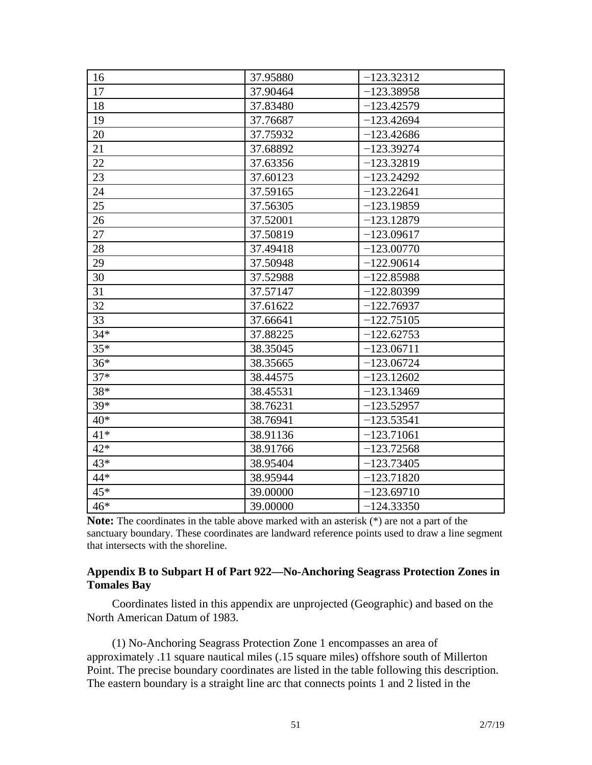| 16 | 37.95880 | −123.32312 |
|---|---|---|
| 17 | 37.90464 | −123.38958 |
| 18 | 37.83480 | −123.42579 |
| 19 | 37.76687 | −123.42694 |
| 20 | 37.75932 | −123.42686 |
| 21 | 37.68892 | −123.39274 |
| 22 | 37.63356 | −123.32819 |
| 23 | 37.60123 | −123.24292 |
| 24 | 37.59165 | −123.22641 |
| 25 | 37.56305 | −123.19859 |
| 26 | 37.52001 | −123.12879 |
| 27 | 37.50819 | −123.09617 |
| 28 | 37.49418 | −123.00770 |
| 29 | 37.50948 | −122.90614 |
| 30 | 37.52988 | −122.85988 |
| 31 | 37.57147 | −122.80399 |
| 32 | 37.61622 | −122.76937 |
| 33 | 37.66641 | −122.75105 |
| 34* | 37.88225 | −122.62753 |
| 35* | 38.35045 | −123.06711 |
| 36* | 38.35665 | −123.06724 |
| 37* | 38.44575 | −123.12602 |
| 38* | 38.45531 | −123.13469 |
| 39* | 38.76231 | −123.52957 |
| 40* | 38.76941 | −123.53541 |
| 41* | 38.91136 | −123.71061 |
| 42* | 38.91766 | −123.72568 |
| 43* | 38.95404 | −123.73405 |
| 44* | 38.95944 | −123.71820 |
| 45* | 39.00000 | −123.69710 |
| 46* | 39.00000 | −124.33350 |

**Note:** The coordinates in the table above marked with an asterisk (*) are not a part of the sanctuary boundary. These coordinates are landward reference points used to draw a line segment that intersects with the shoreline.

### Appendix B to Subpart H of Part 922—No-Anchoring Seagrass Protection Zones in Tomales Bay

Coordinates listed in this appendix are unprojected (Geographic) and based on the North American Datum of 1983.

(1) No-Anchoring Seagrass Protection Zone 1 encompasses an area of approximately .11 square nautical miles (.15 square miles) offshore south of Millerton Point. The precise boundary coordinates are listed in the table following this description. The eastern boundary is a straight line arc that connects points 1 and 2 listed in the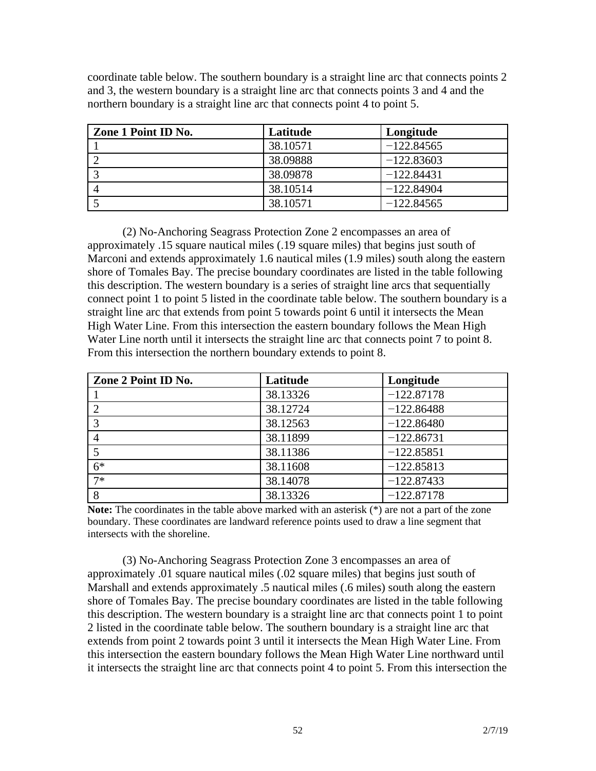coordinate table below. The southern boundary is a straight line arc that connects points 2 and 3, the western boundary is a straight line arc that connects points 3 and 4 and the northern boundary is a straight line arc that connects point 4 to point 5.

| Zone 1 Point ID No. | Latitude | Longitude |
|---|---|---|
| 1 | 38.10571 | −122.84565 |
| 2 | 38.09888 | −122.83603 |
| 3 | 38.09878 | −122.84431 |
| 4 | 38.10514 | −122.84904 |
| 5 | 38.10571 | −122.84565 |

(2) No-Anchoring Seagrass Protection Zone 2 encompasses an area of approximately .15 square nautical miles (.19 square miles) that begins just south of Marconi and extends approximately 1.6 nautical miles (1.9 miles) south along the eastern shore of Tomales Bay. The precise boundary coordinates are listed in the table following this description. The western boundary is a series of straight line arcs that sequentially connect point 1 to point 5 listed in the coordinate table below. The southern boundary is a straight line arc that extends from point 5 towards point 6 until it intersects the Mean High Water Line. From this intersection the eastern boundary follows the Mean High Water Line north until it intersects the straight line arc that connects point 7 to point 8. From this intersection the northern boundary extends to point 8.

| Zone 2 Point ID No. | Latitude | Longitude |
|---|---|---|
| 1 | 38.13326 | −122.87178 |
| 2 | 38.12724 | −122.86488 |
| 3 | 38.12563 | −122.86480 |
| 4 | 38.11899 | −122.86731 |
| 5 | 38.11386 | −122.85851 |
| 6* | 38.11608 | −122.85813 |
| 7* | 38.14078 | −122.87433 |
| 8 | 38.13326 | −122.87178 |

**Note:** The coordinates in the table above marked with an asterisk (*) are not a part of the zone boundary. These coordinates are landward reference points used to draw a line segment that intersects with the shoreline.

(3) No-Anchoring Seagrass Protection Zone 3 encompasses an area of approximately .01 square nautical miles (.02 square miles) that begins just south of Marshall and extends approximately .5 nautical miles (.6 miles) south along the eastern shore of Tomales Bay. The precise boundary coordinates are listed in the table following this description. The western boundary is a straight line arc that connects point 1 to point 2 listed in the coordinate table below. The southern boundary is a straight line arc that extends from point 2 towards point 3 until it intersects the Mean High Water Line. From this intersection the eastern boundary follows the Mean High Water Line northward until it intersects the straight line arc that connects point 4 to point 5. From this intersection the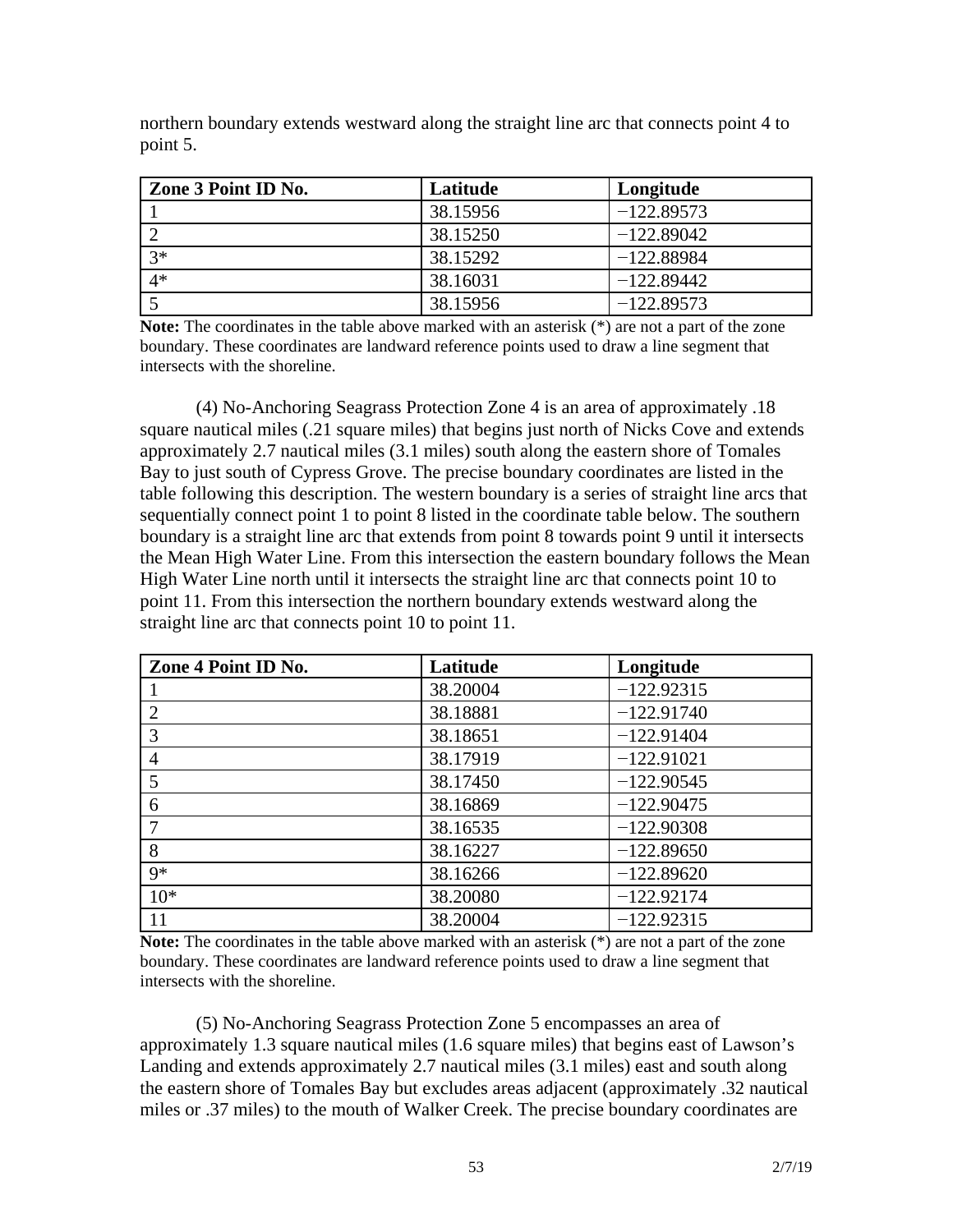northern boundary extends westward along the straight line arc that connects point 4 to point 5.

| Zone 3 Point ID No. | Latitude | Longitude |
|---|---|---|
| 1 | 38.15956 | −122.89573 |
| 2 | 38.15250 | −122.89042 |
| 3* | 38.15292 | −122.88984 |
| 4* | 38.16031 | −122.89442 |
| 5 | 38.15956 | −122.89573 |

**Note:** The coordinates in the table above marked with an asterisk (*) are not a part of the zone boundary. These coordinates are landward reference points used to draw a line segment that intersects with the shoreline.

(4) No-Anchoring Seagrass Protection Zone 4 is an area of approximately .18 square nautical miles (.21 square miles) that begins just north of Nicks Cove and extends approximately 2.7 nautical miles (3.1 miles) south along the eastern shore of Tomales Bay to just south of Cypress Grove. The precise boundary coordinates are listed in the table following this description. The western boundary is a series of straight line arcs that sequentially connect point 1 to point 8 listed in the coordinate table below. The southern boundary is a straight line arc that extends from point 8 towards point 9 until it intersects the Mean High Water Line. From this intersection the eastern boundary follows the Mean High Water Line north until it intersects the straight line arc that connects point 10 to point 11. From this intersection the northern boundary extends westward along the straight line arc that connects point 10 to point 11.

| Zone 4 Point ID No. | Latitude | Longitude |
|---|---|---|
| 1 | 38.20004 | −122.92315 |
| 2 | 38.18881 | −122.91740 |
| 3 | 38.18651 | −122.91404 |
| 4 | 38.17919 | −122.91021 |
| 5 | 38.17450 | −122.90545 |
| 6 | 38.16869 | −122.90475 |
| 7 | 38.16535 | −122.90308 |
| 8 | 38.16227 | −122.89650 |
| 9* | 38.16266 | −122.89620 |
| 10* | 38.20080 | −122.92174 |
| 11 | 38.20004 | −122.92315 |

**Note:** The coordinates in the table above marked with an asterisk (*) are not a part of the zone boundary. These coordinates are landward reference points used to draw a line segment that intersects with the shoreline.

(5) No-Anchoring Seagrass Protection Zone 5 encompasses an area of approximately 1.3 square nautical miles (1.6 square miles) that begins east of Lawson's Landing and extends approximately 2.7 nautical miles (3.1 miles) east and south along the eastern shore of Tomales Bay but excludes areas adjacent (approximately .32 nautical miles or .37 miles) to the mouth of Walker Creek. The precise boundary coordinates are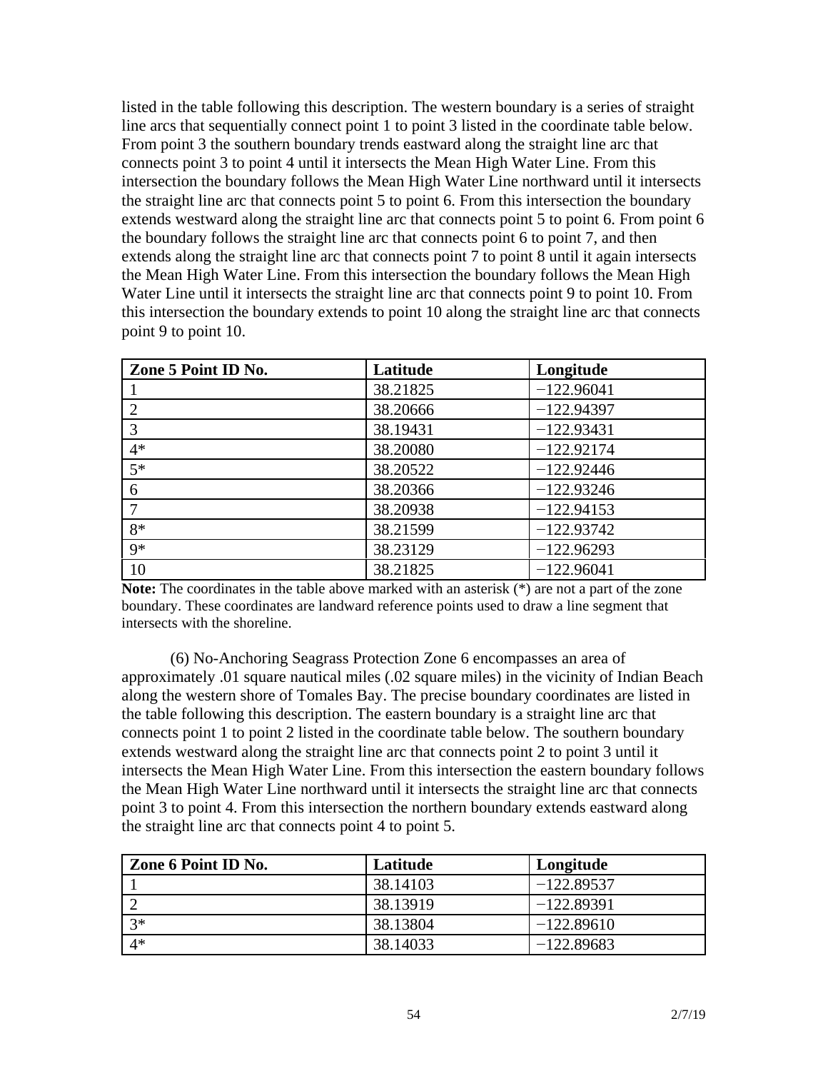listed in the table following this description. The western boundary is a series of straight line arcs that sequentially connect point 1 to point 3 listed in the coordinate table below. From point 3 the southern boundary trends eastward along the straight line arc that connects point 3 to point 4 until it intersects the Mean High Water Line. From this intersection the boundary follows the Mean High Water Line northward until it intersects the straight line arc that connects point 5 to point 6. From this intersection the boundary extends westward along the straight line arc that connects point 5 to point 6. From point 6 the boundary follows the straight line arc that connects point 6 to point 7, and then extends along the straight line arc that connects point 7 to point 8 until it again intersects the Mean High Water Line. From this intersection the boundary follows the Mean High Water Line until it intersects the straight line arc that connects point 9 to point 10. From this intersection the boundary extends to point 10 along the straight line arc that connects point 9 to point 10.

| Zone 5 Point ID No. | Latitude | Longitude |
|---|---|---|
| 1 | 38.21825 | −122.96041 |
| 2 | 38.20666 | −122.94397 |
| 3 | 38.19431 | −122.93431 |
| 4* | 38.20080 | −122.92174 |
| 5* | 38.20522 | −122.92446 |
| 6 | 38.20366 | −122.93246 |
| 7 | 38.20938 | −122.94153 |
| 8* | 38.21599 | −122.93742 |
| 9* | 38.23129 | −122.96293 |
| 10 | 38.21825 | −122.96041 |

**Note:** The coordinates in the table above marked with an asterisk (*) are not a part of the zone boundary. These coordinates are landward reference points used to draw a line segment that intersects with the shoreline.

(6) No-Anchoring Seagrass Protection Zone 6 encompasses an area of approximately .01 square nautical miles (.02 square miles) in the vicinity of Indian Beach along the western shore of Tomales Bay. The precise boundary coordinates are listed in the table following this description. The eastern boundary is a straight line arc that connects point 1 to point 2 listed in the coordinate table below. The southern boundary extends westward along the straight line arc that connects point 2 to point 3 until it intersects the Mean High Water Line. From this intersection the eastern boundary follows the Mean High Water Line northward until it intersects the straight line arc that connects point 3 to point 4. From this intersection the northern boundary extends eastward along the straight line arc that connects point 4 to point 5.

| Zone 6 Point ID No. | Latitude | Longitude |
|---|---|---|
| 1 | 38.14103 | −122.89537 |
| 2 | 38.13919 | −122.89391 |
| 3* | 38.13804 | −122.89610 |
| 4* | 38.14033 | −122.89683 |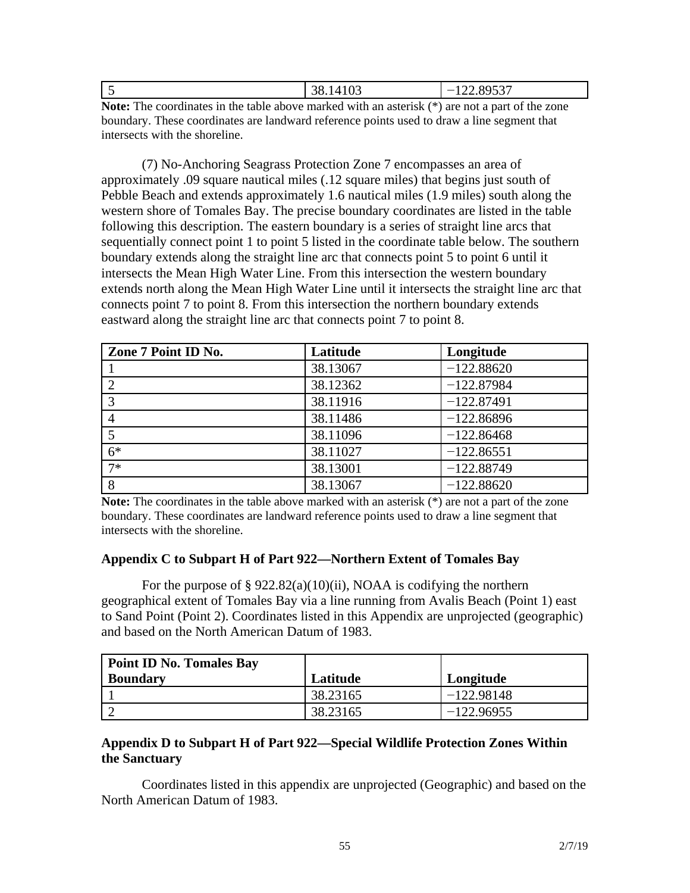| 5 | 38.14103 | −122.89537 |
|---|---|---|

**Note:** The coordinates in the table above marked with an asterisk (*) are not a part of the zone boundary. These coordinates are landward reference points used to draw a line segment that intersects with the shoreline.

(7) No-Anchoring Seagrass Protection Zone 7 encompasses an area of approximately .09 square nautical miles (.12 square miles) that begins just south of Pebble Beach and extends approximately 1.6 nautical miles (1.9 miles) south along the western shore of Tomales Bay. The precise boundary coordinates are listed in the table following this description. The eastern boundary is a series of straight line arcs that sequentially connect point 1 to point 5 listed in the coordinate table below. The southern boundary extends along the straight line arc that connects point 5 to point 6 until it intersects the Mean High Water Line. From this intersection the western boundary extends north along the Mean High Water Line until it intersects the straight line arc that connects point 7 to point 8. From this intersection the northern boundary extends eastward along the straight line arc that connects point 7 to point 8.

| Zone 7 Point ID No. | Latitude | Longitude |
|---|---|---|
| 1 | 38.13067 | −122.88620 |
| 2 | 38.12362 | −122.87984 |
| 3 | 38.11916 | −122.87491 |
| 4 | 38.11486 | −122.86896 |
| 5 | 38.11096 | −122.86468 |
| 6* | 38.11027 | −122.86551 |
| 7* | 38.13001 | −122.88749 |
| 8 | 38.13067 | −122.88620 |

**Note:** The coordinates in the table above marked with an asterisk (*) are not a part of the zone boundary. These coordinates are landward reference points used to draw a line segment that intersects with the shoreline.

### Appendix C to Subpart H of Part 922—Northern Extent of Tomales Bay

For the purpose of § 922.82(a)(10)(ii), NOAA is codifying the northern geographical extent of Tomales Bay via a line running from Avalis Beach (Point 1) east to Sand Point (Point 2). Coordinates listed in this Appendix are unprojected (geographic) and based on the North American Datum of 1983.

| Point ID No. Tomales Bay Boundary | Latitude | Longitude |
|---|---|---|
| 1 | 38.23165 | −122.98148 |
| 2 | 38.23165 | −122.96955 |

### Appendix D to Subpart H of Part 922—Special Wildlife Protection Zones Within the Sanctuary

Coordinates listed in this appendix are unprojected (Geographic) and based on the North American Datum of 1983.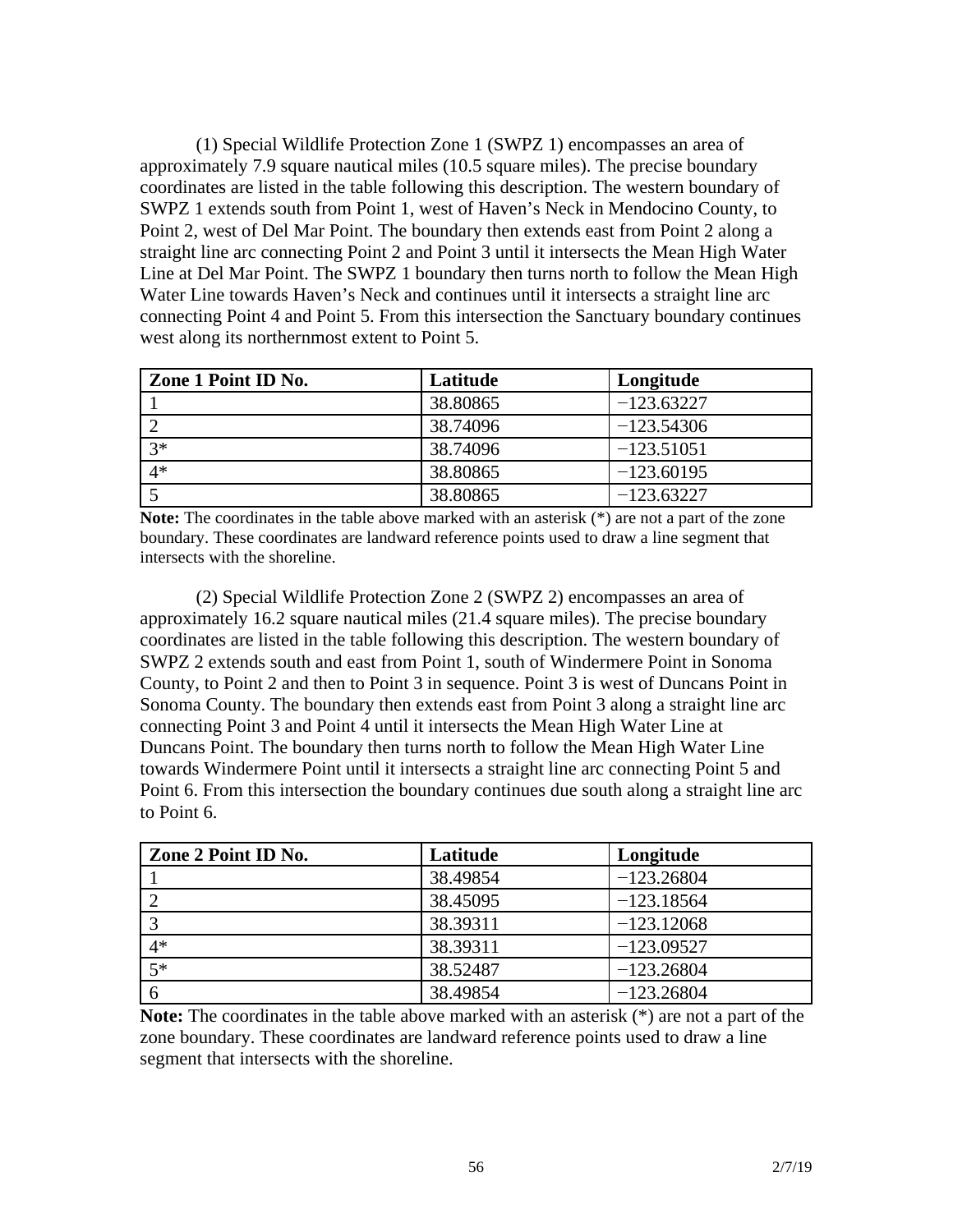(1) Special Wildlife Protection Zone 1 (SWPZ 1) encompasses an area of approximately 7.9 square nautical miles (10.5 square miles). The precise boundary coordinates are listed in the table following this description. The western boundary of SWPZ 1 extends south from Point 1, west of Haven's Neck in Mendocino County, to Point 2, west of Del Mar Point. The boundary then extends east from Point 2 along a straight line arc connecting Point 2 and Point 3 until it intersects the Mean High Water Line at Del Mar Point. The SWPZ 1 boundary then turns north to follow the Mean High Water Line towards Haven's Neck and continues until it intersects a straight line arc connecting Point 4 and Point 5. From this intersection the Sanctuary boundary continues west along its northernmost extent to Point 5.

| Zone 1 Point ID No. | Latitude | Longitude |
|---|---|---|
| 1 | 38.80865 | −123.63227 |
| 2 | 38.74096 | −123.54306 |
| 3* | 38.74096 | −123.51051 |
| 4* | 38.80865 | −123.60195 |
| 5 | 38.80865 | −123.63227 |

**Note:** The coordinates in the table above marked with an asterisk (*) are not a part of the zone boundary. These coordinates are landward reference points used to draw a line segment that intersects with the shoreline.

(2) Special Wildlife Protection Zone 2 (SWPZ 2) encompasses an area of approximately 16.2 square nautical miles (21.4 square miles). The precise boundary coordinates are listed in the table following this description. The western boundary of SWPZ 2 extends south and east from Point 1, south of Windermere Point in Sonoma County, to Point 2 and then to Point 3 in sequence. Point 3 is west of Duncans Point in Sonoma County. The boundary then extends east from Point 3 along a straight line arc connecting Point 3 and Point 4 until it intersects the Mean High Water Line at Duncans Point. The boundary then turns north to follow the Mean High Water Line towards Windermere Point until it intersects a straight line arc connecting Point 5 and Point 6. From this intersection the boundary continues due south along a straight line arc to Point 6.

| Zone 2 Point ID No. | Latitude | Longitude |
|---|---|---|
| 1 | 38.49854 | −123.26804 |
| 2 | 38.45095 | −123.18564 |
| 3 | 38.39311 | −123.12068 |
| 4* | 38.39311 | −123.09527 |
| 5* | 38.52487 | −123.26804 |
| 6 | 38.49854 | −123.26804 |

**Note:** The coordinates in the table above marked with an asterisk (*) are not a part of the zone boundary. These coordinates are landward reference points used to draw a line segment that intersects with the shoreline.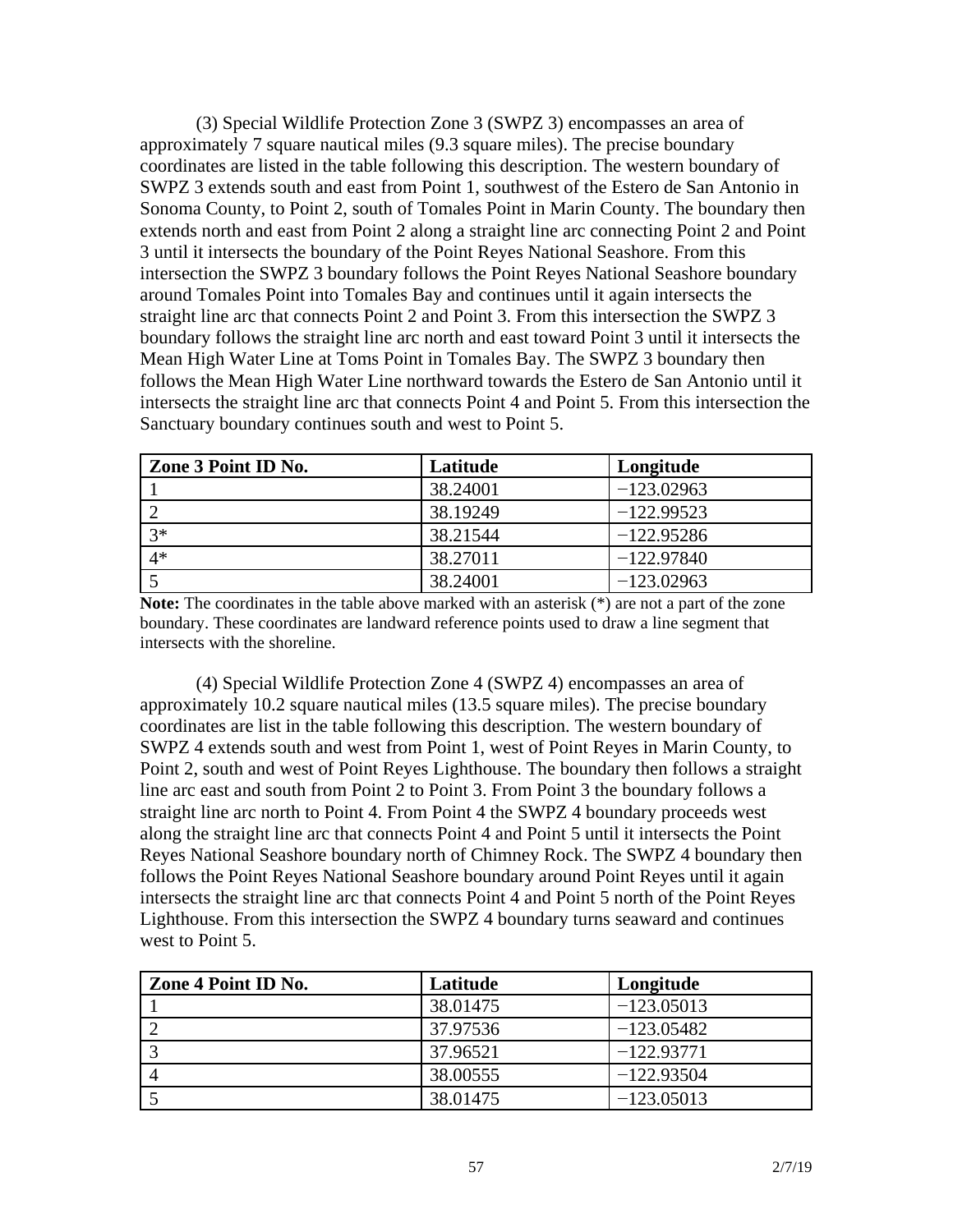(3) Special Wildlife Protection Zone 3 (SWPZ 3) encompasses an area of approximately 7 square nautical miles (9.3 square miles). The precise boundary coordinates are listed in the table following this description. The western boundary of SWPZ 3 extends south and east from Point 1, southwest of the Estero de San Antonio in Sonoma County, to Point 2, south of Tomales Point in Marin County. The boundary then extends north and east from Point 2 along a straight line arc connecting Point 2 and Point 3 until it intersects the boundary of the Point Reyes National Seashore. From this intersection the SWPZ 3 boundary follows the Point Reyes National Seashore boundary around Tomales Point into Tomales Bay and continues until it again intersects the straight line arc that connects Point 2 and Point 3. From this intersection the SWPZ 3 boundary follows the straight line arc north and east toward Point 3 until it intersects the Mean High Water Line at Toms Point in Tomales Bay. The SWPZ 3 boundary then follows the Mean High Water Line northward towards the Estero de San Antonio until it intersects the straight line arc that connects Point 4 and Point 5. From this intersection the Sanctuary boundary continues south and west to Point 5.

| Zone 3 Point ID No. | Latitude | Longitude |
|---|---|---|
| 1 | 38.24001 | −123.02963 |
| 2 | 38.19249 | −122.99523 |
| 3* | 38.21544 | −122.95286 |
| 4* | 38.27011 | −122.97840 |
| 5 | 38.24001 | −123.02963 |

**Note:** The coordinates in the table above marked with an asterisk (*) are not a part of the zone boundary. These coordinates are landward reference points used to draw a line segment that intersects with the shoreline.

(4) Special Wildlife Protection Zone 4 (SWPZ 4) encompasses an area of approximately 10.2 square nautical miles (13.5 square miles). The precise boundary coordinates are list in the table following this description. The western boundary of SWPZ 4 extends south and west from Point 1, west of Point Reyes in Marin County, to Point 2, south and west of Point Reyes Lighthouse. The boundary then follows a straight line arc east and south from Point 2 to Point 3. From Point 3 the boundary follows a straight line arc north to Point 4. From Point 4 the SWPZ 4 boundary proceeds west along the straight line arc that connects Point 4 and Point 5 until it intersects the Point Reyes National Seashore boundary north of Chimney Rock. The SWPZ 4 boundary then follows the Point Reyes National Seashore boundary around Point Reyes until it again intersects the straight line arc that connects Point 4 and Point 5 north of the Point Reyes Lighthouse. From this intersection the SWPZ 4 boundary turns seaward and continues west to Point 5.

| Zone 4 Point ID No. | Latitude | Longitude |
|---|---|---|
| 1 | 38.01475 | −123.05013 |
| 2 | 37.97536 | −123.05482 |
| 3 | 37.96521 | −122.93771 |
| 4 | 38.00555 | −122.93504 |
| 5 | 38.01475 | −123.05013 |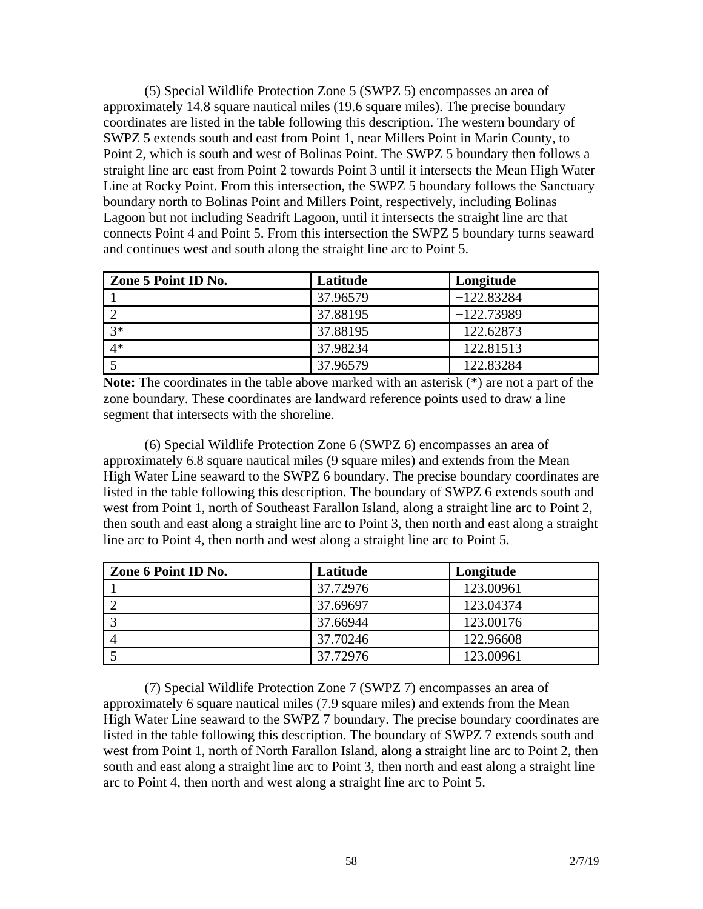(5) Special Wildlife Protection Zone 5 (SWPZ 5) encompasses an area of approximately 14.8 square nautical miles (19.6 square miles). The precise boundary coordinates are listed in the table following this description. The western boundary of SWPZ 5 extends south and east from Point 1, near Millers Point in Marin County, to Point 2, which is south and west of Bolinas Point. The SWPZ 5 boundary then follows a straight line arc east from Point 2 towards Point 3 until it intersects the Mean High Water Line at Rocky Point. From this intersection, the SWPZ 5 boundary follows the Sanctuary boundary north to Bolinas Point and Millers Point, respectively, including Bolinas Lagoon but not including Seadrift Lagoon, until it intersects the straight line arc that connects Point 4 and Point 5. From this intersection the SWPZ 5 boundary turns seaward and continues west and south along the straight line arc to Point 5.

| Zone 5 Point ID No. | Latitude | Longitude |
|---|---|---|
| 1 | 37.96579 | −122.83284 |
| 2 | 37.88195 | −122.73989 |
| 3* | 37.88195 | −122.62873 |
| 4* | 37.98234 | −122.81513 |
| 5 | 37.96579 | −122.83284 |

**Note:** The coordinates in the table above marked with an asterisk (*) are not a part of the zone boundary. These coordinates are landward reference points used to draw a line segment that intersects with the shoreline.

(6) Special Wildlife Protection Zone 6 (SWPZ 6) encompasses an area of approximately 6.8 square nautical miles (9 square miles) and extends from the Mean High Water Line seaward to the SWPZ 6 boundary. The precise boundary coordinates are listed in the table following this description. The boundary of SWPZ 6 extends south and west from Point 1, north of Southeast Farallon Island, along a straight line arc to Point 2, then south and east along a straight line arc to Point 3, then north and east along a straight line arc to Point 4, then north and west along a straight line arc to Point 5.

| Zone 6 Point ID No. | Latitude | Longitude |
|---|---|---|
| 1 | 37.72976 | −123.00961 |
| 2 | 37.69697 | −123.04374 |
| 3 | 37.66944 | −123.00176 |
| 4 | 37.70246 | −122.96608 |
| 5 | 37.72976 | −123.00961 |

(7) Special Wildlife Protection Zone 7 (SWPZ 7) encompasses an area of approximately 6 square nautical miles (7.9 square miles) and extends from the Mean High Water Line seaward to the SWPZ 7 boundary. The precise boundary coordinates are listed in the table following this description. The boundary of SWPZ 7 extends south and west from Point 1, north of North Farallon Island, along a straight line arc to Point 2, then south and east along a straight line arc to Point 3, then north and east along a straight line arc to Point 4, then north and west along a straight line arc to Point 5.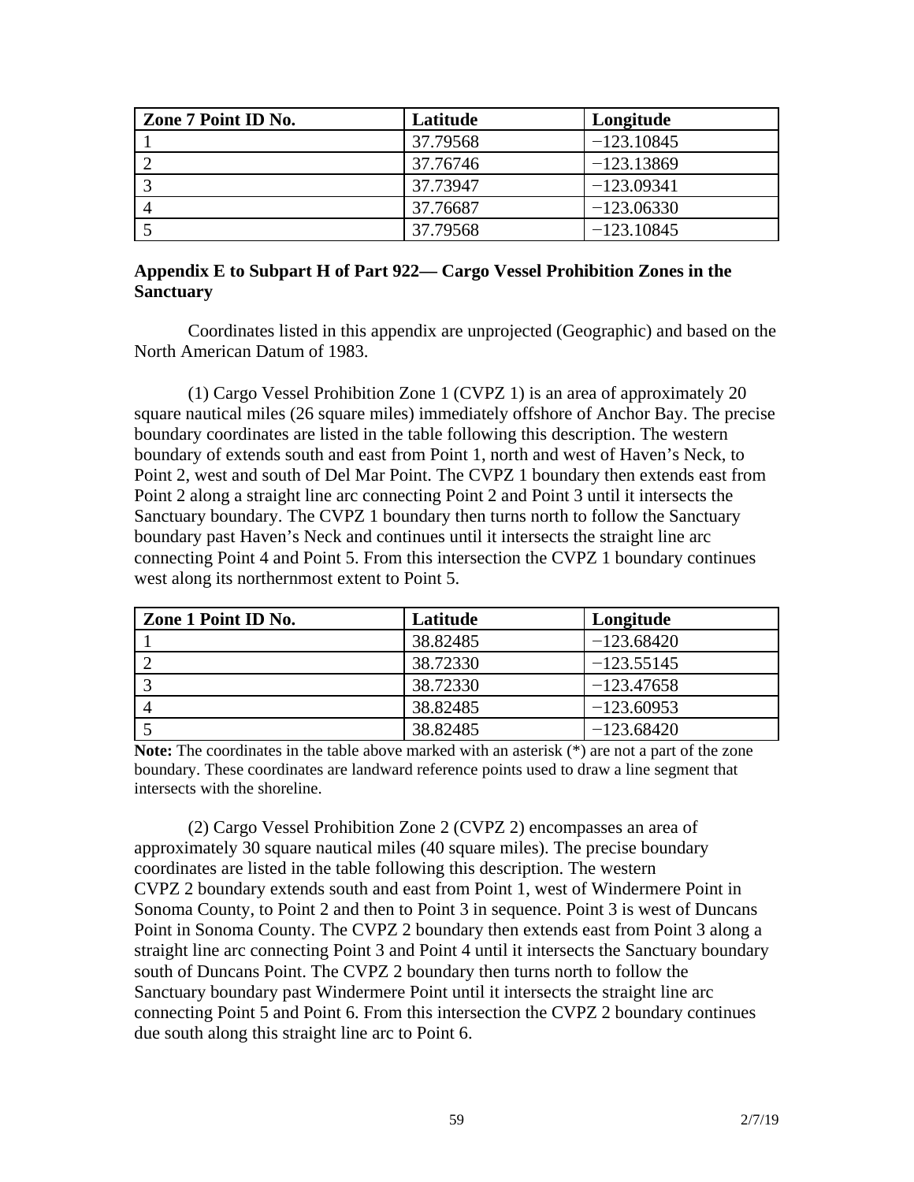| Zone 7 Point ID No. | Latitude | Longitude |
|---|---|---|
| 1 | 37.79568 | −123.10845 |
| 2 | 37.76746 | −123.13869 |
| 3 | 37.73947 | −123.09341 |
| 4 | 37.76687 | −123.06330 |
| 5 | 37.79568 | −123.10845 |

### Appendix E to Subpart H of Part 922— Cargo Vessel Prohibition Zones in the Sanctuary

Coordinates listed in this appendix are unprojected (Geographic) and based on the North American Datum of 1983.

(1) Cargo Vessel Prohibition Zone 1 (CVPZ 1) is an area of approximately 20 square nautical miles (26 square miles) immediately offshore of Anchor Bay. The precise boundary coordinates are listed in the table following this description. The western boundary of extends south and east from Point 1, north and west of Haven's Neck, to Point 2, west and south of Del Mar Point. The CVPZ 1 boundary then extends east from Point 2 along a straight line arc connecting Point 2 and Point 3 until it intersects the Sanctuary boundary. The CVPZ 1 boundary then turns north to follow the Sanctuary boundary past Haven's Neck and continues until it intersects the straight line arc connecting Point 4 and Point 5. From this intersection the CVPZ 1 boundary continues west along its northernmost extent to Point 5.

| Zone 1 Point ID No. | Latitude | Longitude |
|---|---|---|
| 1 | 38.82485 | −123.68420 |
| 2 | 38.72330 | −123.55145 |
| 3 | 38.72330 | −123.47658 |
| 4 | 38.82485 | −123.60953 |
| 5 | 38.82485 | −123.68420 |

**Note:** The coordinates in the table above marked with an asterisk (*) are not a part of the zone boundary. These coordinates are landward reference points used to draw a line segment that intersects with the shoreline.

(2) Cargo Vessel Prohibition Zone 2 (CVPZ 2) encompasses an area of approximately 30 square nautical miles (40 square miles). The precise boundary coordinates are listed in the table following this description. The western CVPZ 2 boundary extends south and east from Point 1, west of Windermere Point in Sonoma County, to Point 2 and then to Point 3 in sequence. Point 3 is west of Duncans Point in Sonoma County. The CVPZ 2 boundary then extends east from Point 3 along a straight line arc connecting Point 3 and Point 4 until it intersects the Sanctuary boundary south of Duncans Point. The CVPZ 2 boundary then turns north to follow the Sanctuary boundary past Windermere Point until it intersects the straight line arc connecting Point 5 and Point 6. From this intersection the CVPZ 2 boundary continues due south along this straight line arc to Point 6.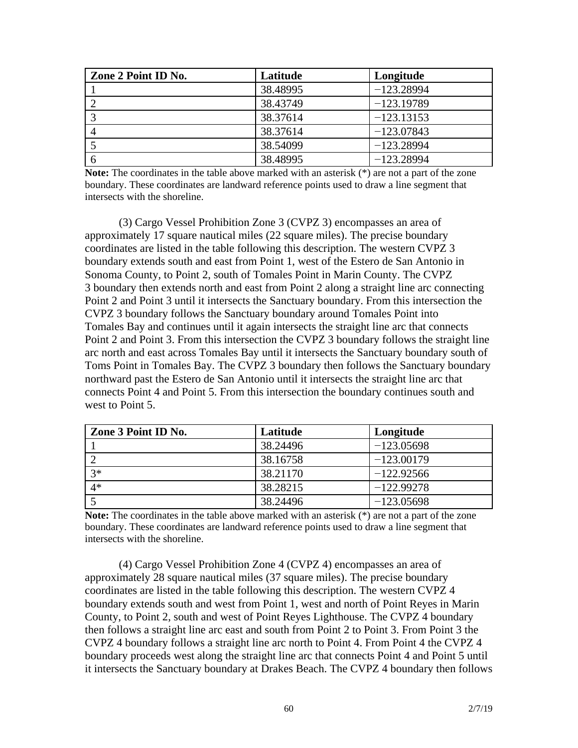| Zone 2 Point ID No. | Latitude | Longitude |
|---|---|---|
| 1 | 38.48995 | −123.28994 |
| 2 | 38.43749 | −123.19789 |
| 3 | 38.37614 | −123.13153 |
| 4 | 38.37614 | −123.07843 |
| 5 | 38.54099 | −123.28994 |
| 6 | 38.48995 | −123.28994 |

**Note:** The coordinates in the table above marked with an asterisk (*) are not a part of the zone boundary. These coordinates are landward reference points used to draw a line segment that intersects with the shoreline.

(3) Cargo Vessel Prohibition Zone 3 (CVPZ 3) encompasses an area of approximately 17 square nautical miles (22 square miles). The precise boundary coordinates are listed in the table following this description. The western CVPZ 3 boundary extends south and east from Point 1, west of the Estero de San Antonio in Sonoma County, to Point 2, south of Tomales Point in Marin County. The CVPZ 3 boundary then extends north and east from Point 2 along a straight line arc connecting Point 2 and Point 3 until it intersects the Sanctuary boundary. From this intersection the CVPZ 3 boundary follows the Sanctuary boundary around Tomales Point into Tomales Bay and continues until it again intersects the straight line arc that connects Point 2 and Point 3. From this intersection the CVPZ 3 boundary follows the straight line arc north and east across Tomales Bay until it intersects the Sanctuary boundary south of Toms Point in Tomales Bay. The CVPZ 3 boundary then follows the Sanctuary boundary northward past the Estero de San Antonio until it intersects the straight line arc that connects Point 4 and Point 5. From this intersection the boundary continues south and west to Point 5.

| Zone 3 Point ID No. | Latitude | Longitude |
|---|---|---|
| 1 | 38.24496 | −123.05698 |
| 2 | 38.16758 | −123.00179 |
| 3* | 38.21170 | −122.92566 |
| 4* | 38.28215 | −122.99278 |
| 5 | 38.24496 | −123.05698 |

**Note:** The coordinates in the table above marked with an asterisk (*) are not a part of the zone boundary. These coordinates are landward reference points used to draw a line segment that intersects with the shoreline.

(4) Cargo Vessel Prohibition Zone 4 (CVPZ 4) encompasses an area of approximately 28 square nautical miles (37 square miles). The precise boundary coordinates are listed in the table following this description. The western CVPZ 4 boundary extends south and west from Point 1, west and north of Point Reyes in Marin County, to Point 2, south and west of Point Reyes Lighthouse. The CVPZ 4 boundary then follows a straight line arc east and south from Point 2 to Point 3. From Point 3 the CVPZ 4 boundary follows a straight line arc north to Point 4. From Point 4 the CVPZ 4 boundary proceeds west along the straight line arc that connects Point 4 and Point 5 until it intersects the Sanctuary boundary at Drakes Beach. The CVPZ 4 boundary then follows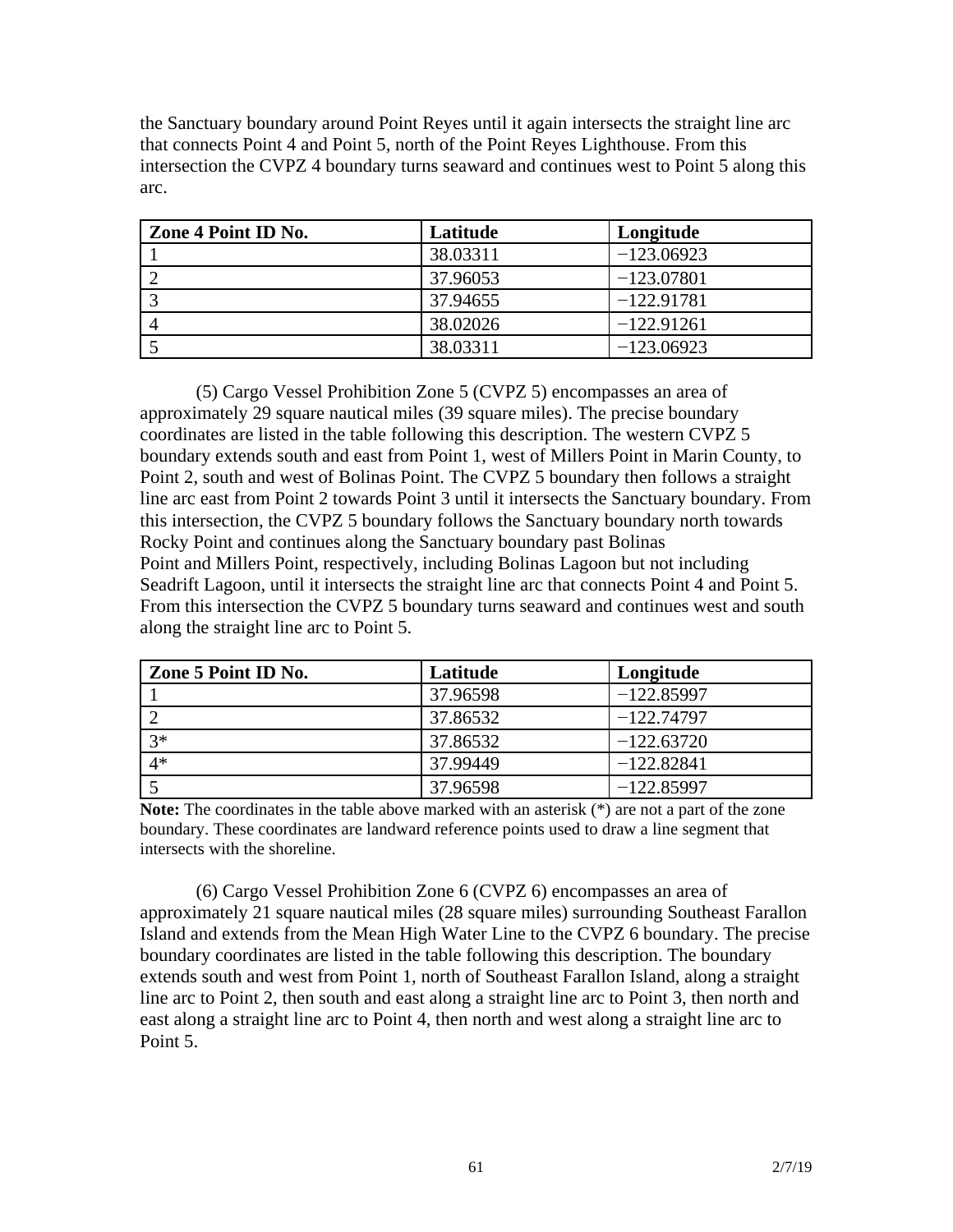the Sanctuary boundary around Point Reyes until it again intersects the straight line arc that connects Point 4 and Point 5, north of the Point Reyes Lighthouse. From this intersection the CVPZ 4 boundary turns seaward and continues west to Point 5 along this arc.

| Zone 4 Point ID No. | Latitude | Longitude |
|---|---|---|
| 1 | 38.03311 | −123.06923 |
| 2 | 37.96053 | −123.07801 |
| 3 | 37.94655 | −122.91781 |
| 4 | 38.02026 | −122.91261 |
| 5 | 38.03311 | −123.06923 |

(5) Cargo Vessel Prohibition Zone 5 (CVPZ 5) encompasses an area of approximately 29 square nautical miles (39 square miles). The precise boundary coordinates are listed in the table following this description. The western CVPZ 5 boundary extends south and east from Point 1, west of Millers Point in Marin County, to Point 2, south and west of Bolinas Point. The CVPZ 5 boundary then follows a straight line arc east from Point 2 towards Point 3 until it intersects the Sanctuary boundary. From this intersection, the CVPZ 5 boundary follows the Sanctuary boundary north towards Rocky Point and continues along the Sanctuary boundary past Bolinas Point and Millers Point, respectively, including Bolinas Lagoon but not including Seadrift Lagoon, until it intersects the straight line arc that connects Point 4 and Point 5. From this intersection the CVPZ 5 boundary turns seaward and continues west and south along the straight line arc to Point 5.

| Zone 5 Point ID No. | Latitude | Longitude |
|---|---|---|
| 1 | 37.96598 | −122.85997 |
| 2 | 37.86532 | −122.74797 |
| 3* | 37.86532 | −122.63720 |
| 4* | 37.99449 | −122.82841 |
| 5 | 37.96598 | −122.85997 |

**Note:** The coordinates in the table above marked with an asterisk (*) are not a part of the zone boundary. These coordinates are landward reference points used to draw a line segment that intersects with the shoreline.

(6) Cargo Vessel Prohibition Zone 6 (CVPZ 6) encompasses an area of approximately 21 square nautical miles (28 square miles) surrounding Southeast Farallon Island and extends from the Mean High Water Line to the CVPZ 6 boundary. The precise boundary coordinates are listed in the table following this description. The boundary extends south and west from Point 1, north of Southeast Farallon Island, along a straight line arc to Point 2, then south and east along a straight line arc to Point 3, then north and east along a straight line arc to Point 4, then north and west along a straight line arc to Point 5.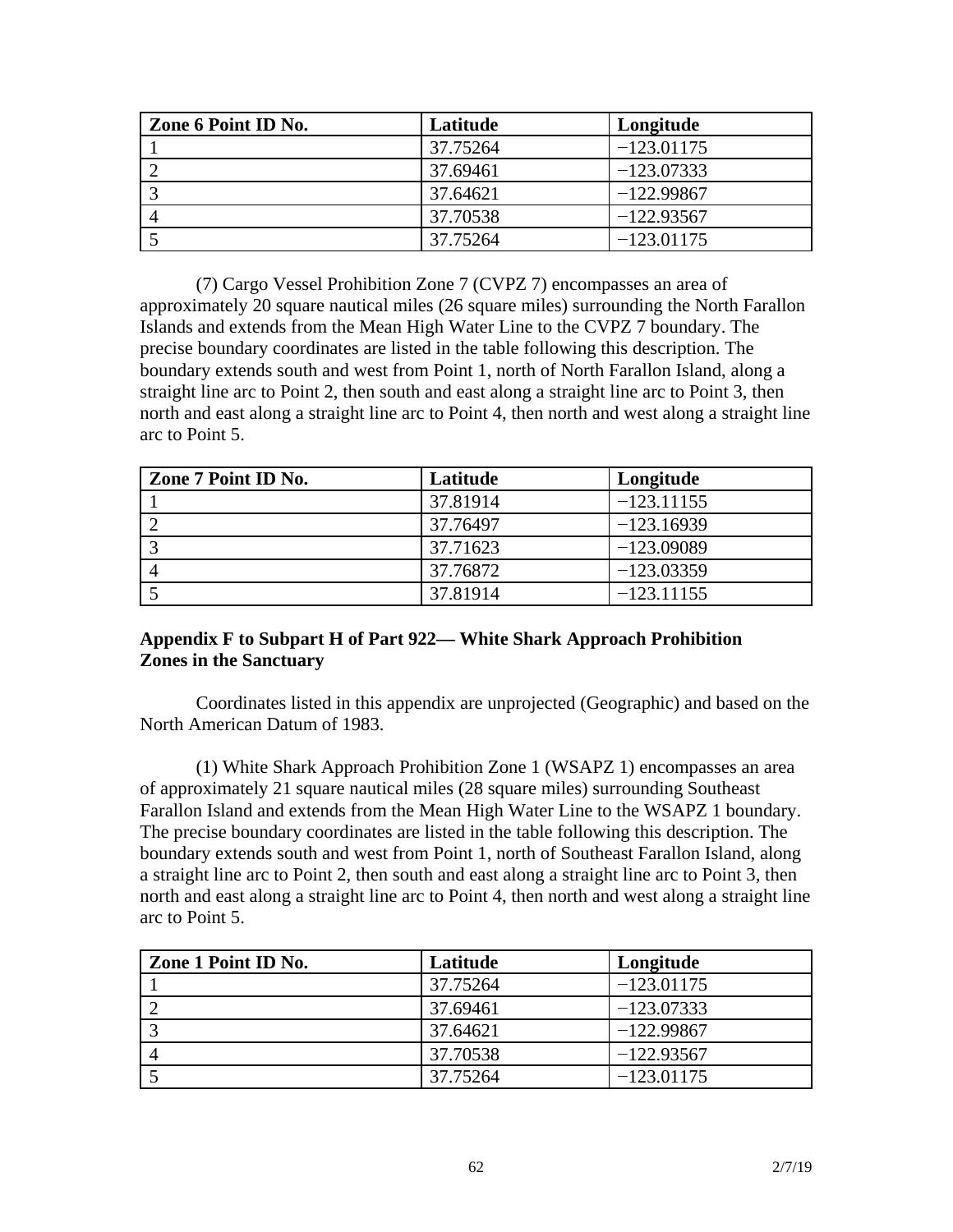| Zone 6 Point ID No. | Latitude | Longitude |
|---|---|---|
| 1 | 37.75264 | −123.01175 |
| 2 | 37.69461 | −123.07333 |
| 3 | 37.64621 | −122.99867 |
| 4 | 37.70538 | −122.93567 |
| 5 | 37.75264 | −123.01175 |

(7) Cargo Vessel Prohibition Zone 7 (CVPZ 7) encompasses an area of approximately 20 square nautical miles (26 square miles) surrounding the North Farallon Islands and extends from the Mean High Water Line to the CVPZ 7 boundary. The precise boundary coordinates are listed in the table following this description. The boundary extends south and west from Point 1, north of North Farallon Island, along a straight line arc to Point 2, then south and east along a straight line arc to Point 3, then north and east along a straight line arc to Point 4, then north and west along a straight line arc to Point 5.

| Zone 7 Point ID No. | Latitude | Longitude |
|---|---|---|
| 1 | 37.81914 | −123.11155 |
| 2 | 37.76497 | −123.16939 |
| 3 | 37.71623 | −123.09089 |
| 4 | 37.76872 | −123.03359 |
| 5 | 37.81914 | −123.11155 |

**Appendix F to Subpart H of Part 922— White Shark Approach Prohibition Zones in the Sanctuary**

Coordinates listed in this appendix are unprojected (Geographic) and based on the North American Datum of 1983.

(1) White Shark Approach Prohibition Zone 1 (WSAPZ 1) encompasses an area of approximately 21 square nautical miles (28 square miles) surrounding Southeast Farallon Island and extends from the Mean High Water Line to the WSAPZ 1 boundary. The precise boundary coordinates are listed in the table following this description. The boundary extends south and west from Point 1, north of Southeast Farallon Island, along a straight line arc to Point 2, then south and east along a straight line arc to Point 3, then north and east along a straight line arc to Point 4, then north and west along a straight line arc to Point 5.

| Zone 1 Point ID No. | Latitude | Longitude |
|---|---|---|
| 1 | 37.75264 | −123.01175 |
| 2 | 37.69461 | −123.07333 |
| 3 | 37.64621 | −122.99867 |
| 4 | 37.70538 | −122.93567 |
| 5 | 37.75264 | −123.01175 |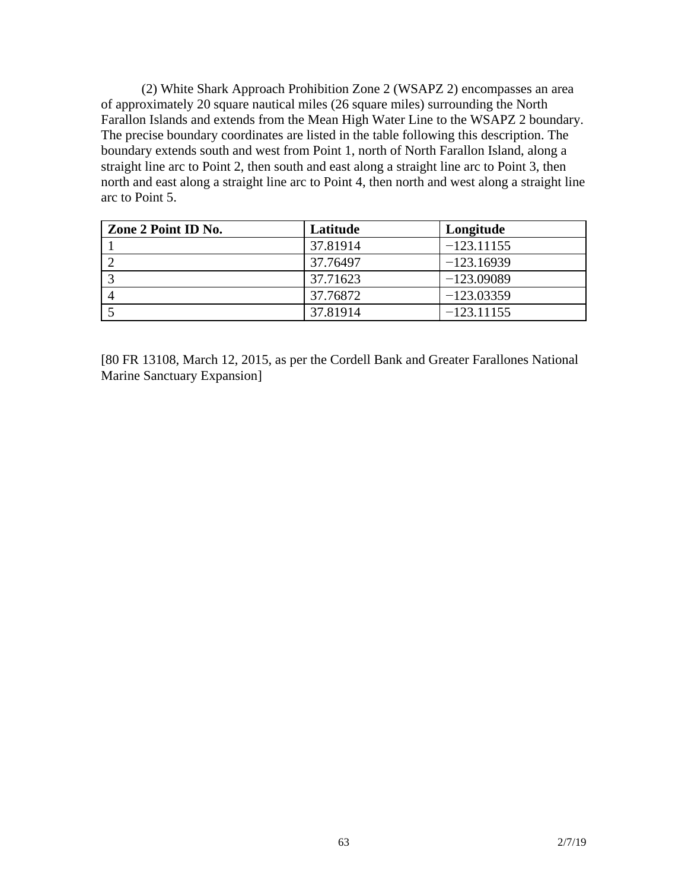(2) White Shark Approach Prohibition Zone 2 (WSAPZ 2) encompasses an area of approximately 20 square nautical miles (26 square miles) surrounding the North Farallon Islands and extends from the Mean High Water Line to the WSAPZ 2 boundary. The precise boundary coordinates are listed in the table following this description. The boundary extends south and west from Point 1, north of North Farallon Island, along a straight line arc to Point 2, then south and east along a straight line arc to Point 3, then north and east along a straight line arc to Point 4, then north and west along a straight line arc to Point 5.

| Zone 2 Point ID No. | Latitude | Longitude |
| --- | --- | --- |
| 1 | 37.81914 | −123.11155 |
| 2 | 37.76497 | −123.16939 |
| 3 | 37.71623 | −123.09089 |
| 4 | 37.76872 | −123.03359 |
| 5 | 37.81914 | −123.11155 |

[80 FR 13108, March 12, 2015, as per the Cordell Bank and Greater Farallones National Marine Sanctuary Expansion]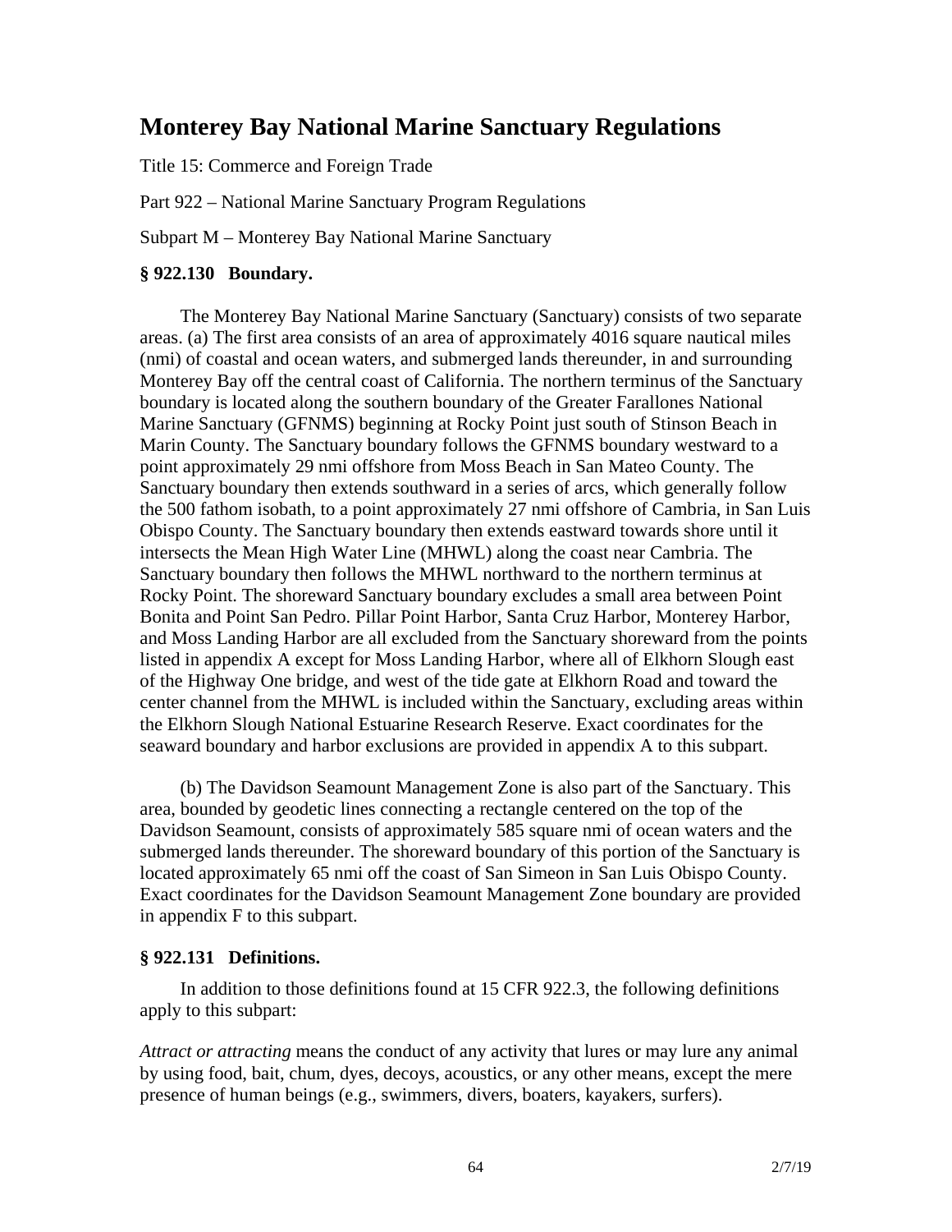# Monterey Bay National Marine Sanctuary Regulations

Title 15: Commerce and Foreign Trade

Part 922 – National Marine Sanctuary Program Regulations

Subpart M – Monterey Bay National Marine Sanctuary

### § 922.130 Boundary.

The Monterey Bay National Marine Sanctuary (Sanctuary) consists of two separate areas. (a) The first area consists of an area of approximately 4016 square nautical miles (nmi) of coastal and ocean waters, and submerged lands thereunder, in and surrounding Monterey Bay off the central coast of California. The northern terminus of the Sanctuary boundary is located along the southern boundary of the Greater Farallones National Marine Sanctuary (GFNMS) beginning at Rocky Point just south of Stinson Beach in Marin County. The Sanctuary boundary follows the GFNMS boundary westward to a point approximately 29 nmi offshore from Moss Beach in San Mateo County. The Sanctuary boundary then extends southward in a series of arcs, which generally follow the 500 fathom isobath, to a point approximately 27 nmi offshore of Cambria, in San Luis Obispo County. The Sanctuary boundary then extends eastward towards shore until it intersects the Mean High Water Line (MHWL) along the coast near Cambria. The Sanctuary boundary then follows the MHWL northward to the northern terminus at Rocky Point. The shoreward Sanctuary boundary excludes a small area between Point Bonita and Point San Pedro. Pillar Point Harbor, Santa Cruz Harbor, Monterey Harbor, and Moss Landing Harbor are all excluded from the Sanctuary shoreward from the points listed in appendix A except for Moss Landing Harbor, where all of Elkhorn Slough east of the Highway One bridge, and west of the tide gate at Elkhorn Road and toward the center channel from the MHWL is included within the Sanctuary, excluding areas within the Elkhorn Slough National Estuarine Research Reserve. Exact coordinates for the seaward boundary and harbor exclusions are provided in appendix A to this subpart.

(b) The Davidson Seamount Management Zone is also part of the Sanctuary. This area, bounded by geodetic lines connecting a rectangle centered on the top of the Davidson Seamount, consists of approximately 585 square nmi of ocean waters and the submerged lands thereunder. The shoreward boundary of this portion of the Sanctuary is located approximately 65 nmi off the coast of San Simeon in San Luis Obispo County. Exact coordinates for the Davidson Seamount Management Zone boundary are provided in appendix F to this subpart.

### § 922.131 Definitions.

In addition to those definitions found at 15 CFR 922.3, the following definitions apply to this subpart:

*Attract or attracting* means the conduct of any activity that lures or may lure any animal by using food, bait, chum, dyes, decoys, acoustics, or any other means, except the mere presence of human beings (e.g., swimmers, divers, boaters, kayakers, surfers).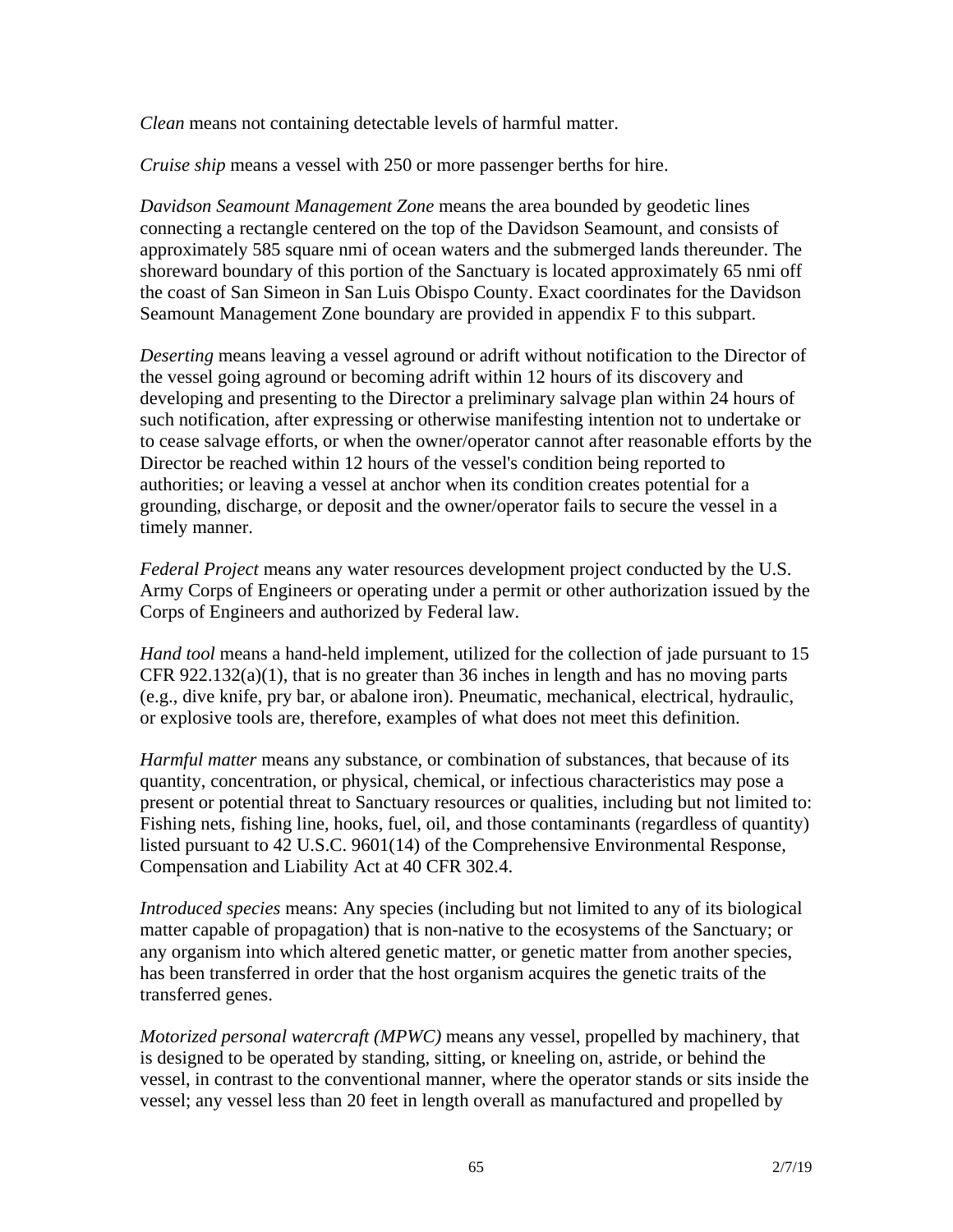*Clean* means not containing detectable levels of harmful matter.

*Cruise ship* means a vessel with 250 or more passenger berths for hire.

*Davidson Seamount Management Zone* means the area bounded by geodetic lines connecting a rectangle centered on the top of the Davidson Seamount, and consists of approximately 585 square nmi of ocean waters and the submerged lands thereunder. The shoreward boundary of this portion of the Sanctuary is located approximately 65 nmi off the coast of San Simeon in San Luis Obispo County. Exact coordinates for the Davidson Seamount Management Zone boundary are provided in appendix F to this subpart.

*Deserting* means leaving a vessel aground or adrift without notification to the Director of the vessel going aground or becoming adrift within 12 hours of its discovery and developing and presenting to the Director a preliminary salvage plan within 24 hours of such notification, after expressing or otherwise manifesting intention not to undertake or to cease salvage efforts, or when the owner/operator cannot after reasonable efforts by the Director be reached within 12 hours of the vessel's condition being reported to authorities; or leaving a vessel at anchor when its condition creates potential for a grounding, discharge, or deposit and the owner/operator fails to secure the vessel in a timely manner.

*Federal Project* means any water resources development project conducted by the U.S. Army Corps of Engineers or operating under a permit or other authorization issued by the Corps of Engineers and authorized by Federal law.

*Hand tool* means a hand-held implement, utilized for the collection of jade pursuant to 15 CFR 922.132(a)(1), that is no greater than 36 inches in length and has no moving parts (e.g., dive knife, pry bar, or abalone iron). Pneumatic, mechanical, electrical, hydraulic, or explosive tools are, therefore, examples of what does not meet this definition.

*Harmful matter* means any substance, or combination of substances, that because of its quantity, concentration, or physical, chemical, or infectious characteristics may pose a present or potential threat to Sanctuary resources or qualities, including but not limited to: Fishing nets, fishing line, hooks, fuel, oil, and those contaminants (regardless of quantity) listed pursuant to 42 U.S.C. 9601(14) of the Comprehensive Environmental Response, Compensation and Liability Act at 40 CFR 302.4.

*Introduced species* means: Any species (including but not limited to any of its biological matter capable of propagation) that is non-native to the ecosystems of the Sanctuary; or any organism into which altered genetic matter, or genetic matter from another species, has been transferred in order that the host organism acquires the genetic traits of the transferred genes.

*Motorized personal watercraft (MPWC)* means any vessel, propelled by machinery, that is designed to be operated by standing, sitting, or kneeling on, astride, or behind the vessel, in contrast to the conventional manner, where the operator stands or sits inside the vessel; any vessel less than 20 feet in length overall as manufactured and propelled by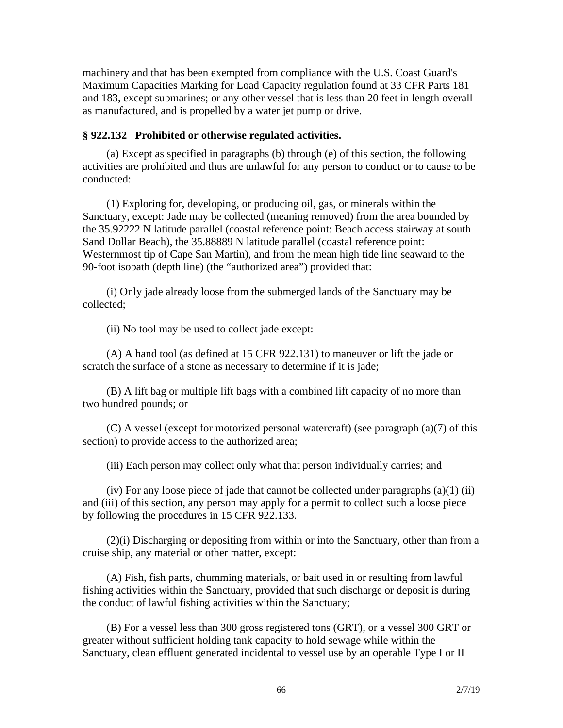machinery and that has been exempted from compliance with the U.S. Coast Guard's Maximum Capacities Marking for Load Capacity regulation found at 33 CFR Parts 181 and 183, except submarines; or any other vessel that is less than 20 feet in length overall as manufactured, and is propelled by a water jet pump or drive.

### § 922.132 Prohibited or otherwise regulated activities.

(a) Except as specified in paragraphs (b) through (e) of this section, the following activities are prohibited and thus are unlawful for any person to conduct or to cause to be conducted:

(1) Exploring for, developing, or producing oil, gas, or minerals within the Sanctuary, except: Jade may be collected (meaning removed) from the area bounded by the 35.92222 N latitude parallel (coastal reference point: Beach access stairway at south Sand Dollar Beach), the 35.88889 N latitude parallel (coastal reference point: Westernmost tip of Cape San Martin), and from the mean high tide line seaward to the 90-foot isobath (depth line) (the "authorized area") provided that:

(i) Only jade already loose from the submerged lands of the Sanctuary may be collected;

(ii) No tool may be used to collect jade except:

(A) A hand tool (as defined at 15 CFR 922.131) to maneuver or lift the jade or scratch the surface of a stone as necessary to determine if it is jade;

(B) A lift bag or multiple lift bags with a combined lift capacity of no more than two hundred pounds; or

(C) A vessel (except for motorized personal watercraft) (see paragraph (a)(7) of this section) to provide access to the authorized area;

(iii) Each person may collect only what that person individually carries; and

(iv) For any loose piece of jade that cannot be collected under paragraphs (a)(1) (ii) and (iii) of this section, any person may apply for a permit to collect such a loose piece by following the procedures in 15 CFR 922.133.

(2)(i) Discharging or depositing from within or into the Sanctuary, other than from a cruise ship, any material or other matter, except:

(A) Fish, fish parts, chumming materials, or bait used in or resulting from lawful fishing activities within the Sanctuary, provided that such discharge or deposit is during the conduct of lawful fishing activities within the Sanctuary;

(B) For a vessel less than 300 gross registered tons (GRT), or a vessel 300 GRT or greater without sufficient holding tank capacity to hold sewage while within the Sanctuary, clean effluent generated incidental to vessel use by an operable Type I or II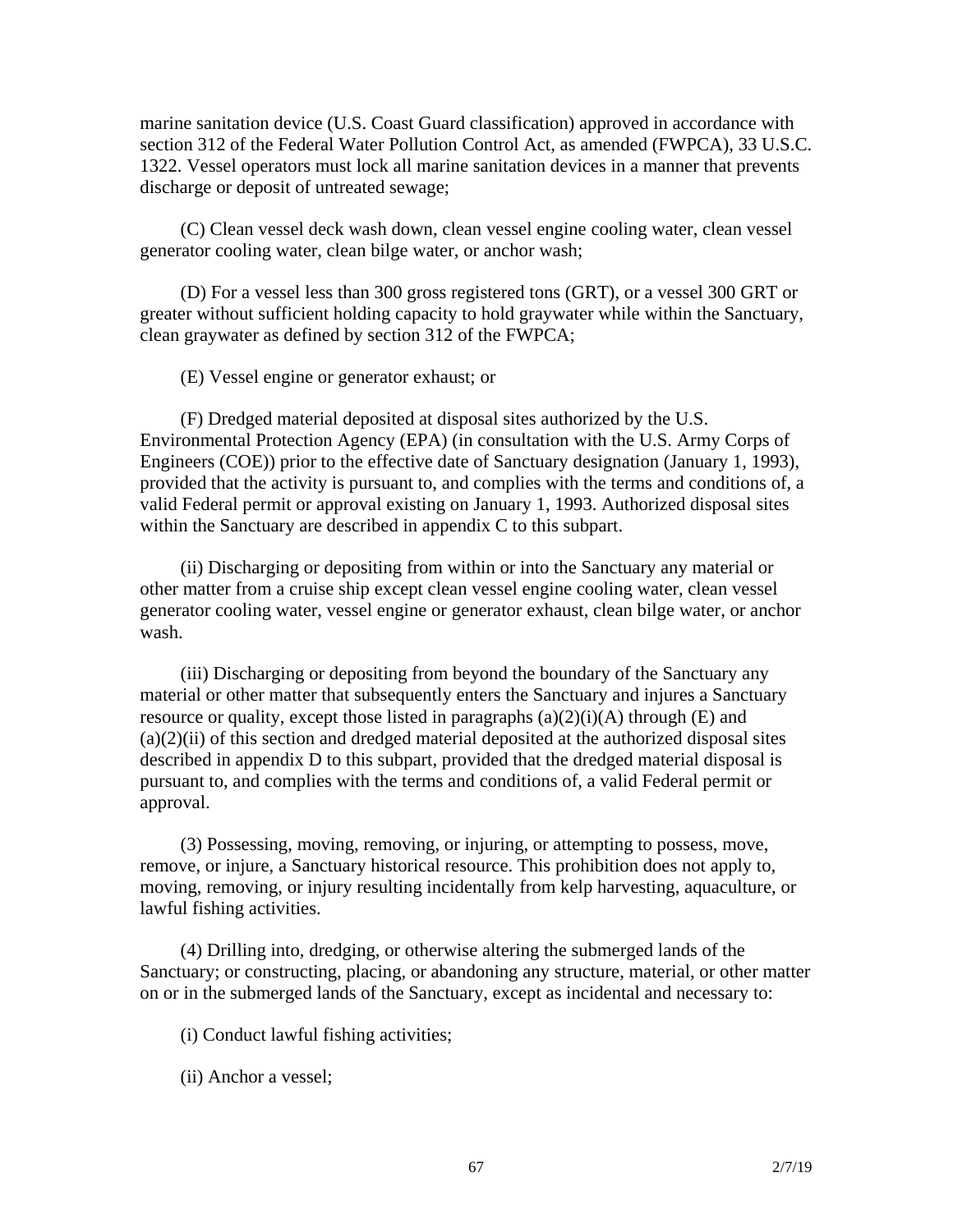marine sanitation device (U.S. Coast Guard classification) approved in accordance with section 312 of the Federal Water Pollution Control Act, as amended (FWPCA), 33 U.S.C. 1322. Vessel operators must lock all marine sanitation devices in a manner that prevents discharge or deposit of untreated sewage;

(C) Clean vessel deck wash down, clean vessel engine cooling water, clean vessel generator cooling water, clean bilge water, or anchor wash;

(D) For a vessel less than 300 gross registered tons (GRT), or a vessel 300 GRT or greater without sufficient holding capacity to hold graywater while within the Sanctuary, clean graywater as defined by section 312 of the FWPCA;

(E) Vessel engine or generator exhaust; or

(F) Dredged material deposited at disposal sites authorized by the U.S. Environmental Protection Agency (EPA) (in consultation with the U.S. Army Corps of Engineers (COE)) prior to the effective date of Sanctuary designation (January 1, 1993), provided that the activity is pursuant to, and complies with the terms and conditions of, a valid Federal permit or approval existing on January 1, 1993. Authorized disposal sites within the Sanctuary are described in appendix C to this subpart.

(ii) Discharging or depositing from within or into the Sanctuary any material or other matter from a cruise ship except clean vessel engine cooling water, clean vessel generator cooling water, vessel engine or generator exhaust, clean bilge water, or anchor wash.

(iii) Discharging or depositing from beyond the boundary of the Sanctuary any material or other matter that subsequently enters the Sanctuary and injures a Sanctuary resource or quality, except those listed in paragraphs (a)(2)(i)(A) through (E) and (a)(2)(ii) of this section and dredged material deposited at the authorized disposal sites described in appendix D to this subpart, provided that the dredged material disposal is pursuant to, and complies with the terms and conditions of, a valid Federal permit or approval.

(3) Possessing, moving, removing, or injuring, or attempting to possess, move, remove, or injure, a Sanctuary historical resource. This prohibition does not apply to, moving, removing, or injury resulting incidentally from kelp harvesting, aquaculture, or lawful fishing activities.

(4) Drilling into, dredging, or otherwise altering the submerged lands of the Sanctuary; or constructing, placing, or abandoning any structure, material, or other matter on or in the submerged lands of the Sanctuary, except as incidental and necessary to:

(i) Conduct lawful fishing activities;

(ii) Anchor a vessel;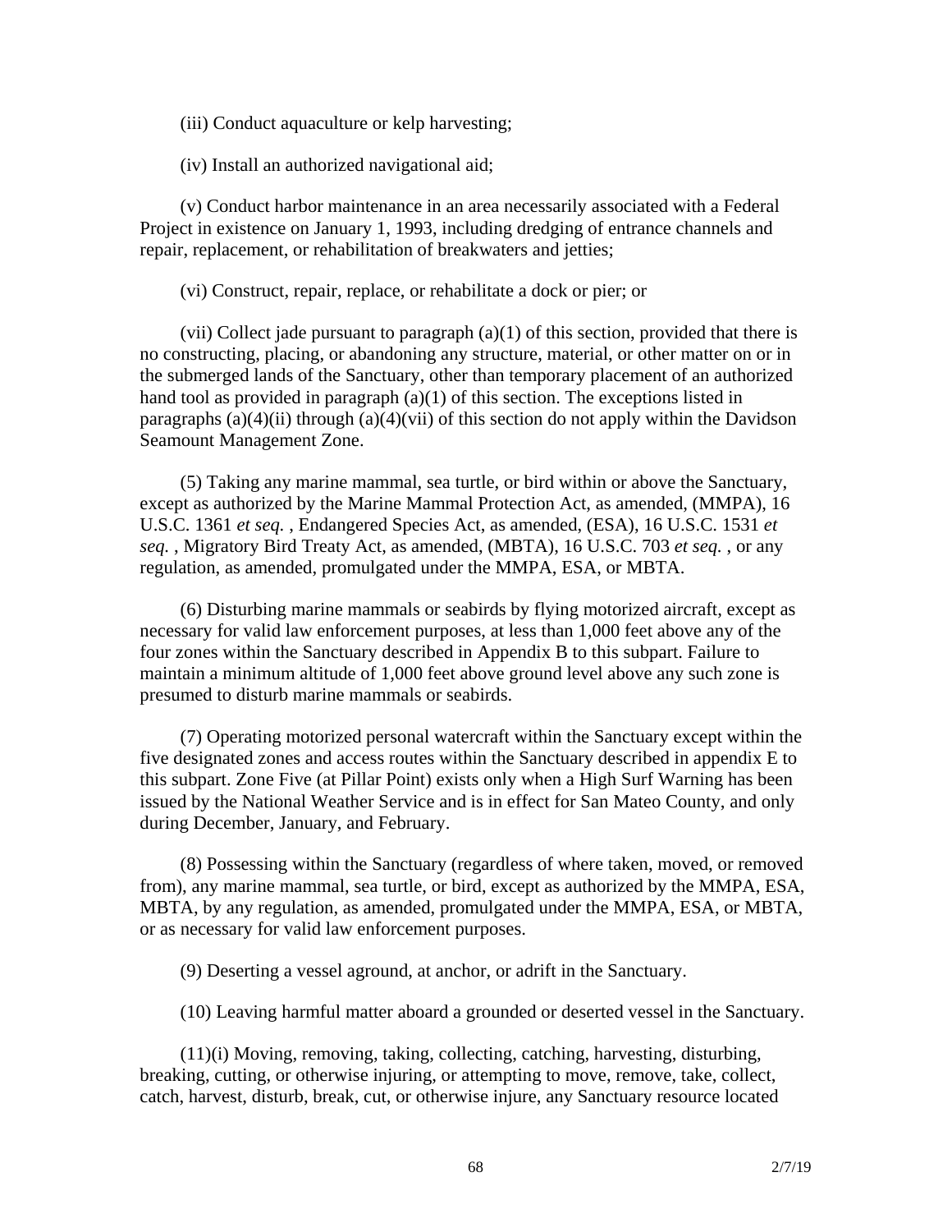(iii) Conduct aquaculture or kelp harvesting;

(iv) Install an authorized navigational aid;

(v) Conduct harbor maintenance in an area necessarily associated with a Federal Project in existence on January 1, 1993, including dredging of entrance channels and repair, replacement, or rehabilitation of breakwaters and jetties;

(vi) Construct, repair, replace, or rehabilitate a dock or pier; or

(vii) Collect jade pursuant to paragraph (a)(1) of this section, provided that there is no constructing, placing, or abandoning any structure, material, or other matter on or in the submerged lands of the Sanctuary, other than temporary placement of an authorized hand tool as provided in paragraph (a)(1) of this section. The exceptions listed in paragraphs (a)(4)(ii) through (a)(4)(vii) of this section do not apply within the Davidson Seamount Management Zone.

(5) Taking any marine mammal, sea turtle, or bird within or above the Sanctuary, except as authorized by the Marine Mammal Protection Act, as amended, (MMPA), 16 U.S.C. 1361 *et seq.* , Endangered Species Act, as amended, (ESA), 16 U.S.C. 1531 *et seq.* , Migratory Bird Treaty Act, as amended, (MBTA), 16 U.S.C. 703 *et seq.* , or any regulation, as amended, promulgated under the MMPA, ESA, or MBTA.

(6) Disturbing marine mammals or seabirds by flying motorized aircraft, except as necessary for valid law enforcement purposes, at less than 1,000 feet above any of the four zones within the Sanctuary described in Appendix B to this subpart. Failure to maintain a minimum altitude of 1,000 feet above ground level above any such zone is presumed to disturb marine mammals or seabirds.

(7) Operating motorized personal watercraft within the Sanctuary except within the five designated zones and access routes within the Sanctuary described in appendix E to this subpart. Zone Five (at Pillar Point) exists only when a High Surf Warning has been issued by the National Weather Service and is in effect for San Mateo County, and only during December, January, and February.

(8) Possessing within the Sanctuary (regardless of where taken, moved, or removed from), any marine mammal, sea turtle, or bird, except as authorized by the MMPA, ESA, MBTA, by any regulation, as amended, promulgated under the MMPA, ESA, or MBTA, or as necessary for valid law enforcement purposes.

(9) Deserting a vessel aground, at anchor, or adrift in the Sanctuary.

(10) Leaving harmful matter aboard a grounded or deserted vessel in the Sanctuary.

(11)(i) Moving, removing, taking, collecting, catching, harvesting, disturbing, breaking, cutting, or otherwise injuring, or attempting to move, remove, take, collect, catch, harvest, disturb, break, cut, or otherwise injure, any Sanctuary resource located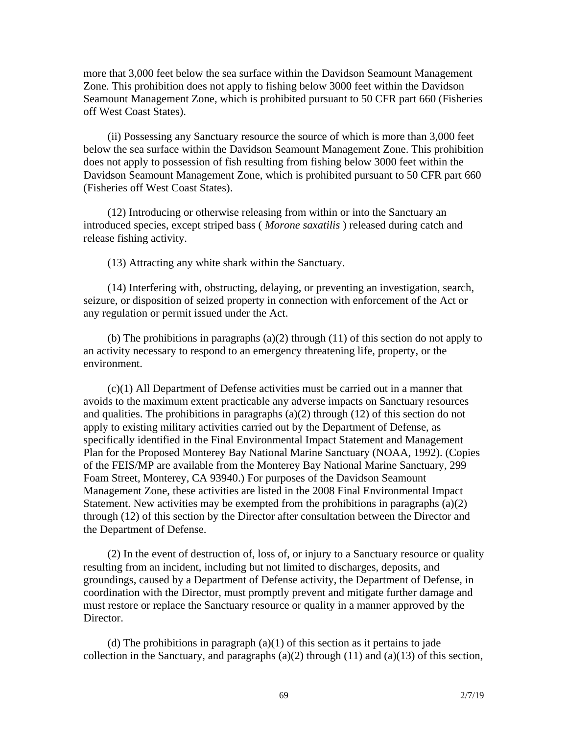more that 3,000 feet below the sea surface within the Davidson Seamount Management Zone. This prohibition does not apply to fishing below 3000 feet within the Davidson Seamount Management Zone, which is prohibited pursuant to 50 CFR part 660 (Fisheries off West Coast States).

(ii) Possessing any Sanctuary resource the source of which is more than 3,000 feet below the sea surface within the Davidson Seamount Management Zone. This prohibition does not apply to possession of fish resulting from fishing below 3000 feet within the Davidson Seamount Management Zone, which is prohibited pursuant to 50 CFR part 660 (Fisheries off West Coast States).

(12) Introducing or otherwise releasing from within or into the Sanctuary an introduced species, except striped bass ( *Morone saxatilis* ) released during catch and release fishing activity.

(13) Attracting any white shark within the Sanctuary.

(14) Interfering with, obstructing, delaying, or preventing an investigation, search, seizure, or disposition of seized property in connection with enforcement of the Act or any regulation or permit issued under the Act.

(b) The prohibitions in paragraphs (a)(2) through (11) of this section do not apply to an activity necessary to respond to an emergency threatening life, property, or the environment.

(c)(1) All Department of Defense activities must be carried out in a manner that avoids to the maximum extent practicable any adverse impacts on Sanctuary resources and qualities. The prohibitions in paragraphs (a)(2) through (12) of this section do not apply to existing military activities carried out by the Department of Defense, as specifically identified in the Final Environmental Impact Statement and Management Plan for the Proposed Monterey Bay National Marine Sanctuary (NOAA, 1992). (Copies of the FEIS/MP are available from the Monterey Bay National Marine Sanctuary, 299 Foam Street, Monterey, CA 93940.) For purposes of the Davidson Seamount Management Zone, these activities are listed in the 2008 Final Environmental Impact Statement. New activities may be exempted from the prohibitions in paragraphs (a)(2) through (12) of this section by the Director after consultation between the Director and the Department of Defense.

(2) In the event of destruction of, loss of, or injury to a Sanctuary resource or quality resulting from an incident, including but not limited to discharges, deposits, and groundings, caused by a Department of Defense activity, the Department of Defense, in coordination with the Director, must promptly prevent and mitigate further damage and must restore or replace the Sanctuary resource or quality in a manner approved by the Director.

(d) The prohibitions in paragraph (a)(1) of this section as it pertains to jade collection in the Sanctuary, and paragraphs (a)(2) through (11) and (a)(13) of this section,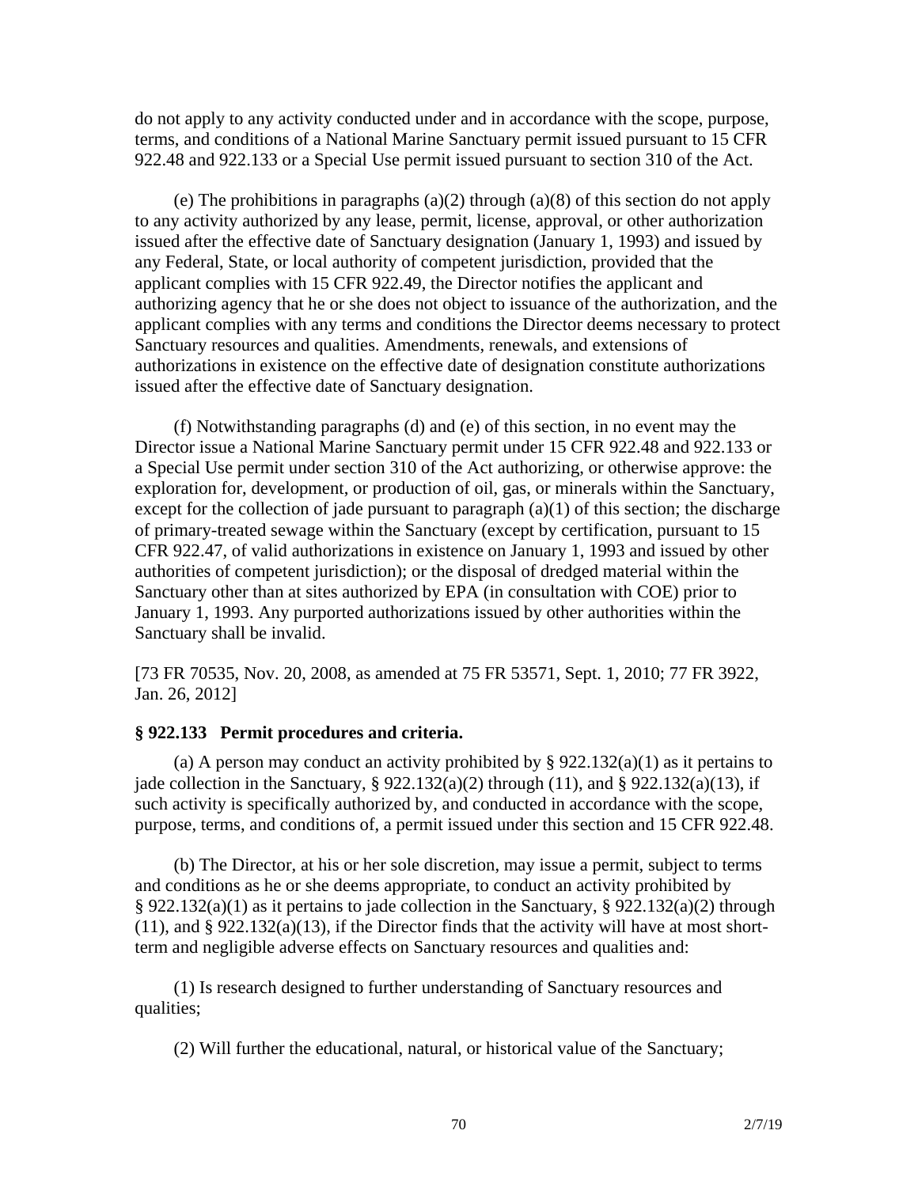do not apply to any activity conducted under and in accordance with the scope, purpose, terms, and conditions of a National Marine Sanctuary permit issued pursuant to 15 CFR 922.48 and 922.133 or a Special Use permit issued pursuant to section 310 of the Act.

(e) The prohibitions in paragraphs (a)(2) through (a)(8) of this section do not apply to any activity authorized by any lease, permit, license, approval, or other authorization issued after the effective date of Sanctuary designation (January 1, 1993) and issued by any Federal, State, or local authority of competent jurisdiction, provided that the applicant complies with 15 CFR 922.49, the Director notifies the applicant and authorizing agency that he or she does not object to issuance of the authorization, and the applicant complies with any terms and conditions the Director deems necessary to protect Sanctuary resources and qualities. Amendments, renewals, and extensions of authorizations in existence on the effective date of designation constitute authorizations issued after the effective date of Sanctuary designation.

(f) Notwithstanding paragraphs (d) and (e) of this section, in no event may the Director issue a National Marine Sanctuary permit under 15 CFR 922.48 and 922.133 or a Special Use permit under section 310 of the Act authorizing, or otherwise approve: the exploration for, development, or production of oil, gas, or minerals within the Sanctuary, except for the collection of jade pursuant to paragraph (a)(1) of this section; the discharge of primary-treated sewage within the Sanctuary (except by certification, pursuant to 15 CFR 922.47, of valid authorizations in existence on January 1, 1993 and issued by other authorities of competent jurisdiction); or the disposal of dredged material within the Sanctuary other than at sites authorized by EPA (in consultation with COE) prior to January 1, 1993. Any purported authorizations issued by other authorities within the Sanctuary shall be invalid.

[73 FR 70535, Nov. 20, 2008, as amended at 75 FR 53571, Sept. 1, 2010; 77 FR 3922, Jan. 26, 2012]

**§ 922.133 Permit procedures and criteria.**

(a) A person may conduct an activity prohibited by § 922.132(a)(1) as it pertains to jade collection in the Sanctuary, § 922.132(a)(2) through (11), and § 922.132(a)(13), if such activity is specifically authorized by, and conducted in accordance with the scope, purpose, terms, and conditions of, a permit issued under this section and 15 CFR 922.48.

(b) The Director, at his or her sole discretion, may issue a permit, subject to terms and conditions as he or she deems appropriate, to conduct an activity prohibited by § 922.132(a)(1) as it pertains to jade collection in the Sanctuary, § 922.132(a)(2) through (11), and § 922.132(a)(13), if the Director finds that the activity will have at most short-term and negligible adverse effects on Sanctuary resources and qualities and:

(1) Is research designed to further understanding of Sanctuary resources and qualities;

(2) Will further the educational, natural, or historical value of the Sanctuary;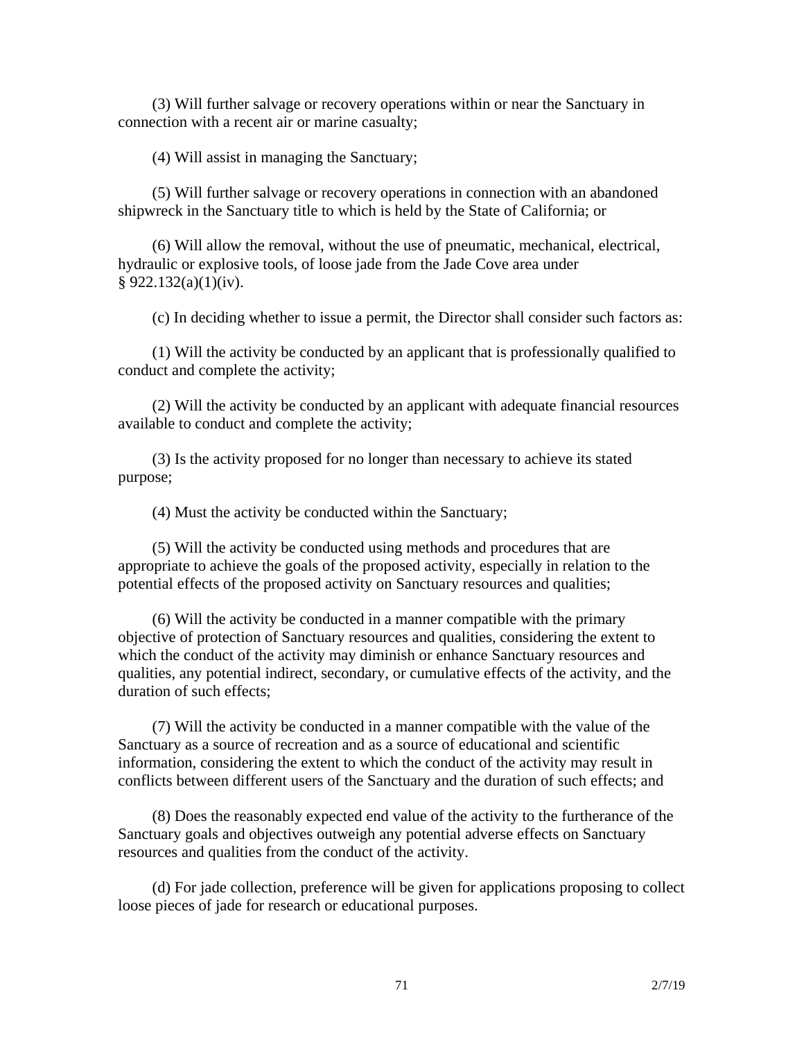(3) Will further salvage or recovery operations within or near the Sanctuary in connection with a recent air or marine casualty;

(4) Will assist in managing the Sanctuary;

(5) Will further salvage or recovery operations in connection with an abandoned shipwreck in the Sanctuary title to which is held by the State of California; or

(6) Will allow the removal, without the use of pneumatic, mechanical, electrical, hydraulic or explosive tools, of loose jade from the Jade Cove area under § 922.132(a)(1)(iv).

(c) In deciding whether to issue a permit, the Director shall consider such factors as:

(1) Will the activity be conducted by an applicant that is professionally qualified to conduct and complete the activity;

(2) Will the activity be conducted by an applicant with adequate financial resources available to conduct and complete the activity;

(3) Is the activity proposed for no longer than necessary to achieve its stated purpose;

(4) Must the activity be conducted within the Sanctuary;

(5) Will the activity be conducted using methods and procedures that are appropriate to achieve the goals of the proposed activity, especially in relation to the potential effects of the proposed activity on Sanctuary resources and qualities;

(6) Will the activity be conducted in a manner compatible with the primary objective of protection of Sanctuary resources and qualities, considering the extent to which the conduct of the activity may diminish or enhance Sanctuary resources and qualities, any potential indirect, secondary, or cumulative effects of the activity, and the duration of such effects;

(7) Will the activity be conducted in a manner compatible with the value of the Sanctuary as a source of recreation and as a source of educational and scientific information, considering the extent to which the conduct of the activity may result in conflicts between different users of the Sanctuary and the duration of such effects; and

(8) Does the reasonably expected end value of the activity to the furtherance of the Sanctuary goals and objectives outweigh any potential adverse effects on Sanctuary resources and qualities from the conduct of the activity.

(d) For jade collection, preference will be given for applications proposing to collect loose pieces of jade for research or educational purposes.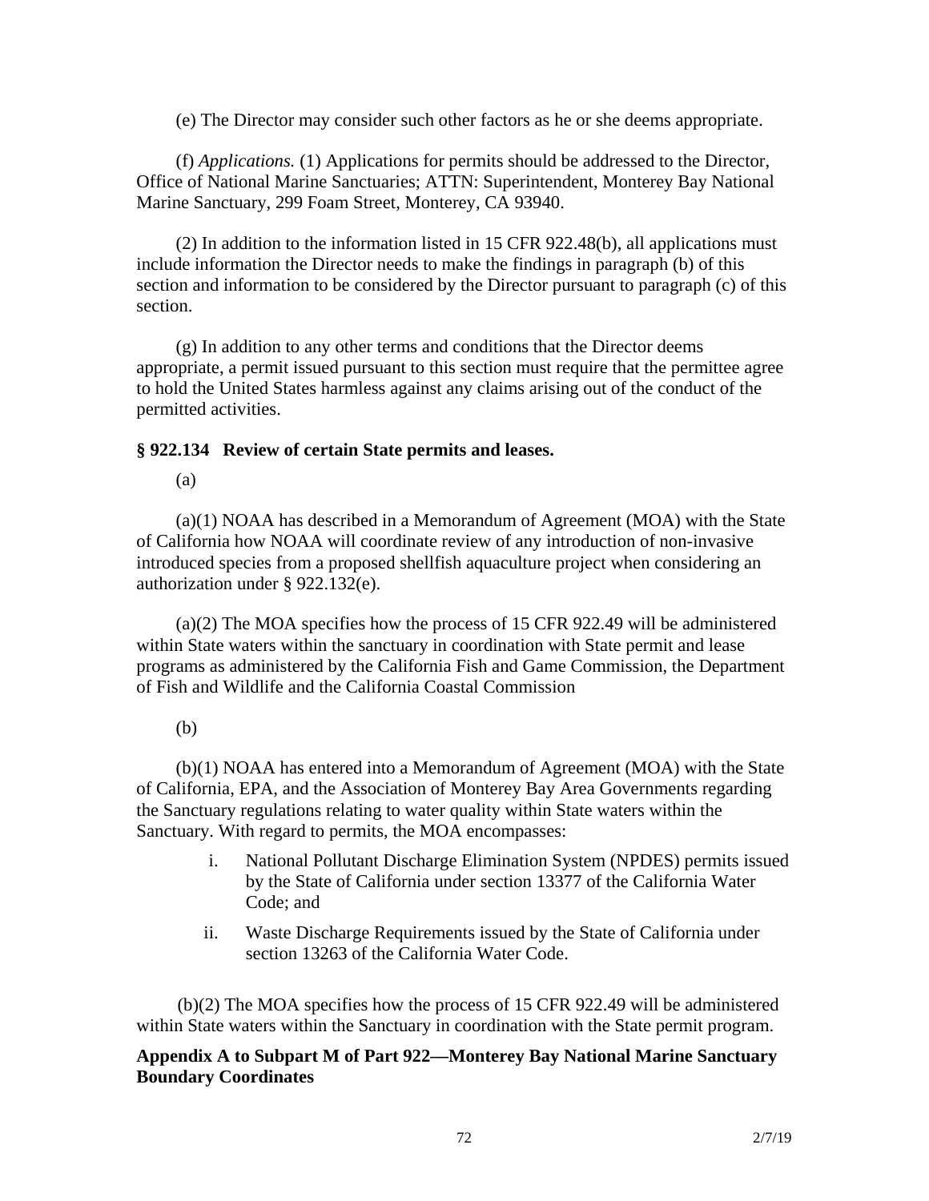(e) The Director may consider such other factors as he or she deems appropriate.

(f) *Applications.* (1) Applications for permits should be addressed to the Director, Office of National Marine Sanctuaries; ATTN: Superintendent, Monterey Bay National Marine Sanctuary, 299 Foam Street, Monterey, CA 93940.

(2) In addition to the information listed in 15 CFR 922.48(b), all applications must include information the Director needs to make the findings in paragraph (b) of this section and information to be considered by the Director pursuant to paragraph (c) of this section.

(g) In addition to any other terms and conditions that the Director deems appropriate, a permit issued pursuant to this section must require that the permittee agree to hold the United States harmless against any claims arising out of the conduct of the permitted activities.

**§ 922.134 Review of certain State permits and leases.**

(a)

(a)(1) NOAA has described in a Memorandum of Agreement (MOA) with the State of California how NOAA will coordinate review of any introduction of non-invasive introduced species from a proposed shellfish aquaculture project when considering an authorization under § 922.132(e).

(a)(2) The MOA specifies how the process of 15 CFR 922.49 will be administered within State waters within the sanctuary in coordination with State permit and lease programs as administered by the California Fish and Game Commission, the Department of Fish and Wildlife and the California Coastal Commission

(b)

(b)(1) NOAA has entered into a Memorandum of Agreement (MOA) with the State of California, EPA, and the Association of Monterey Bay Area Governments regarding the Sanctuary regulations relating to water quality within State waters within the Sanctuary. With regard to permits, the MOA encompasses:

i. National Pollutant Discharge Elimination System (NPDES) permits issued by the State of California under section 13377 of the California Water Code; and

ii. Waste Discharge Requirements issued by the State of California under section 13263 of the California Water Code.

(b)(2) The MOA specifies how the process of 15 CFR 922.49 will be administered within State waters within the Sanctuary in coordination with the State permit program.

**Appendix A to Subpart M of Part 922—Monterey Bay National Marine Sanctuary Boundary Coordinates**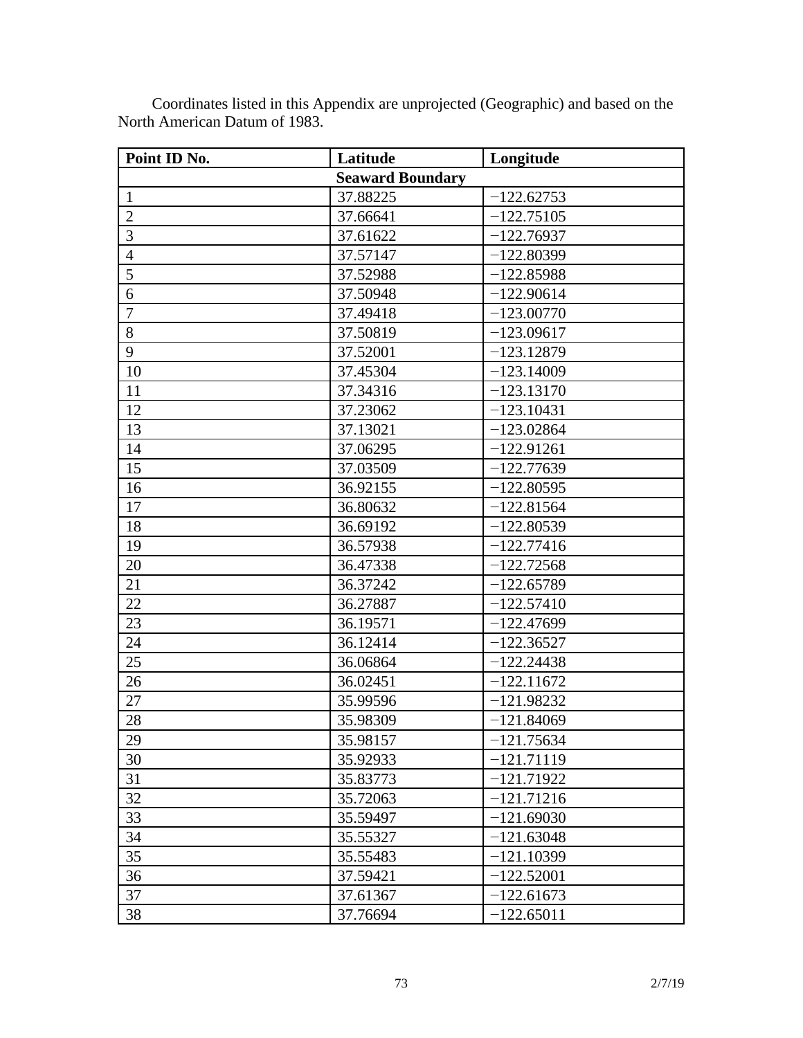Coordinates listed in this Appendix are unprojected (Geographic) and based on the North American Datum of 1983.

| **Point ID No.** | **Latitude** | **Longitude** |
|---|---|---|
| **Seaward Boundary** | | |
| 1 | 37.88225 | −122.62753 |
| 2 | 37.66641 | −122.75105 |
| 3 | 37.61622 | −122.76937 |
| 4 | 37.57147 | −122.80399 |
| 5 | 37.52988 | −122.85988 |
| 6 | 37.50948 | −122.90614 |
| 7 | 37.49418 | −123.00770 |
| 8 | 37.50819 | −123.09617 |
| 9 | 37.52001 | −123.12879 |
| 10 | 37.45304 | −123.14009 |
| 11 | 37.34316 | −123.13170 |
| 12 | 37.23062 | −123.10431 |
| 13 | 37.13021 | −123.02864 |
| 14 | 37.06295 | −122.91261 |
| 15 | 37.03509 | −122.77639 |
| 16 | 36.92155 | −122.80595 |
| 17 | 36.80632 | −122.81564 |
| 18 | 36.69192 | −122.80539 |
| 19 | 36.57938 | −122.77416 |
| 20 | 36.47338 | −122.72568 |
| 21 | 36.37242 | −122.65789 |
| 22 | 36.27887 | −122.57410 |
| 23 | 36.19571 | −122.47699 |
| 24 | 36.12414 | −122.36527 |
| 25 | 36.06864 | −122.24438 |
| 26 | 36.02451 | −122.11672 |
| 27 | 35.99596 | −121.98232 |
| 28 | 35.98309 | −121.84069 |
| 29 | 35.98157 | −121.75634 |
| 30 | 35.92933 | −121.71119 |
| 31 | 35.83773 | −121.71922 |
| 32 | 35.72063 | −121.71216 |
| 33 | 35.59497 | −121.69030 |
| 34 | 35.55327 | −121.63048 |
| 35 | 35.55483 | −121.10399 |
| 36 | 37.59421 | −122.52001 |
| 37 | 37.61367 | −122.61673 |
| 38 | 37.76694 | −122.65011 |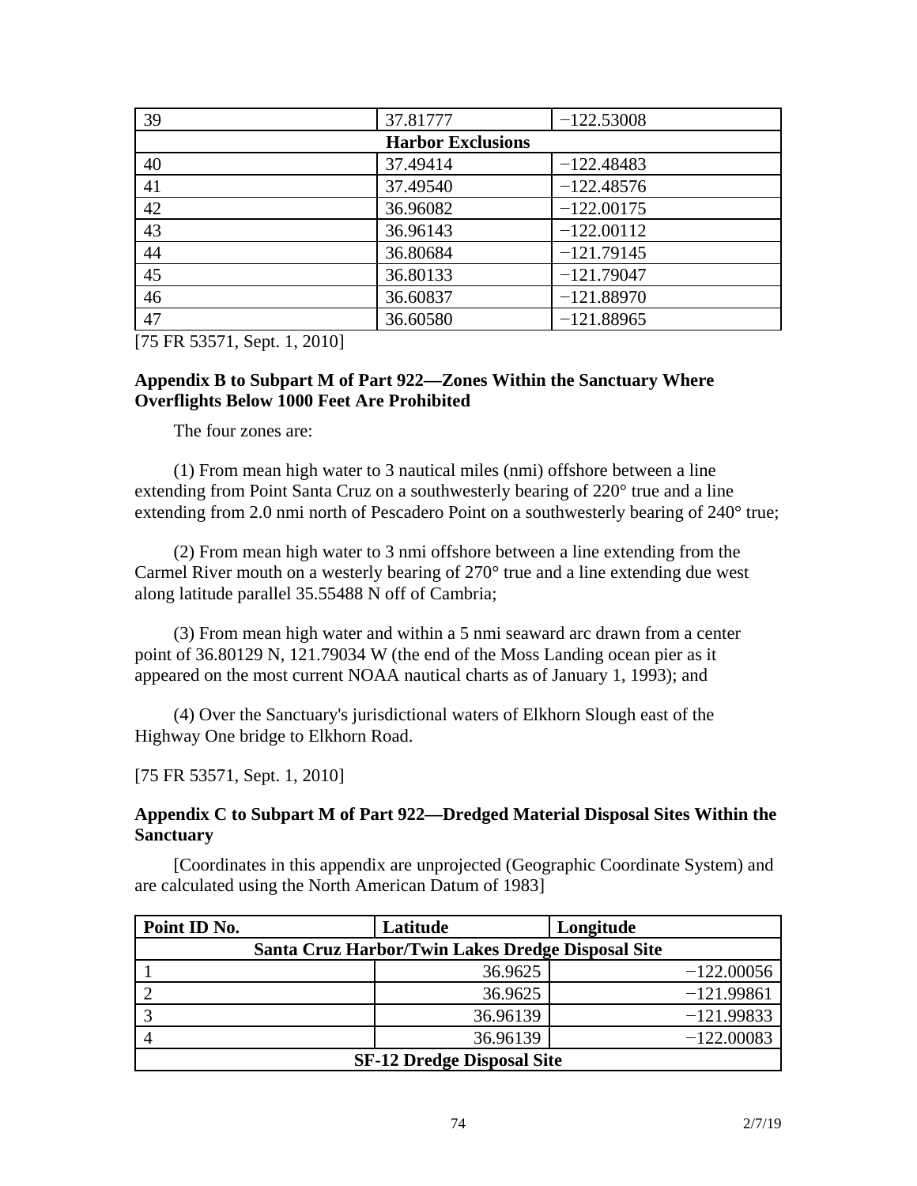| 39 | 37.81777 | −122.53008 |
|---|---|---|
| **Harbor Exclusions** | | |
| 40 | 37.49414 | −122.48483 |
| 41 | 37.49540 | −122.48576 |
| 42 | 36.96082 | −122.00175 |
| 43 | 36.96143 | −122.00112 |
| 44 | 36.80684 | −121.79145 |
| 45 | 36.80133 | −121.79047 |
| 46 | 36.60837 | −121.88970 |
| 47 | 36.60580 | −121.88965 |

[75 FR 53571, Sept. 1, 2010]

### Appendix B to Subpart M of Part 922—Zones Within the Sanctuary Where Overflights Below 1000 Feet Are Prohibited

The four zones are:

(1) From mean high water to 3 nautical miles (nmi) offshore between a line extending from Point Santa Cruz on a southwesterly bearing of 220° true and a line extending from 2.0 nmi north of Pescadero Point on a southwesterly bearing of 240° true;

(2) From mean high water to 3 nmi offshore between a line extending from the Carmel River mouth on a westerly bearing of 270° true and a line extending due west along latitude parallel 35.55488 N off of Cambria;

(3) From mean high water and within a 5 nmi seaward arc drawn from a center point of 36.80129 N, 121.79034 W (the end of the Moss Landing ocean pier as it appeared on the most current NOAA nautical charts as of January 1, 1993); and

(4) Over the Sanctuary's jurisdictional waters of Elkhorn Slough east of the Highway One bridge to Elkhorn Road.

[75 FR 53571, Sept. 1, 2010]

### Appendix C to Subpart M of Part 922—Dredged Material Disposal Sites Within the Sanctuary

[Coordinates in this appendix are unprojected (Geographic Coordinate System) and are calculated using the North American Datum of 1983]

| Point ID No. | Latitude | Longitude |
|---|---|---|
| **Santa Cruz Harbor/Twin Lakes Dredge Disposal Site** | | |
| 1 | 36.9625 | −122.00056 |
| 2 | 36.9625 | −121.99861 |
| 3 | 36.96139 | −121.99833 |
| 4 | 36.96139 | −122.00083 |
| **SF-12 Dredge Disposal Site** | | |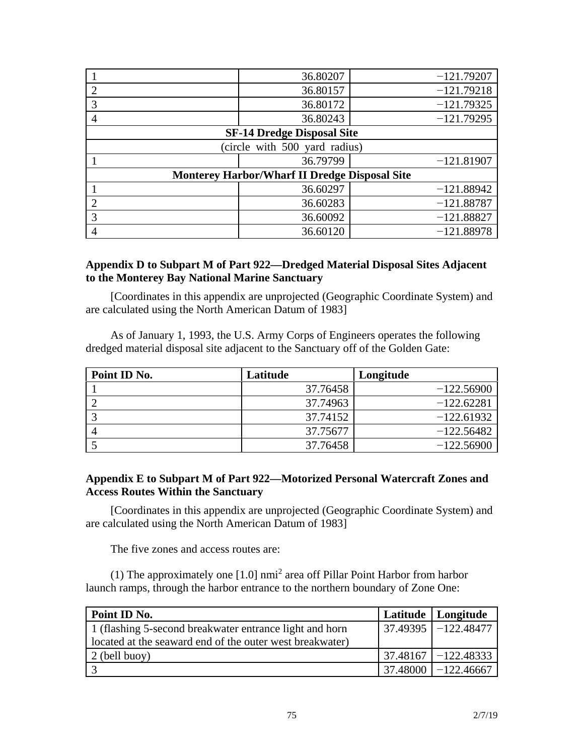| | | |
|---|---|---|
| 1 | 36.80207 | −121.79207 |
| 2 | 36.80157 | −121.79218 |
| 3 | 36.80172 | −121.79325 |
| 4 | 36.80243 | −121.79295 |
| **SF-14 Dredge Disposal Site** | | |
| (circle with 500 yard radius) | | |
| 1 | 36.79799 | −121.81907 |
| **Monterey Harbor/Wharf II Dredge Disposal Site** | | |
| 1 | 36.60297 | −121.88942 |
| 2 | 36.60283 | −121.88787 |
| 3 | 36.60092 | −121.88827 |
| 4 | 36.60120 | −121.88978 |

### Appendix D to Subpart M of Part 922—Dredged Material Disposal Sites Adjacent to the Monterey Bay National Marine Sanctuary

[Coordinates in this appendix are unprojected (Geographic Coordinate System) and are calculated using the North American Datum of 1983]

As of January 1, 1993, the U.S. Army Corps of Engineers operates the following dredged material disposal site adjacent to the Sanctuary off of the Golden Gate:

| Point ID No. | Latitude | Longitude |
|---|---|---|
| 1 | 37.76458 | −122.56900 |
| 2 | 37.74963 | −122.62281 |
| 3 | 37.74152 | −122.61932 |
| 4 | 37.75677 | −122.56482 |
| 5 | 37.76458 | −122.56900 |

### Appendix E to Subpart M of Part 922—Motorized Personal Watercraft Zones and Access Routes Within the Sanctuary

[Coordinates in this appendix are unprojected (Geographic Coordinate System) and are calculated using the North American Datum of 1983]

The five zones and access routes are:

(1) The approximately one [1.0] $nmi^2$ area off Pillar Point Harbor from harbor launch ramps, through the harbor entrance to the northern boundary of Zone One:

| Point ID No. | Latitude | Longitude |
|---|---|---|
| 1 (flashing 5-second breakwater entrance light and horn located at the seaward end of the outer west breakwater) | 37.49395 | −122.48477 |
| 2 (bell buoy) | 37.48167 | −122.48333 |
| 3 | 37.48000 | −122.46667 |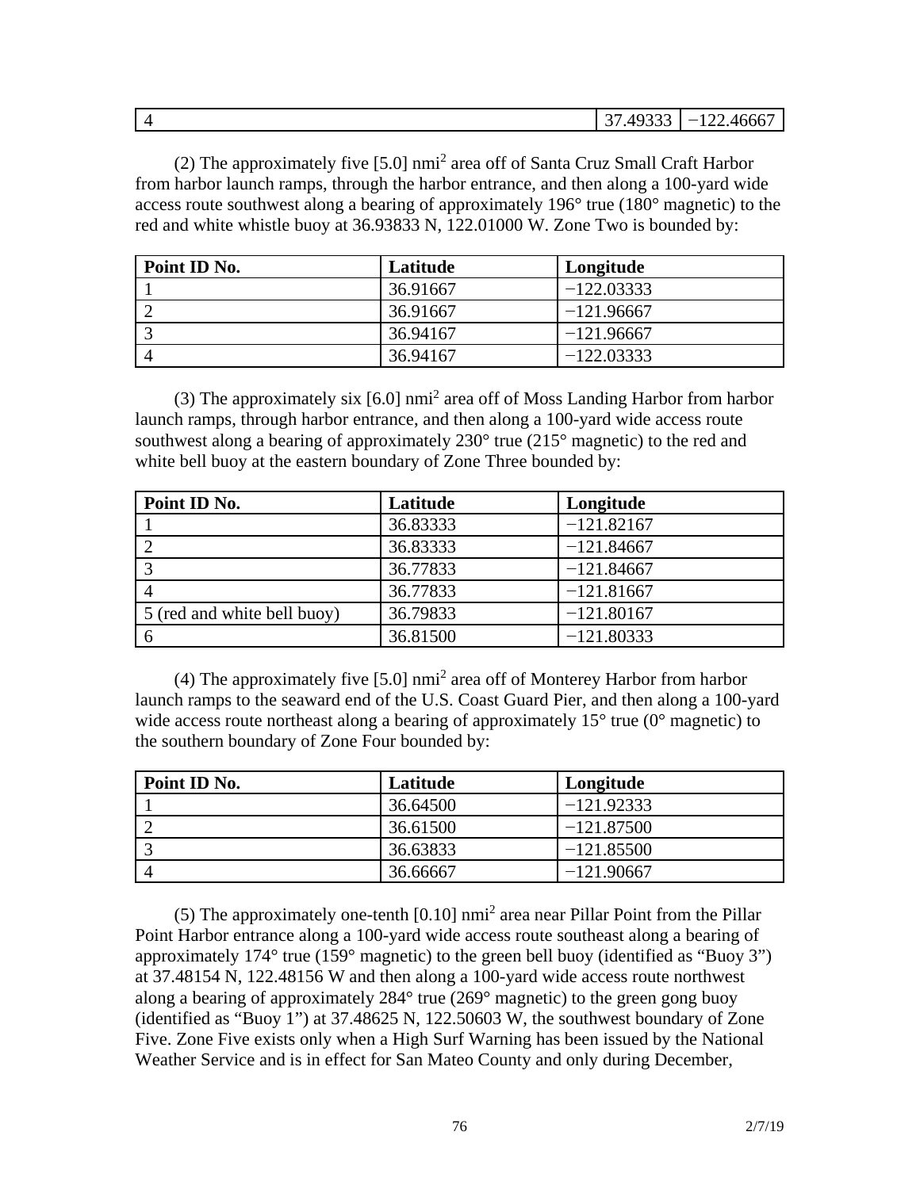| 4 | 37.49333 | −122.46667 |
|---|---|---|

(2) The approximately five [5.0] nmi$^2$ area off of Santa Cruz Small Craft Harbor from harbor launch ramps, through the harbor entrance, and then along a 100-yard wide access route southwest along a bearing of approximately 196° true (180° magnetic) to the red and white whistle buoy at 36.93833 N, 122.01000 W. Zone Two is bounded by:

| **Point ID No.** | **Latitude** | **Longitude** |
|---|---|---|
| 1 | 36.91667 | −122.03333 |
| 2 | 36.91667 | −121.96667 |
| 3 | 36.94167 | −121.96667 |
| 4 | 36.94167 | −122.03333 |

(3) The approximately six [6.0] nmi$^2$ area off of Moss Landing Harbor from harbor launch ramps, through harbor entrance, and then along a 100-yard wide access route southwest along a bearing of approximately 230° true (215° magnetic) to the red and white bell buoy at the eastern boundary of Zone Three bounded by:

| **Point ID No.** | **Latitude** | **Longitude** |
|---|---|---|
| 1 | 36.83333 | −121.82167 |
| 2 | 36.83333 | −121.84667 |
| 3 | 36.77833 | −121.84667 |
| 4 | 36.77833 | −121.81667 |
| 5 (red and white bell buoy) | 36.79833 | −121.80167 |
| 6 | 36.81500 | −121.80333 |

(4) The approximately five [5.0] nmi$^2$ area off of Monterey Harbor from harbor launch ramps to the seaward end of the U.S. Coast Guard Pier, and then along a 100-yard wide access route northeast along a bearing of approximately 15° true (0° magnetic) to the southern boundary of Zone Four bounded by:

| **Point ID No.** | **Latitude** | **Longitude** |
|---|---|---|
| 1 | 36.64500 | −121.92333 |
| 2 | 36.61500 | −121.87500 |
| 3 | 36.63833 | −121.85500 |
| 4 | 36.66667 | −121.90667 |

(5) The approximately one-tenth [0.10] nmi$^2$ area near Pillar Point from the Pillar Point Harbor entrance along a 100-yard wide access route southeast along a bearing of approximately 174° true (159° magnetic) to the green bell buoy (identified as "Buoy 3") at 37.48154 N, 122.48156 W and then along a 100-yard wide access route northwest along a bearing of approximately 284° true (269° magnetic) to the green gong buoy (identified as "Buoy 1") at 37.48625 N, 122.50603 W, the southwest boundary of Zone Five. Zone Five exists only when a High Surf Warning has been issued by the National Weather Service and is in effect for San Mateo County and only during December,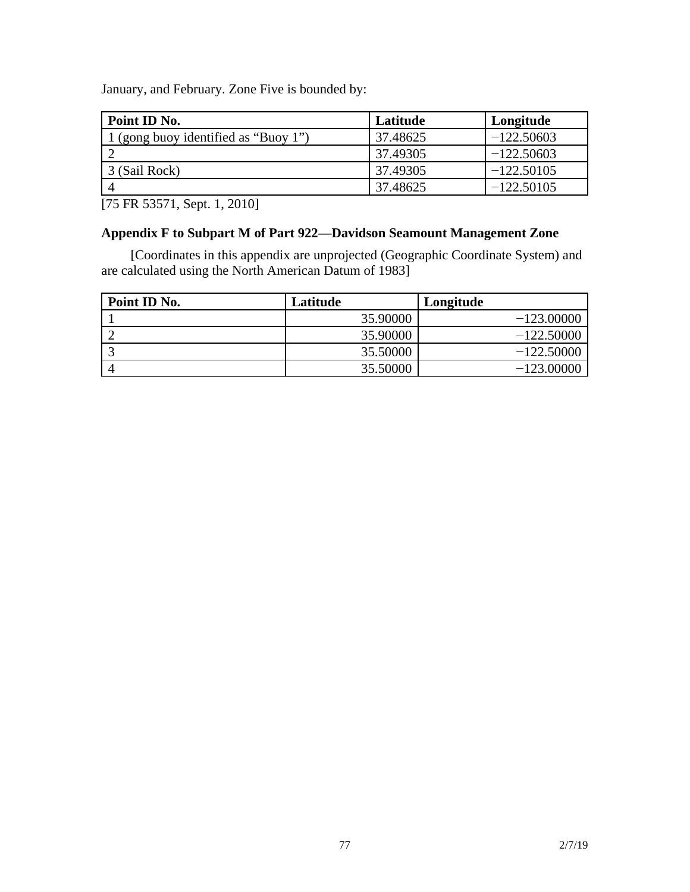January, and February. Zone Five is bounded by:

| Point ID No. | Latitude | Longitude |
| --- | --- | --- |
| 1 (gong buoy identified as “Buoy 1”) | 37.48625 | −122.50603 |
| 2 | 37.49305 | −122.50603 |
| 3 (Sail Rock) | 37.49305 | −122.50105 |
| 4 | 37.48625 | −122.50105 |

[75 FR 53571, Sept. 1, 2010]

### Appendix F to Subpart M of Part 922—Davidson Seamount Management Zone

[Coordinates in this appendix are unprojected (Geographic Coordinate System) and are calculated using the North American Datum of 1983]

| Point ID No. | Latitude | Longitude |
| --- | --- | --- |
| 1 | 35.90000 | −123.00000 |
| 2 | 35.90000 | −122.50000 |
| 3 | 35.50000 | −122.50000 |
| 4 | 35.50000 | −123.00000 |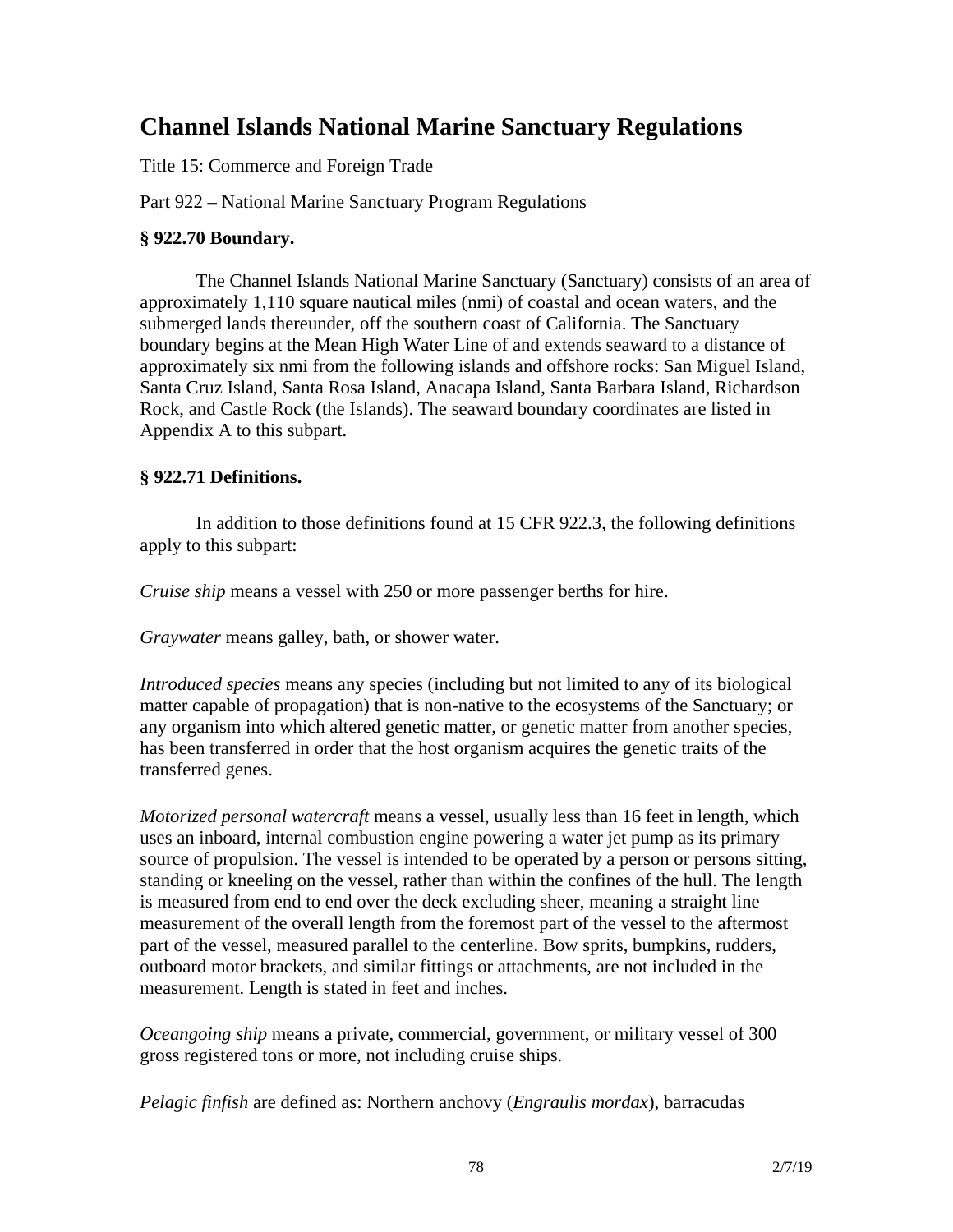# Channel Islands National Marine Sanctuary Regulations

Title 15: Commerce and Foreign Trade

Part 922 – National Marine Sanctuary Program Regulations

### § 922.70 Boundary.

The Channel Islands National Marine Sanctuary (Sanctuary) consists of an area of approximately 1,110 square nautical miles (nmi) of coastal and ocean waters, and the submerged lands thereunder, off the southern coast of California. The Sanctuary boundary begins at the Mean High Water Line of and extends seaward to a distance of approximately six nmi from the following islands and offshore rocks: San Miguel Island, Santa Cruz Island, Santa Rosa Island, Anacapa Island, Santa Barbara Island, Richardson Rock, and Castle Rock (the Islands). The seaward boundary coordinates are listed in Appendix A to this subpart.

### § 922.71 Definitions.

In addition to those definitions found at 15 CFR 922.3, the following definitions apply to this subpart:

*Cruise ship* means a vessel with 250 or more passenger berths for hire.

*Graywater* means galley, bath, or shower water.

*Introduced species* means any species (including but not limited to any of its biological matter capable of propagation) that is non-native to the ecosystems of the Sanctuary; or any organism into which altered genetic matter, or genetic matter from another species, has been transferred in order that the host organism acquires the genetic traits of the transferred genes.

*Motorized personal watercraft* means a vessel, usually less than 16 feet in length, which uses an inboard, internal combustion engine powering a water jet pump as its primary source of propulsion. The vessel is intended to be operated by a person or persons sitting, standing or kneeling on the vessel, rather than within the confines of the hull. The length is measured from end to end over the deck excluding sheer, meaning a straight line measurement of the overall length from the foremost part of the vessel to the aftermost part of the vessel, measured parallel to the centerline. Bow sprits, bumpkins, rudders, outboard motor brackets, and similar fittings or attachments, are not included in the measurement. Length is stated in feet and inches.

*Oceangoing ship* means a private, commercial, government, or military vessel of 300 gross registered tons or more, not including cruise ships.

*Pelagic finfish* are defined as: Northern anchovy (*Engraulis mordax*), barracudas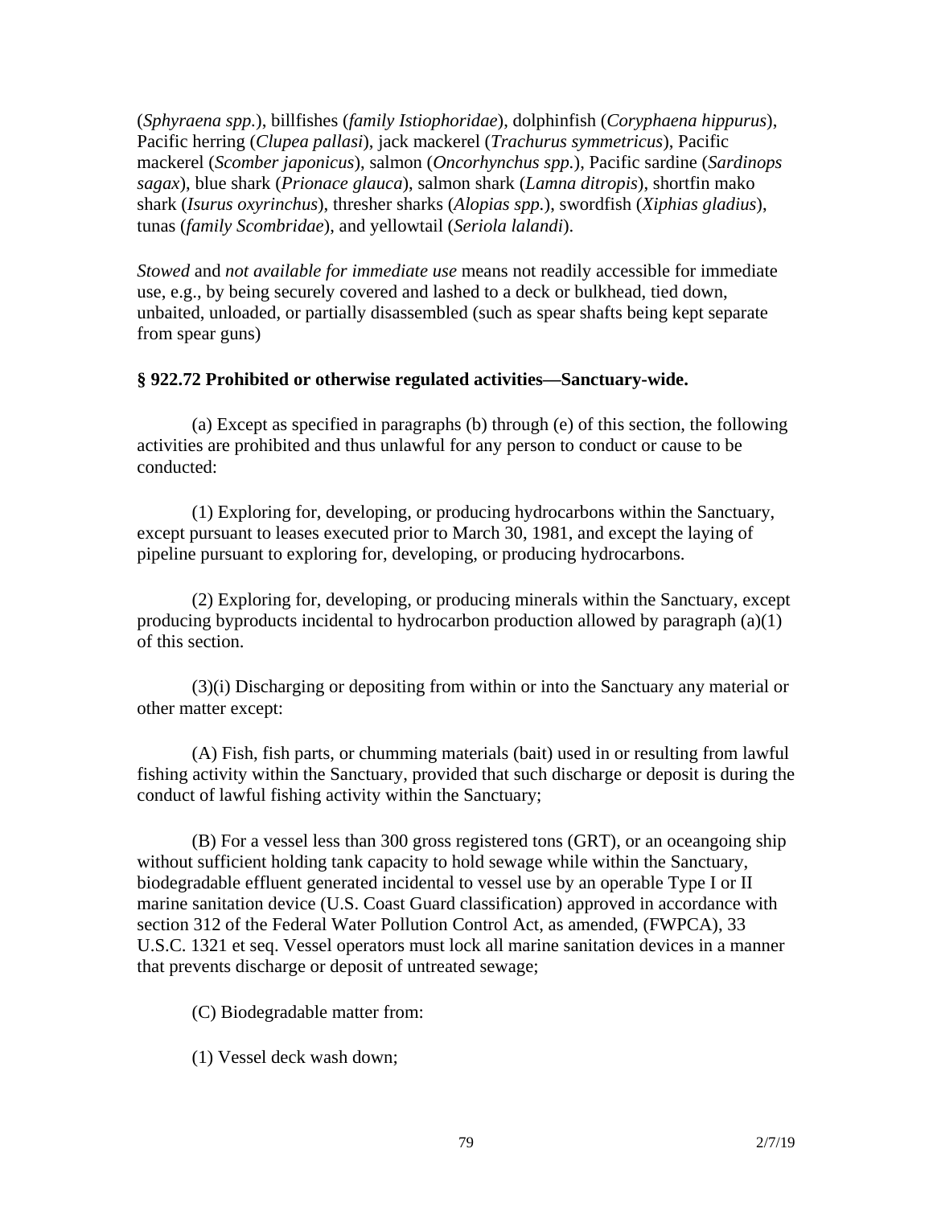(*Sphyraena spp.*), billfishes (*family Istiophoridae*), dolphinfish (*Coryphaena hippurus*), Pacific herring (*Clupea pallasi*), jack mackerel (*Trachurus symmetricus*), Pacific mackerel (*Scomber japonicus*), salmon (*Oncorhynchus spp.*), Pacific sardine (*Sardinops sagax*), blue shark (*Prionace glauca*), salmon shark (*Lamna ditropis*), shortfin mako shark (*Isurus oxyrinchus*), thresher sharks (*Alopias spp.*), swordfish (*Xiphias gladius*), tunas (*family Scombridae*), and yellowtail (*Seriola lalandi*).

*Stowed* and *not available for immediate use* means not readily accessible for immediate use, e.g., by being securely covered and lashed to a deck or bulkhead, tied down, unbaited, unloaded, or partially disassembled (such as spear shafts being kept separate from spear guns)

**§ 922.72 Prohibited or otherwise regulated activities—Sanctuary-wide.**

(a) Except as specified in paragraphs (b) through (e) of this section, the following activities are prohibited and thus unlawful for any person to conduct or cause to be conducted:

(1) Exploring for, developing, or producing hydrocarbons within the Sanctuary, except pursuant to leases executed prior to March 30, 1981, and except the laying of pipeline pursuant to exploring for, developing, or producing hydrocarbons.

(2) Exploring for, developing, or producing minerals within the Sanctuary, except producing byproducts incidental to hydrocarbon production allowed by paragraph (a)(1) of this section.

(3)(i) Discharging or depositing from within or into the Sanctuary any material or other matter except:

(A) Fish, fish parts, or chumming materials (bait) used in or resulting from lawful fishing activity within the Sanctuary, provided that such discharge or deposit is during the conduct of lawful fishing activity within the Sanctuary;

(B) For a vessel less than 300 gross registered tons (GRT), or an oceangoing ship without sufficient holding tank capacity to hold sewage while within the Sanctuary, biodegradable effluent generated incidental to vessel use by an operable Type I or II marine sanitation device (U.S. Coast Guard classification) approved in accordance with section 312 of the Federal Water Pollution Control Act, as amended, (FWPCA), 33 U.S.C. 1321 et seq. Vessel operators must lock all marine sanitation devices in a manner that prevents discharge or deposit of untreated sewage;

(C) Biodegradable matter from:

(1) Vessel deck wash down;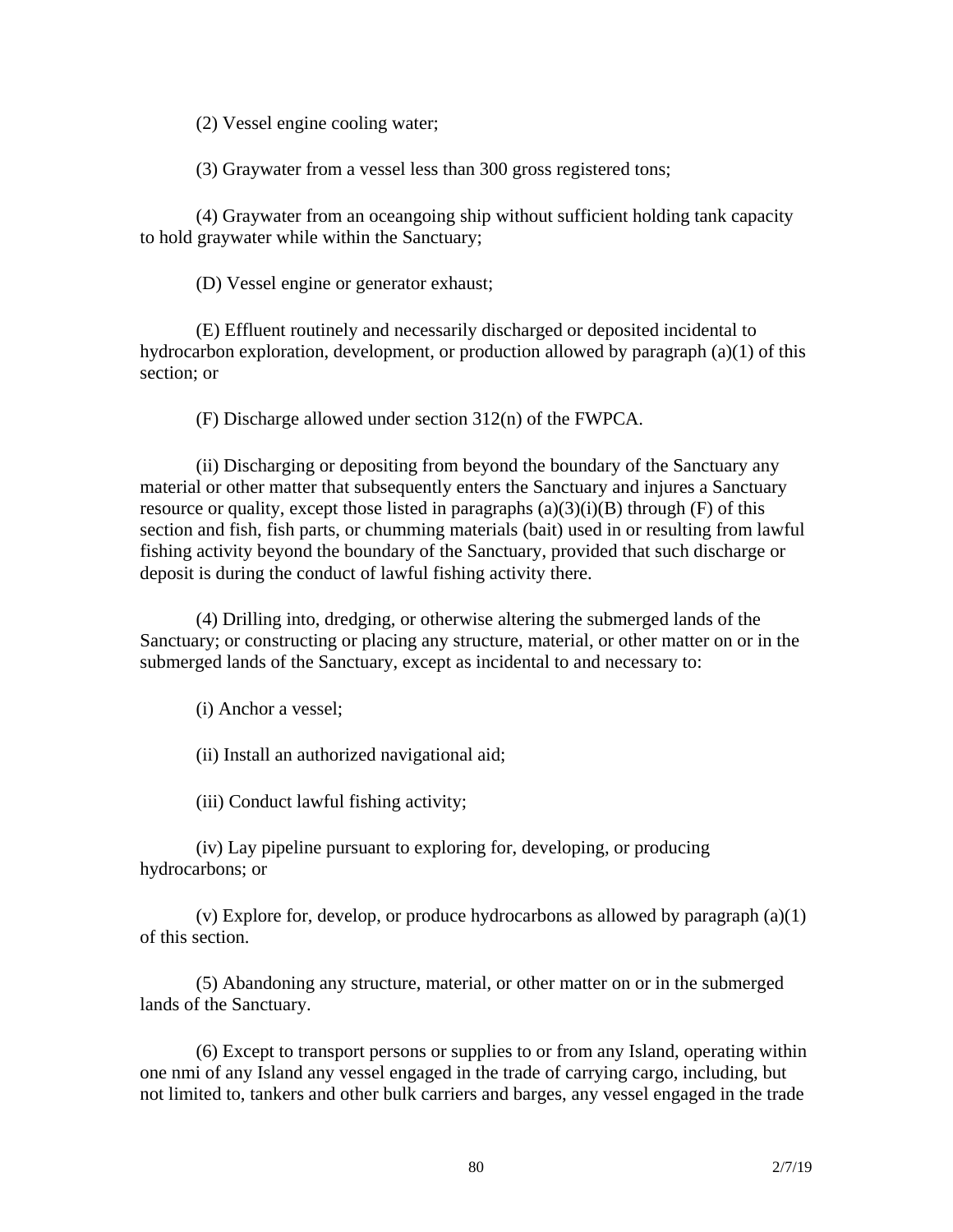(2) Vessel engine cooling water;

(3) Graywater from a vessel less than 300 gross registered tons;

(4) Graywater from an oceangoing ship without sufficient holding tank capacity to hold graywater while within the Sanctuary;

(D) Vessel engine or generator exhaust;

(E) Effluent routinely and necessarily discharged or deposited incidental to hydrocarbon exploration, development, or production allowed by paragraph (a)(1) of this section; or

(F) Discharge allowed under section 312(n) of the FWPCA.

(ii) Discharging or depositing from beyond the boundary of the Sanctuary any material or other matter that subsequently enters the Sanctuary and injures a Sanctuary resource or quality, except those listed in paragraphs (a)(3)(i)(B) through (F) of this section and fish, fish parts, or chumming materials (bait) used in or resulting from lawful fishing activity beyond the boundary of the Sanctuary, provided that such discharge or deposit is during the conduct of lawful fishing activity there.

(4) Drilling into, dredging, or otherwise altering the submerged lands of the Sanctuary; or constructing or placing any structure, material, or other matter on or in the submerged lands of the Sanctuary, except as incidental to and necessary to:

(i) Anchor a vessel;

(ii) Install an authorized navigational aid;

(iii) Conduct lawful fishing activity;

(iv) Lay pipeline pursuant to exploring for, developing, or producing hydrocarbons; or

(v) Explore for, develop, or produce hydrocarbons as allowed by paragraph (a)(1) of this section.

(5) Abandoning any structure, material, or other matter on or in the submerged lands of the Sanctuary.

(6) Except to transport persons or supplies to or from any Island, operating within one nmi of any Island any vessel engaged in the trade of carrying cargo, including, but not limited to, tankers and other bulk carriers and barges, any vessel engaged in the trade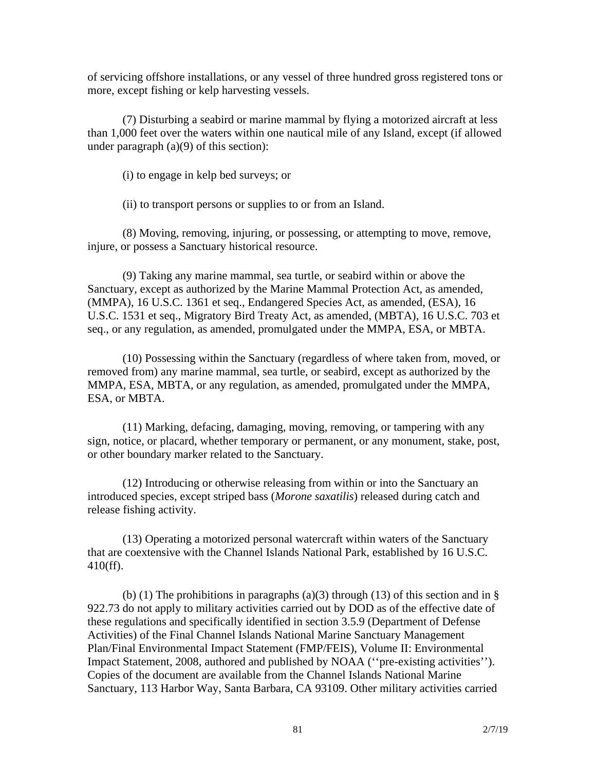of servicing offshore installations, or any vessel of three hundred gross registered tons or more, except fishing or kelp harvesting vessels.

(7) Disturbing a seabird or marine mammal by flying a motorized aircraft at less than 1,000 feet over the waters within one nautical mile of any Island, except (if allowed under paragraph (a)(9) of this section):

(i) to engage in kelp bed surveys; or

(ii) to transport persons or supplies to or from an Island.

(8) Moving, removing, injuring, or possessing, or attempting to move, remove, injure, or possess a Sanctuary historical resource.

(9) Taking any marine mammal, sea turtle, or seabird within or above the Sanctuary, except as authorized by the Marine Mammal Protection Act, as amended, (MMPA), 16 U.S.C. 1361 et seq., Endangered Species Act, as amended, (ESA), 16 U.S.C. 1531 et seq., Migratory Bird Treaty Act, as amended, (MBTA), 16 U.S.C. 703 et seq., or any regulation, as amended, promulgated under the MMPA, ESA, or MBTA.

(10) Possessing within the Sanctuary (regardless of where taken from, moved, or removed from) any marine mammal, sea turtle, or seabird, except as authorized by the MMPA, ESA, MBTA, or any regulation, as amended, promulgated under the MMPA, ESA, or MBTA.

(11) Marking, defacing, damaging, moving, removing, or tampering with any sign, notice, or placard, whether temporary or permanent, or any monument, stake, post, or other boundary marker related to the Sanctuary.

(12) Introducing or otherwise releasing from within or into the Sanctuary an introduced species, except striped bass (*Morone saxatilis*) released during catch and release fishing activity.

(13) Operating a motorized personal watercraft within waters of the Sanctuary that are coextensive with the Channel Islands National Park, established by 16 U.S.C. 410(ff).

(b) (1) The prohibitions in paragraphs (a)(3) through (13) of this section and in § 922.73 do not apply to military activities carried out by DOD as of the effective date of these regulations and specifically identified in section 3.5.9 (Department of Defense Activities) of the Final Channel Islands National Marine Sanctuary Management Plan/Final Environmental Impact Statement (FMP/FEIS), Volume II: Environmental Impact Statement, 2008, authored and published by NOAA (''pre-existing activities''). Copies of the document are available from the Channel Islands National Marine Sanctuary, 113 Harbor Way, Santa Barbara, CA 93109. Other military activities carried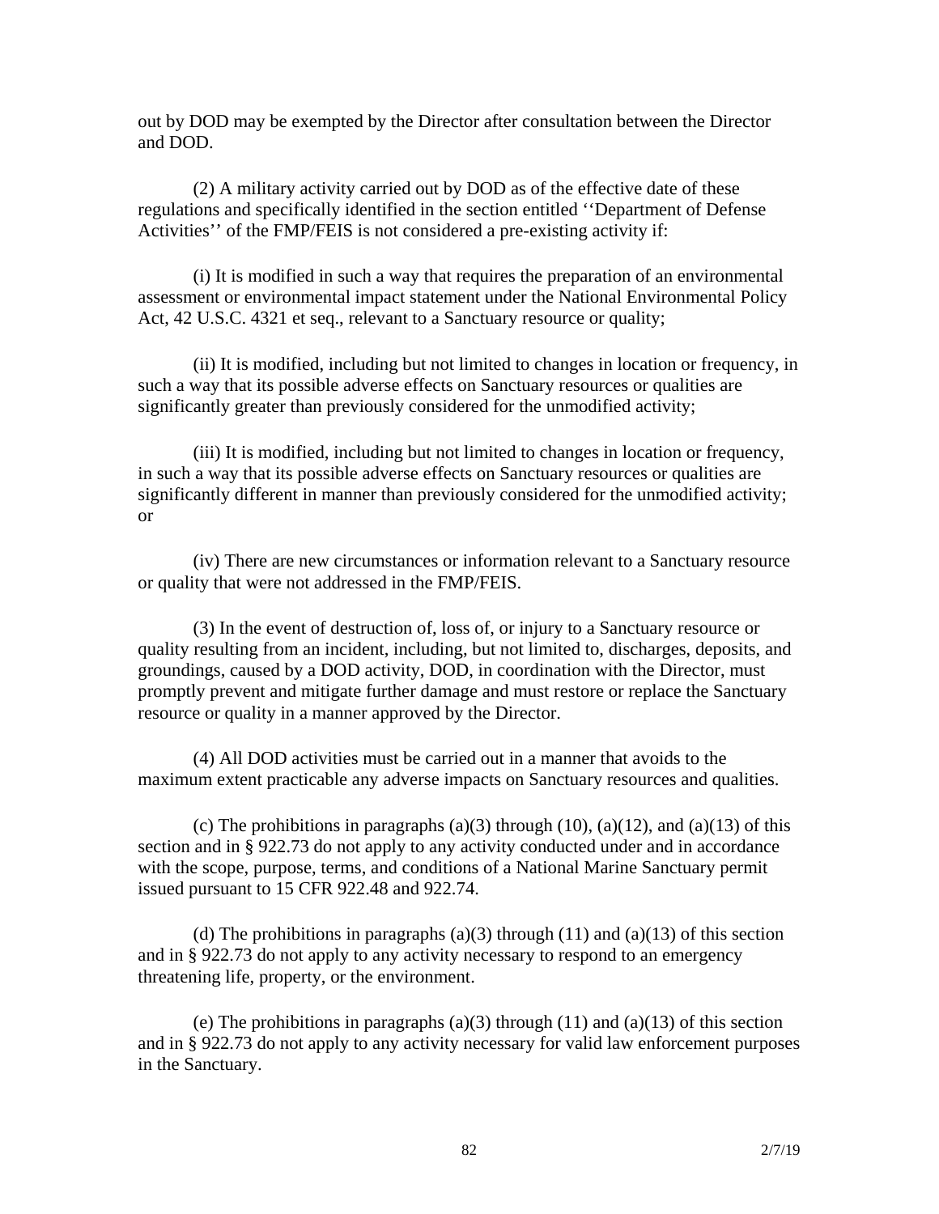out by DOD may be exempted by the Director after consultation between the Director and DOD.

(2) A military activity carried out by DOD as of the effective date of these regulations and specifically identified in the section entitled ''Department of Defense Activities'' of the FMP/FEIS is not considered a pre-existing activity if:

(i) It is modified in such a way that requires the preparation of an environmental assessment or environmental impact statement under the National Environmental Policy Act, 42 U.S.C. 4321 et seq., relevant to a Sanctuary resource or quality;

(ii) It is modified, including but not limited to changes in location or frequency, in such a way that its possible adverse effects on Sanctuary resources or qualities are significantly greater than previously considered for the unmodified activity;

(iii) It is modified, including but not limited to changes in location or frequency, in such a way that its possible adverse effects on Sanctuary resources or qualities are significantly different in manner than previously considered for the unmodified activity; or

(iv) There are new circumstances or information relevant to a Sanctuary resource or quality that were not addressed in the FMP/FEIS.

(3) In the event of destruction of, loss of, or injury to a Sanctuary resource or quality resulting from an incident, including, but not limited to, discharges, deposits, and groundings, caused by a DOD activity, DOD, in coordination with the Director, must promptly prevent and mitigate further damage and must restore or replace the Sanctuary resource or quality in a manner approved by the Director.

(4) All DOD activities must be carried out in a manner that avoids to the maximum extent practicable any adverse impacts on Sanctuary resources and qualities.

(c) The prohibitions in paragraphs (a)(3) through (10), (a)(12), and (a)(13) of this section and in § 922.73 do not apply to any activity conducted under and in accordance with the scope, purpose, terms, and conditions of a National Marine Sanctuary permit issued pursuant to 15 CFR 922.48 and 922.74.

(d) The prohibitions in paragraphs (a)(3) through (11) and (a)(13) of this section and in § 922.73 do not apply to any activity necessary to respond to an emergency threatening life, property, or the environment.

(e) The prohibitions in paragraphs (a)(3) through (11) and (a)(13) of this section and in § 922.73 do not apply to any activity necessary for valid law enforcement purposes in the Sanctuary.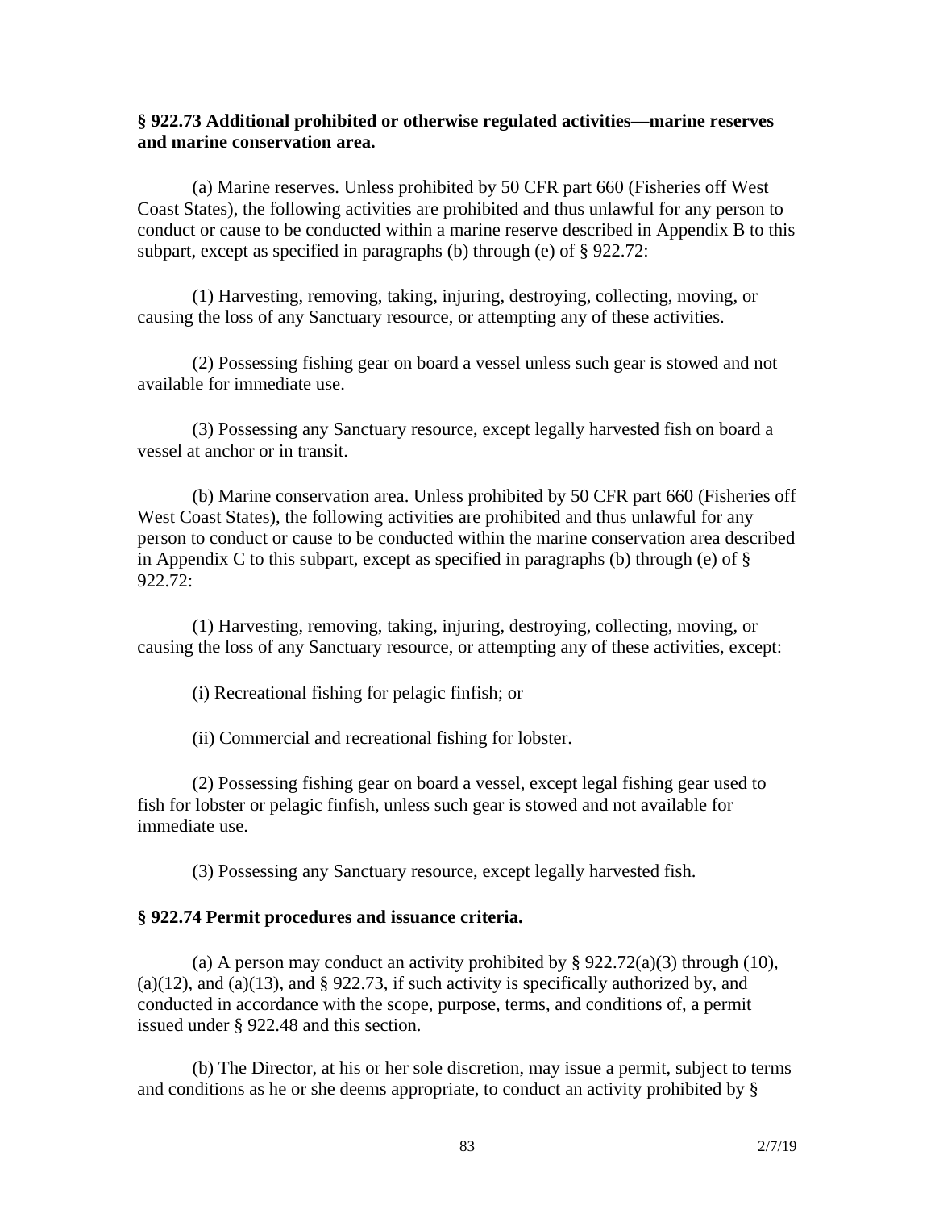**§ 922.73 Additional prohibited or otherwise regulated activities—marine reserves and marine conservation area.**

(a) Marine reserves. Unless prohibited by 50 CFR part 660 (Fisheries off West Coast States), the following activities are prohibited and thus unlawful for any person to conduct or cause to be conducted within a marine reserve described in Appendix B to this subpart, except as specified in paragraphs (b) through (e) of § 922.72:

(1) Harvesting, removing, taking, injuring, destroying, collecting, moving, or causing the loss of any Sanctuary resource, or attempting any of these activities.

(2) Possessing fishing gear on board a vessel unless such gear is stowed and not available for immediate use.

(3) Possessing any Sanctuary resource, except legally harvested fish on board a vessel at anchor or in transit.

(b) Marine conservation area. Unless prohibited by 50 CFR part 660 (Fisheries off West Coast States), the following activities are prohibited and thus unlawful for any person to conduct or cause to be conducted within the marine conservation area described in Appendix C to this subpart, except as specified in paragraphs (b) through (e) of § 922.72:

(1) Harvesting, removing, taking, injuring, destroying, collecting, moving, or causing the loss of any Sanctuary resource, or attempting any of these activities, except:

(i) Recreational fishing for pelagic finfish; or

(ii) Commercial and recreational fishing for lobster.

(2) Possessing fishing gear on board a vessel, except legal fishing gear used to fish for lobster or pelagic finfish, unless such gear is stowed and not available for immediate use.

(3) Possessing any Sanctuary resource, except legally harvested fish.

**§ 922.74 Permit procedures and issuance criteria.**

(a) A person may conduct an activity prohibited by § 922.72(a)(3) through (10), (a)(12), and (a)(13), and § 922.73, if such activity is specifically authorized by, and conducted in accordance with the scope, purpose, terms, and conditions of, a permit issued under § 922.48 and this section.

(b) The Director, at his or her sole discretion, may issue a permit, subject to terms and conditions as he or she deems appropriate, to conduct an activity prohibited by §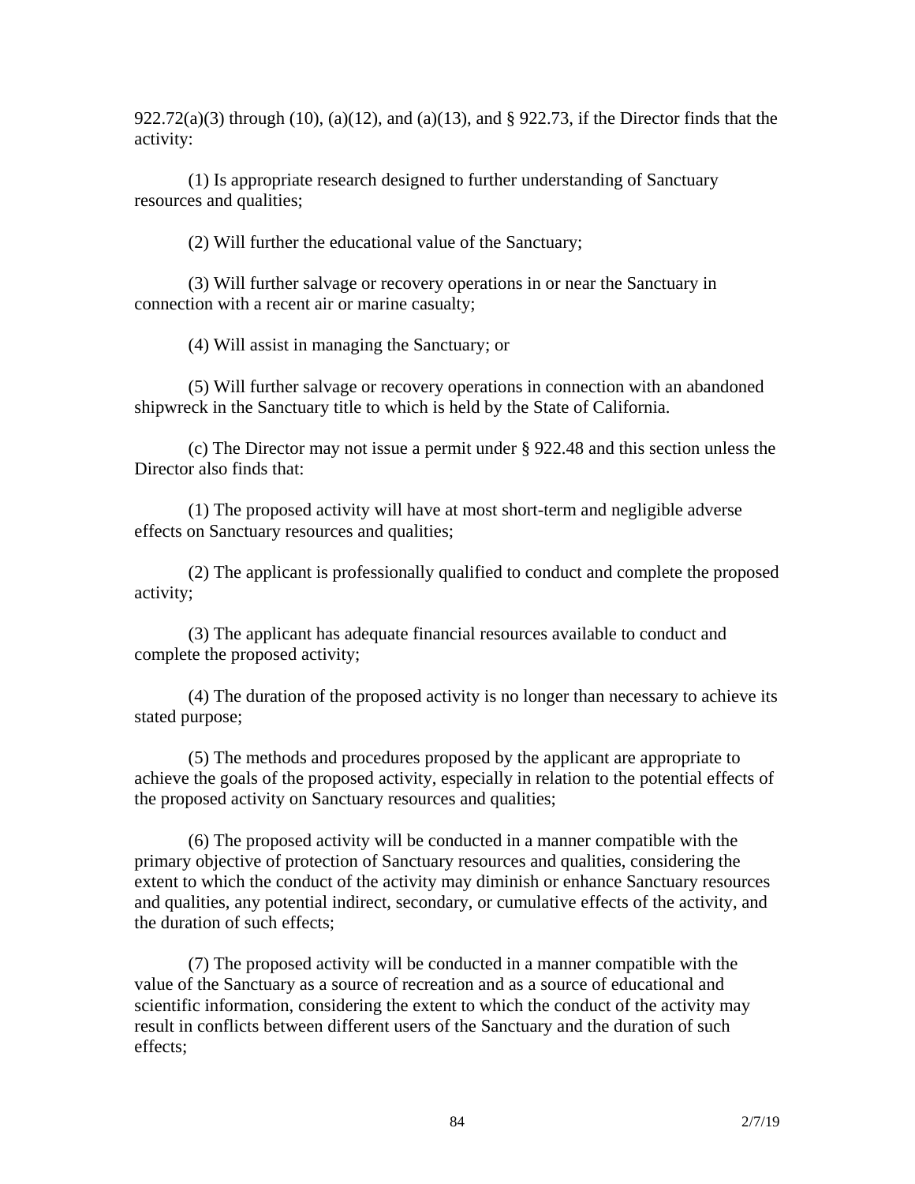922.72(a)(3) through (10), (a)(12), and (a)(13), and § 922.73, if the Director finds that the activity:

(1) Is appropriate research designed to further understanding of Sanctuary resources and qualities;

(2) Will further the educational value of the Sanctuary;

(3) Will further salvage or recovery operations in or near the Sanctuary in connection with a recent air or marine casualty;

(4) Will assist in managing the Sanctuary; or

(5) Will further salvage or recovery operations in connection with an abandoned shipwreck in the Sanctuary title to which is held by the State of California.

(c) The Director may not issue a permit under § 922.48 and this section unless the Director also finds that:

(1) The proposed activity will have at most short-term and negligible adverse effects on Sanctuary resources and qualities;

(2) The applicant is professionally qualified to conduct and complete the proposed activity;

(3) The applicant has adequate financial resources available to conduct and complete the proposed activity;

(4) The duration of the proposed activity is no longer than necessary to achieve its stated purpose;

(5) The methods and procedures proposed by the applicant are appropriate to achieve the goals of the proposed activity, especially in relation to the potential effects of the proposed activity on Sanctuary resources and qualities;

(6) The proposed activity will be conducted in a manner compatible with the primary objective of protection of Sanctuary resources and qualities, considering the extent to which the conduct of the activity may diminish or enhance Sanctuary resources and qualities, any potential indirect, secondary, or cumulative effects of the activity, and the duration of such effects;

(7) The proposed activity will be conducted in a manner compatible with the value of the Sanctuary as a source of recreation and as a source of educational and scientific information, considering the extent to which the conduct of the activity may result in conflicts between different users of the Sanctuary and the duration of such effects;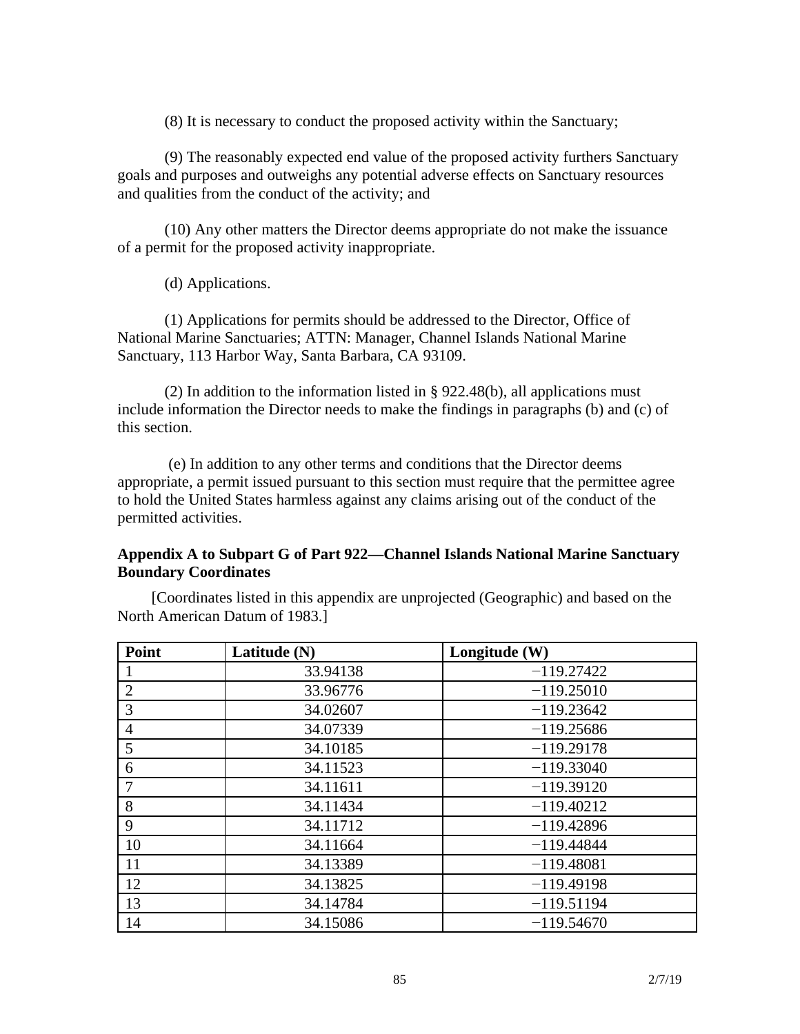(8) It is necessary to conduct the proposed activity within the Sanctuary;

(9) The reasonably expected end value of the proposed activity furthers Sanctuary goals and purposes and outweighs any potential adverse effects on Sanctuary resources and qualities from the conduct of the activity; and

(10) Any other matters the Director deems appropriate do not make the issuance of a permit for the proposed activity inappropriate.

(d) Applications.

(1) Applications for permits should be addressed to the Director, Office of National Marine Sanctuaries; ATTN: Manager, Channel Islands National Marine Sanctuary, 113 Harbor Way, Santa Barbara, CA 93109.

(2) In addition to the information listed in § 922.48(b), all applications must include information the Director needs to make the findings in paragraphs (b) and (c) of this section.

(e) In addition to any other terms and conditions that the Director deems appropriate, a permit issued pursuant to this section must require that the permittee agree to hold the United States harmless against any claims arising out of the conduct of the permitted activities.

**Appendix A to Subpart G of Part 922—Channel Islands National Marine Sanctuary Boundary Coordinates**

[Coordinates listed in this appendix are unprojected (Geographic) and based on the North American Datum of 1983.]

| Point | Latitude (N) | Longitude (W) |
|---|---|---|
| 1 | 33.94138 | −119.27422 |
| 2 | 33.96776 | −119.25010 |
| 3 | 34.02607 | −119.23642 |
| 4 | 34.07339 | −119.25686 |
| 5 | 34.10185 | −119.29178 |
| 6 | 34.11523 | −119.33040 |
| 7 | 34.11611 | −119.39120 |
| 8 | 34.11434 | −119.40212 |
| 9 | 34.11712 | −119.42896 |
| 10 | 34.11664 | −119.44844 |
| 11 | 34.13389 | −119.48081 |
| 12 | 34.13825 | −119.49198 |
| 13 | 34.14784 | −119.51194 |
| 14 | 34.15086 | −119.54670 |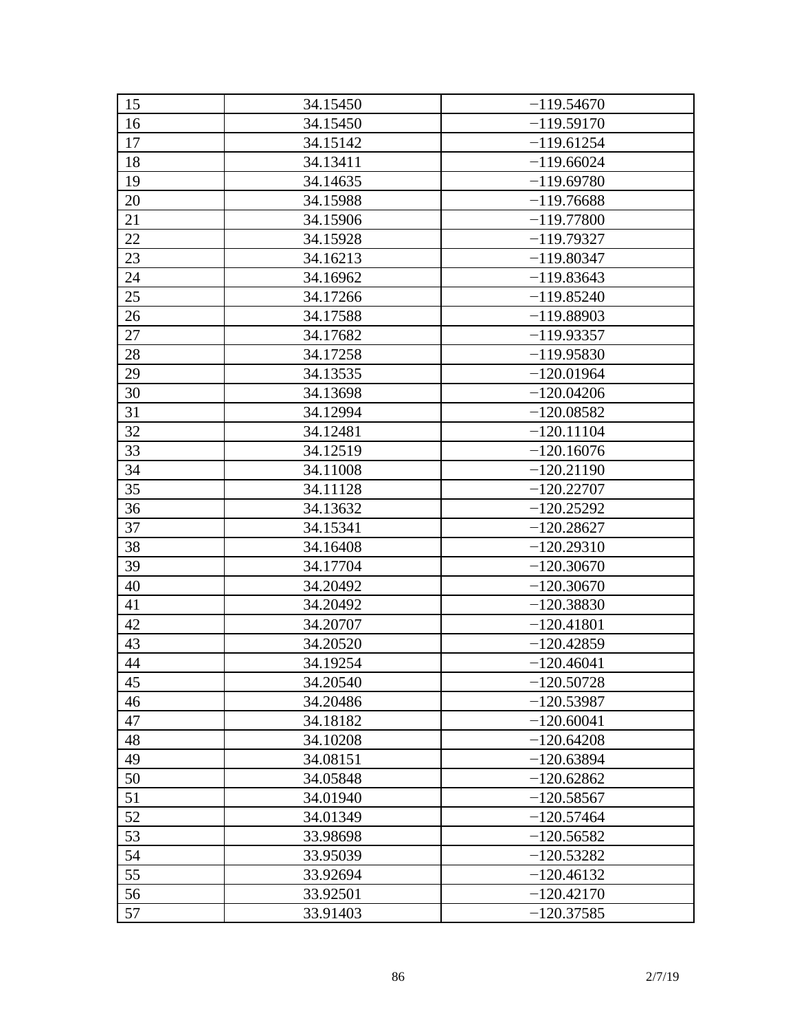| 15 | 34.15450 | −119.54670 |
|---|---|---|
| 16 | 34.15450 | −119.59170 |
| 17 | 34.15142 | −119.61254 |
| 18 | 34.13411 | −119.66024 |
| 19 | 34.14635 | −119.69780 |
| 20 | 34.15988 | −119.76688 |
| 21 | 34.15906 | −119.77800 |
| 22 | 34.15928 | −119.79327 |
| 23 | 34.16213 | −119.80347 |
| 24 | 34.16962 | −119.83643 |
| 25 | 34.17266 | −119.85240 |
| 26 | 34.17588 | −119.88903 |
| 27 | 34.17682 | −119.93357 |
| 28 | 34.17258 | −119.95830 |
| 29 | 34.13535 | −120.01964 |
| 30 | 34.13698 | −120.04206 |
| 31 | 34.12994 | −120.08582 |
| 32 | 34.12481 | −120.11104 |
| 33 | 34.12519 | −120.16076 |
| 34 | 34.11008 | −120.21190 |
| 35 | 34.11128 | −120.22707 |
| 36 | 34.13632 | −120.25292 |
| 37 | 34.15341 | −120.28627 |
| 38 | 34.16408 | −120.29310 |
| 39 | 34.17704 | −120.30670 |
| 40 | 34.20492 | −120.30670 |
| 41 | 34.20492 | −120.38830 |
| 42 | 34.20707 | −120.41801 |
| 43 | 34.20520 | −120.42859 |
| 44 | 34.19254 | −120.46041 |
| 45 | 34.20540 | −120.50728 |
| 46 | 34.20486 | −120.53987 |
| 47 | 34.18182 | −120.60041 |
| 48 | 34.10208 | −120.64208 |
| 49 | 34.08151 | −120.63894 |
| 50 | 34.05848 | −120.62862 |
| 51 | 34.01940 | −120.58567 |
| 52 | 34.01349 | −120.57464 |
| 53 | 33.98698 | −120.56582 |
| 54 | 33.95039 | −120.53282 |
| 55 | 33.92694 | −120.46132 |
| 56 | 33.92501 | −120.42170 |
| 57 | 33.91403 | −120.37585 |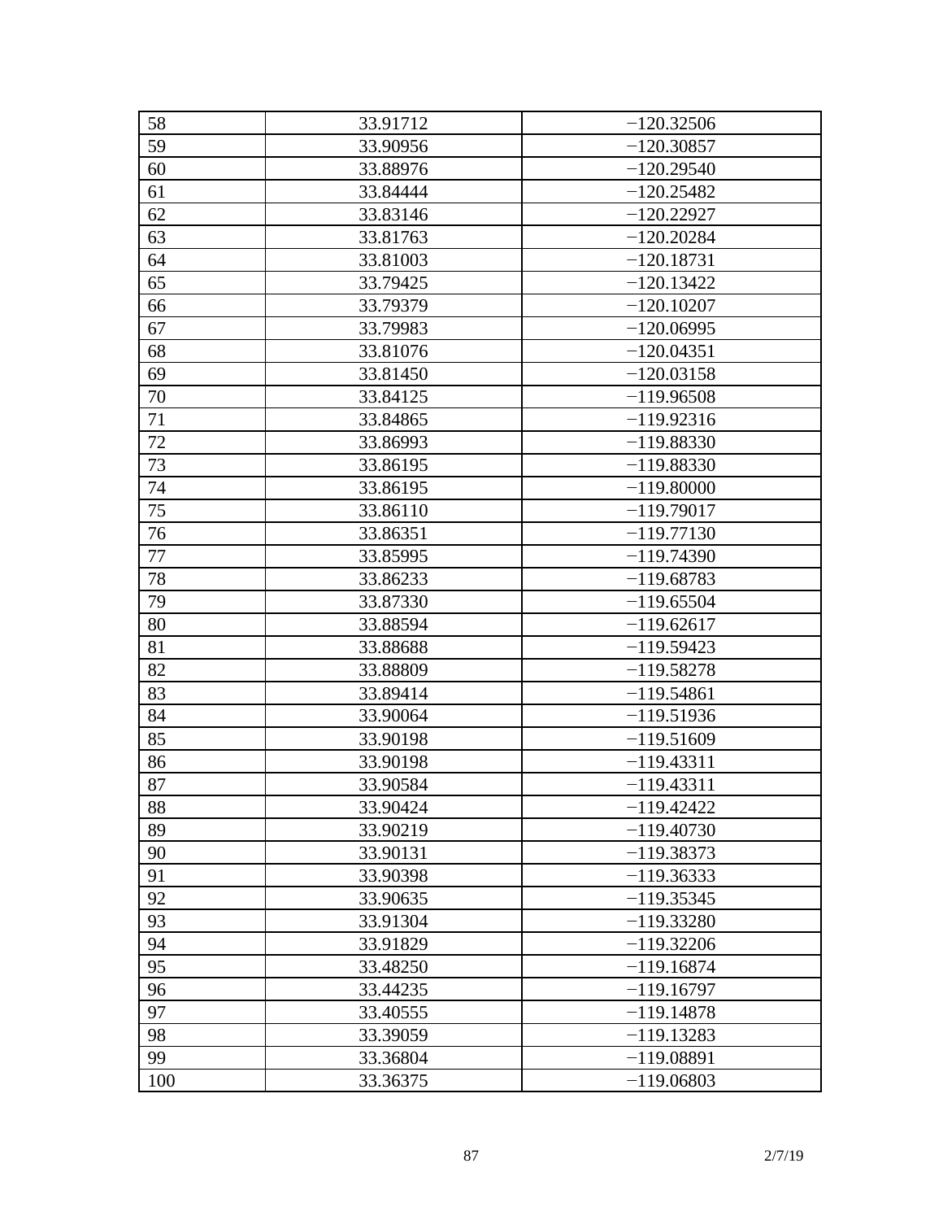| 58 | 33.91712 | −120.32506 |
|---|---|---|
| 59 | 33.90956 | −120.30857 |
| 60 | 33.88976 | −120.29540 |
| 61 | 33.84444 | −120.25482 |
| 62 | 33.83146 | −120.22927 |
| 63 | 33.81763 | −120.20284 |
| 64 | 33.81003 | −120.18731 |
| 65 | 33.79425 | −120.13422 |
| 66 | 33.79379 | −120.10207 |
| 67 | 33.79983 | −120.06995 |
| 68 | 33.81076 | −120.04351 |
| 69 | 33.81450 | −120.03158 |
| 70 | 33.84125 | −119.96508 |
| 71 | 33.84865 | −119.92316 |
| 72 | 33.86993 | −119.88330 |
| 73 | 33.86195 | −119.88330 |
| 74 | 33.86195 | −119.80000 |
| 75 | 33.86110 | −119.79017 |
| 76 | 33.86351 | −119.77130 |
| 77 | 33.85995 | −119.74390 |
| 78 | 33.86233 | −119.68783 |
| 79 | 33.87330 | −119.65504 |
| 80 | 33.88594 | −119.62617 |
| 81 | 33.88688 | −119.59423 |
| 82 | 33.88809 | −119.58278 |
| 83 | 33.89414 | −119.54861 |
| 84 | 33.90064 | −119.51936 |
| 85 | 33.90198 | −119.51609 |
| 86 | 33.90198 | −119.43311 |
| 87 | 33.90584 | −119.43311 |
| 88 | 33.90424 | −119.42422 |
| 89 | 33.90219 | −119.40730 |
| 90 | 33.90131 | −119.38373 |
| 91 | 33.90398 | −119.36333 |
| 92 | 33.90635 | −119.35345 |
| 93 | 33.91304 | −119.33280 |
| 94 | 33.91829 | −119.32206 |
| 95 | 33.48250 | −119.16874 |
| 96 | 33.44235 | −119.16797 |
| 97 | 33.40555 | −119.14878 |
| 98 | 33.39059 | −119.13283 |
| 99 | 33.36804 | −119.08891 |
| 100 | 33.36375 | −119.06803 |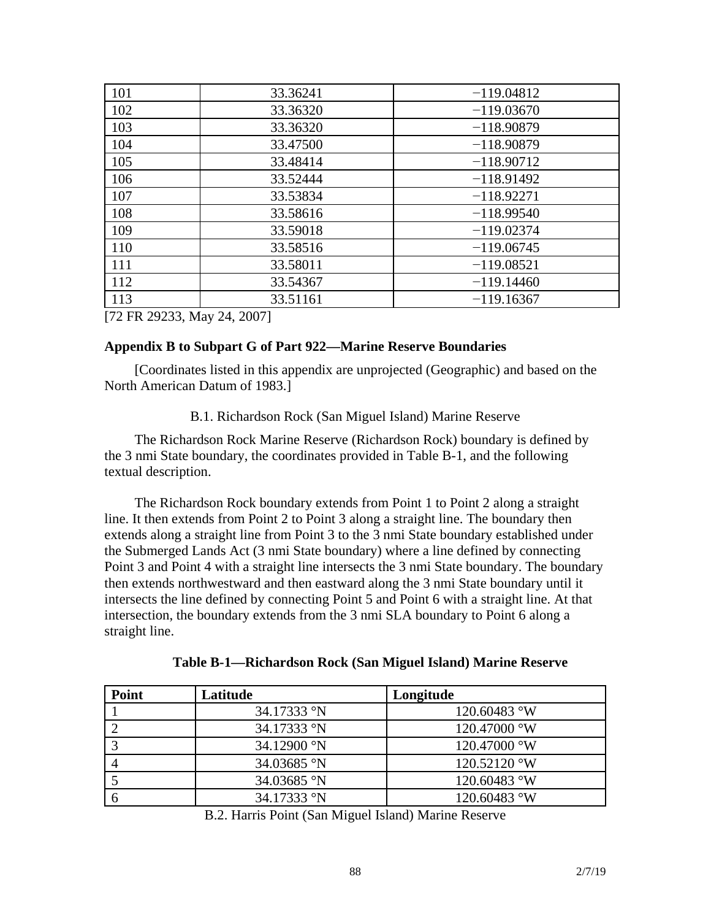| | | |
|---|---|---|
| 101 | 33.36241 | −119.04812 |
| 102 | 33.36320 | −119.03670 |
| 103 | 33.36320 | −118.90879 |
| 104 | 33.47500 | −118.90879 |
| 105 | 33.48414 | −118.90712 |
| 106 | 33.52444 | −118.91492 |
| 107 | 33.53834 | −118.92271 |
| 108 | 33.58616 | −118.99540 |
| 109 | 33.59018 | −119.02374 |
| 110 | 33.58516 | −119.06745 |
| 111 | 33.58011 | −119.08521 |
| 112 | 33.54367 | −119.14460 |
| 113 | 33.51161 | −119.16367 |

[72 FR 29233, May 24, 2007]

**Appendix B to Subpart G of Part 922—Marine Reserve Boundaries**

[Coordinates listed in this appendix are unprojected (Geographic) and based on the North American Datum of 1983.]

B.1. Richardson Rock (San Miguel Island) Marine Reserve

The Richardson Rock Marine Reserve (Richardson Rock) boundary is defined by the 3 nmi State boundary, the coordinates provided in Table B-1, and the following textual description.

The Richardson Rock boundary extends from Point 1 to Point 2 along a straight line. It then extends from Point 2 to Point 3 along a straight line. The boundary then extends along a straight line from Point 3 to the 3 nmi State boundary established under the Submerged Lands Act (3 nmi State boundary) where a line defined by connecting Point 3 and Point 4 with a straight line intersects the 3 nmi State boundary. The boundary then extends northwestward and then eastward along the 3 nmi State boundary until it intersects the line defined by connecting Point 5 and Point 6 with a straight line. At that intersection, the boundary extends from the 3 nmi SLA boundary to Point 6 along a straight line.

**Table B-1—Richardson Rock (San Miguel Island) Marine Reserve**

| Point | Latitude | Longitude |
|---|---|---|
| 1 | 34.17333 °N | 120.60483 °W |
| 2 | 34.17333 °N | 120.47000 °W |
| 3 | 34.12900 °N | 120.47000 °W |
| 4 | 34.03685 °N | 120.52120 °W |
| 5 | 34.03685 °N | 120.60483 °W |
| 6 | 34.17333 °N | 120.60483 °W |

B.2. Harris Point (San Miguel Island) Marine Reserve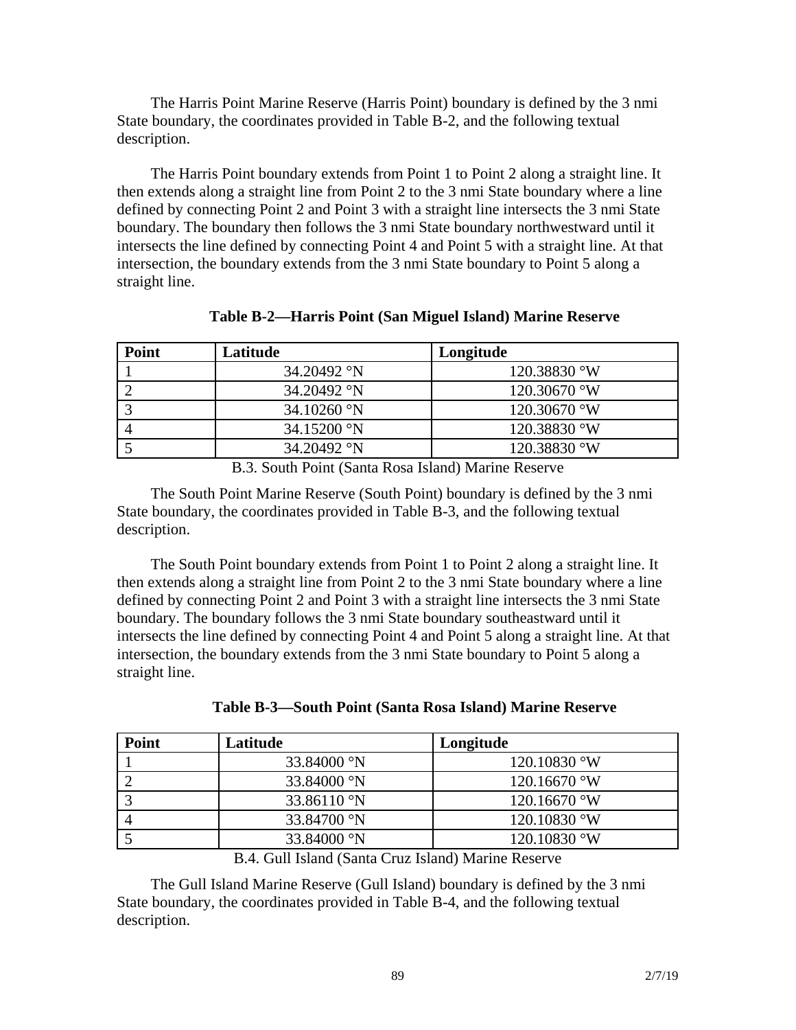The Harris Point Marine Reserve (Harris Point) boundary is defined by the 3 nmi State boundary, the coordinates provided in Table B-2, and the following textual description.

The Harris Point boundary extends from Point 1 to Point 2 along a straight line. It then extends along a straight line from Point 2 to the 3 nmi State boundary where a line defined by connecting Point 2 and Point 3 with a straight line intersects the 3 nmi State boundary. The boundary then follows the 3 nmi State boundary northwestward until it intersects the line defined by connecting Point 4 and Point 5 with a straight line. At that intersection, the boundary extends from the 3 nmi State boundary to Point 5 along a straight line.

**Table B-2—Harris Point (San Miguel Island) Marine Reserve**

| Point | Latitude | Longitude |
|---|---|---|
| 1 | 34.20492 °N | 120.38830 °W |
| 2 | 34.20492 °N | 120.30670 °W |
| 3 | 34.10260 °N | 120.30670 °W |
| 4 | 34.15200 °N | 120.38830 °W |
| 5 | 34.20492 °N | 120.38830 °W |

B.3. South Point (Santa Rosa Island) Marine Reserve

The South Point Marine Reserve (South Point) boundary is defined by the 3 nmi State boundary, the coordinates provided in Table B-3, and the following textual description.

The South Point boundary extends from Point 1 to Point 2 along a straight line. It then extends along a straight line from Point 2 to the 3 nmi State boundary where a line defined by connecting Point 2 and Point 3 with a straight line intersects the 3 nmi State boundary. The boundary follows the 3 nmi State boundary southeastward until it intersects the line defined by connecting Point 4 and Point 5 along a straight line. At that intersection, the boundary extends from the 3 nmi State boundary to Point 5 along a straight line.

**Table B-3—South Point (Santa Rosa Island) Marine Reserve**

| Point | Latitude | Longitude |
|---|---|---|
| 1 | 33.84000 °N | 120.10830 °W |
| 2 | 33.84000 °N | 120.16670 °W |
| 3 | 33.86110 °N | 120.16670 °W |
| 4 | 33.84700 °N | 120.10830 °W |
| 5 | 33.84000 °N | 120.10830 °W |

B.4. Gull Island (Santa Cruz Island) Marine Reserve

The Gull Island Marine Reserve (Gull Island) boundary is defined by the 3 nmi State boundary, the coordinates provided in Table B-4, and the following textual description.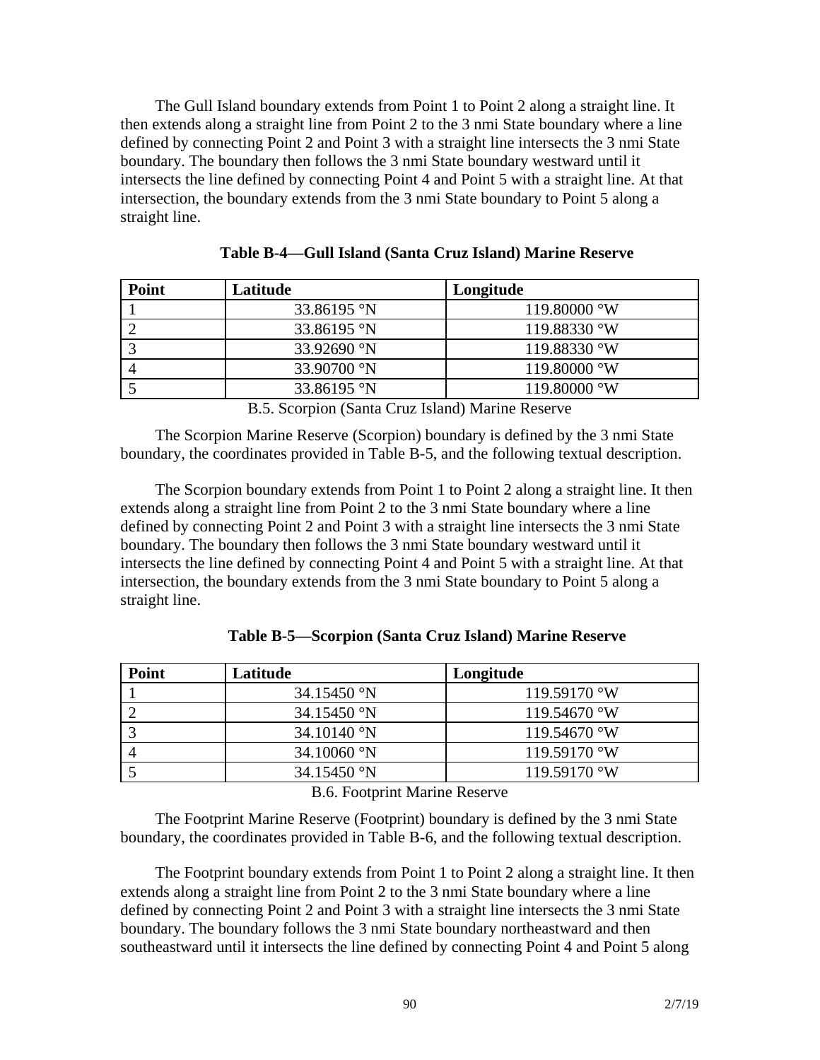The Gull Island boundary extends from Point 1 to Point 2 along a straight line. It then extends along a straight line from Point 2 to the 3 nmi State boundary where a line defined by connecting Point 2 and Point 3 with a straight line intersects the 3 nmi State boundary. The boundary then follows the 3 nmi State boundary westward until it intersects the line defined by connecting Point 4 and Point 5 with a straight line. At that intersection, the boundary extends from the 3 nmi State boundary to Point 5 along a straight line.

**Table B-4—Gull Island (Santa Cruz Island) Marine Reserve**

| Point | Latitude | Longitude |
|---|---|---|
| 1 | 33.86195 °N | 119.80000 °W |
| 2 | 33.86195 °N | 119.88330 °W |
| 3 | 33.92690 °N | 119.88330 °W |
| 4 | 33.90700 °N | 119.80000 °W |
| 5 | 33.86195 °N | 119.80000 °W |

B.5. Scorpion (Santa Cruz Island) Marine Reserve

The Scorpion Marine Reserve (Scorpion) boundary is defined by the 3 nmi State boundary, the coordinates provided in Table B-5, and the following textual description.

The Scorpion boundary extends from Point 1 to Point 2 along a straight line. It then extends along a straight line from Point 2 to the 3 nmi State boundary where a line defined by connecting Point 2 and Point 3 with a straight line intersects the 3 nmi State boundary. The boundary then follows the 3 nmi State boundary westward until it intersects the line defined by connecting Point 4 and Point 5 with a straight line. At that intersection, the boundary extends from the 3 nmi State boundary to Point 5 along a straight line.

**Table B-5—Scorpion (Santa Cruz Island) Marine Reserve**

| Point | Latitude | Longitude |
|---|---|---|
| 1 | 34.15450 °N | 119.59170 °W |
| 2 | 34.15450 °N | 119.54670 °W |
| 3 | 34.10140 °N | 119.54670 °W |
| 4 | 34.10060 °N | 119.59170 °W |
| 5 | 34.15450 °N | 119.59170 °W |

B.6. Footprint Marine Reserve

The Footprint Marine Reserve (Footprint) boundary is defined by the 3 nmi State boundary, the coordinates provided in Table B-6, and the following textual description.

The Footprint boundary extends from Point 1 to Point 2 along a straight line. It then extends along a straight line from Point 2 to the 3 nmi State boundary where a line defined by connecting Point 2 and Point 3 with a straight line intersects the 3 nmi State boundary. The boundary follows the 3 nmi State boundary northeastward and then southeastward until it intersects the line defined by connecting Point 4 and Point 5 along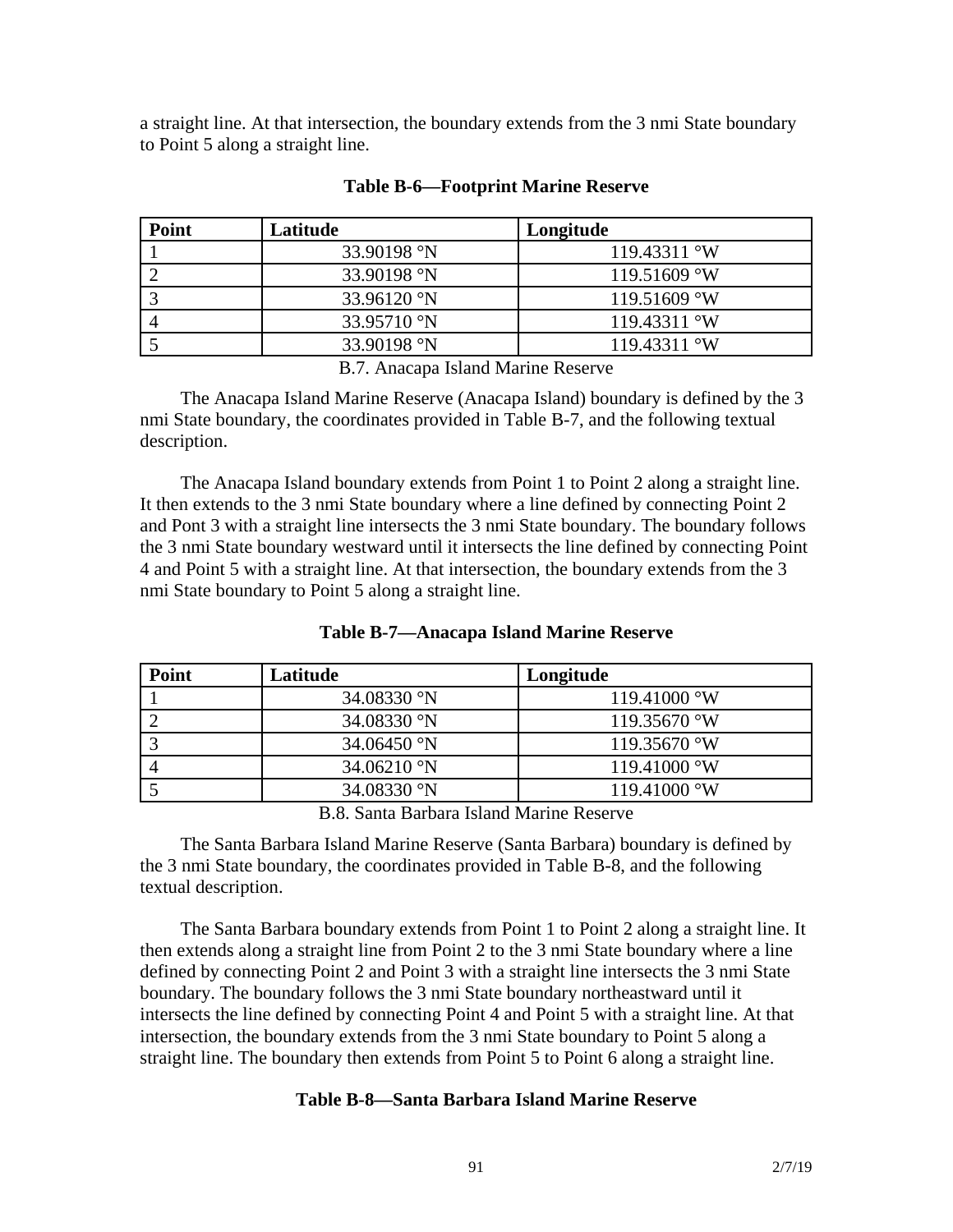a straight line. At that intersection, the boundary extends from the 3 nmi State boundary to Point 5 along a straight line.

**Table B-6—Footprint Marine Reserve**

| Point | Latitude | Longitude |
|---|---|---|
| 1 | 33.90198 °N | 119.43311 °W |
| 2 | 33.90198 °N | 119.51609 °W |
| 3 | 33.96120 °N | 119.51609 °W |
| 4 | 33.95710 °N | 119.43311 °W |
| 5 | 33.90198 °N | 119.43311 °W |

### B.7. Anacapa Island Marine Reserve

The Anacapa Island Marine Reserve (Anacapa Island) boundary is defined by the 3 nmi State boundary, the coordinates provided in Table B-7, and the following textual description.

The Anacapa Island boundary extends from Point 1 to Point 2 along a straight line. It then extends to the 3 nmi State boundary where a line defined by connecting Point 2 and Pont 3 with a straight line intersects the 3 nmi State boundary. The boundary follows the 3 nmi State boundary westward until it intersects the line defined by connecting Point 4 and Point 5 with a straight line. At that intersection, the boundary extends from the 3 nmi State boundary to Point 5 along a straight line.

**Table B-7—Anacapa Island Marine Reserve**

| Point | Latitude | Longitude |
|---|---|---|
| 1 | 34.08330 °N | 119.41000 °W |
| 2 | 34.08330 °N | 119.35670 °W |
| 3 | 34.06450 °N | 119.35670 °W |
| 4 | 34.06210 °N | 119.41000 °W |
| 5 | 34.08330 °N | 119.41000 °W |

### B.8. Santa Barbara Island Marine Reserve

The Santa Barbara Island Marine Reserve (Santa Barbara) boundary is defined by the 3 nmi State boundary, the coordinates provided in Table B-8, and the following textual description.

The Santa Barbara boundary extends from Point 1 to Point 2 along a straight line. It then extends along a straight line from Point 2 to the 3 nmi State boundary where a line defined by connecting Point 2 and Point 3 with a straight line intersects the 3 nmi State boundary. The boundary follows the 3 nmi State boundary northeastward until it intersects the line defined by connecting Point 4 and Point 5 with a straight line. At that intersection, the boundary extends from the 3 nmi State boundary to Point 5 along a straight line. The boundary then extends from Point 5 to Point 6 along a straight line.

**Table B-8—Santa Barbara Island Marine Reserve**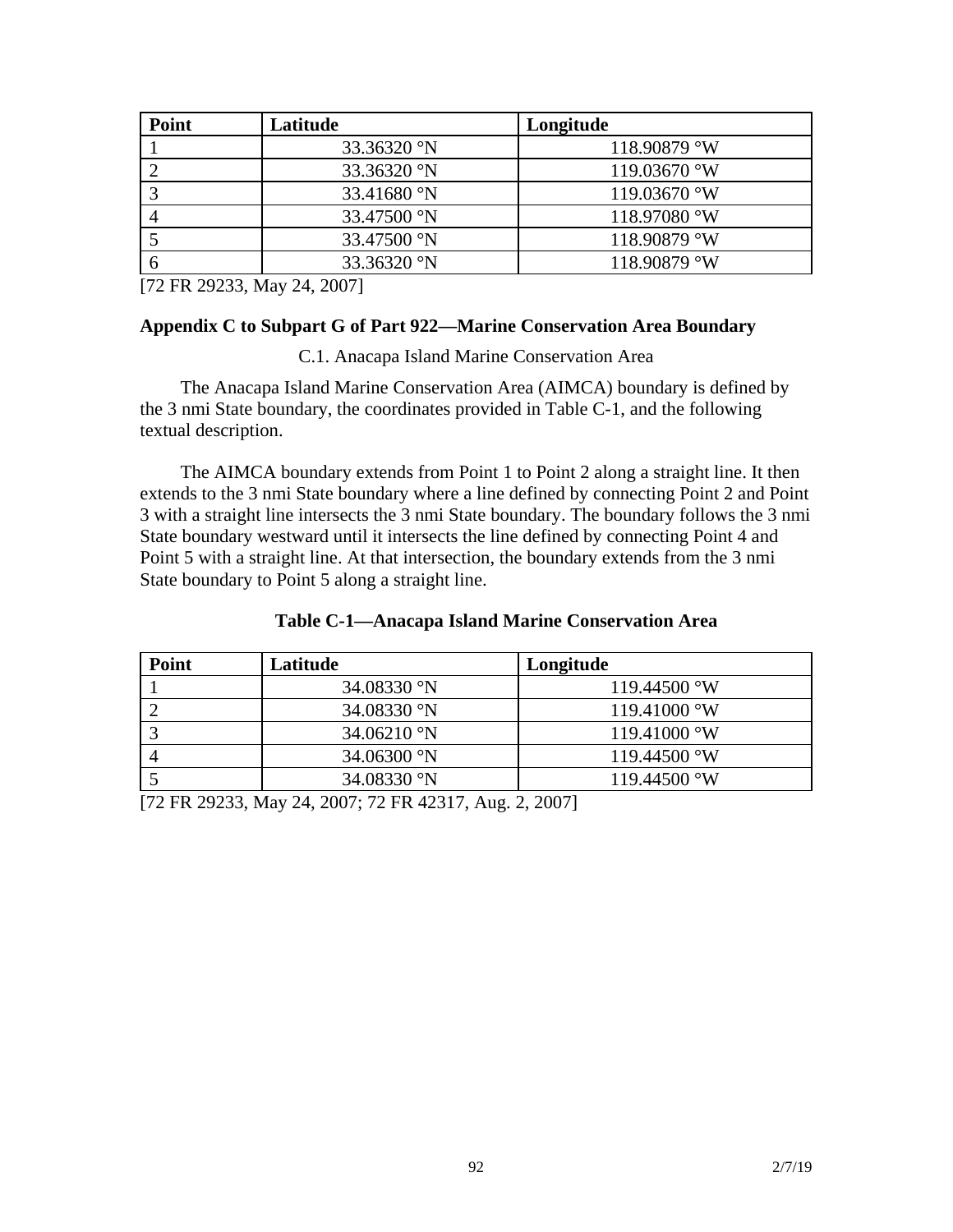| Point | Latitude | Longitude |
| --- | --- | --- |
| 1 | 33.36320 °N | 118.90879 °W |
| 2 | 33.36320 °N | 119.03670 °W |
| 3 | 33.41680 °N | 119.03670 °W |
| 4 | 33.47500 °N | 118.97080 °W |
| 5 | 33.47500 °N | 118.90879 °W |
| 6 | 33.36320 °N | 118.90879 °W |

[72 FR 29233, May 24, 2007]

## Appendix C to Subpart G of Part 922—Marine Conservation Area Boundary

C.1. Anacapa Island Marine Conservation Area

The Anacapa Island Marine Conservation Area (AIMCA) boundary is defined by the 3 nmi State boundary, the coordinates provided in Table C-1, and the following textual description.

The AIMCA boundary extends from Point 1 to Point 2 along a straight line. It then extends to the 3 nmi State boundary where a line defined by connecting Point 2 and Point 3 with a straight line intersects the 3 nmi State boundary. The boundary follows the 3 nmi State boundary westward until it intersects the line defined by connecting Point 4 and Point 5 with a straight line. At that intersection, the boundary extends from the 3 nmi State boundary to Point 5 along a straight line.

**Table C-1—Anacapa Island Marine Conservation Area**

| Point | Latitude | Longitude |
| --- | --- | --- |
| 1 | 34.08330 °N | 119.44500 °W |
| 2 | 34.08330 °N | 119.41000 °W |
| 3 | 34.06210 °N | 119.41000 °W |
| 4 | 34.06300 °N | 119.44500 °W |
| 5 | 34.08330 °N | 119.44500 °W |

[72 FR 29233, May 24, 2007; 72 FR 42317, Aug. 2, 2007]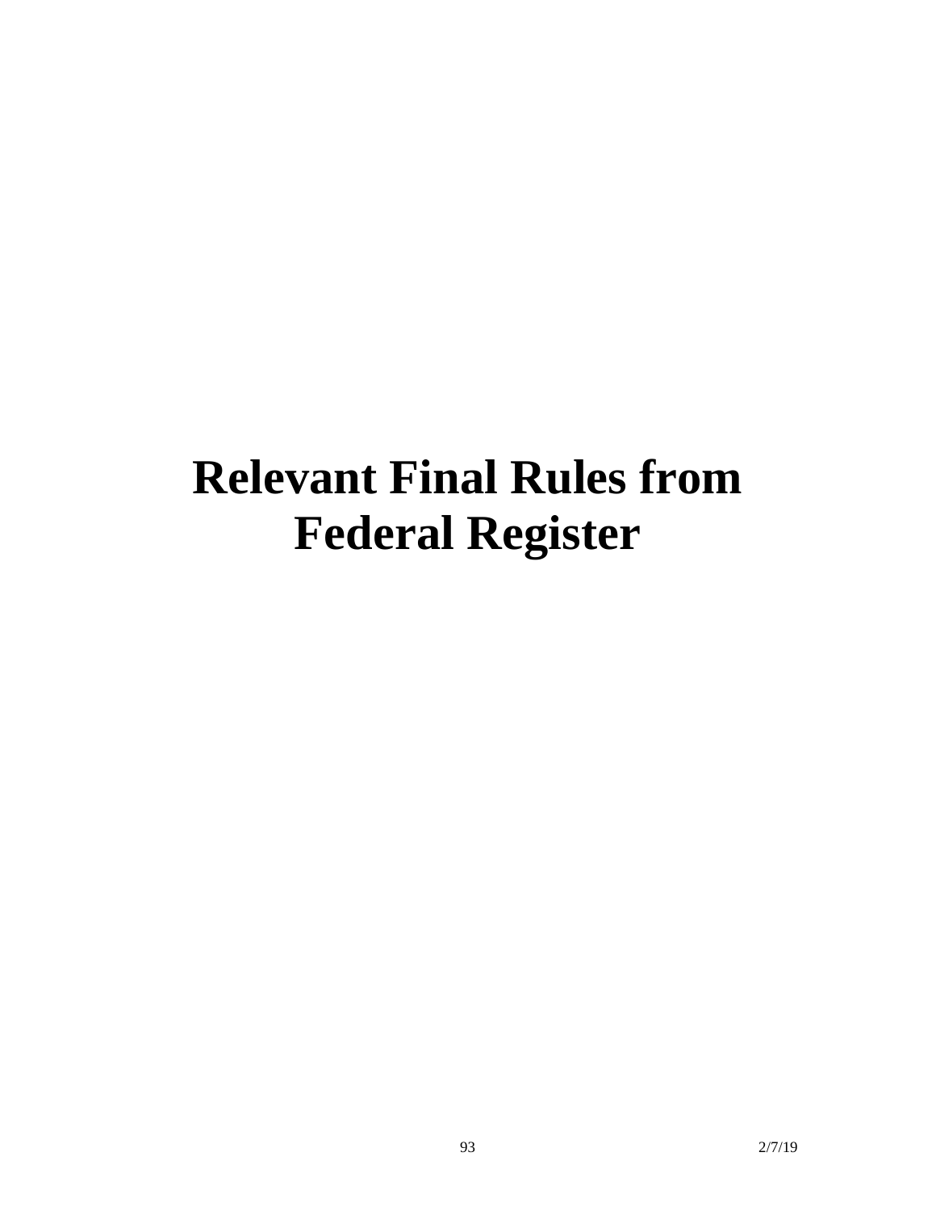# Relevant Final Rules from Federal Register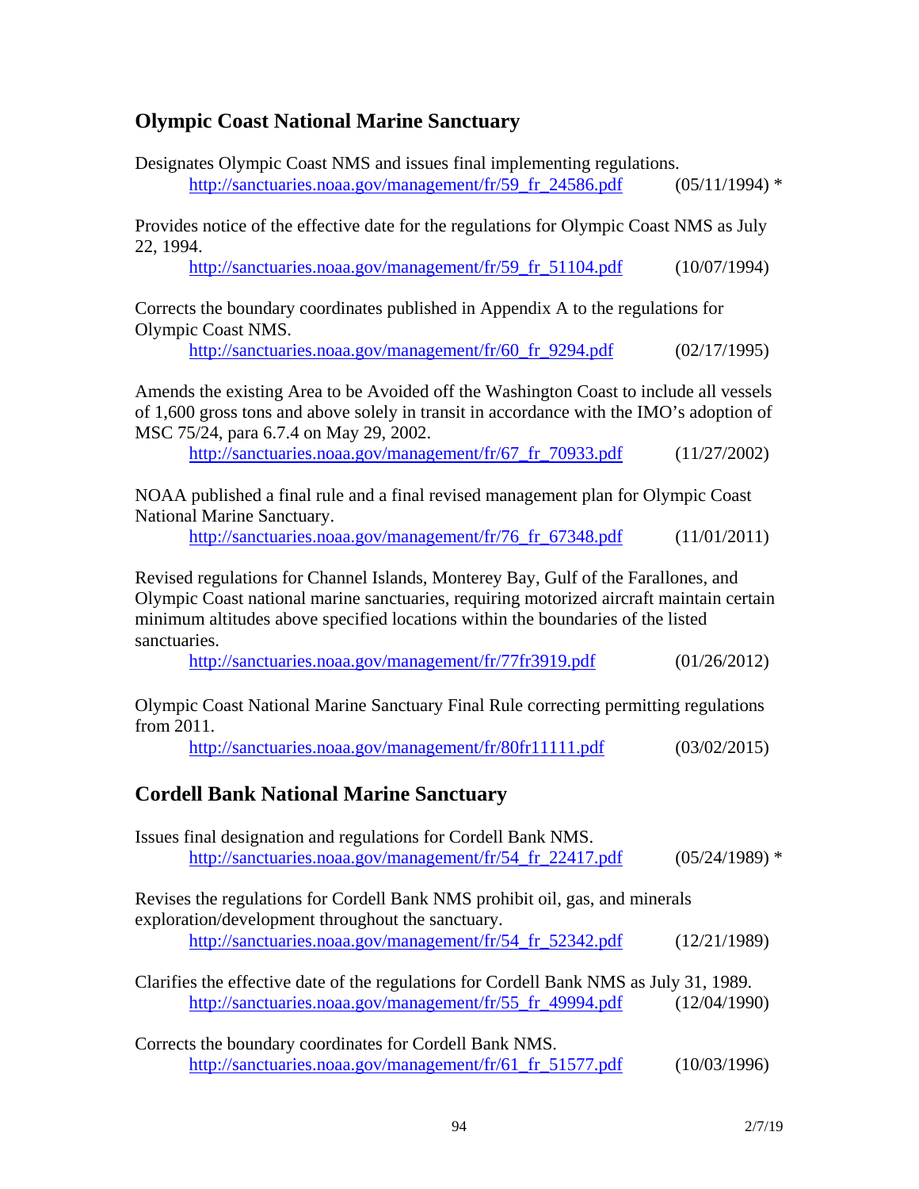## Olympic Coast National Marine Sanctuary

Designates Olympic Coast NMS and issues final implementing regulations.
http://sanctuaries.noaa.gov/management/fr/59_fr_24586.pdf (05/11/1994) *

Provides notice of the effective date for the regulations for Olympic Coast NMS as July 22, 1994.
http://sanctuaries.noaa.gov/management/fr/59_fr_51104.pdf (10/07/1994)

Corrects the boundary coordinates published in Appendix A to the regulations for Olympic Coast NMS.
http://sanctuaries.noaa.gov/management/fr/60_fr_9294.pdf (02/17/1995)

Amends the existing Area to be Avoided off the Washington Coast to include all vessels of 1,600 gross tons and above solely in transit in accordance with the IMO's adoption of MSC 75/24, para 6.7.4 on May 29, 2002.
http://sanctuaries.noaa.gov/management/fr/67_fr_70933.pdf (11/27/2002)

NOAA published a final rule and a final revised management plan for Olympic Coast National Marine Sanctuary.
http://sanctuaries.noaa.gov/management/fr/76_fr_67348.pdf (11/01/2011)

Revised regulations for Channel Islands, Monterey Bay, Gulf of the Farallones, and Olympic Coast national marine sanctuaries, requiring motorized aircraft maintain certain minimum altitudes above specified locations within the boundaries of the listed sanctuaries.
http://sanctuaries.noaa.gov/management/fr/77fr3919.pdf (01/26/2012)

Olympic Coast National Marine Sanctuary Final Rule correcting permitting regulations from 2011.
http://sanctuaries.noaa.gov/management/fr/80fr11111.pdf (03/02/2015)

## Cordell Bank National Marine Sanctuary

Issues final designation and regulations for Cordell Bank NMS.
http://sanctuaries.noaa.gov/management/fr/54_fr_22417.pdf (05/24/1989) *

Revises the regulations for Cordell Bank NMS prohibit oil, gas, and minerals exploration/development throughout the sanctuary.
http://sanctuaries.noaa.gov/management/fr/54_fr_52342.pdf (12/21/1989)

Clarifies the effective date of the regulations for Cordell Bank NMS as July 31, 1989.
http://sanctuaries.noaa.gov/management/fr/55_fr_49994.pdf (12/04/1990)

Corrects the boundary coordinates for Cordell Bank NMS.
http://sanctuaries.noaa.gov/management/fr/61_fr_51577.pdf (10/03/1996)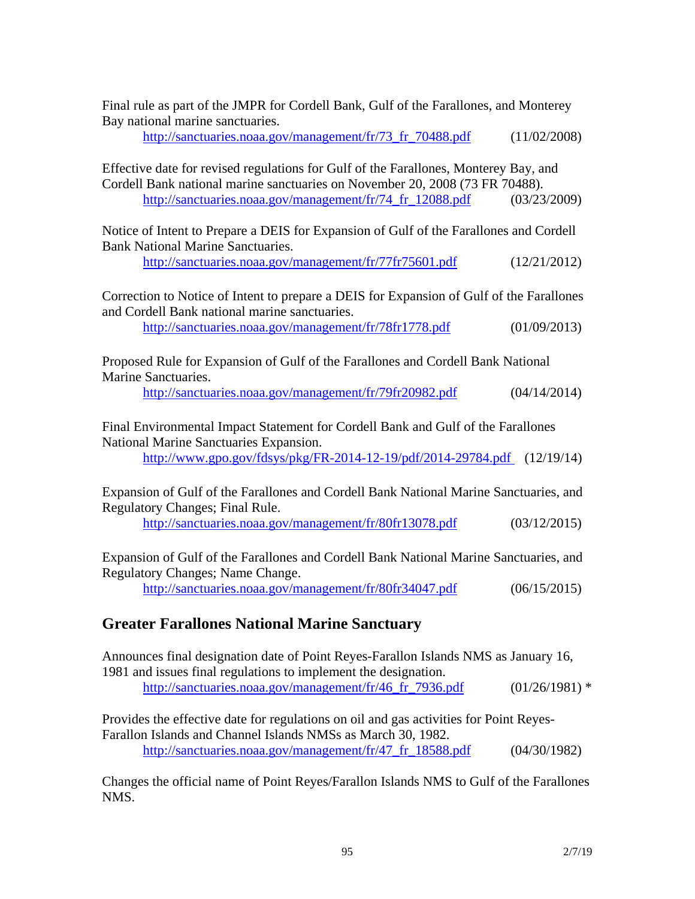Final rule as part of the JMPR for Cordell Bank, Gulf of the Farallones, and Monterey Bay national marine sanctuaries.
  http://sanctuaries.noaa.gov/management/fr/73_fr_70488.pdf (11/02/2008)

Effective date for revised regulations for Gulf of the Farallones, Monterey Bay, and Cordell Bank national marine sanctuaries on November 20, 2008 (73 FR 70488).
  http://sanctuaries.noaa.gov/management/fr/74_fr_12088.pdf (03/23/2009)

Notice of Intent to Prepare a DEIS for Expansion of Gulf of the Farallones and Cordell Bank National Marine Sanctuaries.
  http://sanctuaries.noaa.gov/management/fr/77fr75601.pdf (12/21/2012)

Correction to Notice of Intent to prepare a DEIS for Expansion of Gulf of the Farallones and Cordell Bank national marine sanctuaries.
  http://sanctuaries.noaa.gov/management/fr/78fr1778.pdf (01/09/2013)

Proposed Rule for Expansion of Gulf of the Farallones and Cordell Bank National Marine Sanctuaries.
  http://sanctuaries.noaa.gov/management/fr/79fr20982.pdf (04/14/2014)

Final Environmental Impact Statement for Cordell Bank and Gulf of the Farallones National Marine Sanctuaries Expansion.
  http://www.gpo.gov/fdsys/pkg/FR-2014-12-19/pdf/2014-29784.pdf (12/19/14)

Expansion of Gulf of the Farallones and Cordell Bank National Marine Sanctuaries, and Regulatory Changes; Final Rule.
  http://sanctuaries.noaa.gov/management/fr/80fr13078.pdf (03/12/2015)

Expansion of Gulf of the Farallones and Cordell Bank National Marine Sanctuaries, and Regulatory Changes; Name Change.
  http://sanctuaries.noaa.gov/management/fr/80fr34047.pdf (06/15/2015)

## Greater Farallones National Marine Sanctuary

Announces final designation date of Point Reyes-Farallon Islands NMS as January 16, 1981 and issues final regulations to implement the designation.
  http://sanctuaries.noaa.gov/management/fr/46_fr_7936.pdf (01/26/1981) *

Provides the effective date for regulations on oil and gas activities for Point Reyes-Farallon Islands and Channel Islands NMSs as March 30, 1982.
  http://sanctuaries.noaa.gov/management/fr/47_fr_18588.pdf (04/30/1982)

Changes the official name of Point Reyes/Farallon Islands NMS to Gulf of the Farallones NMS.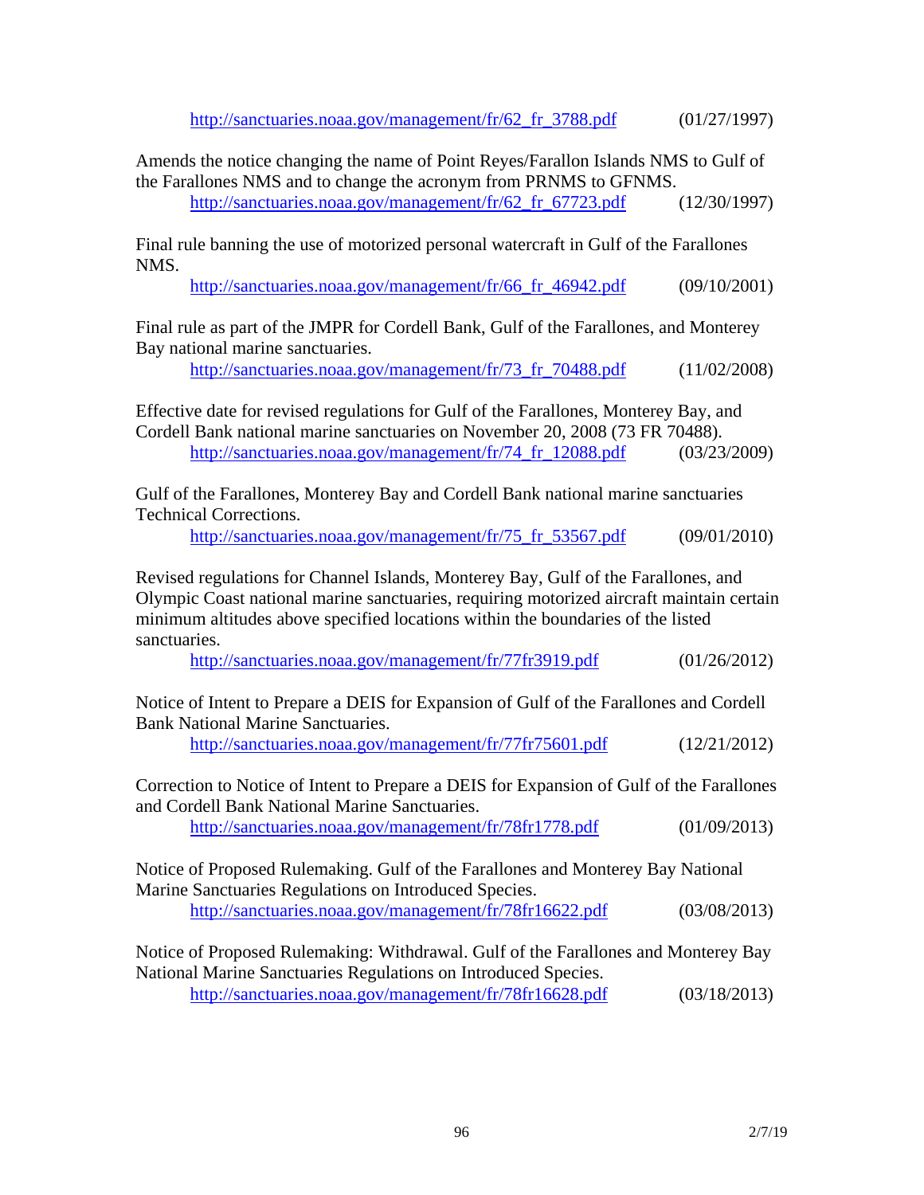http://sanctuaries.noaa.gov/management/fr/62_fr_3788.pdf (01/27/1997)

Amends the notice changing the name of Point Reyes/Farallon Islands NMS to Gulf of the Farallones NMS and to change the acronym from PRNMS to GFNMS.
http://sanctuaries.noaa.gov/management/fr/62_fr_67723.pdf (12/30/1997)

Final rule banning the use of motorized personal watercraft in Gulf of the Farallones NMS.
http://sanctuaries.noaa.gov/management/fr/66_fr_46942.pdf (09/10/2001)

Final rule as part of the JMPR for Cordell Bank, Gulf of the Farallones, and Monterey Bay national marine sanctuaries.
http://sanctuaries.noaa.gov/management/fr/73_fr_70488.pdf (11/02/2008)

Effective date for revised regulations for Gulf of the Farallones, Monterey Bay, and Cordell Bank national marine sanctuaries on November 20, 2008 (73 FR 70488).
http://sanctuaries.noaa.gov/management/fr/74_fr_12088.pdf (03/23/2009)

Gulf of the Farallones, Monterey Bay and Cordell Bank national marine sanctuaries Technical Corrections.
http://sanctuaries.noaa.gov/management/fr/75_fr_53567.pdf (09/01/2010)

Revised regulations for Channel Islands, Monterey Bay, Gulf of the Farallones, and Olympic Coast national marine sanctuaries, requiring motorized aircraft maintain certain minimum altitudes above specified locations within the boundaries of the listed sanctuaries.
http://sanctuaries.noaa.gov/management/fr/77fr3919.pdf (01/26/2012)

Notice of Intent to Prepare a DEIS for Expansion of Gulf of the Farallones and Cordell Bank National Marine Sanctuaries.
http://sanctuaries.noaa.gov/management/fr/77fr75601.pdf (12/21/2012)

Correction to Notice of Intent to Prepare a DEIS for Expansion of Gulf of the Farallones and Cordell Bank National Marine Sanctuaries.
http://sanctuaries.noaa.gov/management/fr/78fr1778.pdf (01/09/2013)

Notice of Proposed Rulemaking. Gulf of the Farallones and Monterey Bay National Marine Sanctuaries Regulations on Introduced Species.
http://sanctuaries.noaa.gov/management/fr/78fr16622.pdf (03/08/2013)

Notice of Proposed Rulemaking: Withdrawal. Gulf of the Farallones and Monterey Bay National Marine Sanctuaries Regulations on Introduced Species.
http://sanctuaries.noaa.gov/management/fr/78fr16628.pdf (03/18/2013)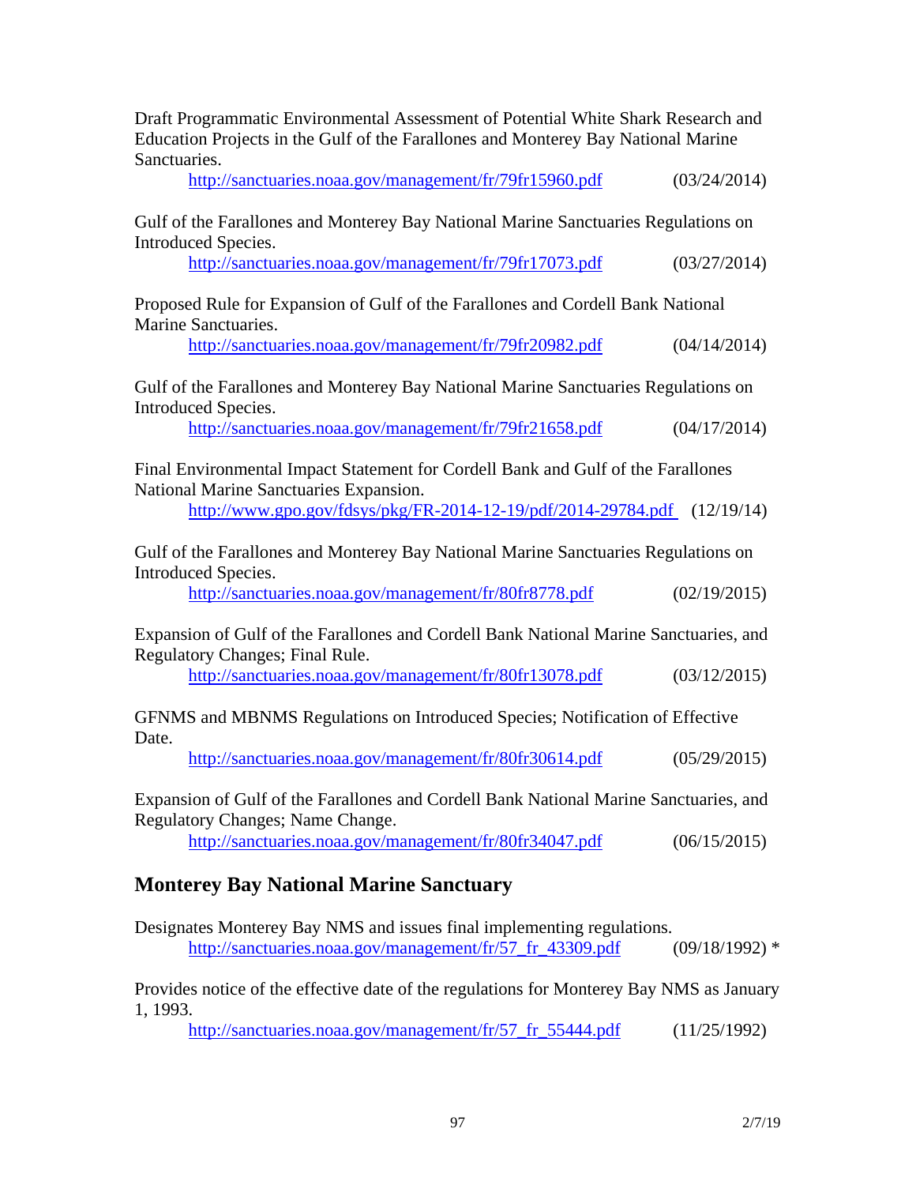Draft Programmatic Environmental Assessment of Potential White Shark Research and Education Projects in the Gulf of the Farallones and Monterey Bay National Marine Sanctuaries.

http://sanctuaries.noaa.gov/management/fr/79fr15960.pdf (03/24/2014)

Gulf of the Farallones and Monterey Bay National Marine Sanctuaries Regulations on Introduced Species.

http://sanctuaries.noaa.gov/management/fr/79fr17073.pdf (03/27/2014)

Proposed Rule for Expansion of Gulf of the Farallones and Cordell Bank National Marine Sanctuaries.

http://sanctuaries.noaa.gov/management/fr/79fr20982.pdf (04/14/2014)

Gulf of the Farallones and Monterey Bay National Marine Sanctuaries Regulations on Introduced Species.

http://sanctuaries.noaa.gov/management/fr/79fr21658.pdf (04/17/2014)

Final Environmental Impact Statement for Cordell Bank and Gulf of the Farallones National Marine Sanctuaries Expansion.

http://www.gpo.gov/fdsys/pkg/FR-2014-12-19/pdf/2014-29784.pdf (12/19/14)

Gulf of the Farallones and Monterey Bay National Marine Sanctuaries Regulations on Introduced Species.

http://sanctuaries.noaa.gov/management/fr/80fr8778.pdf (02/19/2015)

Expansion of Gulf of the Farallones and Cordell Bank National Marine Sanctuaries, and Regulatory Changes; Final Rule.

http://sanctuaries.noaa.gov/management/fr/80fr13078.pdf (03/12/2015)

GFNMS and MBNMS Regulations on Introduced Species; Notification of Effective Date.

http://sanctuaries.noaa.gov/management/fr/80fr30614.pdf (05/29/2015)

Expansion of Gulf of the Farallones and Cordell Bank National Marine Sanctuaries, and Regulatory Changes; Name Change.

http://sanctuaries.noaa.gov/management/fr/80fr34047.pdf (06/15/2015)

## Monterey Bay National Marine Sanctuary

Designates Monterey Bay NMS and issues final implementing regulations.

http://sanctuaries.noaa.gov/management/fr/57_fr_43309.pdf (09/18/1992) *

Provides notice of the effective date of the regulations for Monterey Bay NMS as January 1, 1993.

http://sanctuaries.noaa.gov/management/fr/57_fr_55444.pdf (11/25/1992)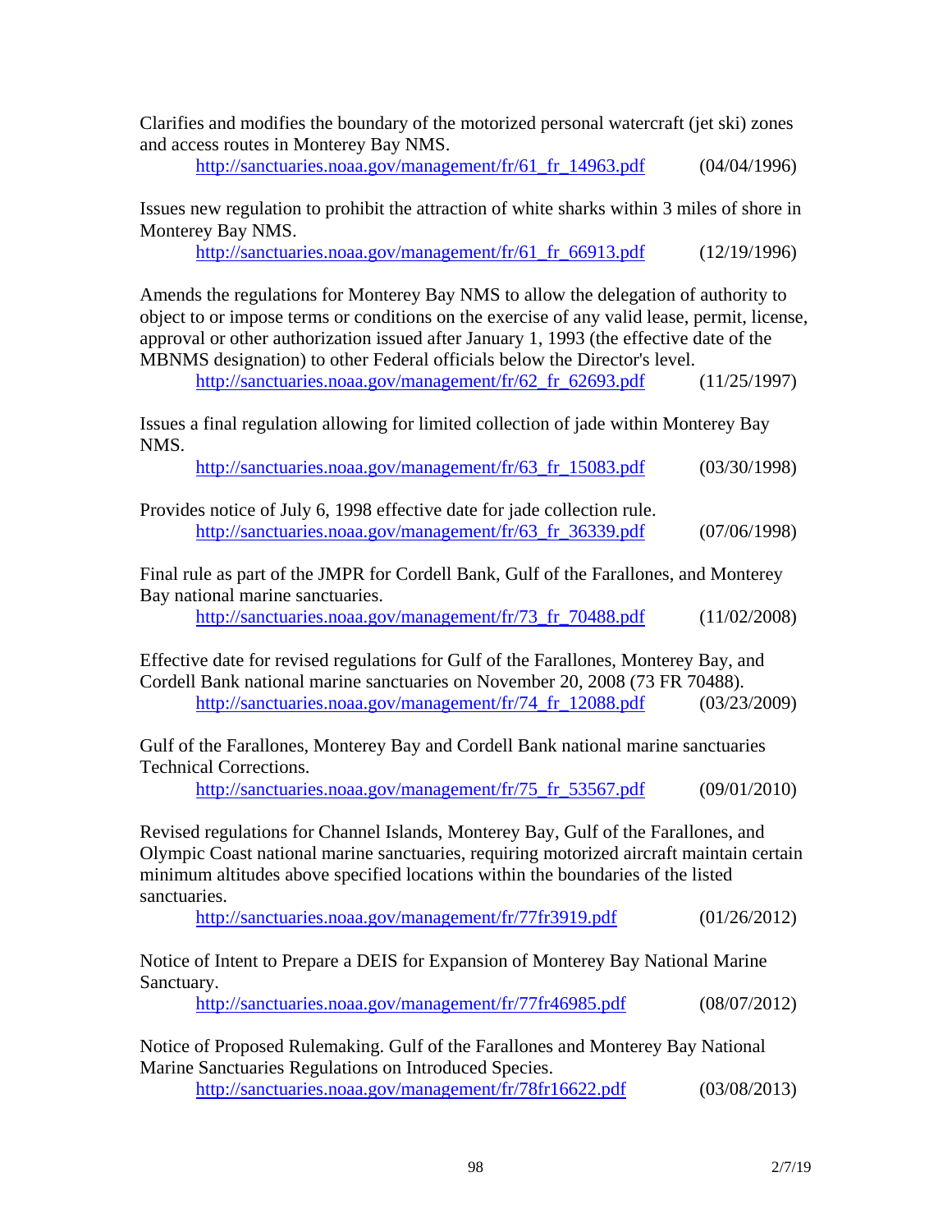Clarifies and modifies the boundary of the motorized personal watercraft (jet ski) zones and access routes in Monterey Bay NMS.

http://sanctuaries.noaa.gov/management/fr/61_fr_14963.pdf (04/04/1996)

Issues new regulation to prohibit the attraction of white sharks within 3 miles of shore in Monterey Bay NMS.

http://sanctuaries.noaa.gov/management/fr/61_fr_66913.pdf (12/19/1996)

Amends the regulations for Monterey Bay NMS to allow the delegation of authority to object to or impose terms or conditions on the exercise of any valid lease, permit, license, approval or other authorization issued after January 1, 1993 (the effective date of the MBNMS designation) to other Federal officials below the Director's level.

http://sanctuaries.noaa.gov/management/fr/62_fr_62693.pdf (11/25/1997)

Issues a final regulation allowing for limited collection of jade within Monterey Bay NMS.

http://sanctuaries.noaa.gov/management/fr/63_fr_15083.pdf (03/30/1998)

Provides notice of July 6, 1998 effective date for jade collection rule.

http://sanctuaries.noaa.gov/management/fr/63_fr_36339.pdf (07/06/1998)

Final rule as part of the JMPR for Cordell Bank, Gulf of the Farallones, and Monterey Bay national marine sanctuaries.

http://sanctuaries.noaa.gov/management/fr/73_fr_70488.pdf (11/02/2008)

Effective date for revised regulations for Gulf of the Farallones, Monterey Bay, and Cordell Bank national marine sanctuaries on November 20, 2008 (73 FR 70488).

http://sanctuaries.noaa.gov/management/fr/74_fr_12088.pdf (03/23/2009)

Gulf of the Farallones, Monterey Bay and Cordell Bank national marine sanctuaries Technical Corrections.

http://sanctuaries.noaa.gov/management/fr/75_fr_53567.pdf (09/01/2010)

Revised regulations for Channel Islands, Monterey Bay, Gulf of the Farallones, and Olympic Coast national marine sanctuaries, requiring motorized aircraft maintain certain minimum altitudes above specified locations within the boundaries of the listed sanctuaries.

http://sanctuaries.noaa.gov/management/fr/77fr3919.pdf (01/26/2012)

Notice of Intent to Prepare a DEIS for Expansion of Monterey Bay National Marine Sanctuary.

http://sanctuaries.noaa.gov/management/fr/77fr46985.pdf (08/07/2012)

Notice of Proposed Rulemaking. Gulf of the Farallones and Monterey Bay National Marine Sanctuaries Regulations on Introduced Species.

http://sanctuaries.noaa.gov/management/fr/78fr16622.pdf (03/08/2013)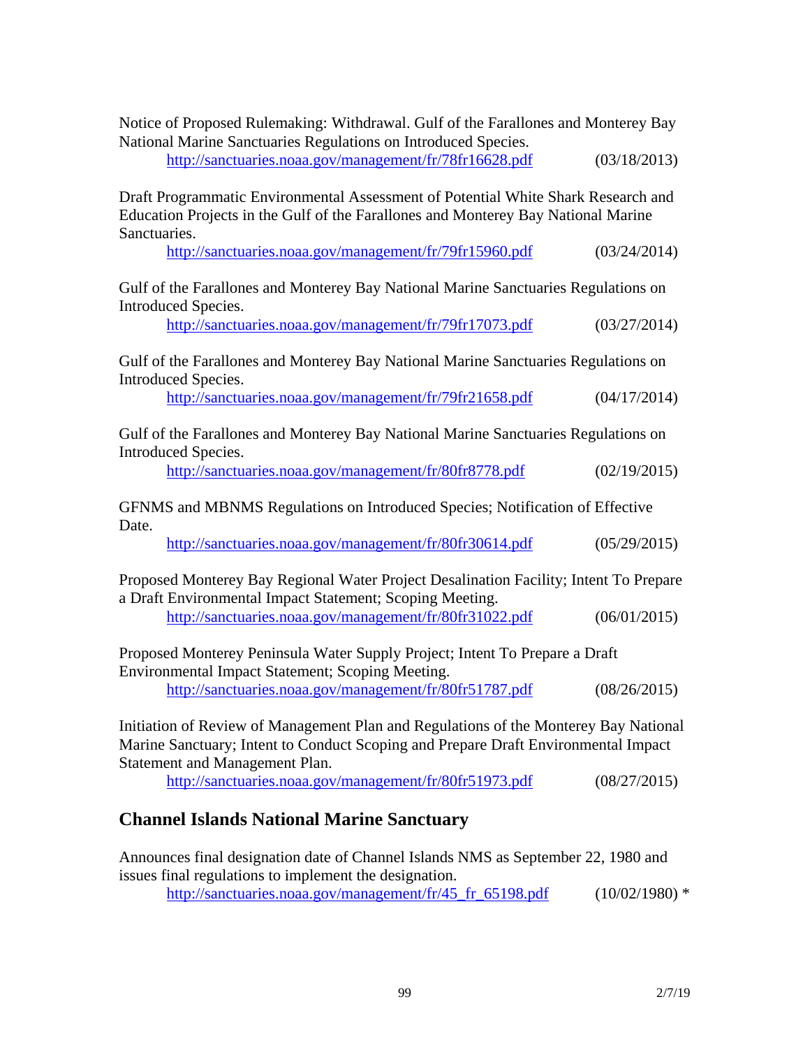Notice of Proposed Rulemaking: Withdrawal. Gulf of the Farallones and Monterey Bay National Marine Sanctuaries Regulations on Introduced Species.
http://sanctuaries.noaa.gov/management/fr/78fr16628.pdf (03/18/2013)

Draft Programmatic Environmental Assessment of Potential White Shark Research and Education Projects in the Gulf of the Farallones and Monterey Bay National Marine Sanctuaries.
http://sanctuaries.noaa.gov/management/fr/79fr15960.pdf (03/24/2014)

Gulf of the Farallones and Monterey Bay National Marine Sanctuaries Regulations on Introduced Species.
http://sanctuaries.noaa.gov/management/fr/79fr17073.pdf (03/27/2014)

Gulf of the Farallones and Monterey Bay National Marine Sanctuaries Regulations on Introduced Species.
http://sanctuaries.noaa.gov/management/fr/79fr21658.pdf (04/17/2014)

Gulf of the Farallones and Monterey Bay National Marine Sanctuaries Regulations on Introduced Species.
http://sanctuaries.noaa.gov/management/fr/80fr8778.pdf (02/19/2015)

GFNMS and MBNMS Regulations on Introduced Species; Notification of Effective Date.
http://sanctuaries.noaa.gov/management/fr/80fr30614.pdf (05/29/2015)

Proposed Monterey Bay Regional Water Project Desalination Facility; Intent To Prepare a Draft Environmental Impact Statement; Scoping Meeting.
http://sanctuaries.noaa.gov/management/fr/80fr31022.pdf (06/01/2015)

Proposed Monterey Peninsula Water Supply Project; Intent To Prepare a Draft Environmental Impact Statement; Scoping Meeting.
http://sanctuaries.noaa.gov/management/fr/80fr51787.pdf (08/26/2015)

Initiation of Review of Management Plan and Regulations of the Monterey Bay National Marine Sanctuary; Intent to Conduct Scoping and Prepare Draft Environmental Impact Statement and Management Plan.
http://sanctuaries.noaa.gov/management/fr/80fr51973.pdf (08/27/2015)

## Channel Islands National Marine Sanctuary

Announces final designation date of Channel Islands NMS as September 22, 1980 and issues final regulations to implement the designation.
http://sanctuaries.noaa.gov/management/fr/45_fr_65198.pdf (10/02/1980) *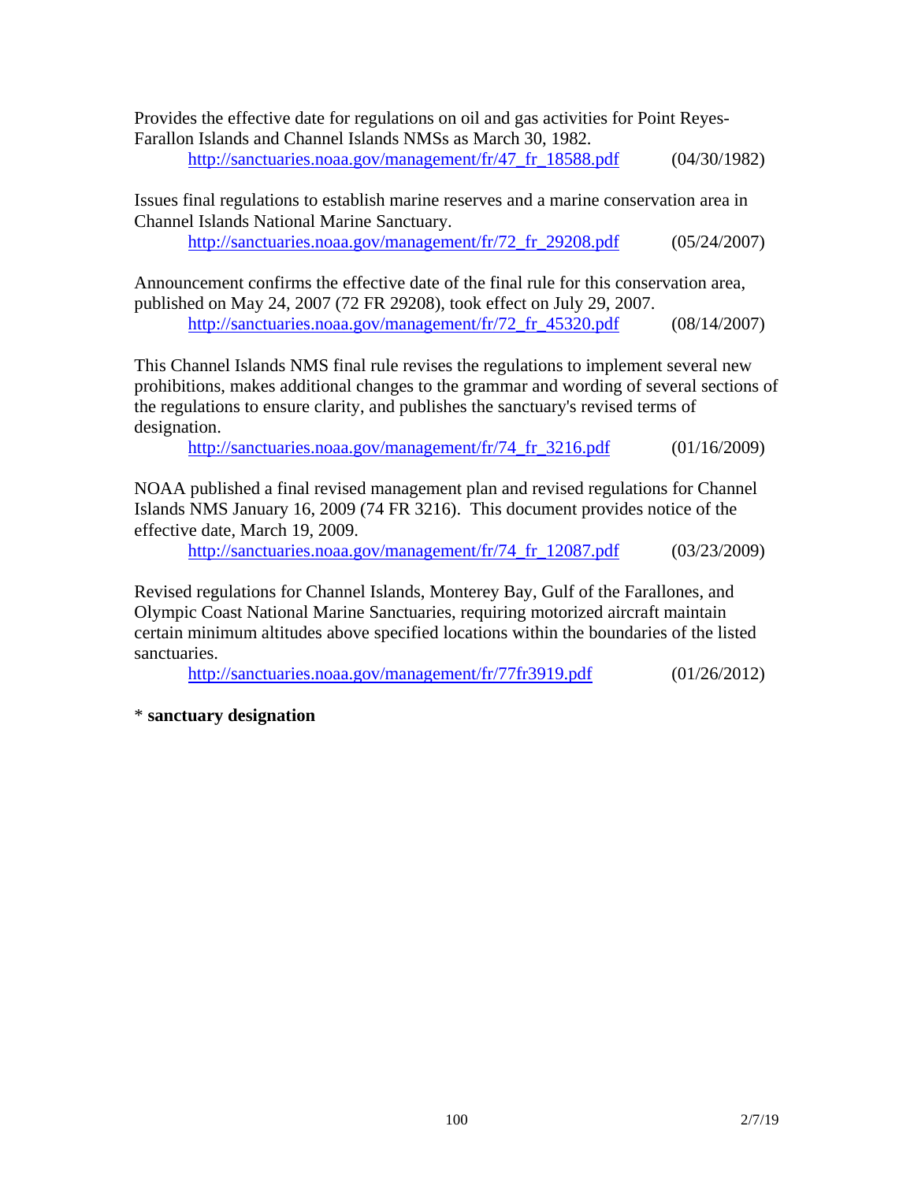Provides the effective date for regulations on oil and gas activities for Point Reyes-Farallon Islands and Channel Islands NMSs as March 30, 1982.

http://sanctuaries.noaa.gov/management/fr/47_fr_18588.pdf (04/30/1982)

Issues final regulations to establish marine reserves and a marine conservation area in Channel Islands National Marine Sanctuary.

http://sanctuaries.noaa.gov/management/fr/72_fr_29208.pdf (05/24/2007)

Announcement confirms the effective date of the final rule for this conservation area, published on May 24, 2007 (72 FR 29208), took effect on July 29, 2007.

http://sanctuaries.noaa.gov/management/fr/72_fr_45320.pdf (08/14/2007)

This Channel Islands NMS final rule revises the regulations to implement several new prohibitions, makes additional changes to the grammar and wording of several sections of the regulations to ensure clarity, and publishes the sanctuary's revised terms of designation.

http://sanctuaries.noaa.gov/management/fr/74_fr_3216.pdf (01/16/2009)

NOAA published a final revised management plan and revised regulations for Channel Islands NMS January 16, 2009 (74 FR 3216). This document provides notice of the effective date, March 19, 2009.

http://sanctuaries.noaa.gov/management/fr/74_fr_12087.pdf (03/23/2009)

Revised regulations for Channel Islands, Monterey Bay, Gulf of the Farallones, and Olympic Coast National Marine Sanctuaries, requiring motorized aircraft maintain certain minimum altitudes above specified locations within the boundaries of the listed sanctuaries.

http://sanctuaries.noaa.gov/management/fr/77fr3919.pdf (01/26/2012)

\* **sanctuary designation**